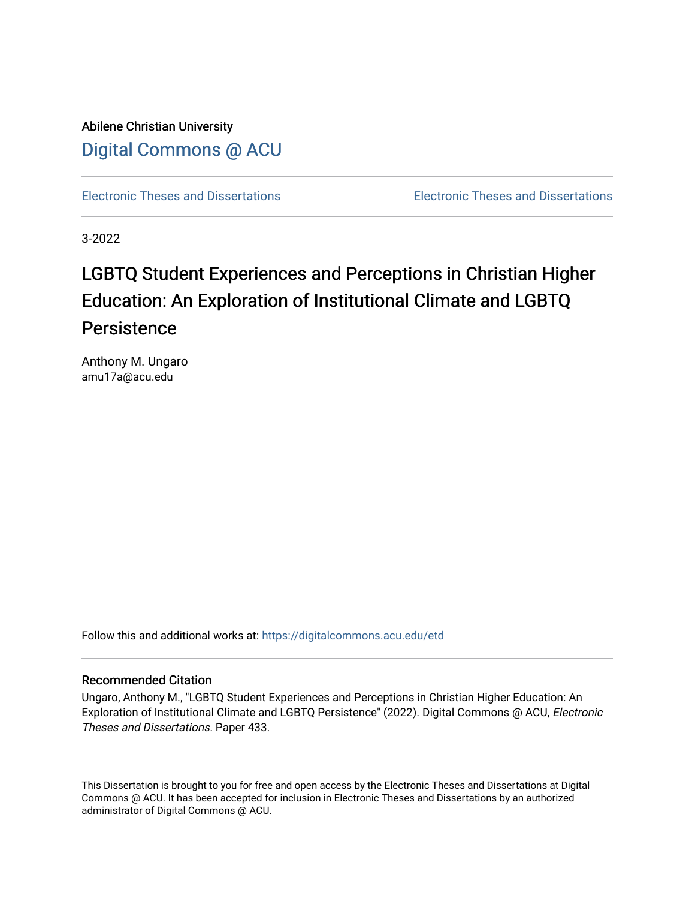Abilene Christian University

Digital Commons @ ACU

Electronic Theses and Dissertations Electronic Theses and Dissertations

3-2022

# LGBTQ Student Experiences and Perceptions in Christian Higher Education: An Exploration of Institutional Climate and LGBTQ Persistence

Anthony M. Ungaro
amu17a@acu.edu

Follow this and additional works at: https://digitalcommons.acu.edu/etd

## Recommended Citation

Ungaro, Anthony M., "LGBTQ Student Experiences and Perceptions in Christian Higher Education: An Exploration of Institutional Climate and LGBTQ Persistence" (2022). Digital Commons @ ACU, *Electronic Theses and Dissertations.* Paper 433.

This Dissertation is brought to you for free and open access by the Electronic Theses and Dissertations at Digital Commons @ ACU. It has been accepted for inclusion in Electronic Theses and Dissertations by an authorized administrator of Digital Commons @ ACU.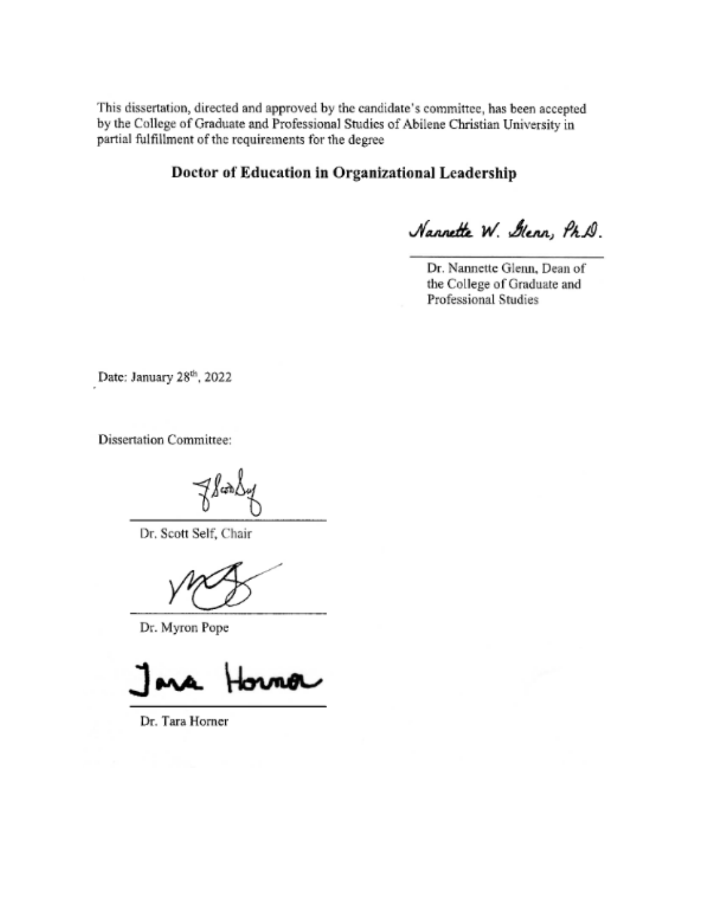This dissertation, directed and approved by the candidate's committee, has been accepted by the College of Graduate and Professional Studies of Abilene Christian University in partial fulfillment of the requirements for the degree

**Doctor of Education in Organizational Leadership**

Nannette W. Glenn, Ph.D.

Dr. Nannette Glenn, Dean of the College of Graduate and Professional Studies

Date: January 28th, 2022

Dissertation Committee:

Dr. Scott Self, Chair

Dr. Myron Pope

Tara Horner

Dr. Tara Horner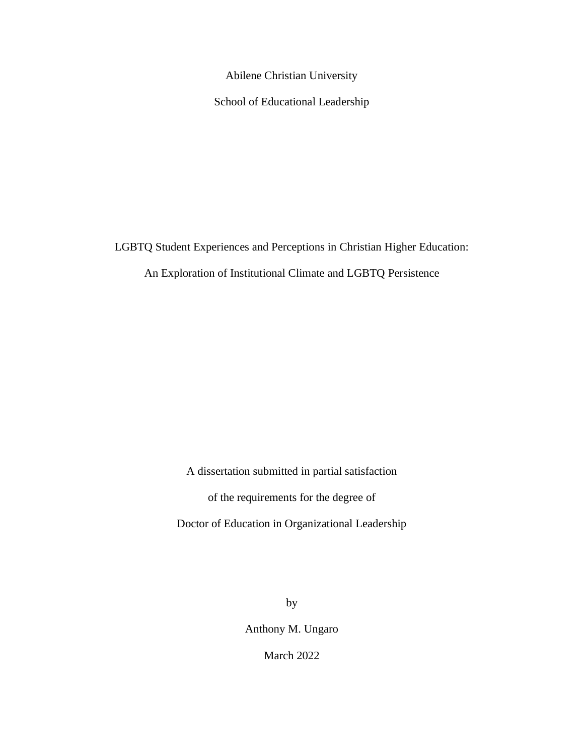Abilene Christian University

School of Educational Leadership

LGBTQ Student Experiences and Perceptions in Christian Higher Education:

An Exploration of Institutional Climate and LGBTQ Persistence

A dissertation submitted in partial satisfaction

of the requirements for the degree of

Doctor of Education in Organizational Leadership

by

Anthony M. Ungaro

March 2022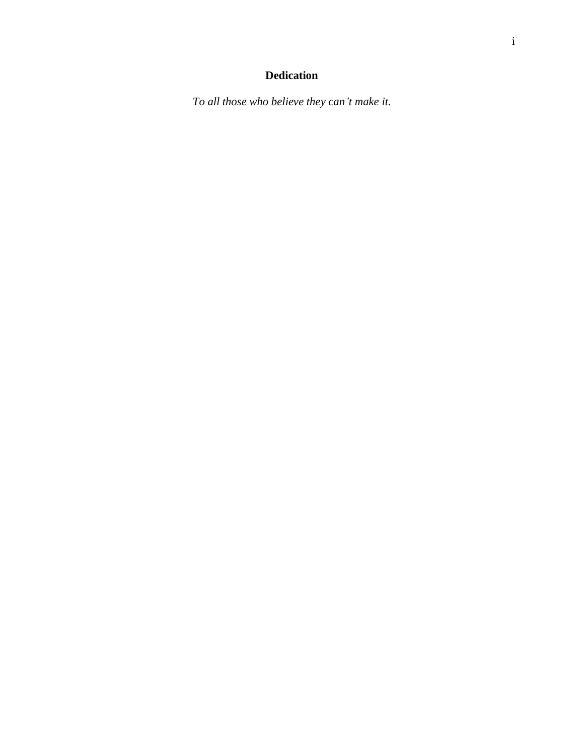# Dedication

*To all those who believe they can't make it.*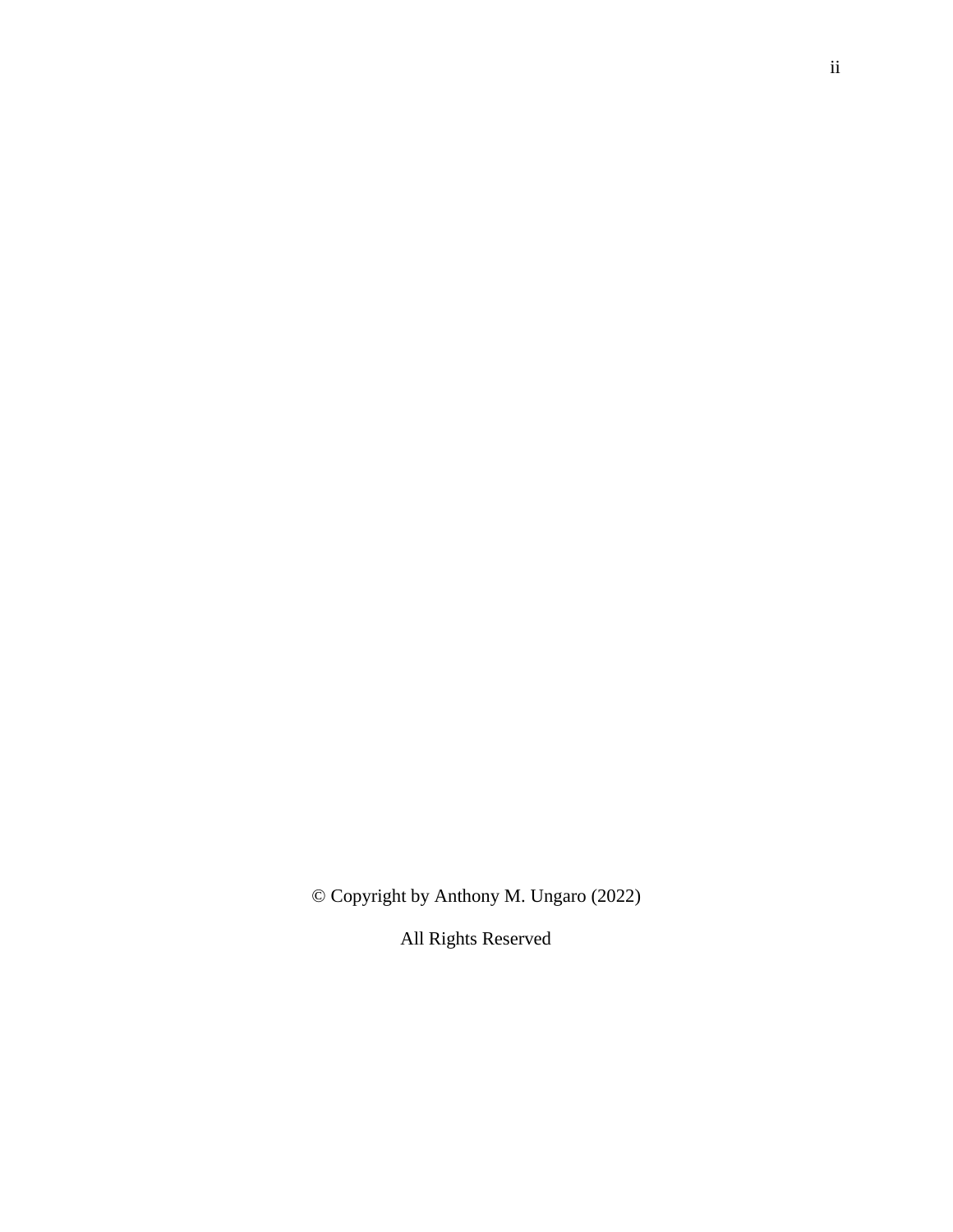© Copyright by Anthony M. Ungaro (2022)

All Rights Reserved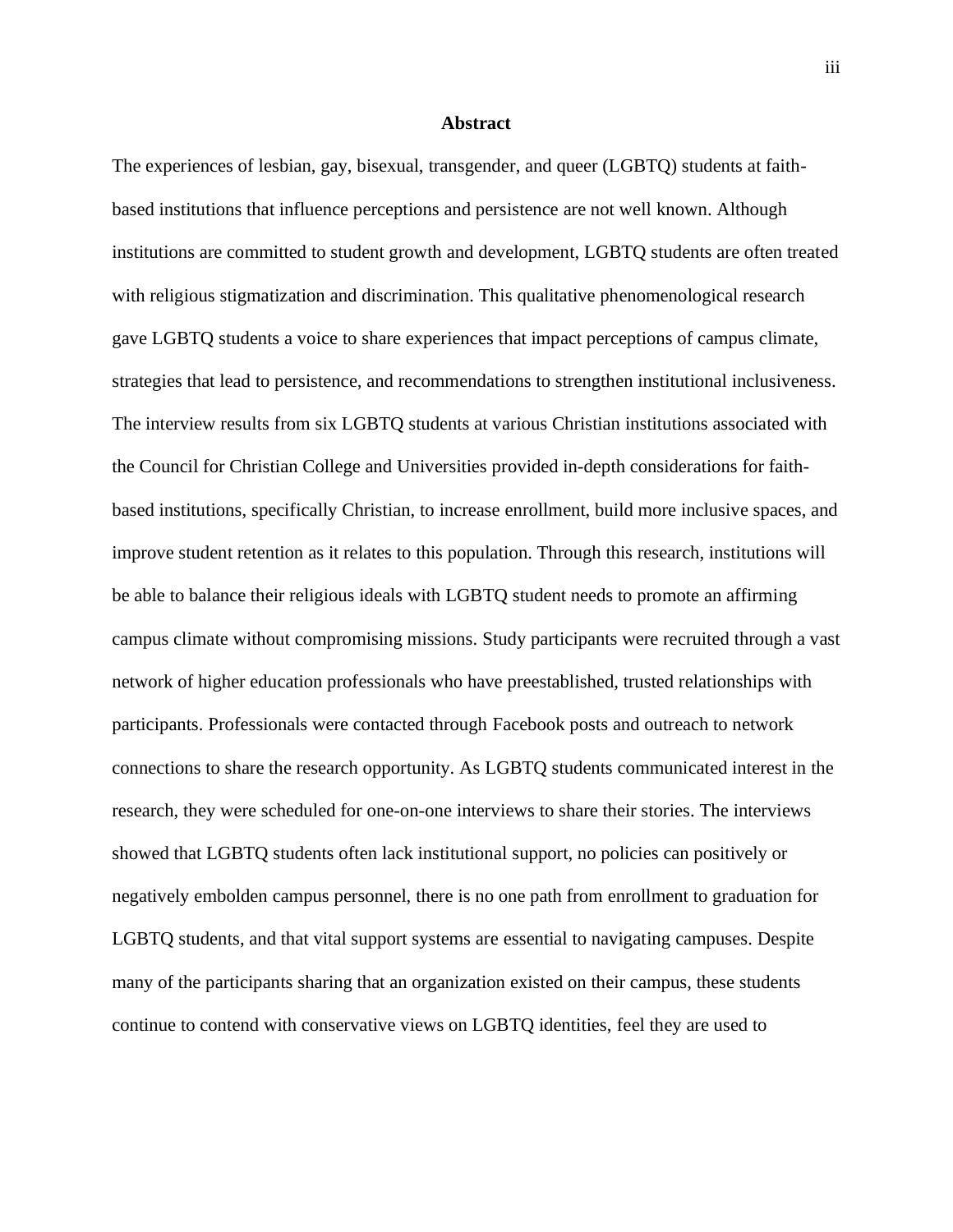## Abstract

The experiences of lesbian, gay, bisexual, transgender, and queer (LGBTQ) students at faith-based institutions that influence perceptions and persistence are not well known. Although institutions are committed to student growth and development, LGBTQ students are often treated with religious stigmatization and discrimination. This qualitative phenomenological research gave LGBTQ students a voice to share experiences that impact perceptions of campus climate, strategies that lead to persistence, and recommendations to strengthen institutional inclusiveness. The interview results from six LGBTQ students at various Christian institutions associated with the Council for Christian College and Universities provided in-depth considerations for faith-based institutions, specifically Christian, to increase enrollment, build more inclusive spaces, and improve student retention as it relates to this population. Through this research, institutions will be able to balance their religious ideals with LGBTQ student needs to promote an affirming campus climate without compromising missions. Study participants were recruited through a vast network of higher education professionals who have preestablished, trusted relationships with participants. Professionals were contacted through Facebook posts and outreach to network connections to share the research opportunity. As LGBTQ students communicated interest in the research, they were scheduled for one-on-one interviews to share their stories. The interviews showed that LGBTQ students often lack institutional support, no policies can positively or negatively embolden campus personnel, there is no one path from enrollment to graduation for LGBTQ students, and that vital support systems are essential to navigating campuses. Despite many of the participants sharing that an organization existed on their campus, these students continue to contend with conservative views on LGBTQ identities, feel they are used to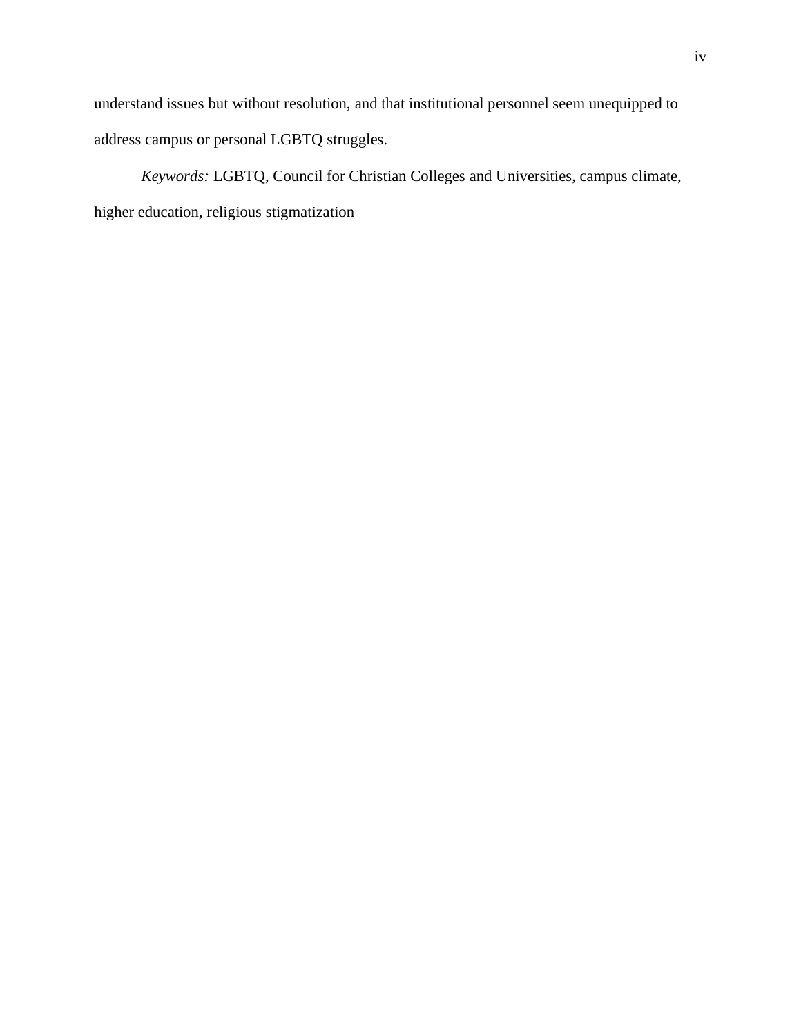understand issues but without resolution, and that institutional personnel seem unequipped to address campus or personal LGBTQ struggles.

*Keywords:* LGBTQ, Council for Christian Colleges and Universities, campus climate, higher education, religious stigmatization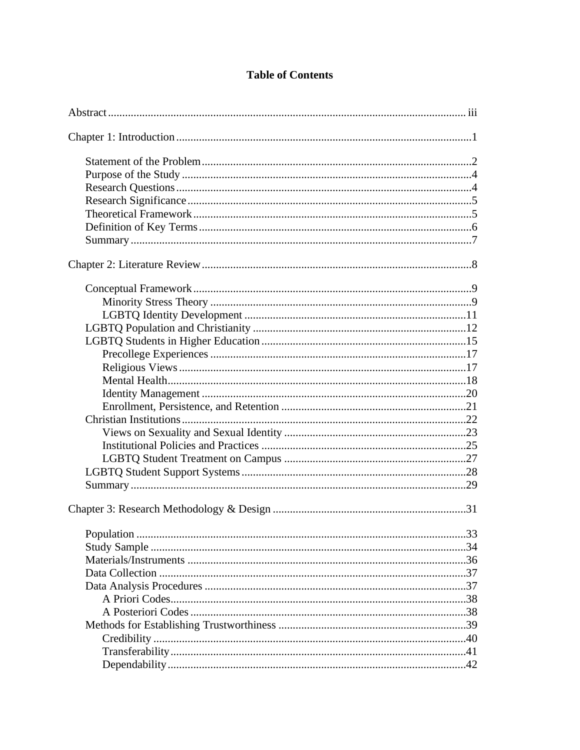# Table of Contents

Abstract ..... iii

Chapter 1: Introduction ..... 1

- Statement of the Problem ..... 2
- Purpose of the Study ..... 4
- Research Questions ..... 4
- Research Significance ..... 5
- Theoretical Framework ..... 5
- Definition of Key Terms ..... 6
- Summary ..... 7

Chapter 2: Literature Review ..... 8

- Conceptual Framework ..... 9
  - Minority Stress Theory ..... 9
  - LGBTQ Identity Development ..... 11
- LGBTQ Population and Christianity ..... 12
- LGBTQ Students in Higher Education ..... 15
  - Precollege Experiences ..... 17
  - Religious Views ..... 17
  - Mental Health ..... 18
  - Identity Management ..... 20
  - Enrollment, Persistence, and Retention ..... 21
- Christian Institutions ..... 22
  - Views on Sexuality and Sexual Identity ..... 23
  - Institutional Policies and Practices ..... 25
  - LGBTQ Student Treatment on Campus ..... 27
- LGBTQ Student Support Systems ..... 28
- Summary ..... 29

Chapter 3: Research Methodology & Design ..... 31

- Population ..... 33
- Study Sample ..... 34
- Materials/Instruments ..... 36
- Data Collection ..... 37
- Data Analysis Procedures ..... 37
  - A Priori Codes ..... 38
  - A Posteriori Codes ..... 38
- Methods for Establishing Trustworthiness ..... 39
  - Credibility ..... 40
  - Transferability ..... 41
  - Dependability ..... 42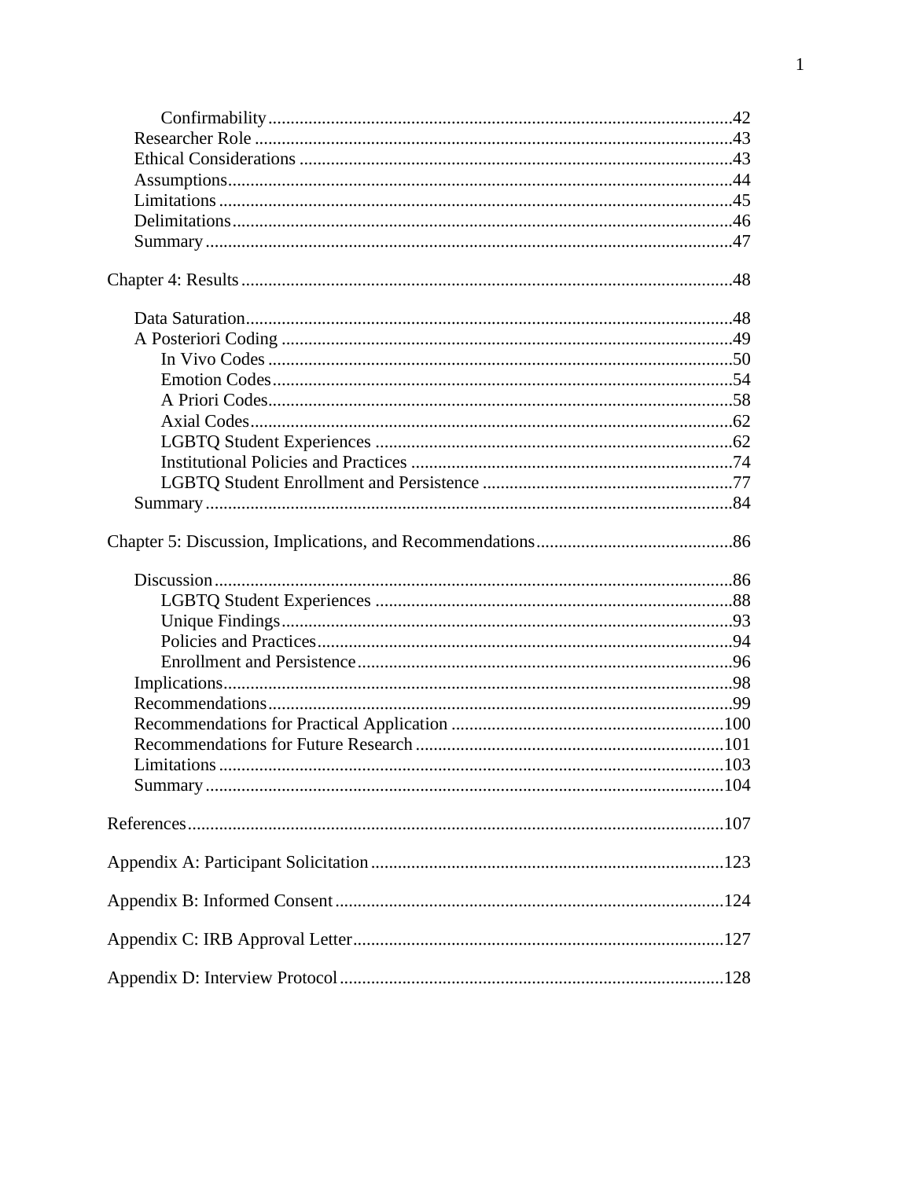Confirmability ........................................................................................................42
Researcher Role ............................................................................................................43
Ethical Considerations ..................................................................................................43
Assumptions..................................................................................................................44
Limitations ....................................................................................................................45
Delimitations..................................................................................................................46
Summary ......................................................................................................................47

Chapter 4: Results ..............................................................................................................48

Data Saturation..............................................................................................................48
A Posteriori Coding ......................................................................................................49
In Vivo Codes ........................................................................................................50
Emotion Codes .......................................................................................................54
A Priori Codes........................................................................................................58
Axial Codes............................................................................................................62
LGBTQ Student Experiences ................................................................................62
Institutional Policies and Practices ........................................................................74
LGBTQ Student Enrollment and Persistence .........................................................77
Summary ......................................................................................................................84

Chapter 5: Discussion, Implications, and Recommendations............................................86

Discussion .....................................................................................................................86
LGBTQ Student Experiences ................................................................................88
Unique Findings.....................................................................................................93
Policies and Practices.............................................................................................94
Enrollment and Persistence....................................................................................96
Implications...................................................................................................................98
Recommendations.........................................................................................................99
Recommendations for Practical Application .............................................................100
Recommendations for Future Research .....................................................................101
Limitations ..................................................................................................................103
Summary .....................................................................................................................104

References........................................................................................................................107

Appendix A: Participant Solicitation ...............................................................................123

Appendix B: Informed Consent .......................................................................................124

Appendix C: IRB Approval Letter...................................................................................127

Appendix D: Interview Protocol ......................................................................................128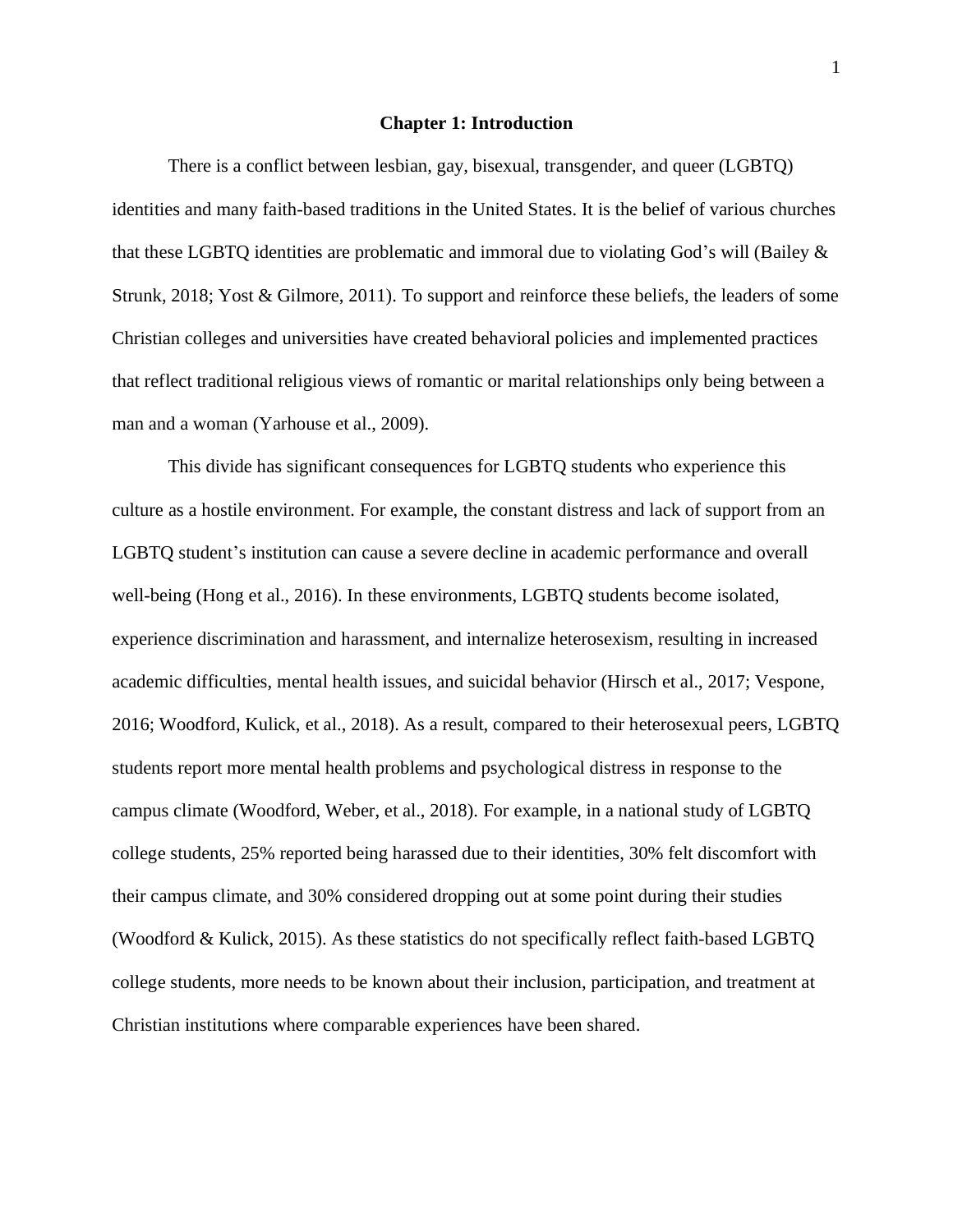# Chapter 1: Introduction

There is a conflict between lesbian, gay, bisexual, transgender, and queer (LGBTQ) identities and many faith-based traditions in the United States. It is the belief of various churches that these LGBTQ identities are problematic and immoral due to violating God's will (Bailey & Strunk, 2018; Yost & Gilmore, 2011). To support and reinforce these beliefs, the leaders of some Christian colleges and universities have created behavioral policies and implemented practices that reflect traditional religious views of romantic or marital relationships only being between a man and a woman (Yarhouse et al., 2009).

This divide has significant consequences for LGBTQ students who experience this culture as a hostile environment. For example, the constant distress and lack of support from an LGBTQ student's institution can cause a severe decline in academic performance and overall well-being (Hong et al., 2016). In these environments, LGBTQ students become isolated, experience discrimination and harassment, and internalize heterosexism, resulting in increased academic difficulties, mental health issues, and suicidal behavior (Hirsch et al., 2017; Vespone, 2016; Woodford, Kulick, et al., 2018). As a result, compared to their heterosexual peers, LGBTQ students report more mental health problems and psychological distress in response to the campus climate (Woodford, Weber, et al., 2018). For example, in a national study of LGBTQ college students, 25% reported being harassed due to their identities, 30% felt discomfort with their campus climate, and 30% considered dropping out at some point during their studies (Woodford & Kulick, 2015). As these statistics do not specifically reflect faith-based LGBTQ college students, more needs to be known about their inclusion, participation, and treatment at Christian institutions where comparable experiences have been shared.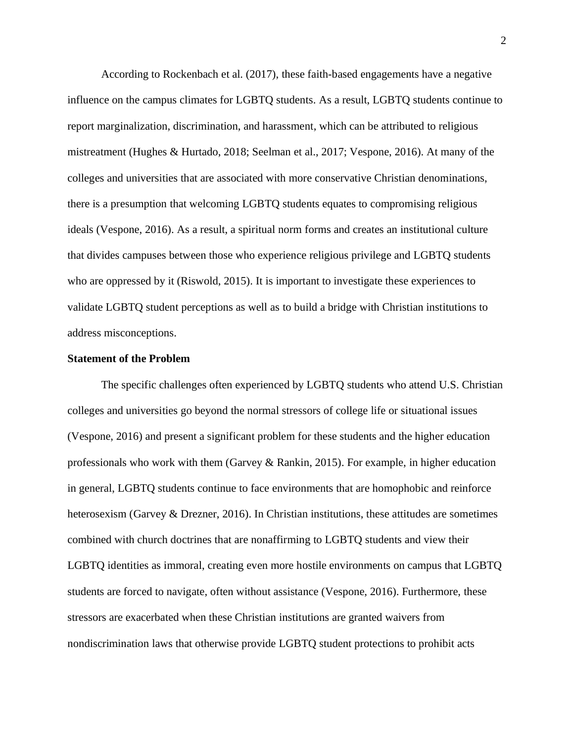According to Rockenbach et al. (2017), these faith-based engagements have a negative influence on the campus climates for LGBTQ students. As a result, LGBTQ students continue to report marginalization, discrimination, and harassment, which can be attributed to religious mistreatment (Hughes & Hurtado, 2018; Seelman et al., 2017; Vespone, 2016). At many of the colleges and universities that are associated with more conservative Christian denominations, there is a presumption that welcoming LGBTQ students equates to compromising religious ideals (Vespone, 2016). As a result, a spiritual norm forms and creates an institutional culture that divides campuses between those who experience religious privilege and LGBTQ students who are oppressed by it (Riswold, 2015). It is important to investigate these experiences to validate LGBTQ student perceptions as well as to build a bridge with Christian institutions to address misconceptions.

**Statement of the Problem**

The specific challenges often experienced by LGBTQ students who attend U.S. Christian colleges and universities go beyond the normal stressors of college life or situational issues (Vespone, 2016) and present a significant problem for these students and the higher education professionals who work with them (Garvey & Rankin, 2015). For example, in higher education in general, LGBTQ students continue to face environments that are homophobic and reinforce heterosexism (Garvey & Drezner, 2016). In Christian institutions, these attitudes are sometimes combined with church doctrines that are nonaffirming to LGBTQ students and view their LGBTQ identities as immoral, creating even more hostile environments on campus that LGBTQ students are forced to navigate, often without assistance (Vespone, 2016). Furthermore, these stressors are exacerbated when these Christian institutions are granted waivers from nondiscrimination laws that otherwise provide LGBTQ student protections to prohibit acts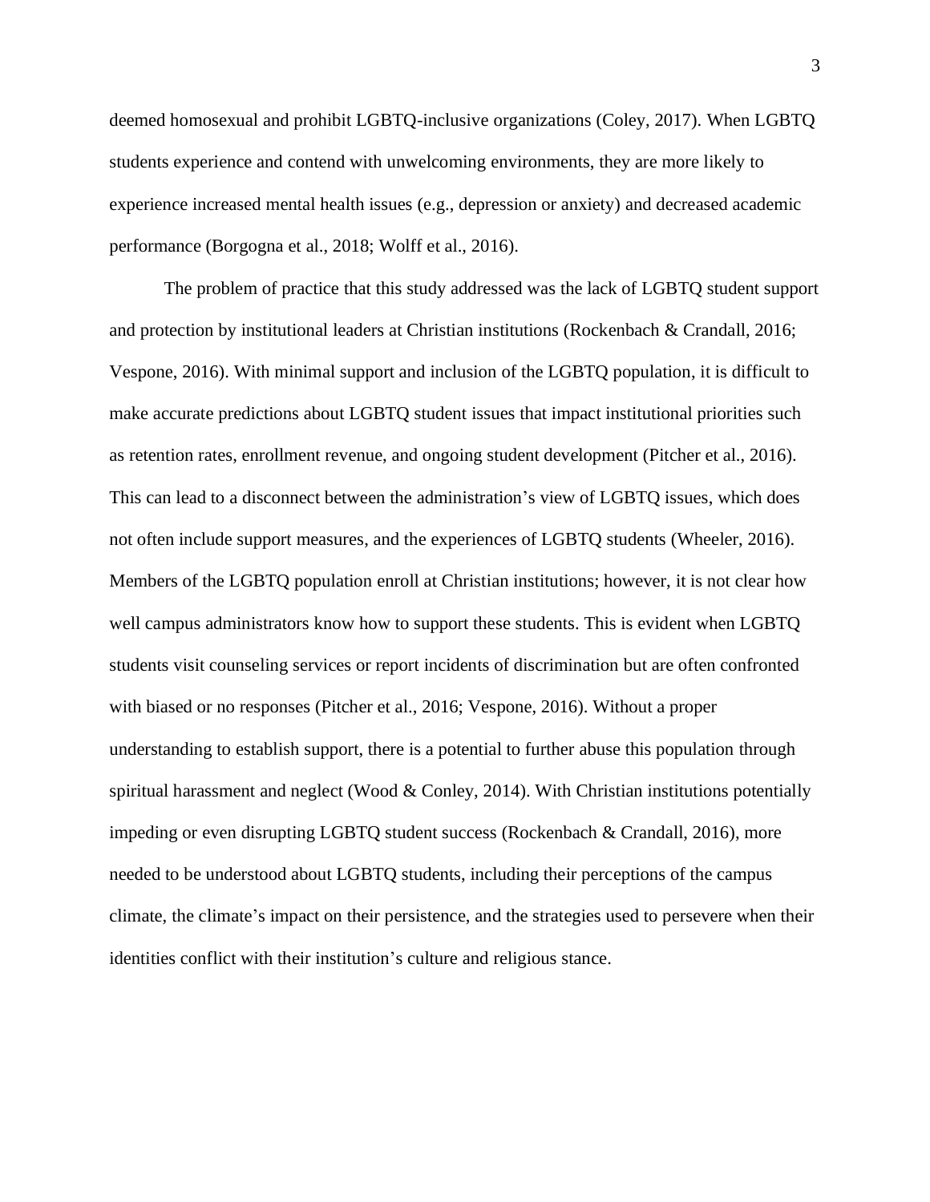deemed homosexual and prohibit LGBTQ-inclusive organizations (Coley, 2017). When LGBTQ students experience and contend with unwelcoming environments, they are more likely to experience increased mental health issues (e.g., depression or anxiety) and decreased academic performance (Borgogna et al., 2018; Wolff et al., 2016).

The problem of practice that this study addressed was the lack of LGBTQ student support and protection by institutional leaders at Christian institutions (Rockenbach & Crandall, 2016; Vespone, 2016). With minimal support and inclusion of the LGBTQ population, it is difficult to make accurate predictions about LGBTQ student issues that impact institutional priorities such as retention rates, enrollment revenue, and ongoing student development (Pitcher et al., 2016). This can lead to a disconnect between the administration's view of LGBTQ issues, which does not often include support measures, and the experiences of LGBTQ students (Wheeler, 2016). Members of the LGBTQ population enroll at Christian institutions; however, it is not clear how well campus administrators know how to support these students. This is evident when LGBTQ students visit counseling services or report incidents of discrimination but are often confronted with biased or no responses (Pitcher et al., 2016; Vespone, 2016). Without a proper understanding to establish support, there is a potential to further abuse this population through spiritual harassment and neglect (Wood & Conley, 2014). With Christian institutions potentially impeding or even disrupting LGBTQ student success (Rockenbach & Crandall, 2016), more needed to be understood about LGBTQ students, including their perceptions of the campus climate, the climate's impact on their persistence, and the strategies used to persevere when their identities conflict with their institution's culture and religious stance.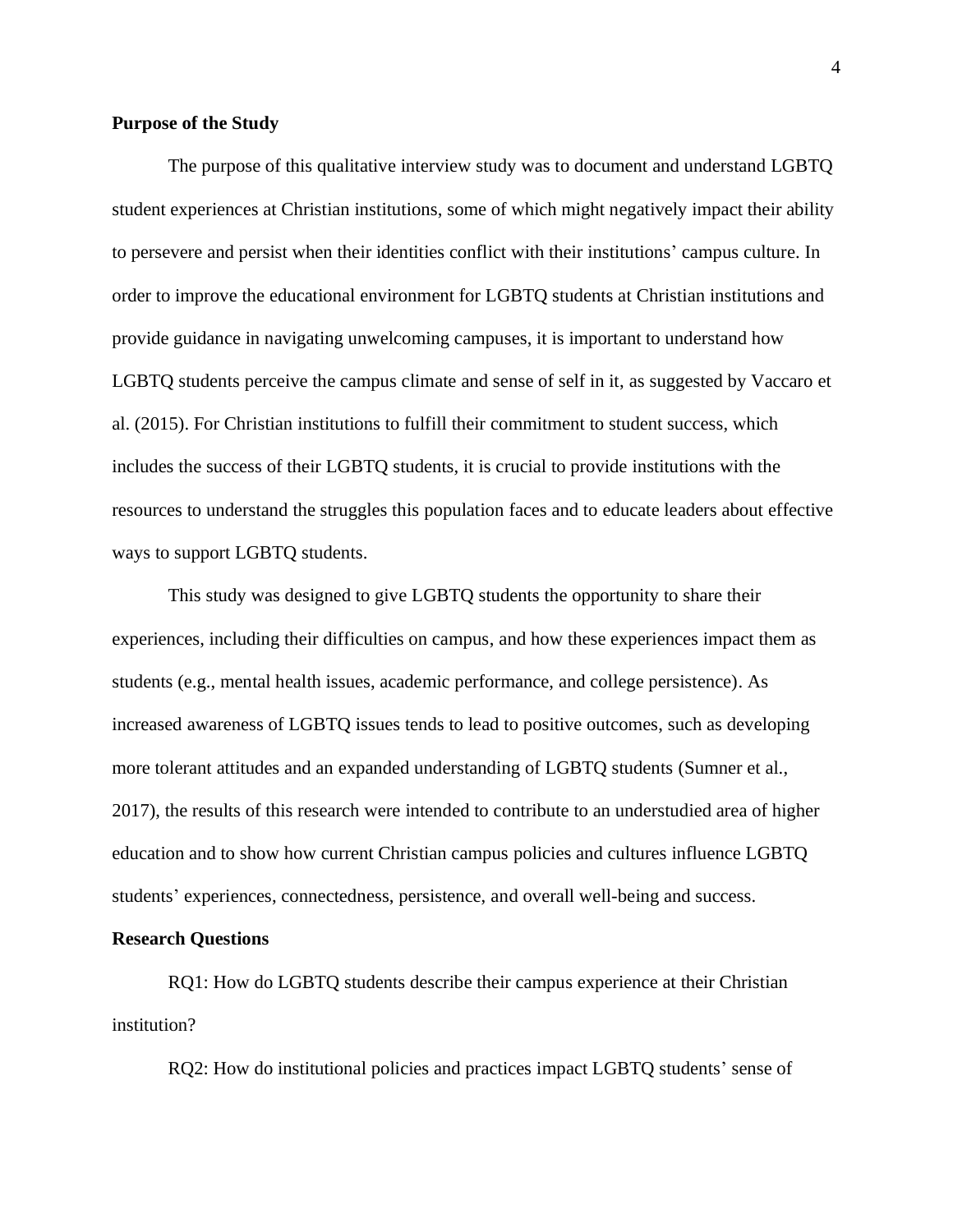### Purpose of the Study

The purpose of this qualitative interview study was to document and understand LGBTQ student experiences at Christian institutions, some of which might negatively impact their ability to persevere and persist when their identities conflict with their institutions' campus culture. In order to improve the educational environment for LGBTQ students at Christian institutions and provide guidance in navigating unwelcoming campuses, it is important to understand how LGBTQ students perceive the campus climate and sense of self in it, as suggested by Vaccaro et al. (2015). For Christian institutions to fulfill their commitment to student success, which includes the success of their LGBTQ students, it is crucial to provide institutions with the resources to understand the struggles this population faces and to educate leaders about effective ways to support LGBTQ students.

This study was designed to give LGBTQ students the opportunity to share their experiences, including their difficulties on campus, and how these experiences impact them as students (e.g., mental health issues, academic performance, and college persistence). As increased awareness of LGBTQ issues tends to lead to positive outcomes, such as developing more tolerant attitudes and an expanded understanding of LGBTQ students (Sumner et al., 2017), the results of this research were intended to contribute to an understudied area of higher education and to show how current Christian campus policies and cultures influence LGBTQ students' experiences, connectedness, persistence, and overall well-being and success.

### Research Questions

RQ1: How do LGBTQ students describe their campus experience at their Christian institution?

RQ2: How do institutional policies and practices impact LGBTQ students' sense of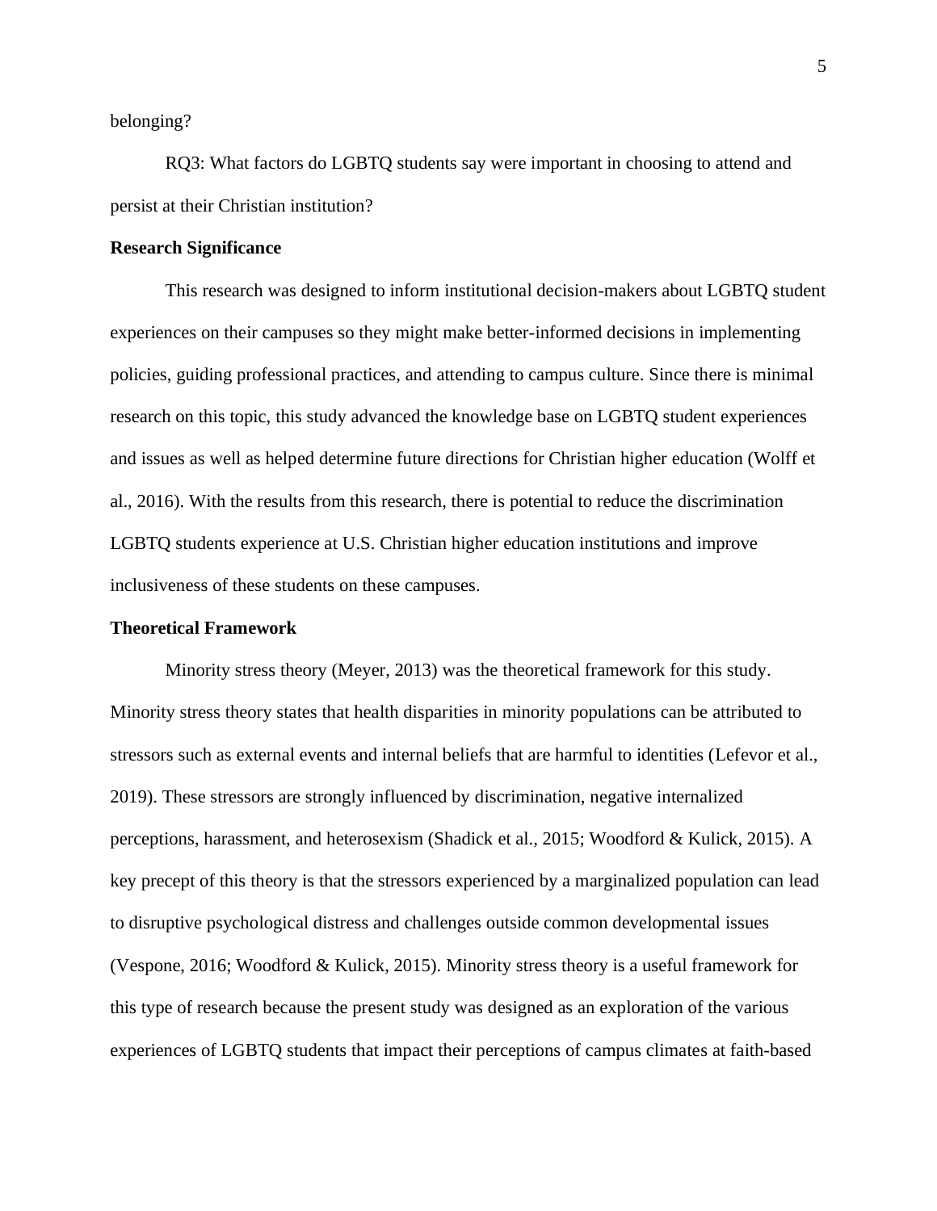belonging?

RQ3: What factors do LGBTQ students say were important in choosing to attend and persist at their Christian institution?

## Research Significance

This research was designed to inform institutional decision-makers about LGBTQ student experiences on their campuses so they might make better-informed decisions in implementing policies, guiding professional practices, and attending to campus culture. Since there is minimal research on this topic, this study advanced the knowledge base on LGBTQ student experiences and issues as well as helped determine future directions for Christian higher education (Wolff et al., 2016). With the results from this research, there is potential to reduce the discrimination LGBTQ students experience at U.S. Christian higher education institutions and improve inclusiveness of these students on these campuses.

## Theoretical Framework

Minority stress theory (Meyer, 2013) was the theoretical framework for this study. Minority stress theory states that health disparities in minority populations can be attributed to stressors such as external events and internal beliefs that are harmful to identities (Lefevor et al., 2019). These stressors are strongly influenced by discrimination, negative internalized perceptions, harassment, and heterosexism (Shadick et al., 2015; Woodford & Kulick, 2015). A key precept of this theory is that the stressors experienced by a marginalized population can lead to disruptive psychological distress and challenges outside common developmental issues (Vespone, 2016; Woodford & Kulick, 2015). Minority stress theory is a useful framework for this type of research because the present study was designed as an exploration of the various experiences of LGBTQ students that impact their perceptions of campus climates at faith-based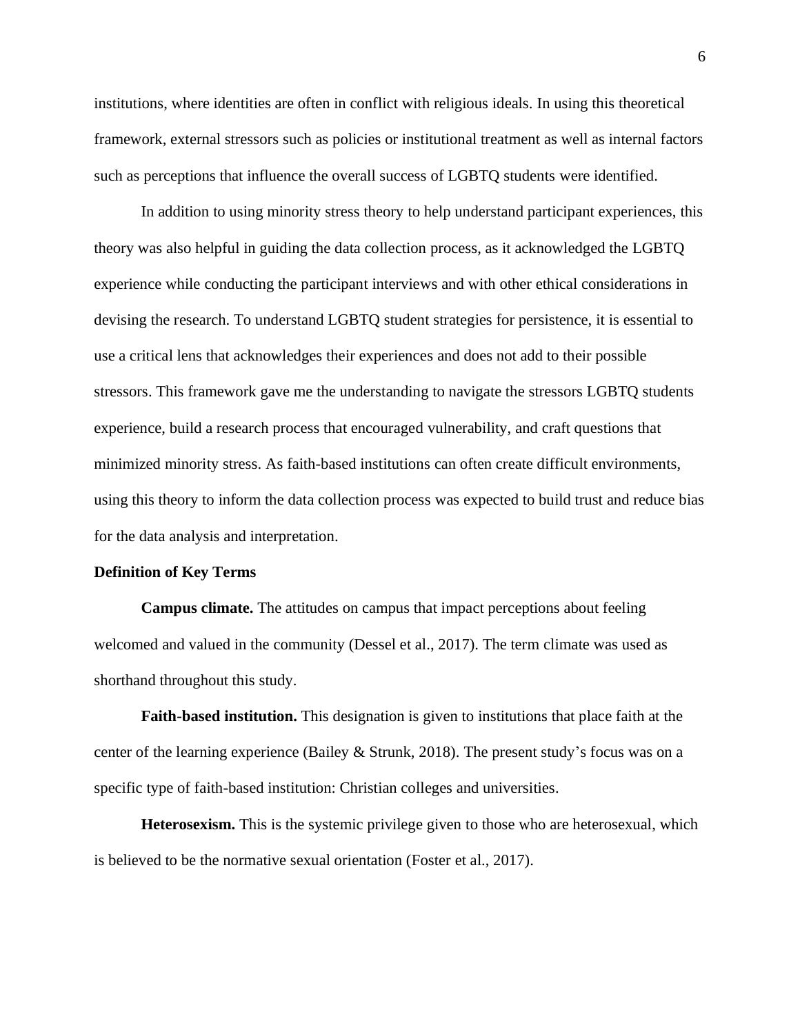institutions, where identities are often in conflict with religious ideals. In using this theoretical framework, external stressors such as policies or institutional treatment as well as internal factors such as perceptions that influence the overall success of LGBTQ students were identified.

In addition to using minority stress theory to help understand participant experiences, this theory was also helpful in guiding the data collection process, as it acknowledged the LGBTQ experience while conducting the participant interviews and with other ethical considerations in devising the research. To understand LGBTQ student strategies for persistence, it is essential to use a critical lens that acknowledges their experiences and does not add to their possible stressors. This framework gave me the understanding to navigate the stressors LGBTQ students experience, build a research process that encouraged vulnerability, and craft questions that minimized minority stress. As faith-based institutions can often create difficult environments, using this theory to inform the data collection process was expected to build trust and reduce bias for the data analysis and interpretation.

## Definition of Key Terms

**Campus climate.** The attitudes on campus that impact perceptions about feeling welcomed and valued in the community (Dessel et al., 2017). The term climate was used as shorthand throughout this study.

**Faith-based institution.** This designation is given to institutions that place faith at the center of the learning experience (Bailey & Strunk, 2018). The present study's focus was on a specific type of faith-based institution: Christian colleges and universities.

**Heterosexism.** This is the systemic privilege given to those who are heterosexual, which is believed to be the normative sexual orientation (Foster et al., 2017).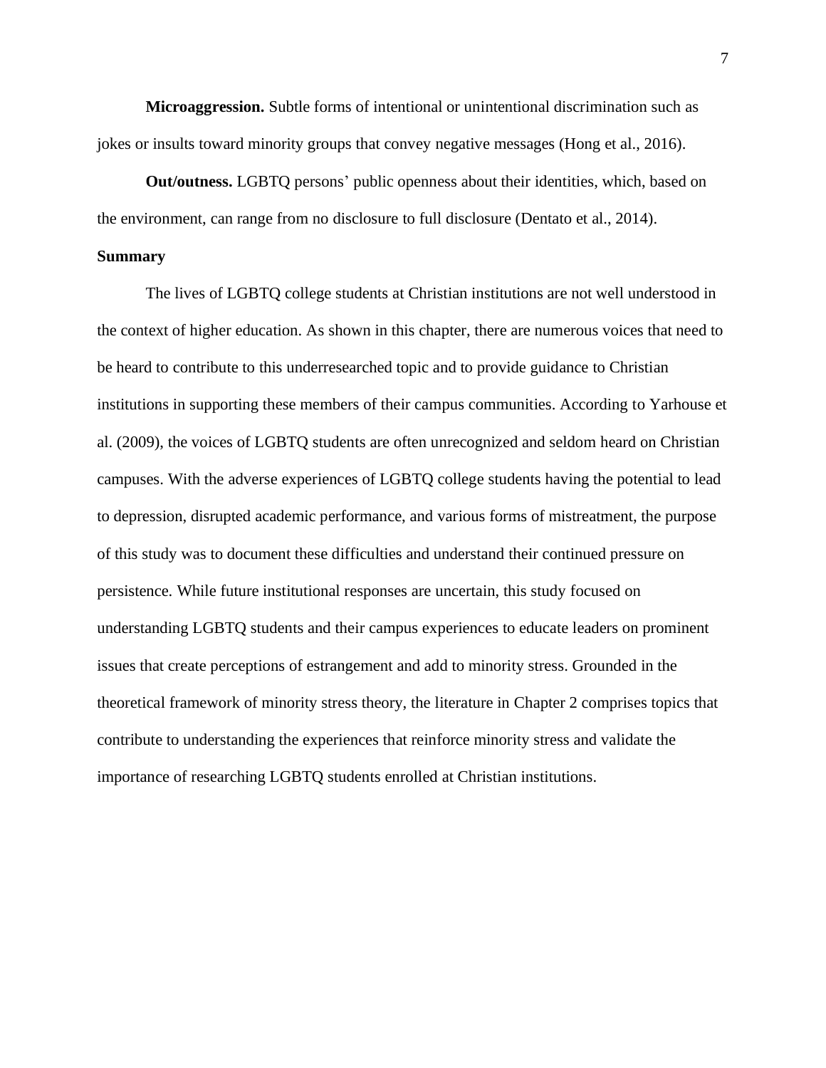**Microaggression.** Subtle forms of intentional or unintentional discrimination such as jokes or insults toward minority groups that convey negative messages (Hong et al., 2016).

**Out/outness.** LGBTQ persons' public openness about their identities, which, based on the environment, can range from no disclosure to full disclosure (Dentato et al., 2014).

### Summary

The lives of LGBTQ college students at Christian institutions are not well understood in the context of higher education. As shown in this chapter, there are numerous voices that need to be heard to contribute to this underresearched topic and to provide guidance to Christian institutions in supporting these members of their campus communities. According to Yarhouse et al. (2009), the voices of LGBTQ students are often unrecognized and seldom heard on Christian campuses. With the adverse experiences of LGBTQ college students having the potential to lead to depression, disrupted academic performance, and various forms of mistreatment, the purpose of this study was to document these difficulties and understand their continued pressure on persistence. While future institutional responses are uncertain, this study focused on understanding LGBTQ students and their campus experiences to educate leaders on prominent issues that create perceptions of estrangement and add to minority stress. Grounded in the theoretical framework of minority stress theory, the literature in Chapter 2 comprises topics that contribute to understanding the experiences that reinforce minority stress and validate the importance of researching LGBTQ students enrolled at Christian institutions.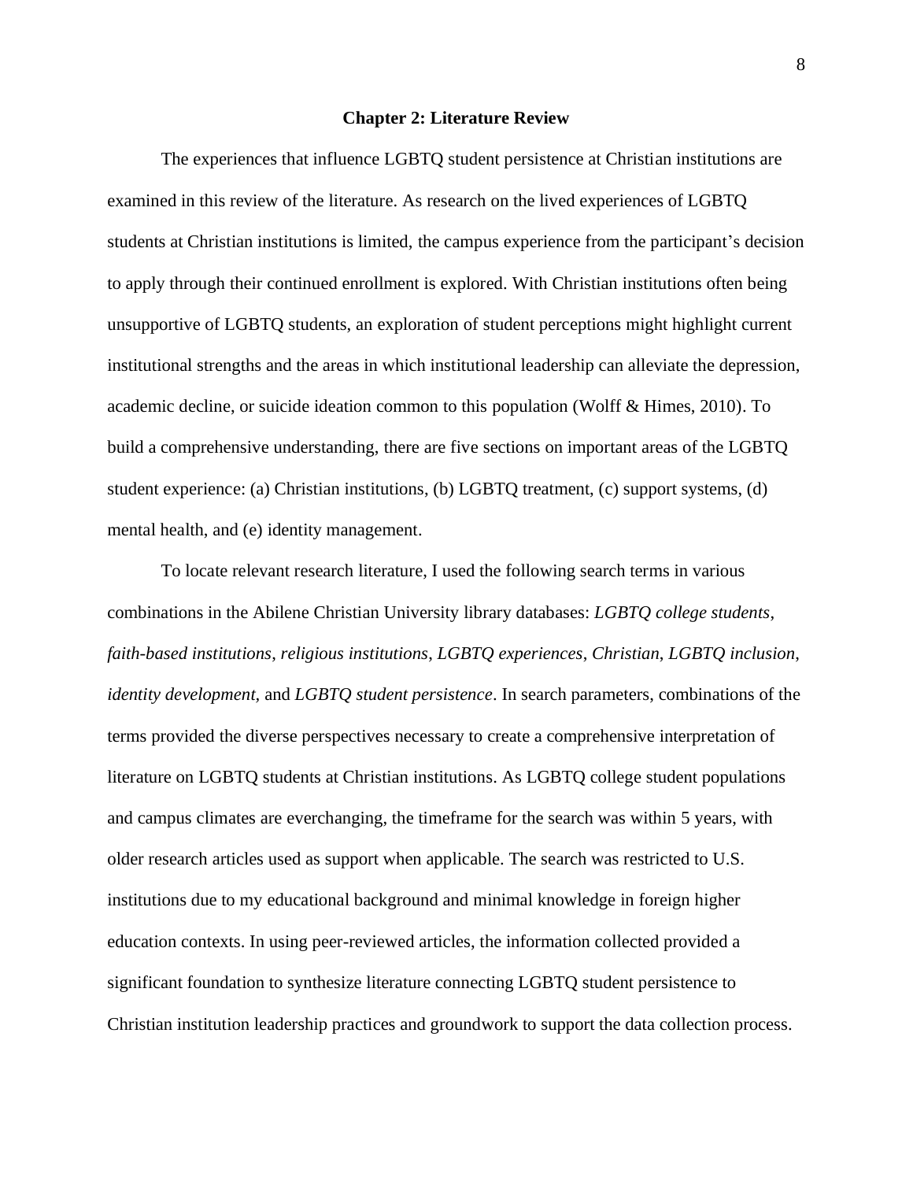## Chapter 2: Literature Review

The experiences that influence LGBTQ student persistence at Christian institutions are examined in this review of the literature. As research on the lived experiences of LGBTQ students at Christian institutions is limited, the campus experience from the participant's decision to apply through their continued enrollment is explored. With Christian institutions often being unsupportive of LGBTQ students, an exploration of student perceptions might highlight current institutional strengths and the areas in which institutional leadership can alleviate the depression, academic decline, or suicide ideation common to this population (Wolff & Himes, 2010). To build a comprehensive understanding, there are five sections on important areas of the LGBTQ student experience: (a) Christian institutions, (b) LGBTQ treatment, (c) support systems, (d) mental health, and (e) identity management.

To locate relevant research literature, I used the following search terms in various combinations in the Abilene Christian University library databases: *LGBTQ college students*, *faith-based institutions*, *religious institutions*, *LGBTQ experiences*, *Christian*, *LGBTQ inclusion*, *identity development,* and *LGBTQ student persistence*. In search parameters, combinations of the terms provided the diverse perspectives necessary to create a comprehensive interpretation of literature on LGBTQ students at Christian institutions. As LGBTQ college student populations and campus climates are everchanging, the timeframe for the search was within 5 years, with older research articles used as support when applicable. The search was restricted to U.S. institutions due to my educational background and minimal knowledge in foreign higher education contexts. In using peer-reviewed articles, the information collected provided a significant foundation to synthesize literature connecting LGBTQ student persistence to Christian institution leadership practices and groundwork to support the data collection process.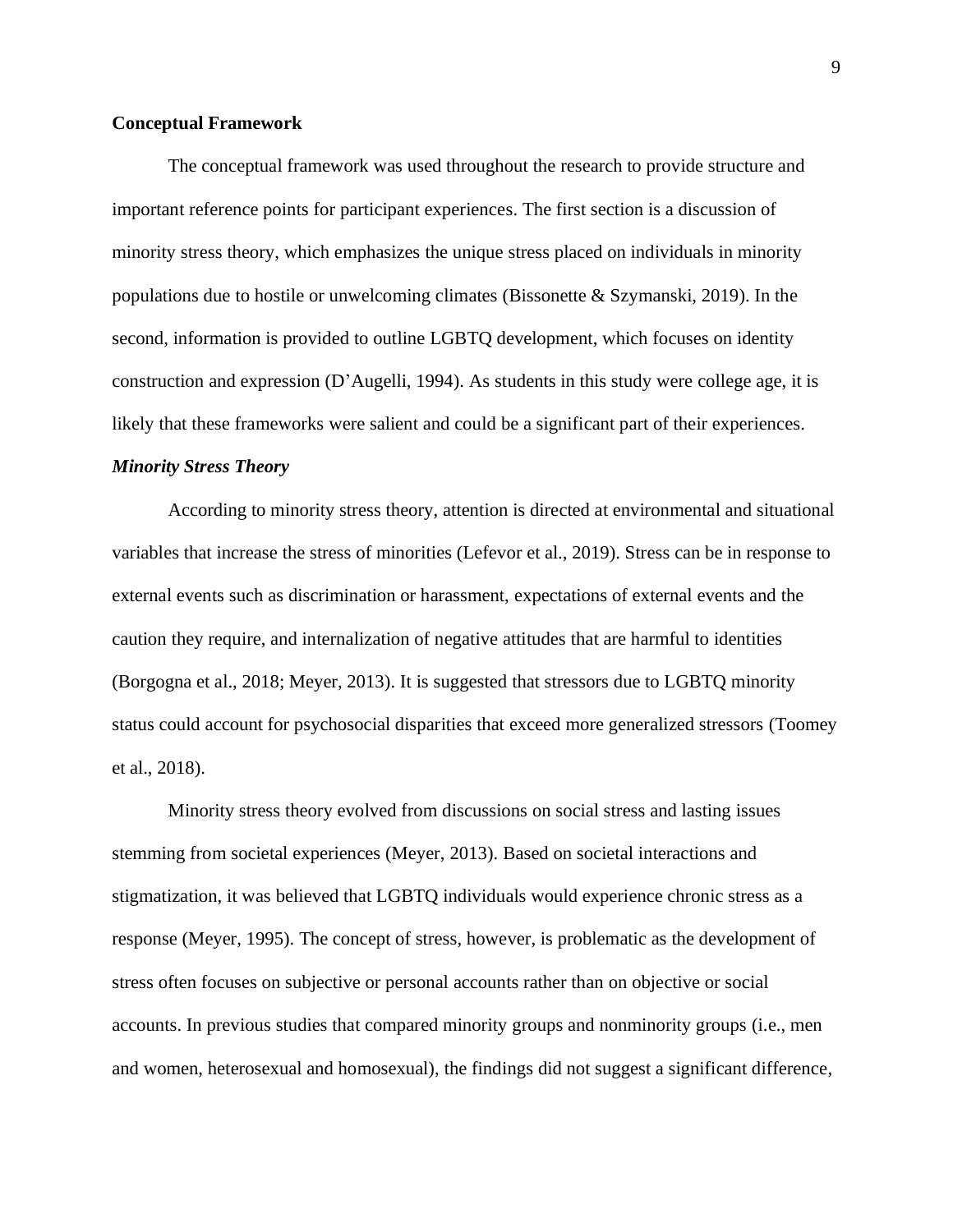## Conceptual Framework

The conceptual framework was used throughout the research to provide structure and important reference points for participant experiences. The first section is a discussion of minority stress theory, which emphasizes the unique stress placed on individuals in minority populations due to hostile or unwelcoming climates (Bissonette & Szymanski, 2019). In the second, information is provided to outline LGBTQ development, which focuses on identity construction and expression (D'Augelli, 1994). As students in this study were college age, it is likely that these frameworks were salient and could be a significant part of their experiences.

### *Minority Stress Theory*

According to minority stress theory, attention is directed at environmental and situational variables that increase the stress of minorities (Lefevor et al., 2019). Stress can be in response to external events such as discrimination or harassment, expectations of external events and the caution they require, and internalization of negative attitudes that are harmful to identities (Borgogna et al., 2018; Meyer, 2013). It is suggested that stressors due to LGBTQ minority status could account for psychosocial disparities that exceed more generalized stressors (Toomey et al., 2018).

Minority stress theory evolved from discussions on social stress and lasting issues stemming from societal experiences (Meyer, 2013). Based on societal interactions and stigmatization, it was believed that LGBTQ individuals would experience chronic stress as a response (Meyer, 1995). The concept of stress, however, is problematic as the development of stress often focuses on subjective or personal accounts rather than on objective or social accounts. In previous studies that compared minority groups and nonminority groups (i.e., men and women, heterosexual and homosexual), the findings did not suggest a significant difference,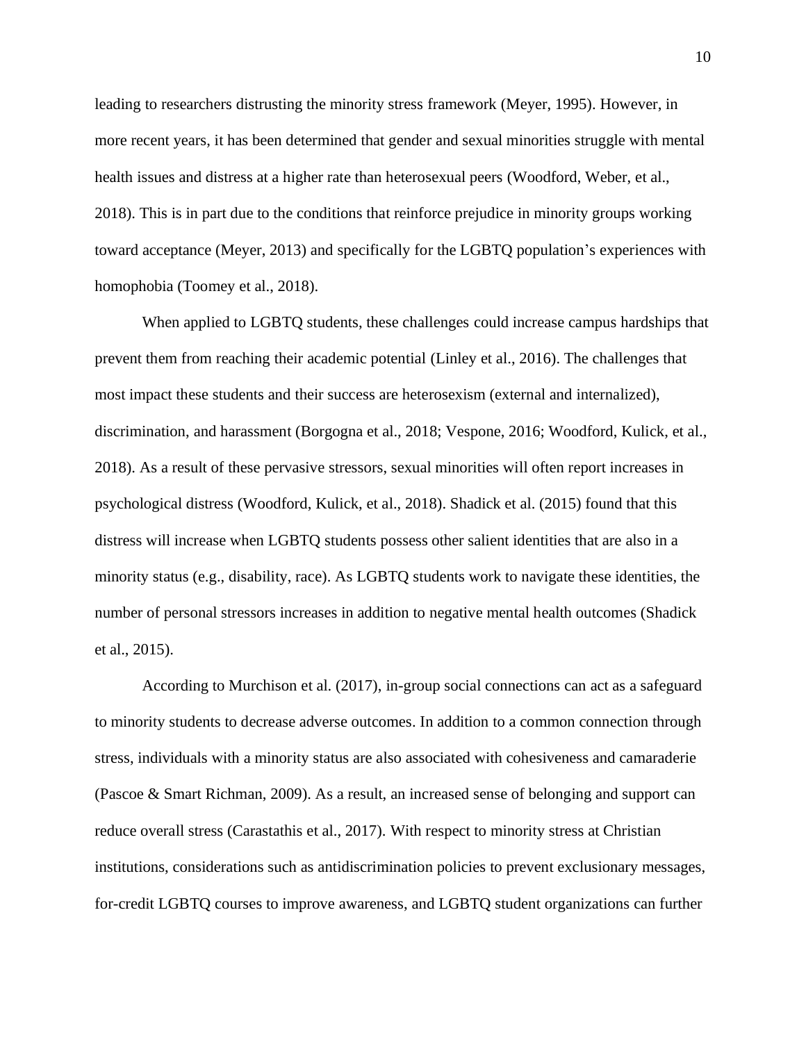leading to researchers distrusting the minority stress framework (Meyer, 1995). However, in more recent years, it has been determined that gender and sexual minorities struggle with mental health issues and distress at a higher rate than heterosexual peers (Woodford, Weber, et al., 2018). This is in part due to the conditions that reinforce prejudice in minority groups working toward acceptance (Meyer, 2013) and specifically for the LGBTQ population's experiences with homophobia (Toomey et al., 2018).

When applied to LGBTQ students, these challenges could increase campus hardships that prevent them from reaching their academic potential (Linley et al., 2016). The challenges that most impact these students and their success are heterosexism (external and internalized), discrimination, and harassment (Borgogna et al., 2018; Vespone, 2016; Woodford, Kulick, et al., 2018). As a result of these pervasive stressors, sexual minorities will often report increases in psychological distress (Woodford, Kulick, et al., 2018). Shadick et al. (2015) found that this distress will increase when LGBTQ students possess other salient identities that are also in a minority status (e.g., disability, race). As LGBTQ students work to navigate these identities, the number of personal stressors increases in addition to negative mental health outcomes (Shadick et al., 2015).

According to Murchison et al. (2017), in-group social connections can act as a safeguard to minority students to decrease adverse outcomes. In addition to a common connection through stress, individuals with a minority status are also associated with cohesiveness and camaraderie (Pascoe & Smart Richman, 2009). As a result, an increased sense of belonging and support can reduce overall stress (Carastathis et al., 2017). With respect to minority stress at Christian institutions, considerations such as antidiscrimination policies to prevent exclusionary messages, for-credit LGBTQ courses to improve awareness, and LGBTQ student organizations can further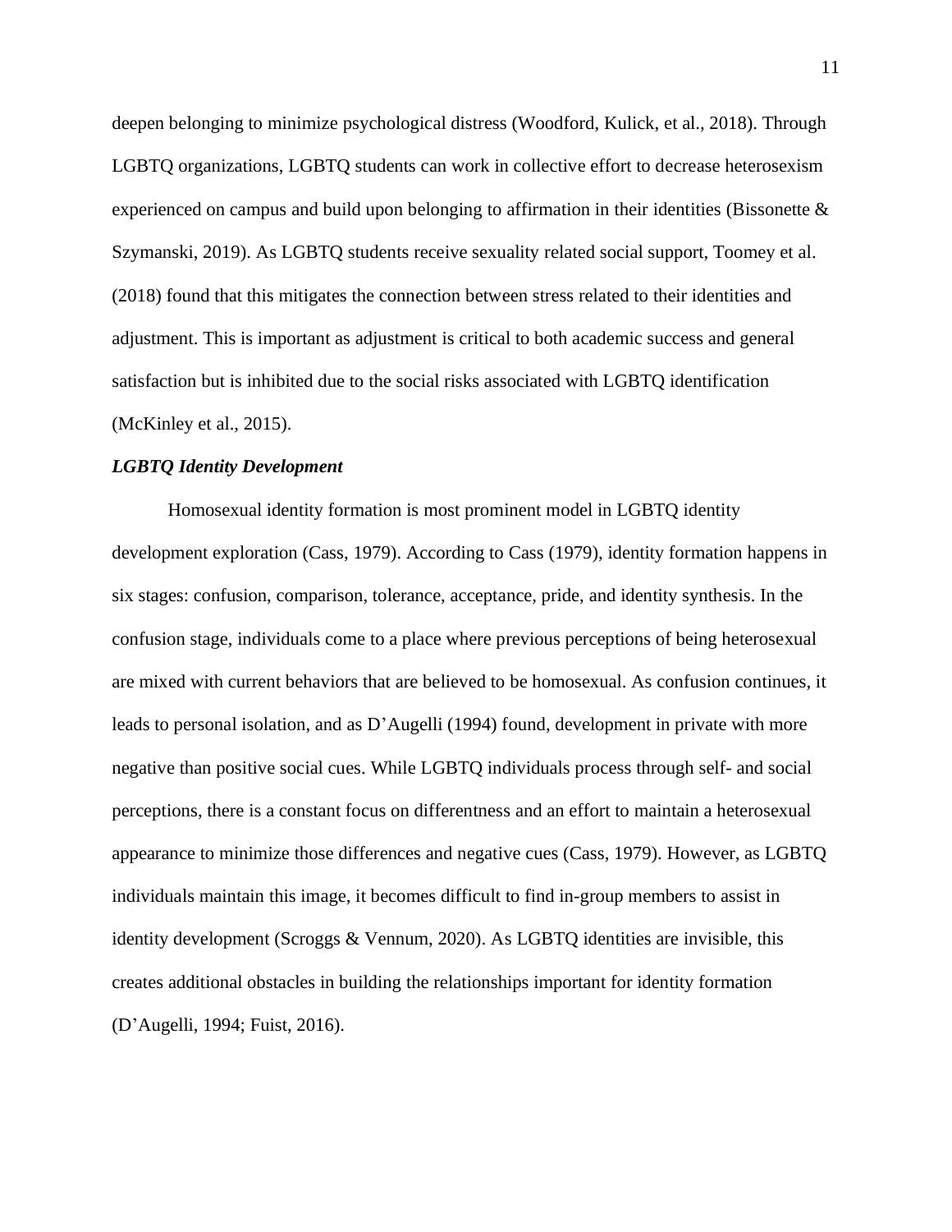deepen belonging to minimize psychological distress (Woodford, Kulick, et al., 2018). Through LGBTQ organizations, LGBTQ students can work in collective effort to decrease heterosexism experienced on campus and build upon belonging to affirmation in their identities (Bissonette & Szymanski, 2019). As LGBTQ students receive sexuality related social support, Toomey et al. (2018) found that this mitigates the connection between stress related to their identities and adjustment. This is important as adjustment is critical to both academic success and general satisfaction but is inhibited due to the social risks associated with LGBTQ identification (McKinley et al., 2015).

### ***LGBTQ Identity Development***

Homosexual identity formation is most prominent model in LGBTQ identity development exploration (Cass, 1979). According to Cass (1979), identity formation happens in six stages: confusion, comparison, tolerance, acceptance, pride, and identity synthesis. In the confusion stage, individuals come to a place where previous perceptions of being heterosexual are mixed with current behaviors that are believed to be homosexual. As confusion continues, it leads to personal isolation, and as D'Augelli (1994) found, development in private with more negative than positive social cues. While LGBTQ individuals process through self- and social perceptions, there is a constant focus on differentness and an effort to maintain a heterosexual appearance to minimize those differences and negative cues (Cass, 1979). However, as LGBTQ individuals maintain this image, it becomes difficult to find in-group members to assist in identity development (Scroggs & Vennum, 2020). As LGBTQ identities are invisible, this creates additional obstacles in building the relationships important for identity formation (D'Augelli, 1994; Fuist, 2016).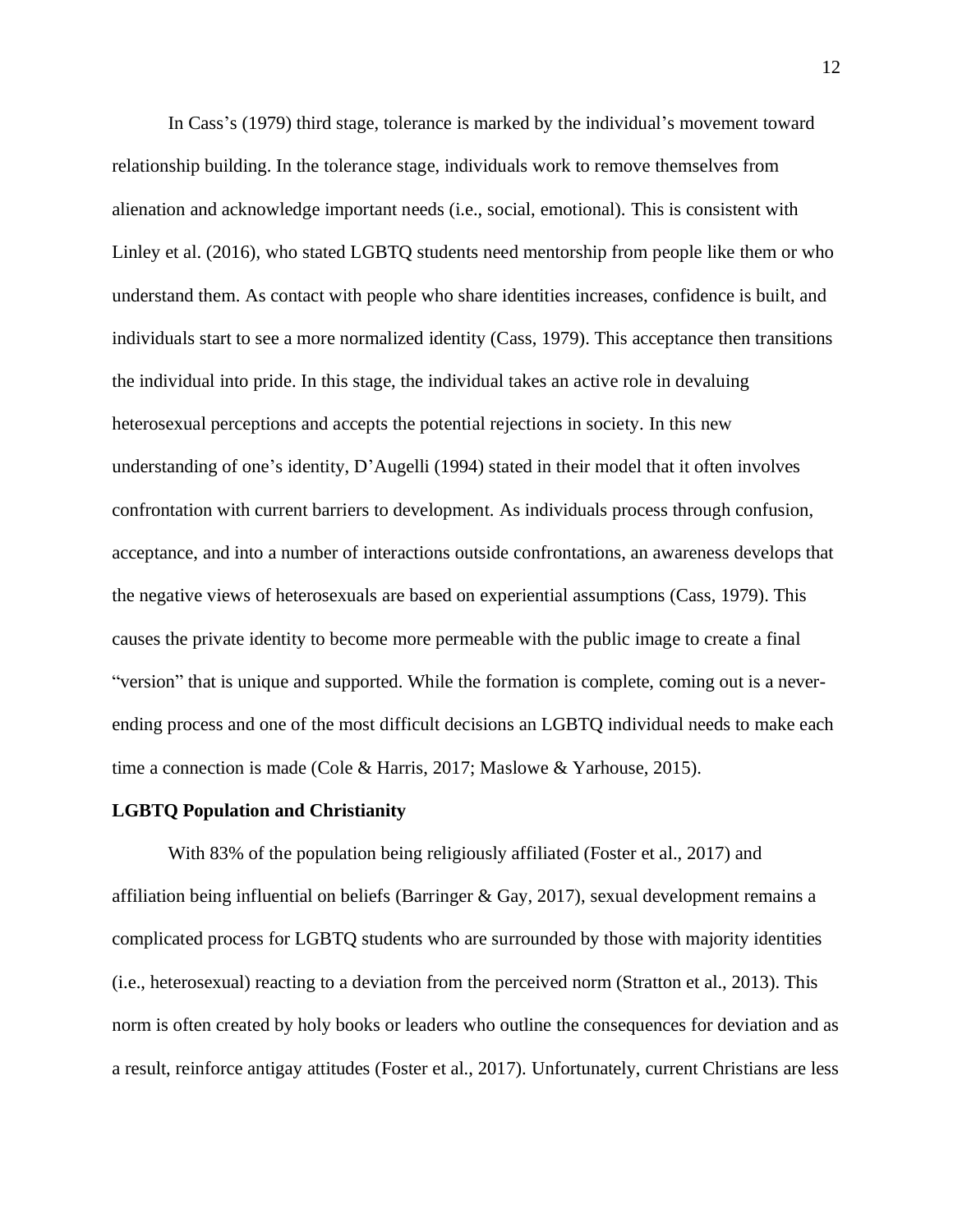In Cass's (1979) third stage, tolerance is marked by the individual's movement toward relationship building. In the tolerance stage, individuals work to remove themselves from alienation and acknowledge important needs (i.e., social, emotional). This is consistent with Linley et al. (2016), who stated LGBTQ students need mentorship from people like them or who understand them. As contact with people who share identities increases, confidence is built, and individuals start to see a more normalized identity (Cass, 1979). This acceptance then transitions the individual into pride. In this stage, the individual takes an active role in devaluing heterosexual perceptions and accepts the potential rejections in society. In this new understanding of one's identity, D'Augelli (1994) stated in their model that it often involves confrontation with current barriers to development. As individuals process through confusion, acceptance, and into a number of interactions outside confrontations, an awareness develops that the negative views of heterosexuals are based on experiential assumptions (Cass, 1979). This causes the private identity to become more permeable with the public image to create a final "version" that is unique and supported. While the formation is complete, coming out is a never-ending process and one of the most difficult decisions an LGBTQ individual needs to make each time a connection is made (Cole & Harris, 2017; Maslowe & Yarhouse, 2015).

**LGBTQ Population and Christianity**

With 83% of the population being religiously affiliated (Foster et al., 2017) and affiliation being influential on beliefs (Barringer & Gay, 2017), sexual development remains a complicated process for LGBTQ students who are surrounded by those with majority identities (i.e., heterosexual) reacting to a deviation from the perceived norm (Stratton et al., 2013). This norm is often created by holy books or leaders who outline the consequences for deviation and as a result, reinforce antigay attitudes (Foster et al., 2017). Unfortunately, current Christians are less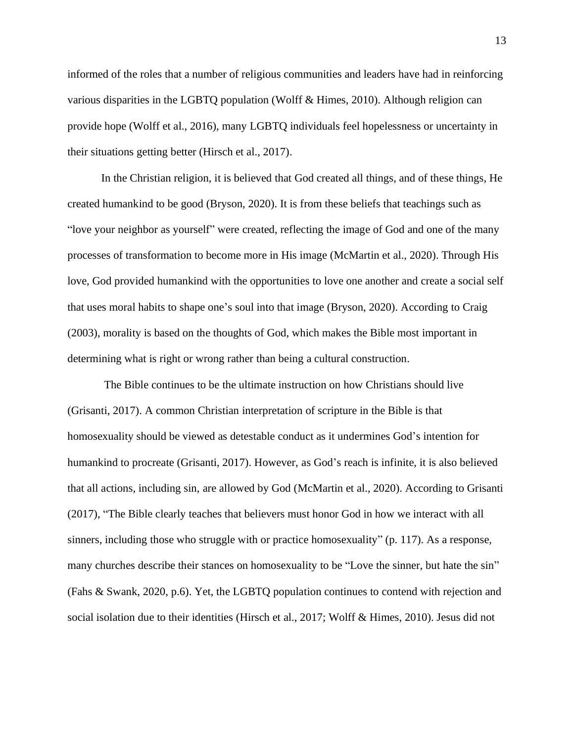informed of the roles that a number of religious communities and leaders have had in reinforcing various disparities in the LGBTQ population (Wolff & Himes, 2010). Although religion can provide hope (Wolff et al., 2016), many LGBTQ individuals feel hopelessness or uncertainty in their situations getting better (Hirsch et al., 2017).

In the Christian religion, it is believed that God created all things, and of these things, He created humankind to be good (Bryson, 2020). It is from these beliefs that teachings such as "love your neighbor as yourself" were created, reflecting the image of God and one of the many processes of transformation to become more in His image (McMartin et al., 2020). Through His love, God provided humankind with the opportunities to love one another and create a social self that uses moral habits to shape one's soul into that image (Bryson, 2020). According to Craig (2003), morality is based on the thoughts of God, which makes the Bible most important in determining what is right or wrong rather than being a cultural construction.

The Bible continues to be the ultimate instruction on how Christians should live (Grisanti, 2017). A common Christian interpretation of scripture in the Bible is that homosexuality should be viewed as detestable conduct as it undermines God's intention for humankind to procreate (Grisanti, 2017). However, as God's reach is infinite, it is also believed that all actions, including sin, are allowed by God (McMartin et al., 2020). According to Grisanti (2017), "The Bible clearly teaches that believers must honor God in how we interact with all sinners, including those who struggle with or practice homosexuality" (p. 117). As a response, many churches describe their stances on homosexuality to be "Love the sinner, but hate the sin" (Fahs & Swank, 2020, p.6). Yet, the LGBTQ population continues to contend with rejection and social isolation due to their identities (Hirsch et al., 2017; Wolff & Himes, 2010). Jesus did not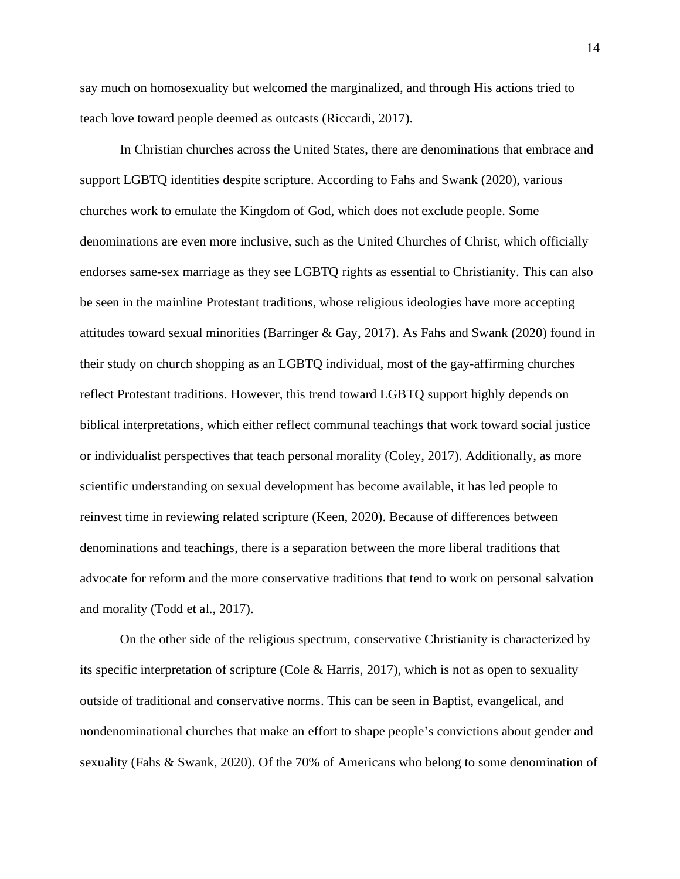say much on homosexuality but welcomed the marginalized, and through His actions tried to teach love toward people deemed as outcasts (Riccardi, 2017).

In Christian churches across the United States, there are denominations that embrace and support LGBTQ identities despite scripture. According to Fahs and Swank (2020), various churches work to emulate the Kingdom of God, which does not exclude people. Some denominations are even more inclusive, such as the United Churches of Christ, which officially endorses same-sex marriage as they see LGBTQ rights as essential to Christianity. This can also be seen in the mainline Protestant traditions, whose religious ideologies have more accepting attitudes toward sexual minorities (Barringer & Gay, 2017). As Fahs and Swank (2020) found in their study on church shopping as an LGBTQ individual, most of the gay-affirming churches reflect Protestant traditions. However, this trend toward LGBTQ support highly depends on biblical interpretations, which either reflect communal teachings that work toward social justice or individualist perspectives that teach personal morality (Coley, 2017). Additionally, as more scientific understanding on sexual development has become available, it has led people to reinvest time in reviewing related scripture (Keen, 2020). Because of differences between denominations and teachings, there is a separation between the more liberal traditions that advocate for reform and the more conservative traditions that tend to work on personal salvation and morality (Todd et al., 2017).

On the other side of the religious spectrum, conservative Christianity is characterized by its specific interpretation of scripture (Cole & Harris, 2017), which is not as open to sexuality outside of traditional and conservative norms. This can be seen in Baptist, evangelical, and nondenominational churches that make an effort to shape people's convictions about gender and sexuality (Fahs & Swank, 2020). Of the 70% of Americans who belong to some denomination of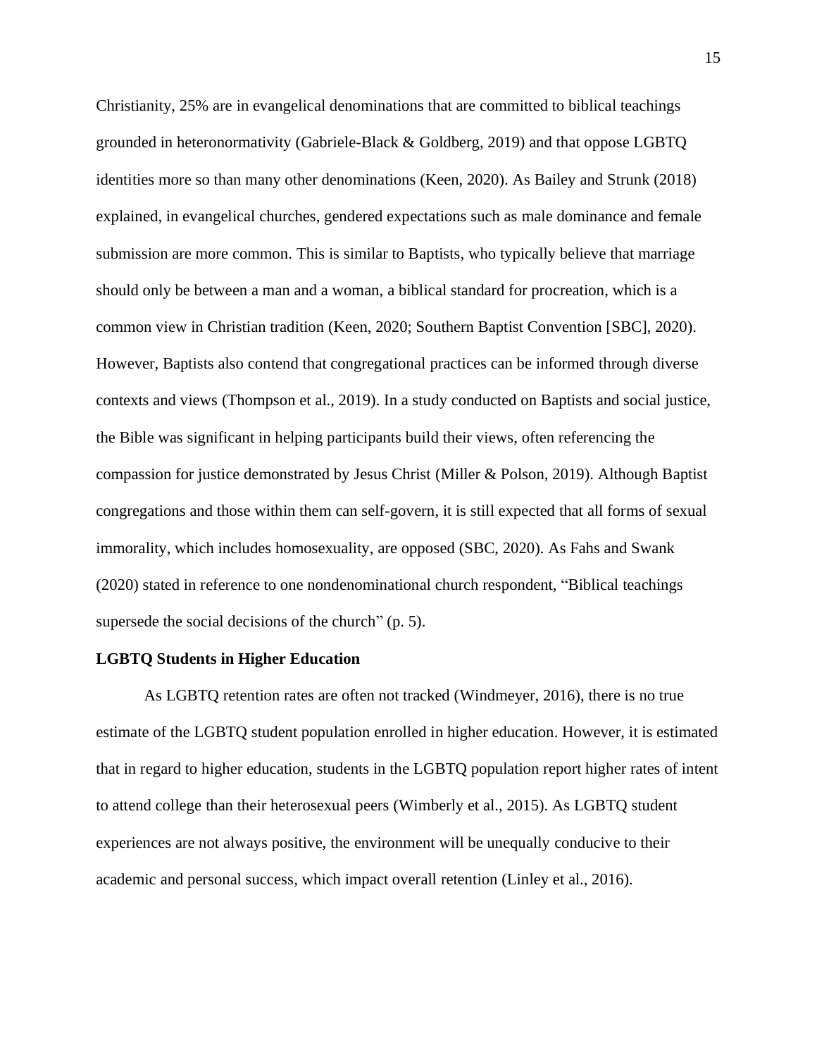Christianity, 25% are in evangelical denominations that are committed to biblical teachings grounded in heteronormativity (Gabriele-Black & Goldberg, 2019) and that oppose LGBTQ identities more so than many other denominations (Keen, 2020). As Bailey and Strunk (2018) explained, in evangelical churches, gendered expectations such as male dominance and female submission are more common. This is similar to Baptists, who typically believe that marriage should only be between a man and a woman, a biblical standard for procreation, which is a common view in Christian tradition (Keen, 2020; Southern Baptist Convention [SBC], 2020). However, Baptists also contend that congregational practices can be informed through diverse contexts and views (Thompson et al., 2019). In a study conducted on Baptists and social justice, the Bible was significant in helping participants build their views, often referencing the compassion for justice demonstrated by Jesus Christ (Miller & Polson, 2019). Although Baptist congregations and those within them can self-govern, it is still expected that all forms of sexual immorality, which includes homosexuality, are opposed (SBC, 2020). As Fahs and Swank (2020) stated in reference to one nondenominational church respondent, “Biblical teachings supersede the social decisions of the church” (p. 5).

## LGBTQ Students in Higher Education

As LGBTQ retention rates are often not tracked (Windmeyer, 2016), there is no true estimate of the LGBTQ student population enrolled in higher education. However, it is estimated that in regard to higher education, students in the LGBTQ population report higher rates of intent to attend college than their heterosexual peers (Wimberly et al., 2015). As LGBTQ student experiences are not always positive, the environment will be unequally conducive to their academic and personal success, which impact overall retention (Linley et al., 2016).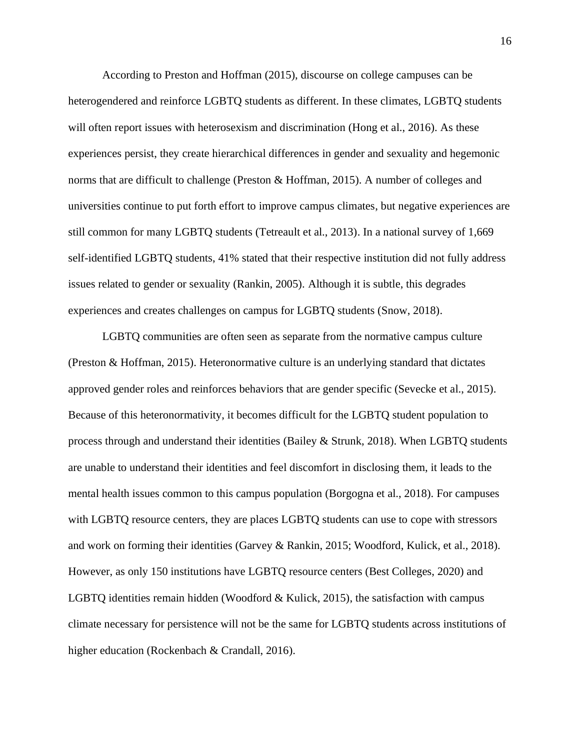According to Preston and Hoffman (2015), discourse on college campuses can be heterogendered and reinforce LGBTQ students as different. In these climates, LGBTQ students will often report issues with heterosexism and discrimination (Hong et al., 2016). As these experiences persist, they create hierarchical differences in gender and sexuality and hegemonic norms that are difficult to challenge (Preston & Hoffman, 2015). A number of colleges and universities continue to put forth effort to improve campus climates, but negative experiences are still common for many LGBTQ students (Tetreault et al., 2013). In a national survey of 1,669 self-identified LGBTQ students, 41% stated that their respective institution did not fully address issues related to gender or sexuality (Rankin, 2005). Although it is subtle, this degrades experiences and creates challenges on campus for LGBTQ students (Snow, 2018).

LGBTQ communities are often seen as separate from the normative campus culture (Preston & Hoffman, 2015). Heteronormative culture is an underlying standard that dictates approved gender roles and reinforces behaviors that are gender specific (Sevecke et al., 2015). Because of this heteronormativity, it becomes difficult for the LGBTQ student population to process through and understand their identities (Bailey & Strunk, 2018). When LGBTQ students are unable to understand their identities and feel discomfort in disclosing them, it leads to the mental health issues common to this campus population (Borgogna et al., 2018). For campuses with LGBTQ resource centers, they are places LGBTQ students can use to cope with stressors and work on forming their identities (Garvey & Rankin, 2015; Woodford, Kulick, et al., 2018). However, as only 150 institutions have LGBTQ resource centers (Best Colleges, 2020) and LGBTQ identities remain hidden (Woodford & Kulick, 2015), the satisfaction with campus climate necessary for persistence will not be the same for LGBTQ students across institutions of higher education (Rockenbach & Crandall, 2016).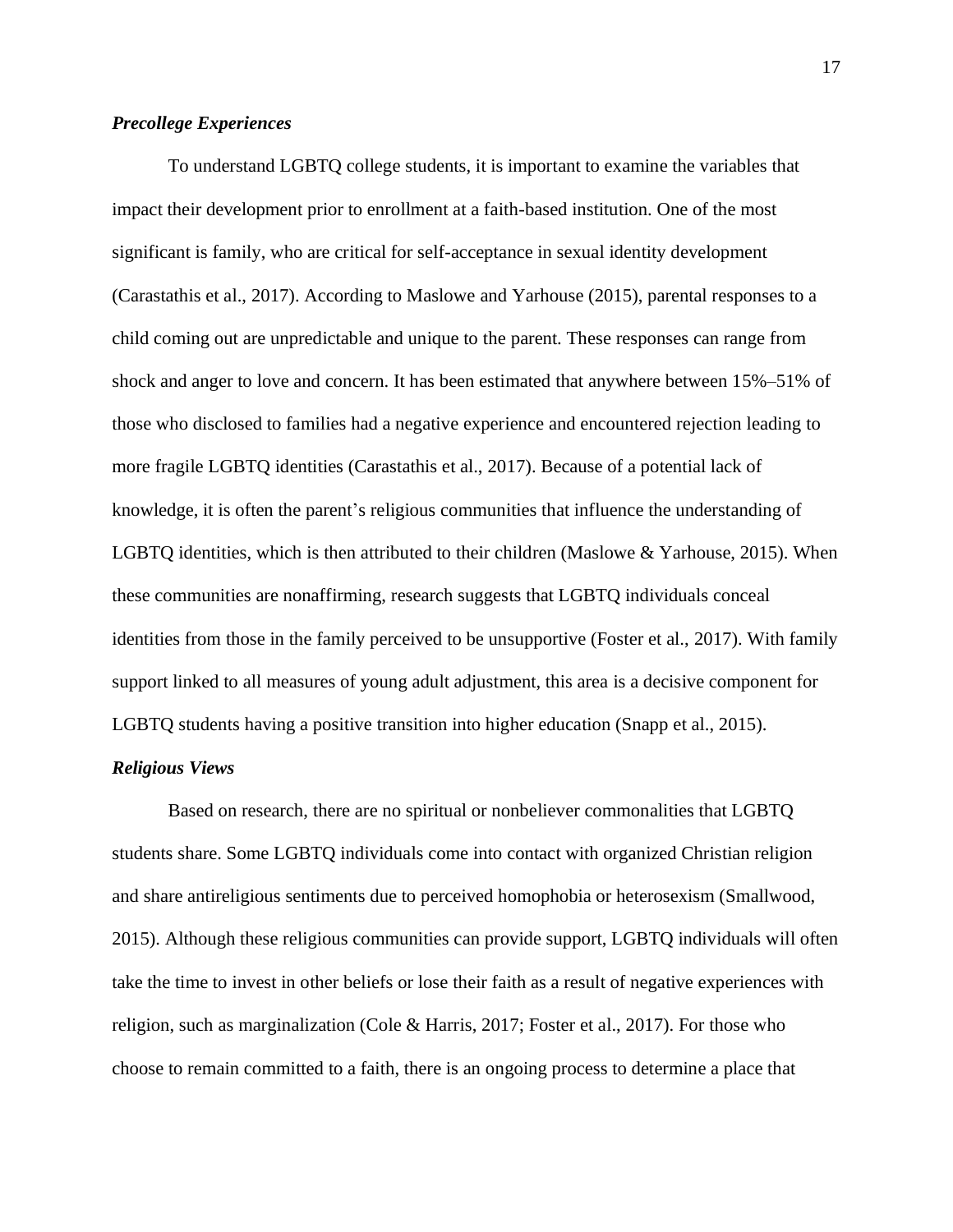### *Precollege Experiences*

To understand LGBTQ college students, it is important to examine the variables that impact their development prior to enrollment at a faith-based institution. One of the most significant is family, who are critical for self-acceptance in sexual identity development (Carastathis et al., 2017). According to Maslowe and Yarhouse (2015), parental responses to a child coming out are unpredictable and unique to the parent. These responses can range from shock and anger to love and concern. It has been estimated that anywhere between 15%–51% of those who disclosed to families had a negative experience and encountered rejection leading to more fragile LGBTQ identities (Carastathis et al., 2017). Because of a potential lack of knowledge, it is often the parent's religious communities that influence the understanding of LGBTQ identities, which is then attributed to their children (Maslowe & Yarhouse, 2015). When these communities are nonaffirming, research suggests that LGBTQ individuals conceal identities from those in the family perceived to be unsupportive (Foster et al., 2017). With family support linked to all measures of young adult adjustment, this area is a decisive component for LGBTQ students having a positive transition into higher education (Snapp et al., 2015).

### *Religious Views*

Based on research, there are no spiritual or nonbeliever commonalities that LGBTQ students share. Some LGBTQ individuals come into contact with organized Christian religion and share antireligious sentiments due to perceived homophobia or heterosexism (Smallwood, 2015). Although these religious communities can provide support, LGBTQ individuals will often take the time to invest in other beliefs or lose their faith as a result of negative experiences with religion, such as marginalization (Cole & Harris, 2017; Foster et al., 2017). For those who choose to remain committed to a faith, there is an ongoing process to determine a place that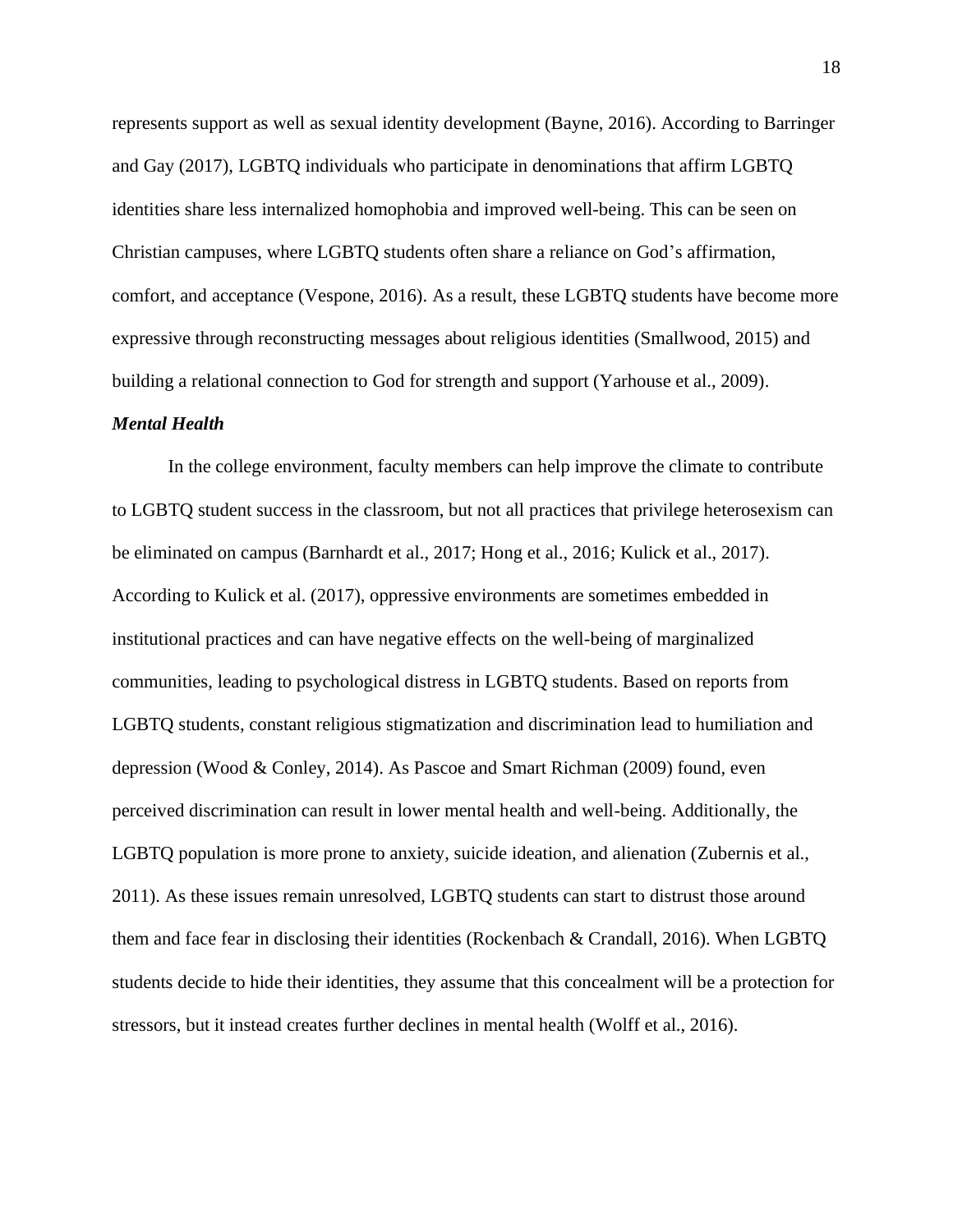represents support as well as sexual identity development (Bayne, 2016). According to Barringer and Gay (2017), LGBTQ individuals who participate in denominations that affirm LGBTQ identities share less internalized homophobia and improved well-being. This can be seen on Christian campuses, where LGBTQ students often share a reliance on God's affirmation, comfort, and acceptance (Vespone, 2016). As a result, these LGBTQ students have become more expressive through reconstructing messages about religious identities (Smallwood, 2015) and building a relational connection to God for strength and support (Yarhouse et al., 2009).

### *Mental Health*

In the college environment, faculty members can help improve the climate to contribute to LGBTQ student success in the classroom, but not all practices that privilege heterosexism can be eliminated on campus (Barnhardt et al., 2017; Hong et al., 2016; Kulick et al., 2017). According to Kulick et al. (2017), oppressive environments are sometimes embedded in institutional practices and can have negative effects on the well-being of marginalized communities, leading to psychological distress in LGBTQ students. Based on reports from LGBTQ students, constant religious stigmatization and discrimination lead to humiliation and depression (Wood & Conley, 2014). As Pascoe and Smart Richman (2009) found, even perceived discrimination can result in lower mental health and well-being. Additionally, the LGBTQ population is more prone to anxiety, suicide ideation, and alienation (Zubernis et al., 2011). As these issues remain unresolved, LGBTQ students can start to distrust those around them and face fear in disclosing their identities (Rockenbach & Crandall, 2016). When LGBTQ students decide to hide their identities, they assume that this concealment will be a protection for stressors, but it instead creates further declines in mental health (Wolff et al., 2016).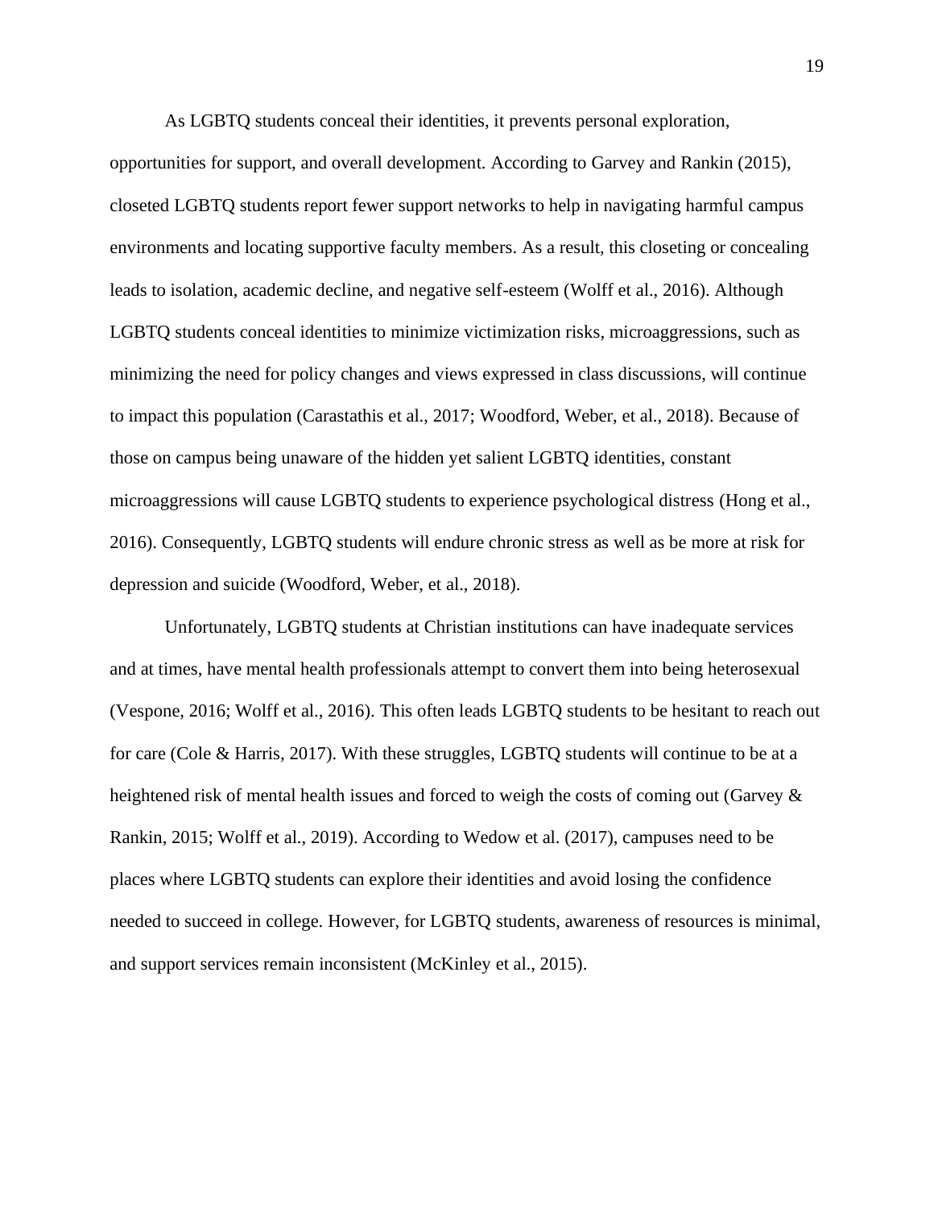As LGBTQ students conceal their identities, it prevents personal exploration, opportunities for support, and overall development. According to Garvey and Rankin (2015), closeted LGBTQ students report fewer support networks to help in navigating harmful campus environments and locating supportive faculty members. As a result, this closeting or concealing leads to isolation, academic decline, and negative self-esteem (Wolff et al., 2016). Although LGBTQ students conceal identities to minimize victimization risks, microaggressions, such as minimizing the need for policy changes and views expressed in class discussions, will continue to impact this population (Carastathis et al., 2017; Woodford, Weber, et al., 2018). Because of those on campus being unaware of the hidden yet salient LGBTQ identities, constant microaggressions will cause LGBTQ students to experience psychological distress (Hong et al., 2016). Consequently, LGBTQ students will endure chronic stress as well as be more at risk for depression and suicide (Woodford, Weber, et al., 2018).

Unfortunately, LGBTQ students at Christian institutions can have inadequate services and at times, have mental health professionals attempt to convert them into being heterosexual (Vespone, 2016; Wolff et al., 2016). This often leads LGBTQ students to be hesitant to reach out for care (Cole & Harris, 2017). With these struggles, LGBTQ students will continue to be at a heightened risk of mental health issues and forced to weigh the costs of coming out (Garvey & Rankin, 2015; Wolff et al., 2019). According to Wedow et al. (2017), campuses need to be places where LGBTQ students can explore their identities and avoid losing the confidence needed to succeed in college. However, for LGBTQ students, awareness of resources is minimal, and support services remain inconsistent (McKinley et al., 2015).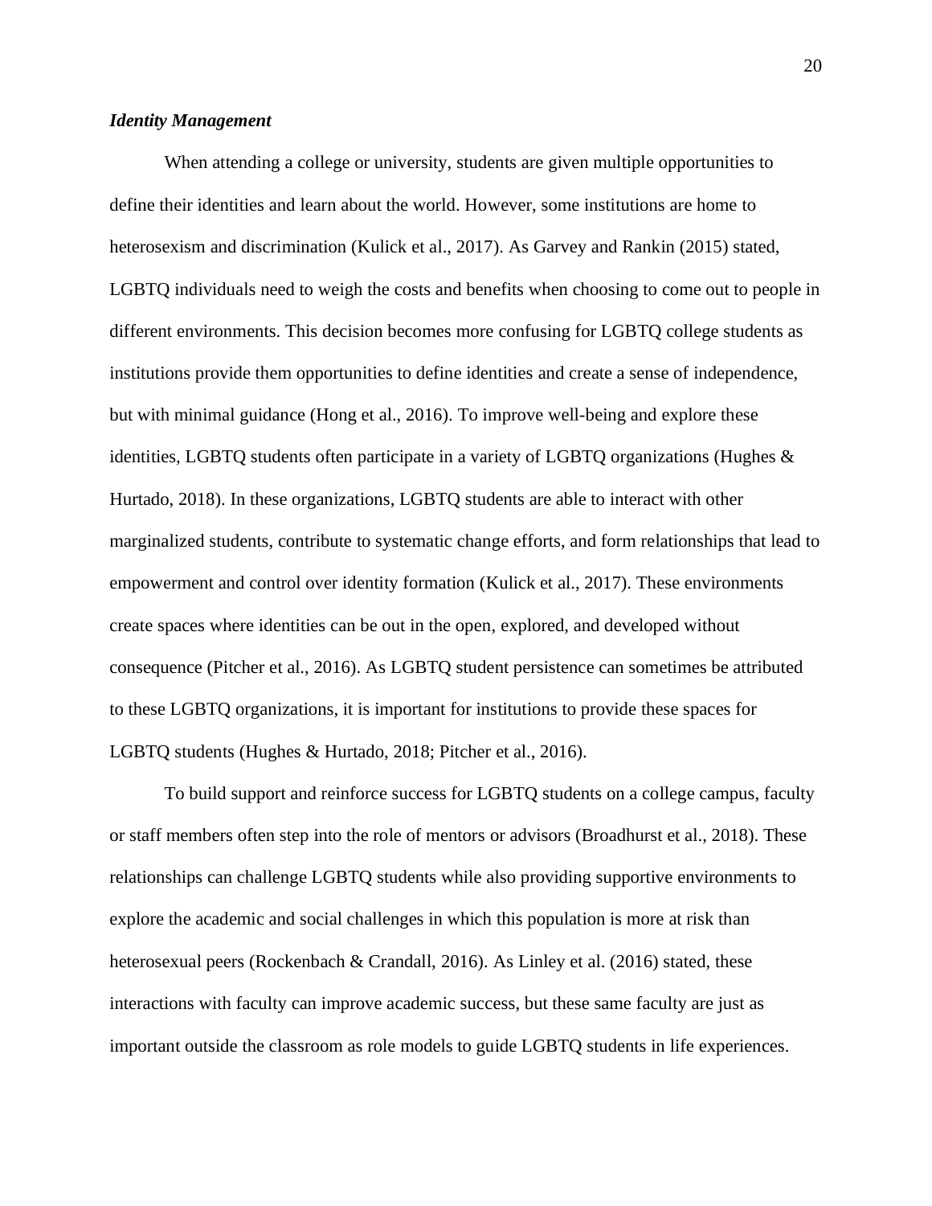### *Identity Management*

When attending a college or university, students are given multiple opportunities to define their identities and learn about the world. However, some institutions are home to heterosexism and discrimination (Kulick et al., 2017). As Garvey and Rankin (2015) stated, LGBTQ individuals need to weigh the costs and benefits when choosing to come out to people in different environments. This decision becomes more confusing for LGBTQ college students as institutions provide them opportunities to define identities and create a sense of independence, but with minimal guidance (Hong et al., 2016). To improve well-being and explore these identities, LGBTQ students often participate in a variety of LGBTQ organizations (Hughes & Hurtado, 2018). In these organizations, LGBTQ students are able to interact with other marginalized students, contribute to systematic change efforts, and form relationships that lead to empowerment and control over identity formation (Kulick et al., 2017). These environments create spaces where identities can be out in the open, explored, and developed without consequence (Pitcher et al., 2016). As LGBTQ student persistence can sometimes be attributed to these LGBTQ organizations, it is important for institutions to provide these spaces for LGBTQ students (Hughes & Hurtado, 2018; Pitcher et al., 2016).

To build support and reinforce success for LGBTQ students on a college campus, faculty or staff members often step into the role of mentors or advisors (Broadhurst et al., 2018). These relationships can challenge LGBTQ students while also providing supportive environments to explore the academic and social challenges in which this population is more at risk than heterosexual peers (Rockenbach & Crandall, 2016). As Linley et al. (2016) stated, these interactions with faculty can improve academic success, but these same faculty are just as important outside the classroom as role models to guide LGBTQ students in life experiences.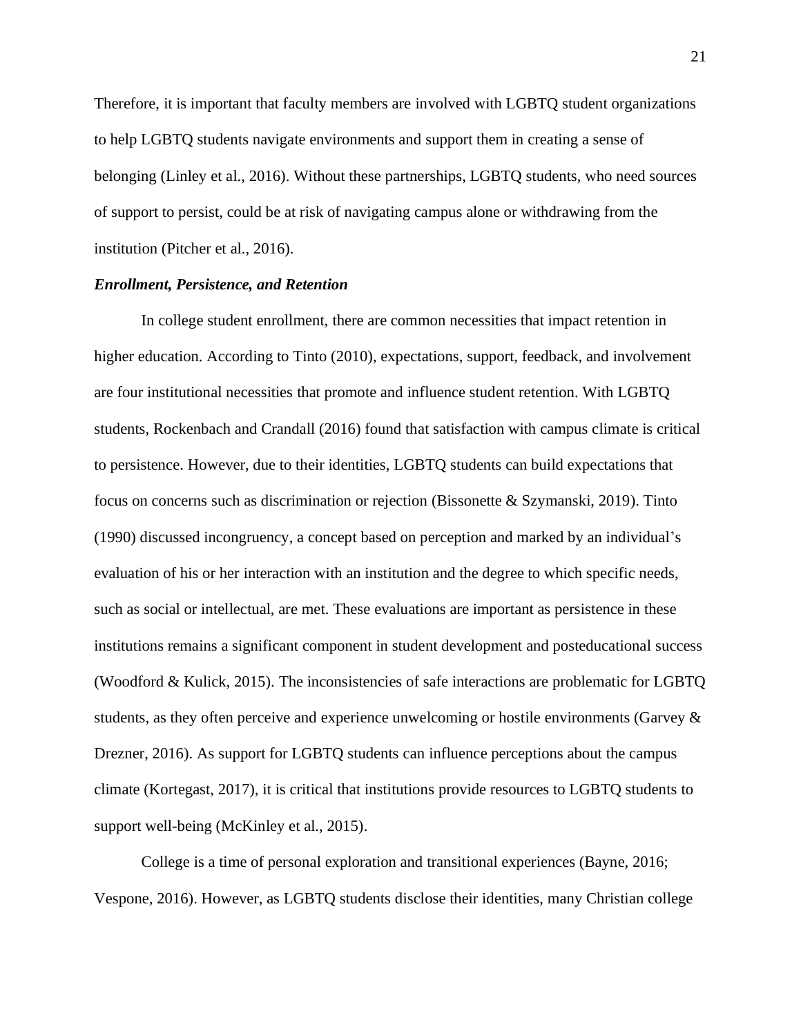Therefore, it is important that faculty members are involved with LGBTQ student organizations to help LGBTQ students navigate environments and support them in creating a sense of belonging (Linley et al., 2016). Without these partnerships, LGBTQ students, who need sources of support to persist, could be at risk of navigating campus alone or withdrawing from the institution (Pitcher et al., 2016).

### *Enrollment, Persistence, and Retention*

In college student enrollment, there are common necessities that impact retention in higher education. According to Tinto (2010), expectations, support, feedback, and involvement are four institutional necessities that promote and influence student retention. With LGBTQ students, Rockenbach and Crandall (2016) found that satisfaction with campus climate is critical to persistence. However, due to their identities, LGBTQ students can build expectations that focus on concerns such as discrimination or rejection (Bissonette & Szymanski, 2019). Tinto (1990) discussed incongruency, a concept based on perception and marked by an individual's evaluation of his or her interaction with an institution and the degree to which specific needs, such as social or intellectual, are met. These evaluations are important as persistence in these institutions remains a significant component in student development and posteducational success (Woodford & Kulick, 2015). The inconsistencies of safe interactions are problematic for LGBTQ students, as they often perceive and experience unwelcoming or hostile environments (Garvey & Drezner, 2016). As support for LGBTQ students can influence perceptions about the campus climate (Kortegast, 2017), it is critical that institutions provide resources to LGBTQ students to support well-being (McKinley et al., 2015).

College is a time of personal exploration and transitional experiences (Bayne, 2016; Vespone, 2016). However, as LGBTQ students disclose their identities, many Christian college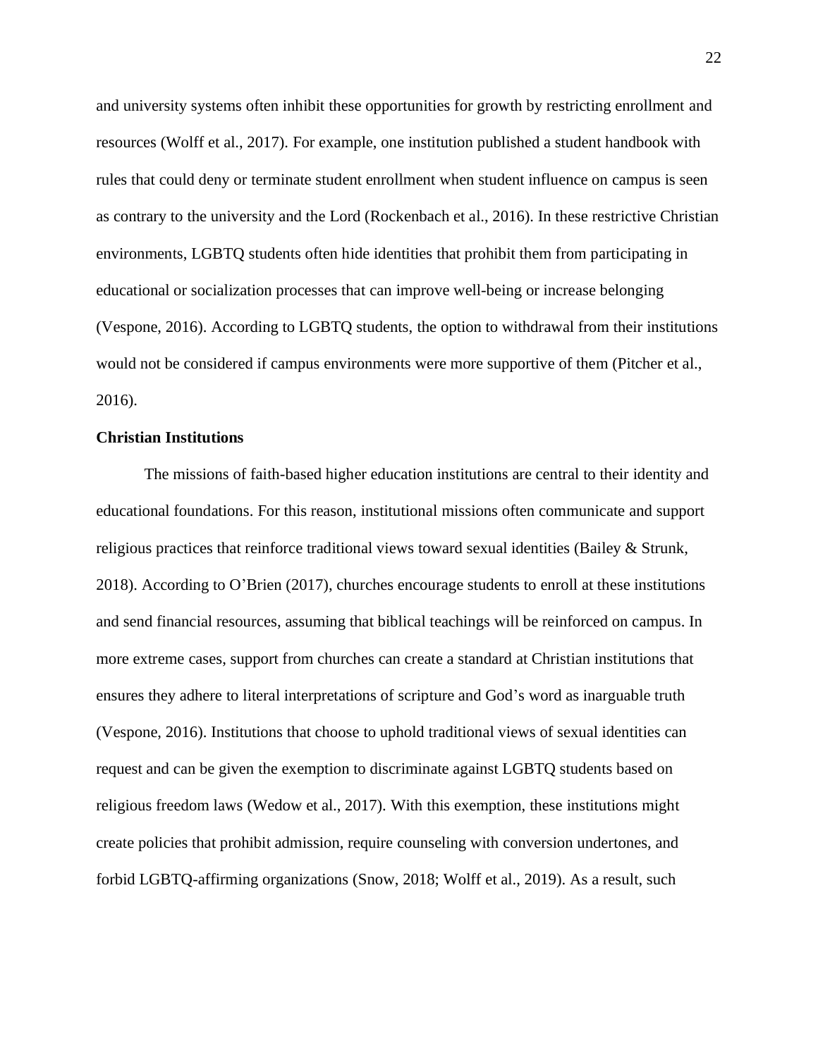and university systems often inhibit these opportunities for growth by restricting enrollment and resources (Wolff et al., 2017). For example, one institution published a student handbook with rules that could deny or terminate student enrollment when student influence on campus is seen as contrary to the university and the Lord (Rockenbach et al., 2016). In these restrictive Christian environments, LGBTQ students often hide identities that prohibit them from participating in educational or socialization processes that can improve well-being or increase belonging (Vespone, 2016). According to LGBTQ students, the option to withdrawal from their institutions would not be considered if campus environments were more supportive of them (Pitcher et al., 2016).

**Christian Institutions**

The missions of faith-based higher education institutions are central to their identity and educational foundations. For this reason, institutional missions often communicate and support religious practices that reinforce traditional views toward sexual identities (Bailey & Strunk, 2018). According to O'Brien (2017), churches encourage students to enroll at these institutions and send financial resources, assuming that biblical teachings will be reinforced on campus. In more extreme cases, support from churches can create a standard at Christian institutions that ensures they adhere to literal interpretations of scripture and God's word as inarguable truth (Vespone, 2016). Institutions that choose to uphold traditional views of sexual identities can request and can be given the exemption to discriminate against LGBTQ students based on religious freedom laws (Wedow et al., 2017). With this exemption, these institutions might create policies that prohibit admission, require counseling with conversion undertones, and forbid LGBTQ-affirming organizations (Snow, 2018; Wolff et al., 2019). As a result, such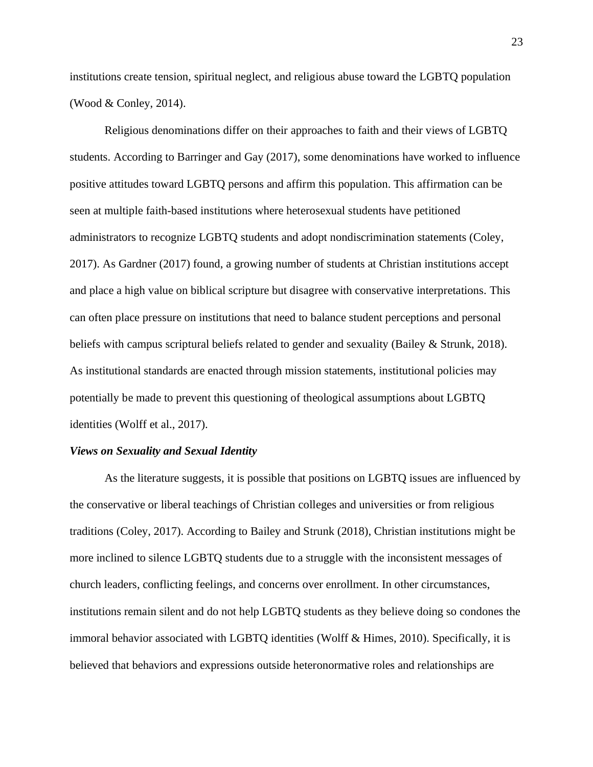institutions create tension, spiritual neglect, and religious abuse toward the LGBTQ population (Wood & Conley, 2014).

Religious denominations differ on their approaches to faith and their views of LGBTQ students. According to Barringer and Gay (2017), some denominations have worked to influence positive attitudes toward LGBTQ persons and affirm this population. This affirmation can be seen at multiple faith-based institutions where heterosexual students have petitioned administrators to recognize LGBTQ students and adopt nondiscrimination statements (Coley, 2017). As Gardner (2017) found, a growing number of students at Christian institutions accept and place a high value on biblical scripture but disagree with conservative interpretations. This can often place pressure on institutions that need to balance student perceptions and personal beliefs with campus scriptural beliefs related to gender and sexuality (Bailey & Strunk, 2018). As institutional standards are enacted through mission statements, institutional policies may potentially be made to prevent this questioning of theological assumptions about LGBTQ identities (Wolff et al., 2017).

### ***Views on Sexuality and Sexual Identity***

As the literature suggests, it is possible that positions on LGBTQ issues are influenced by the conservative or liberal teachings of Christian colleges and universities or from religious traditions (Coley, 2017). According to Bailey and Strunk (2018), Christian institutions might be more inclined to silence LGBTQ students due to a struggle with the inconsistent messages of church leaders, conflicting feelings, and concerns over enrollment. In other circumstances, institutions remain silent and do not help LGBTQ students as they believe doing so condones the immoral behavior associated with LGBTQ identities (Wolff & Himes, 2010). Specifically, it is believed that behaviors and expressions outside heteronormative roles and relationships are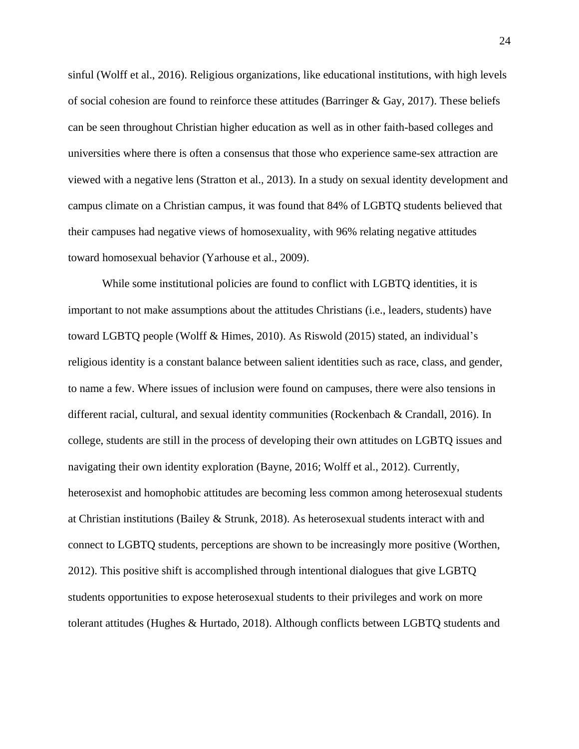sinful (Wolff et al., 2016). Religious organizations, like educational institutions, with high levels of social cohesion are found to reinforce these attitudes (Barringer & Gay, 2017). These beliefs can be seen throughout Christian higher education as well as in other faith-based colleges and universities where there is often a consensus that those who experience same-sex attraction are viewed with a negative lens (Stratton et al., 2013). In a study on sexual identity development and campus climate on a Christian campus, it was found that 84% of LGBTQ students believed that their campuses had negative views of homosexuality, with 96% relating negative attitudes toward homosexual behavior (Yarhouse et al., 2009).

While some institutional policies are found to conflict with LGBTQ identities, it is important to not make assumptions about the attitudes Christians (i.e., leaders, students) have toward LGBTQ people (Wolff & Himes, 2010). As Riswold (2015) stated, an individual's religious identity is a constant balance between salient identities such as race, class, and gender, to name a few. Where issues of inclusion were found on campuses, there were also tensions in different racial, cultural, and sexual identity communities (Rockenbach & Crandall, 2016). In college, students are still in the process of developing their own attitudes on LGBTQ issues and navigating their own identity exploration (Bayne, 2016; Wolff et al., 2012). Currently, heterosexist and homophobic attitudes are becoming less common among heterosexual students at Christian institutions (Bailey & Strunk, 2018). As heterosexual students interact with and connect to LGBTQ students, perceptions are shown to be increasingly more positive (Worthen, 2012). This positive shift is accomplished through intentional dialogues that give LGBTQ students opportunities to expose heterosexual students to their privileges and work on more tolerant attitudes (Hughes & Hurtado, 2018). Although conflicts between LGBTQ students and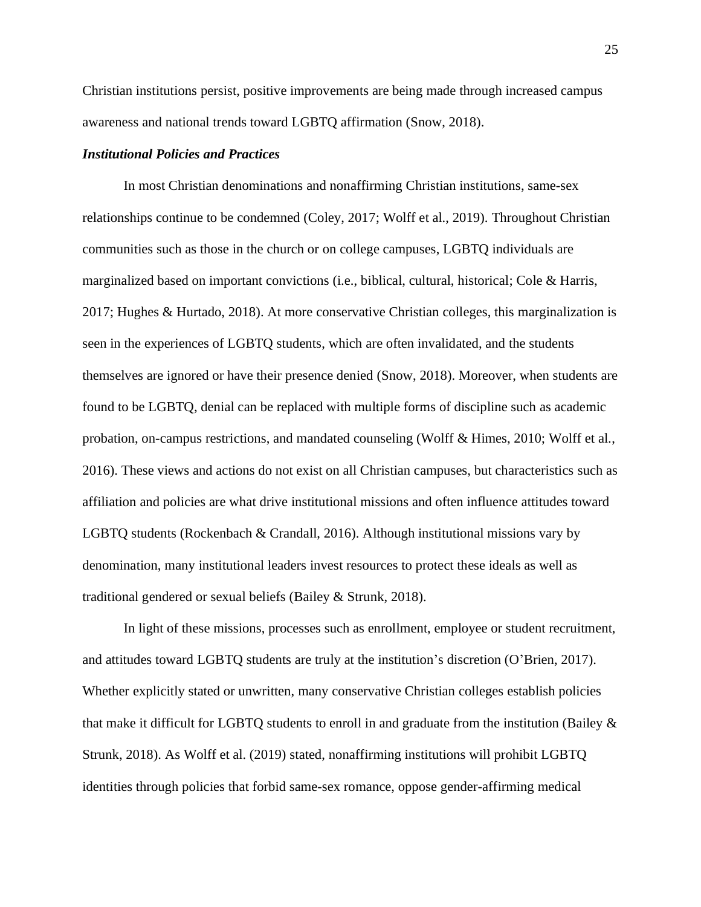Christian institutions persist, positive improvements are being made through increased campus awareness and national trends toward LGBTQ affirmation (Snow, 2018).

### ***Institutional Policies and Practices***

In most Christian denominations and nonaffirming Christian institutions, same-sex relationships continue to be condemned (Coley, 2017; Wolff et al., 2019). Throughout Christian communities such as those in the church or on college campuses, LGBTQ individuals are marginalized based on important convictions (i.e., biblical, cultural, historical; Cole & Harris, 2017; Hughes & Hurtado, 2018). At more conservative Christian colleges, this marginalization is seen in the experiences of LGBTQ students, which are often invalidated, and the students themselves are ignored or have their presence denied (Snow, 2018). Moreover, when students are found to be LGBTQ, denial can be replaced with multiple forms of discipline such as academic probation, on-campus restrictions, and mandated counseling (Wolff & Himes, 2010; Wolff et al., 2016). These views and actions do not exist on all Christian campuses, but characteristics such as affiliation and policies are what drive institutional missions and often influence attitudes toward LGBTQ students (Rockenbach & Crandall, 2016). Although institutional missions vary by denomination, many institutional leaders invest resources to protect these ideals as well as traditional gendered or sexual beliefs (Bailey & Strunk, 2018).

In light of these missions, processes such as enrollment, employee or student recruitment, and attitudes toward LGBTQ students are truly at the institution's discretion (O'Brien, 2017). Whether explicitly stated or unwritten, many conservative Christian colleges establish policies that make it difficult for LGBTQ students to enroll in and graduate from the institution (Bailey & Strunk, 2018). As Wolff et al. (2019) stated, nonaffirming institutions will prohibit LGBTQ identities through policies that forbid same-sex romance, oppose gender-affirming medical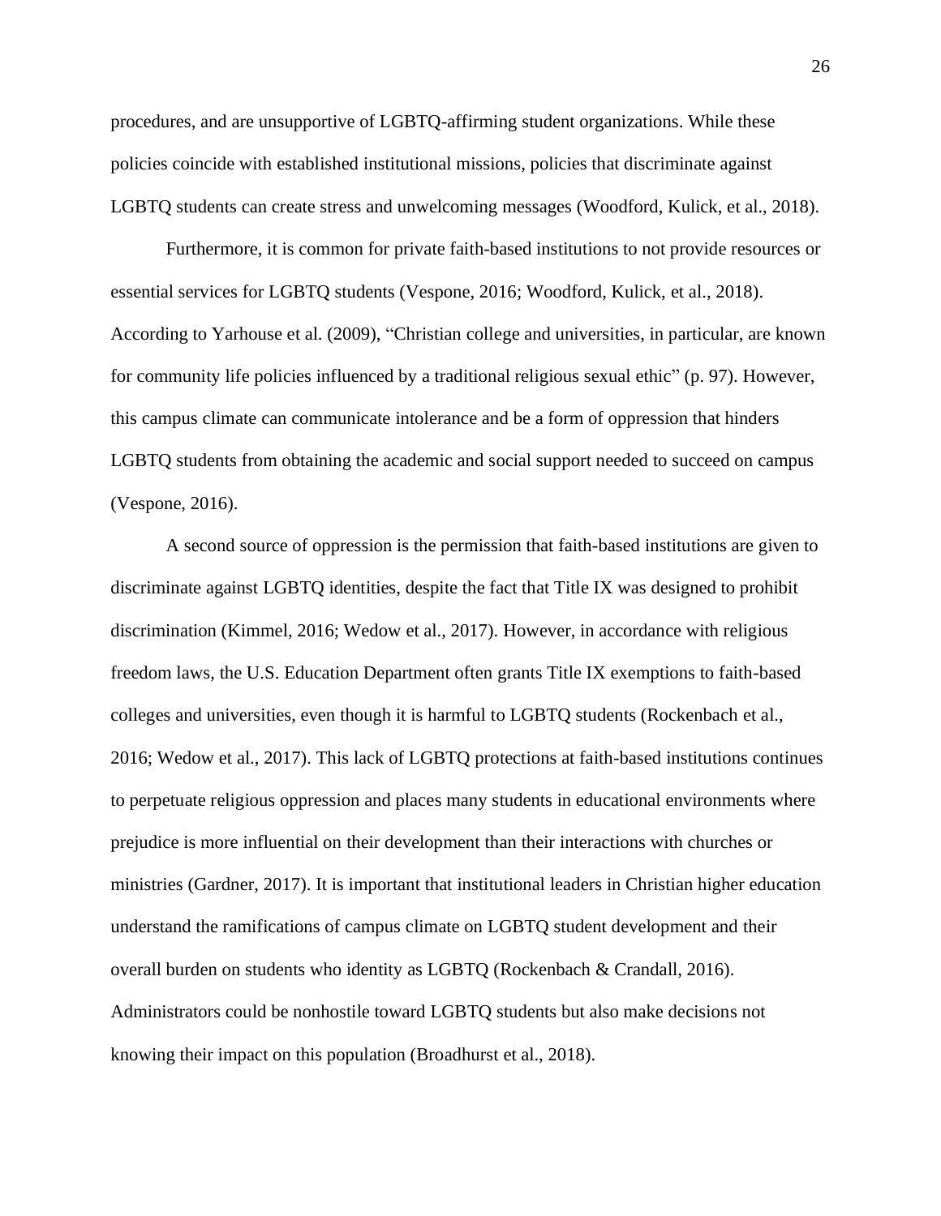procedures, and are unsupportive of LGBTQ-affirming student organizations. While these policies coincide with established institutional missions, policies that discriminate against LGBTQ students can create stress and unwelcoming messages (Woodford, Kulick, et al., 2018).

Furthermore, it is common for private faith-based institutions to not provide resources or essential services for LGBTQ students (Vespone, 2016; Woodford, Kulick, et al., 2018). According to Yarhouse et al. (2009), "Christian college and universities, in particular, are known for community life policies influenced by a traditional religious sexual ethic" (p. 97). However, this campus climate can communicate intolerance and be a form of oppression that hinders LGBTQ students from obtaining the academic and social support needed to succeed on campus (Vespone, 2016).

A second source of oppression is the permission that faith-based institutions are given to discriminate against LGBTQ identities, despite the fact that Title IX was designed to prohibit discrimination (Kimmel, 2016; Wedow et al., 2017). However, in accordance with religious freedom laws, the U.S. Education Department often grants Title IX exemptions to faith-based colleges and universities, even though it is harmful to LGBTQ students (Rockenbach et al., 2016; Wedow et al., 2017). This lack of LGBTQ protections at faith-based institutions continues to perpetuate religious oppression and places many students in educational environments where prejudice is more influential on their development than their interactions with churches or ministries (Gardner, 2017). It is important that institutional leaders in Christian higher education understand the ramifications of campus climate on LGBTQ student development and their overall burden on students who identity as LGBTQ (Rockenbach & Crandall, 2016). Administrators could be nonhostile toward LGBTQ students but also make decisions not knowing their impact on this population (Broadhurst et al., 2018).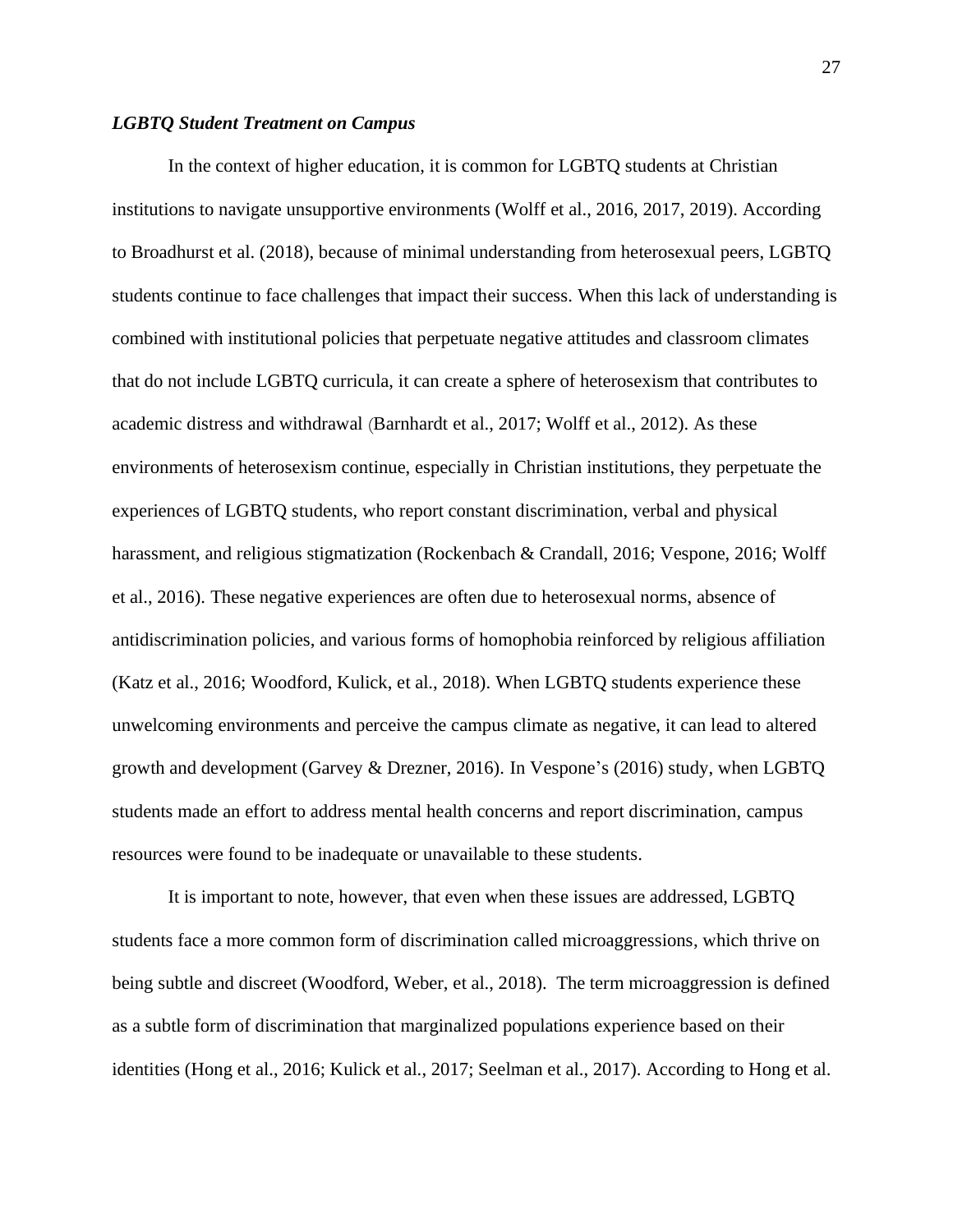### ***LGBTQ Student Treatment on Campus***

In the context of higher education, it is common for LGBTQ students at Christian institutions to navigate unsupportive environments (Wolff et al., 2016, 2017, 2019). According to Broadhurst et al. (2018), because of minimal understanding from heterosexual peers, LGBTQ students continue to face challenges that impact their success. When this lack of understanding is combined with institutional policies that perpetuate negative attitudes and classroom climates that do not include LGBTQ curricula, it can create a sphere of heterosexism that contributes to academic distress and withdrawal (Barnhardt et al., 2017; Wolff et al., 2012). As these environments of heterosexism continue, especially in Christian institutions, they perpetuate the experiences of LGBTQ students, who report constant discrimination, verbal and physical harassment, and religious stigmatization (Rockenbach & Crandall, 2016; Vespone, 2016; Wolff et al., 2016). These negative experiences are often due to heterosexual norms, absence of antidiscrimination policies, and various forms of homophobia reinforced by religious affiliation (Katz et al., 2016; Woodford, Kulick, et al., 2018). When LGBTQ students experience these unwelcoming environments and perceive the campus climate as negative, it can lead to altered growth and development (Garvey & Drezner, 2016). In Vespone's (2016) study, when LGBTQ students made an effort to address mental health concerns and report discrimination, campus resources were found to be inadequate or unavailable to these students.

It is important to note, however, that even when these issues are addressed, LGBTQ students face a more common form of discrimination called microaggressions, which thrive on being subtle and discreet (Woodford, Weber, et al., 2018). The term microaggression is defined as a subtle form of discrimination that marginalized populations experience based on their identities (Hong et al., 2016; Kulick et al., 2017; Seelman et al., 2017). According to Hong et al.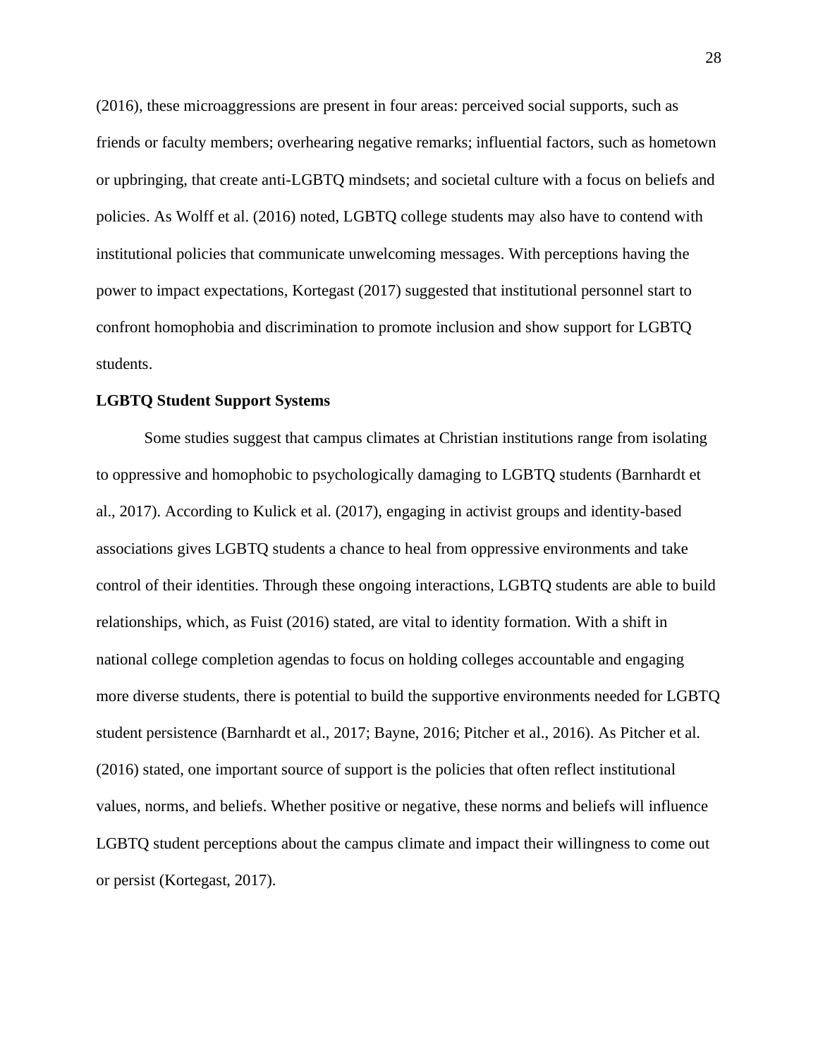(2016), these microaggressions are present in four areas: perceived social supports, such as friends or faculty members; overhearing negative remarks; influential factors, such as hometown or upbringing, that create anti-LGBTQ mindsets; and societal culture with a focus on beliefs and policies. As Wolff et al. (2016) noted, LGBTQ college students may also have to contend with institutional policies that communicate unwelcoming messages. With perceptions having the power to impact expectations, Kortegast (2017) suggested that institutional personnel start to confront homophobia and discrimination to promote inclusion and show support for LGBTQ students.

**LGBTQ Student Support Systems**

Some studies suggest that campus climates at Christian institutions range from isolating to oppressive and homophobic to psychologically damaging to LGBTQ students (Barnhardt et al., 2017). According to Kulick et al. (2017), engaging in activist groups and identity-based associations gives LGBTQ students a chance to heal from oppressive environments and take control of their identities. Through these ongoing interactions, LGBTQ students are able to build relationships, which, as Fuist (2016) stated, are vital to identity formation. With a shift in national college completion agendas to focus on holding colleges accountable and engaging more diverse students, there is potential to build the supportive environments needed for LGBTQ student persistence (Barnhardt et al., 2017; Bayne, 2016; Pitcher et al., 2016). As Pitcher et al. (2016) stated, one important source of support is the policies that often reflect institutional values, norms, and beliefs. Whether positive or negative, these norms and beliefs will influence LGBTQ student perceptions about the campus climate and impact their willingness to come out or persist (Kortegast, 2017).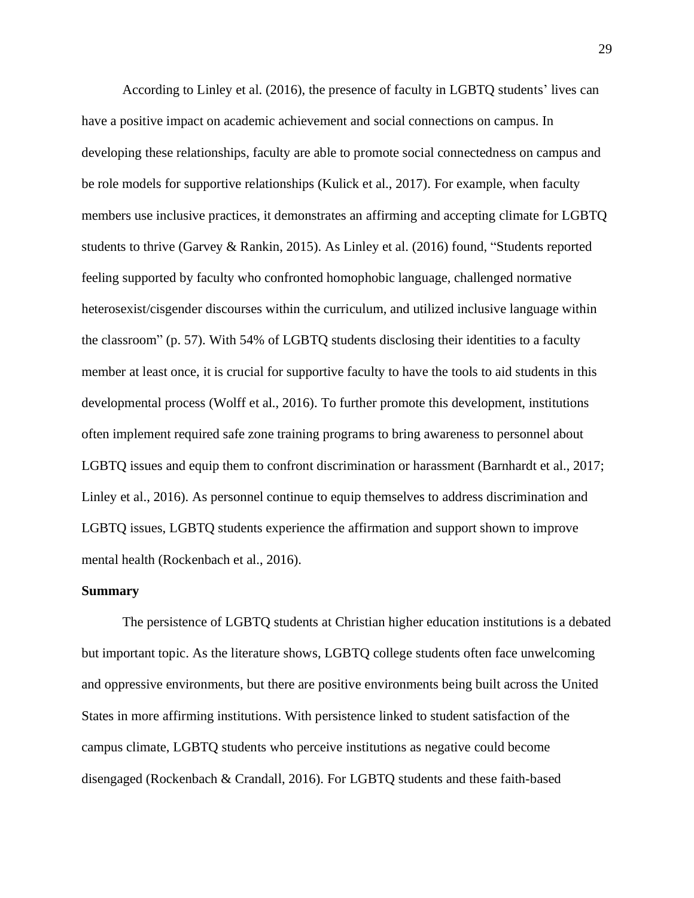According to Linley et al. (2016), the presence of faculty in LGBTQ students' lives can have a positive impact on academic achievement and social connections on campus. In developing these relationships, faculty are able to promote social connectedness on campus and be role models for supportive relationships (Kulick et al., 2017). For example, when faculty members use inclusive practices, it demonstrates an affirming and accepting climate for LGBTQ students to thrive (Garvey & Rankin, 2015). As Linley et al. (2016) found, "Students reported feeling supported by faculty who confronted homophobic language, challenged normative heterosexist/cisgender discourses within the curriculum, and utilized inclusive language within the classroom" (p. 57). With 54% of LGBTQ students disclosing their identities to a faculty member at least once, it is crucial for supportive faculty to have the tools to aid students in this developmental process (Wolff et al., 2016). To further promote this development, institutions often implement required safe zone training programs to bring awareness to personnel about LGBTQ issues and equip them to confront discrimination or harassment (Barnhardt et al., 2017; Linley et al., 2016). As personnel continue to equip themselves to address discrimination and LGBTQ issues, LGBTQ students experience the affirmation and support shown to improve mental health (Rockenbach et al., 2016).

## Summary

The persistence of LGBTQ students at Christian higher education institutions is a debated but important topic. As the literature shows, LGBTQ college students often face unwelcoming and oppressive environments, but there are positive environments being built across the United States in more affirming institutions. With persistence linked to student satisfaction of the campus climate, LGBTQ students who perceive institutions as negative could become disengaged (Rockenbach & Crandall, 2016). For LGBTQ students and these faith-based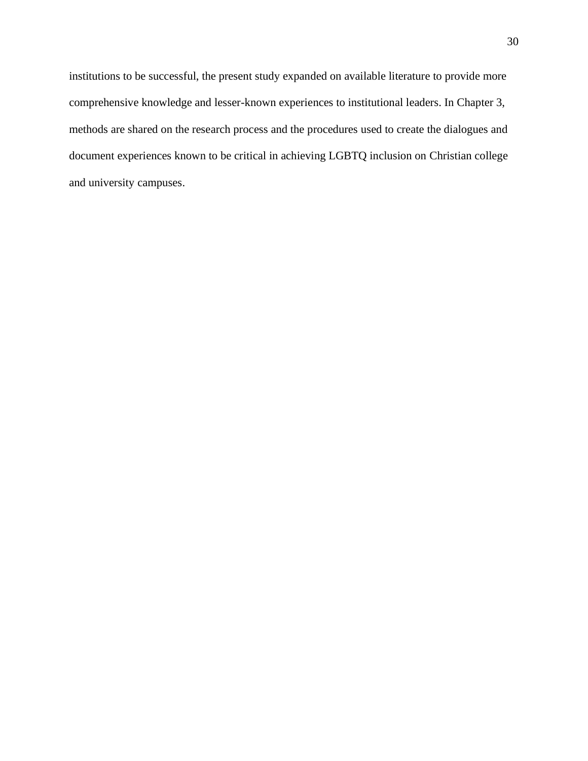institutions to be successful, the present study expanded on available literature to provide more comprehensive knowledge and lesser-known experiences to institutional leaders. In Chapter 3, methods are shared on the research process and the procedures used to create the dialogues and document experiences known to be critical in achieving LGBTQ inclusion on Christian college and university campuses.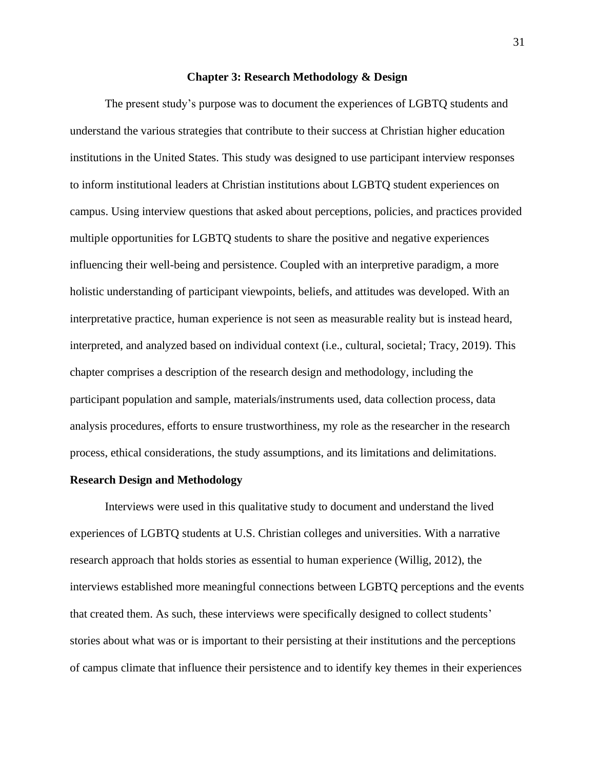## Chapter 3: Research Methodology & Design

The present study's purpose was to document the experiences of LGBTQ students and understand the various strategies that contribute to their success at Christian higher education institutions in the United States. This study was designed to use participant interview responses to inform institutional leaders at Christian institutions about LGBTQ student experiences on campus. Using interview questions that asked about perceptions, policies, and practices provided multiple opportunities for LGBTQ students to share the positive and negative experiences influencing their well-being and persistence. Coupled with an interpretive paradigm, a more holistic understanding of participant viewpoints, beliefs, and attitudes was developed. With an interpretative practice, human experience is not seen as measurable reality but is instead heard, interpreted, and analyzed based on individual context (i.e., cultural, societal; Tracy, 2019). This chapter comprises a description of the research design and methodology, including the participant population and sample, materials/instruments used, data collection process, data analysis procedures, efforts to ensure trustworthiness, my role as the researcher in the research process, ethical considerations, the study assumptions, and its limitations and delimitations.

### Research Design and Methodology

Interviews were used in this qualitative study to document and understand the lived experiences of LGBTQ students at U.S. Christian colleges and universities. With a narrative research approach that holds stories as essential to human experience (Willig, 2012), the interviews established more meaningful connections between LGBTQ perceptions and the events that created them. As such, these interviews were specifically designed to collect students' stories about what was or is important to their persisting at their institutions and the perceptions of campus climate that influence their persistence and to identify key themes in their experiences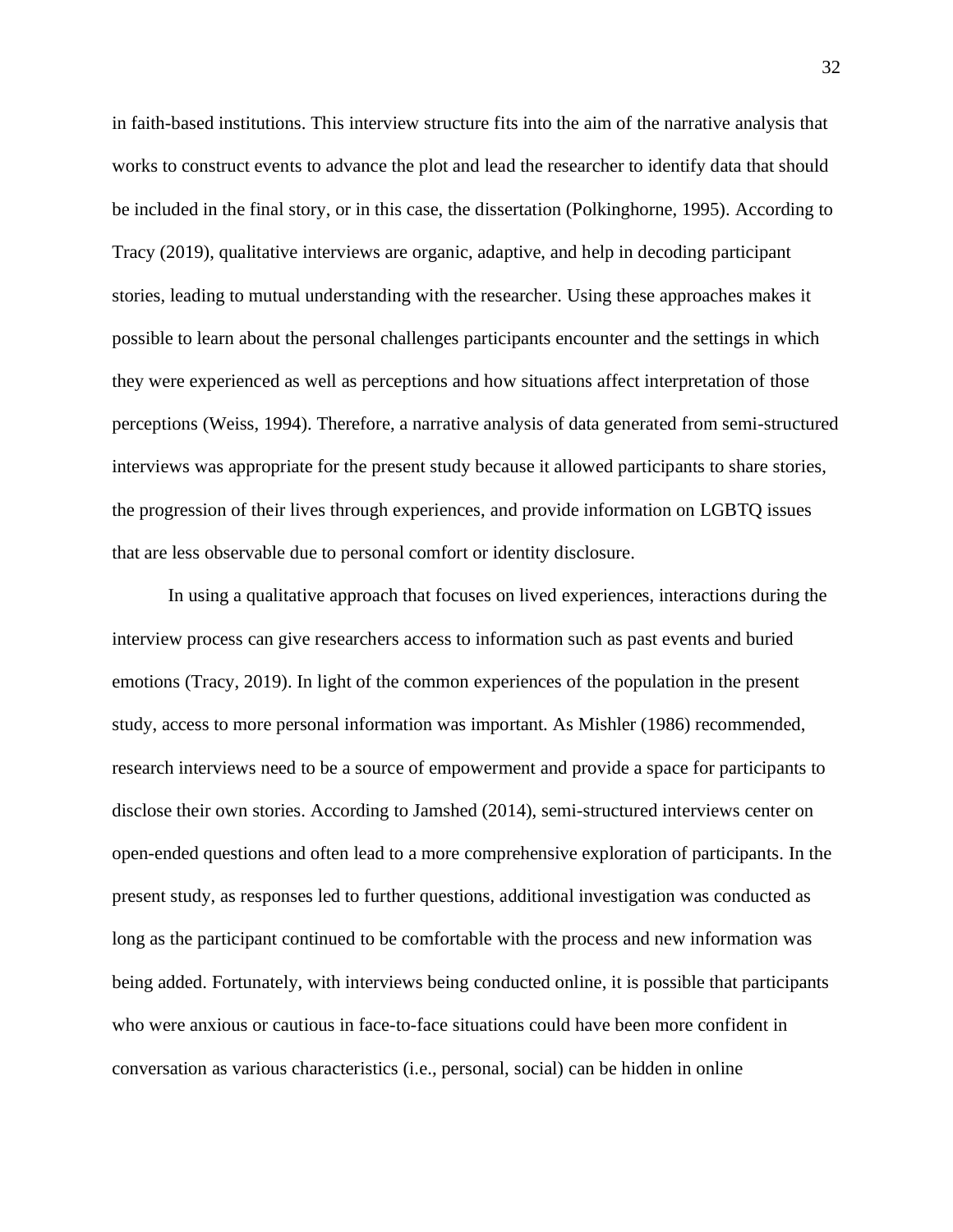in faith-based institutions. This interview structure fits into the aim of the narrative analysis that works to construct events to advance the plot and lead the researcher to identify data that should be included in the final story, or in this case, the dissertation (Polkinghorne, 1995). According to Tracy (2019), qualitative interviews are organic, adaptive, and help in decoding participant stories, leading to mutual understanding with the researcher. Using these approaches makes it possible to learn about the personal challenges participants encounter and the settings in which they were experienced as well as perceptions and how situations affect interpretation of those perceptions (Weiss, 1994). Therefore, a narrative analysis of data generated from semi-structured interviews was appropriate for the present study because it allowed participants to share stories, the progression of their lives through experiences, and provide information on LGBTQ issues that are less observable due to personal comfort or identity disclosure.

In using a qualitative approach that focuses on lived experiences, interactions during the interview process can give researchers access to information such as past events and buried emotions (Tracy, 2019). In light of the common experiences of the population in the present study, access to more personal information was important. As Mishler (1986) recommended, research interviews need to be a source of empowerment and provide a space for participants to disclose their own stories. According to Jamshed (2014), semi-structured interviews center on open-ended questions and often lead to a more comprehensive exploration of participants. In the present study, as responses led to further questions, additional investigation was conducted as long as the participant continued to be comfortable with the process and new information was being added. Fortunately, with interviews being conducted online, it is possible that participants who were anxious or cautious in face-to-face situations could have been more confident in conversation as various characteristics (i.e., personal, social) can be hidden in online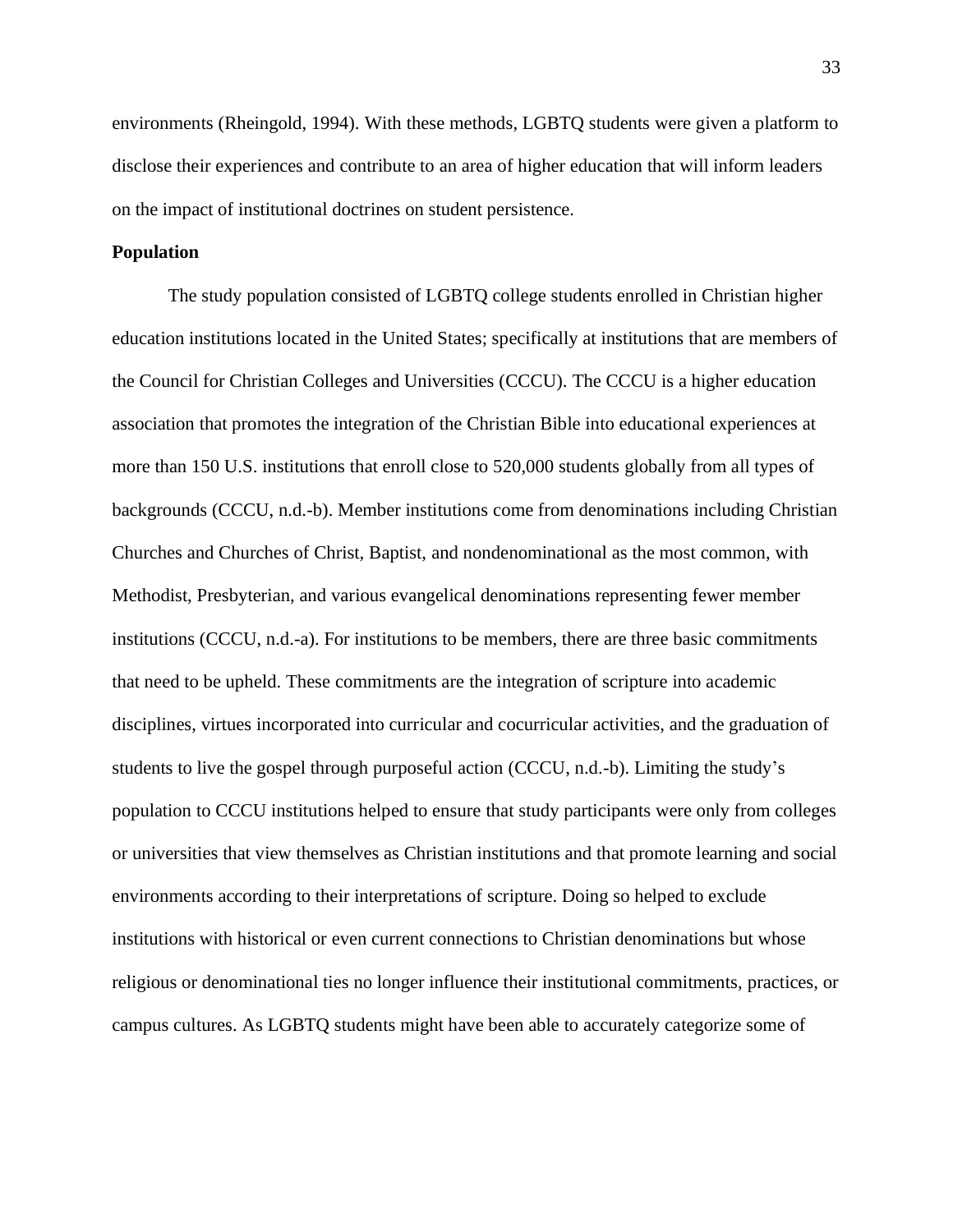environments (Rheingold, 1994). With these methods, LGBTQ students were given a platform to disclose their experiences and contribute to an area of higher education that will inform leaders on the impact of institutional doctrines on student persistence.

## Population

The study population consisted of LGBTQ college students enrolled in Christian higher education institutions located in the United States; specifically at institutions that are members of the Council for Christian Colleges and Universities (CCCU). The CCCU is a higher education association that promotes the integration of the Christian Bible into educational experiences at more than 150 U.S. institutions that enroll close to 520,000 students globally from all types of backgrounds (CCCU, n.d.-b). Member institutions come from denominations including Christian Churches and Churches of Christ, Baptist, and nondenominational as the most common, with Methodist, Presbyterian, and various evangelical denominations representing fewer member institutions (CCCU, n.d.-a). For institutions to be members, there are three basic commitments that need to be upheld. These commitments are the integration of scripture into academic disciplines, virtues incorporated into curricular and cocurricular activities, and the graduation of students to live the gospel through purposeful action (CCCU, n.d.-b). Limiting the study's population to CCCU institutions helped to ensure that study participants were only from colleges or universities that view themselves as Christian institutions and that promote learning and social environments according to their interpretations of scripture. Doing so helped to exclude institutions with historical or even current connections to Christian denominations but whose religious or denominational ties no longer influence their institutional commitments, practices, or campus cultures. As LGBTQ students might have been able to accurately categorize some of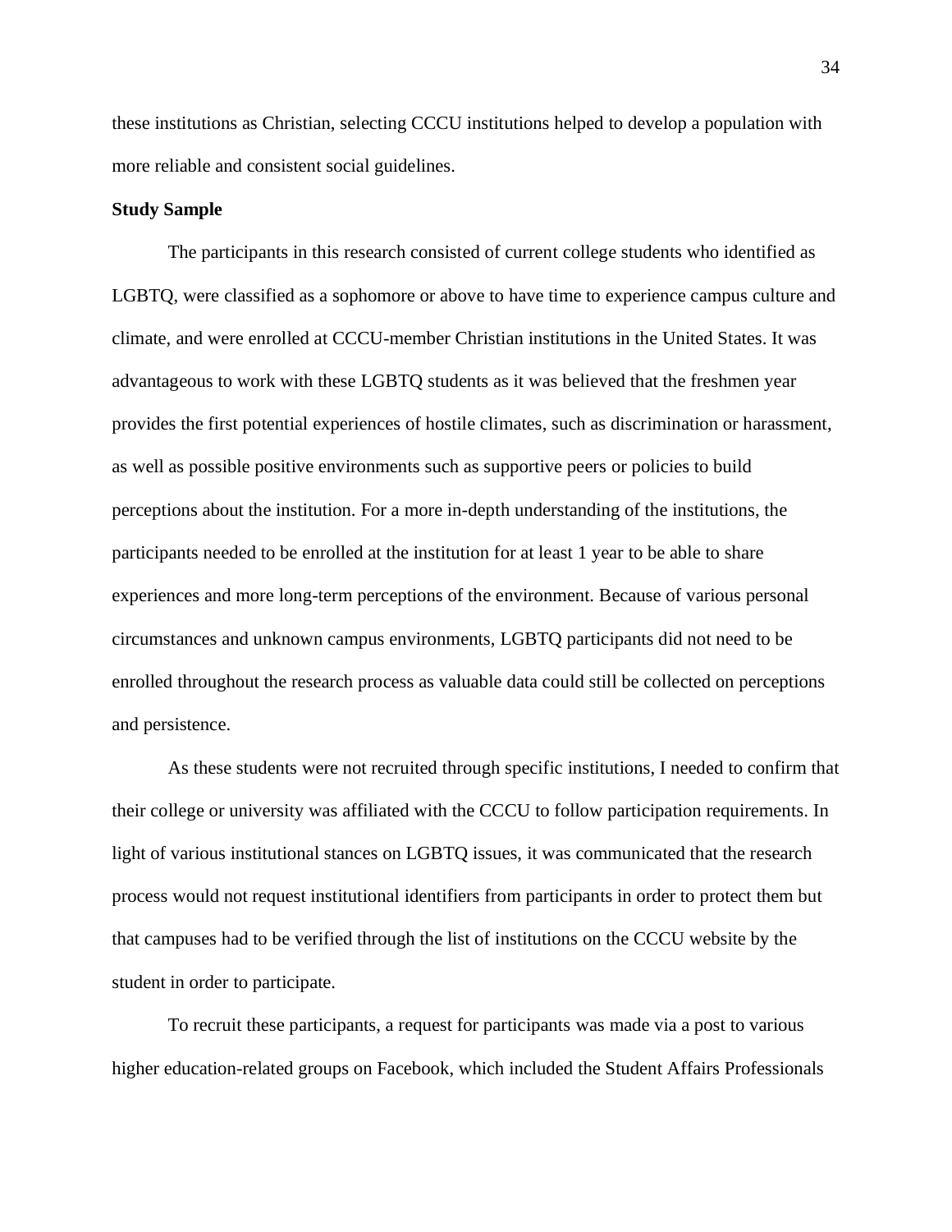these institutions as Christian, selecting CCCU institutions helped to develop a population with more reliable and consistent social guidelines.

**Study Sample**

The participants in this research consisted of current college students who identified as LGBTQ, were classified as a sophomore or above to have time to experience campus culture and climate, and were enrolled at CCCU-member Christian institutions in the United States. It was advantageous to work with these LGBTQ students as it was believed that the freshmen year provides the first potential experiences of hostile climates, such as discrimination or harassment, as well as possible positive environments such as supportive peers or policies to build perceptions about the institution. For a more in-depth understanding of the institutions, the participants needed to be enrolled at the institution for at least 1 year to be able to share experiences and more long-term perceptions of the environment. Because of various personal circumstances and unknown campus environments, LGBTQ participants did not need to be enrolled throughout the research process as valuable data could still be collected on perceptions and persistence.

As these students were not recruited through specific institutions, I needed to confirm that their college or university was affiliated with the CCCU to follow participation requirements. In light of various institutional stances on LGBTQ issues, it was communicated that the research process would not request institutional identifiers from participants in order to protect them but that campuses had to be verified through the list of institutions on the CCCU website by the student in order to participate.

To recruit these participants, a request for participants was made via a post to various higher education-related groups on Facebook, which included the Student Affairs Professionals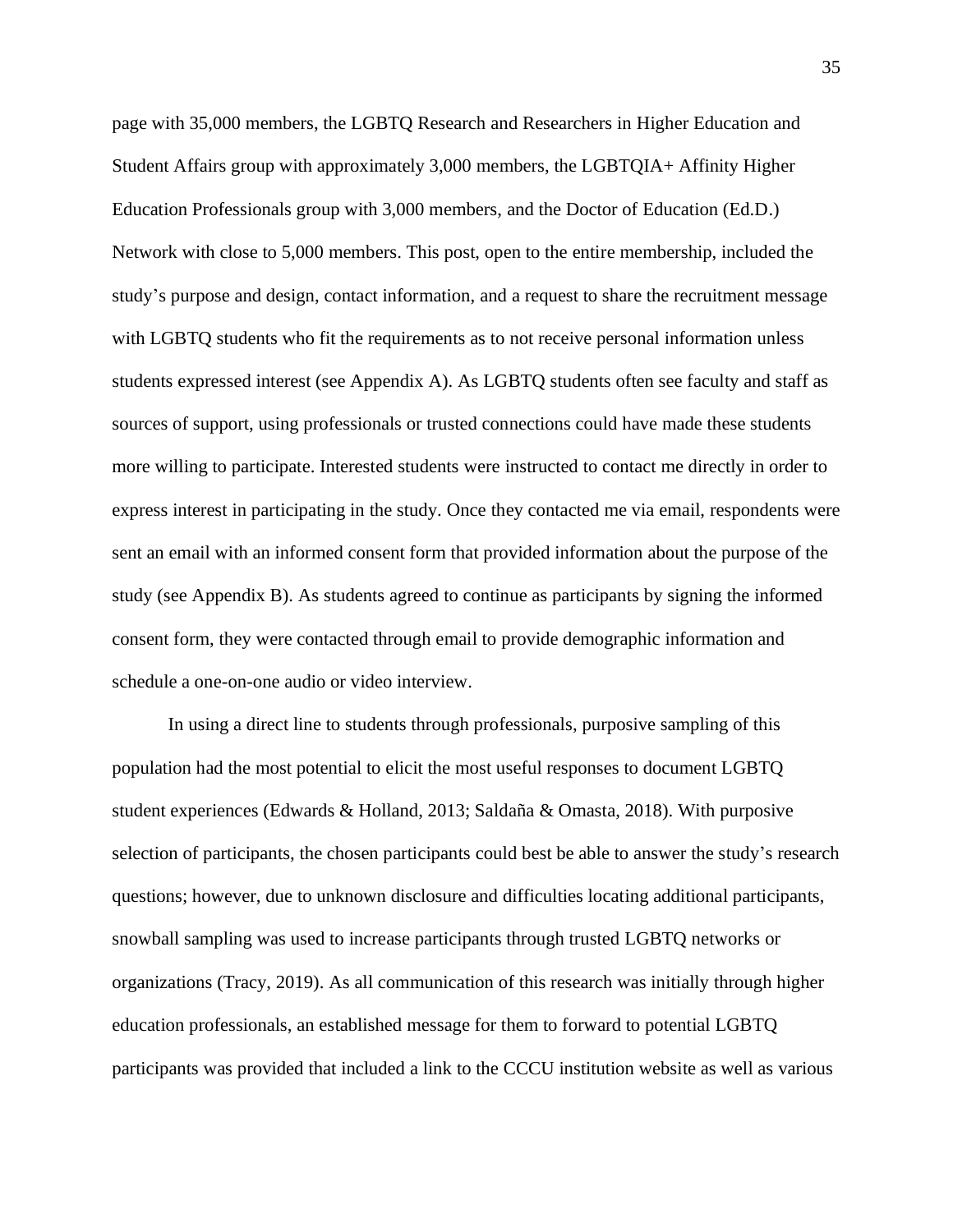page with 35,000 members, the LGBTQ Research and Researchers in Higher Education and Student Affairs group with approximately 3,000 members, the LGBTQIA+ Affinity Higher Education Professionals group with 3,000 members, and the Doctor of Education (Ed.D.) Network with close to 5,000 members. This post, open to the entire membership, included the study's purpose and design, contact information, and a request to share the recruitment message with LGBTQ students who fit the requirements as to not receive personal information unless students expressed interest (see Appendix A). As LGBTQ students often see faculty and staff as sources of support, using professionals or trusted connections could have made these students more willing to participate. Interested students were instructed to contact me directly in order to express interest in participating in the study. Once they contacted me via email, respondents were sent an email with an informed consent form that provided information about the purpose of the study (see Appendix B). As students agreed to continue as participants by signing the informed consent form, they were contacted through email to provide demographic information and schedule a one-on-one audio or video interview.

In using a direct line to students through professionals, purposive sampling of this population had the most potential to elicit the most useful responses to document LGBTQ student experiences (Edwards & Holland, 2013; Saldaña & Omasta, 2018). With purposive selection of participants, the chosen participants could best be able to answer the study's research questions; however, due to unknown disclosure and difficulties locating additional participants, snowball sampling was used to increase participants through trusted LGBTQ networks or organizations (Tracy, 2019). As all communication of this research was initially through higher education professionals, an established message for them to forward to potential LGBTQ participants was provided that included a link to the CCCU institution website as well as various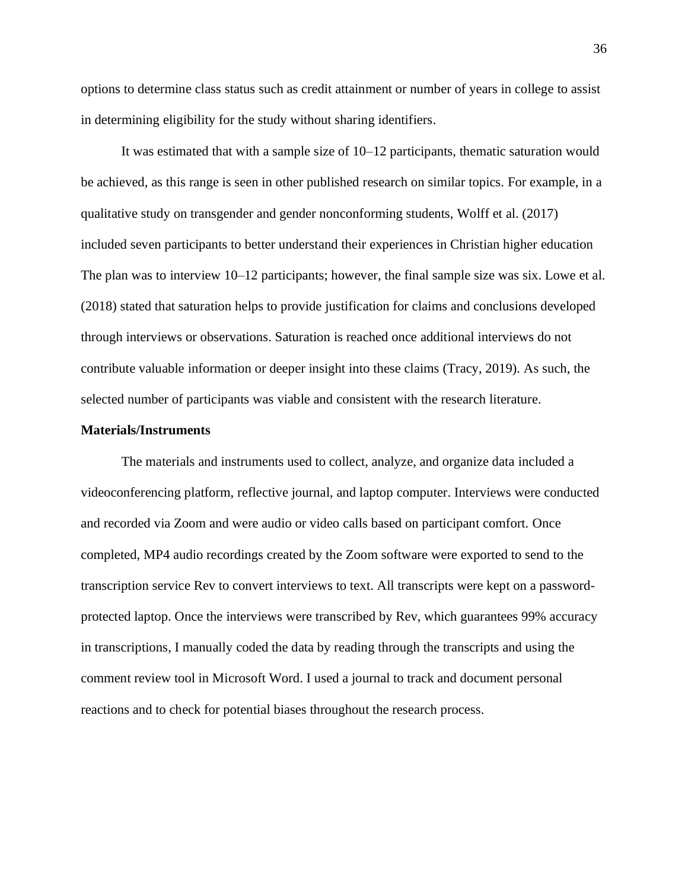options to determine class status such as credit attainment or number of years in college to assist in determining eligibility for the study without sharing identifiers.

It was estimated that with a sample size of 10–12 participants, thematic saturation would be achieved, as this range is seen in other published research on similar topics. For example, in a qualitative study on transgender and gender nonconforming students, Wolff et al. (2017) included seven participants to better understand their experiences in Christian higher education The plan was to interview 10–12 participants; however, the final sample size was six. Lowe et al. (2018) stated that saturation helps to provide justification for claims and conclusions developed through interviews or observations. Saturation is reached once additional interviews do not contribute valuable information or deeper insight into these claims (Tracy, 2019). As such, the selected number of participants was viable and consistent with the research literature.

**Materials/Instruments**

The materials and instruments used to collect, analyze, and organize data included a videoconferencing platform, reflective journal, and laptop computer. Interviews were conducted and recorded via Zoom and were audio or video calls based on participant comfort. Once completed, MP4 audio recordings created by the Zoom software were exported to send to the transcription service Rev to convert interviews to text. All transcripts were kept on a password-protected laptop. Once the interviews were transcribed by Rev, which guarantees 99% accuracy in transcriptions, I manually coded the data by reading through the transcripts and using the comment review tool in Microsoft Word. I used a journal to track and document personal reactions and to check for potential biases throughout the research process.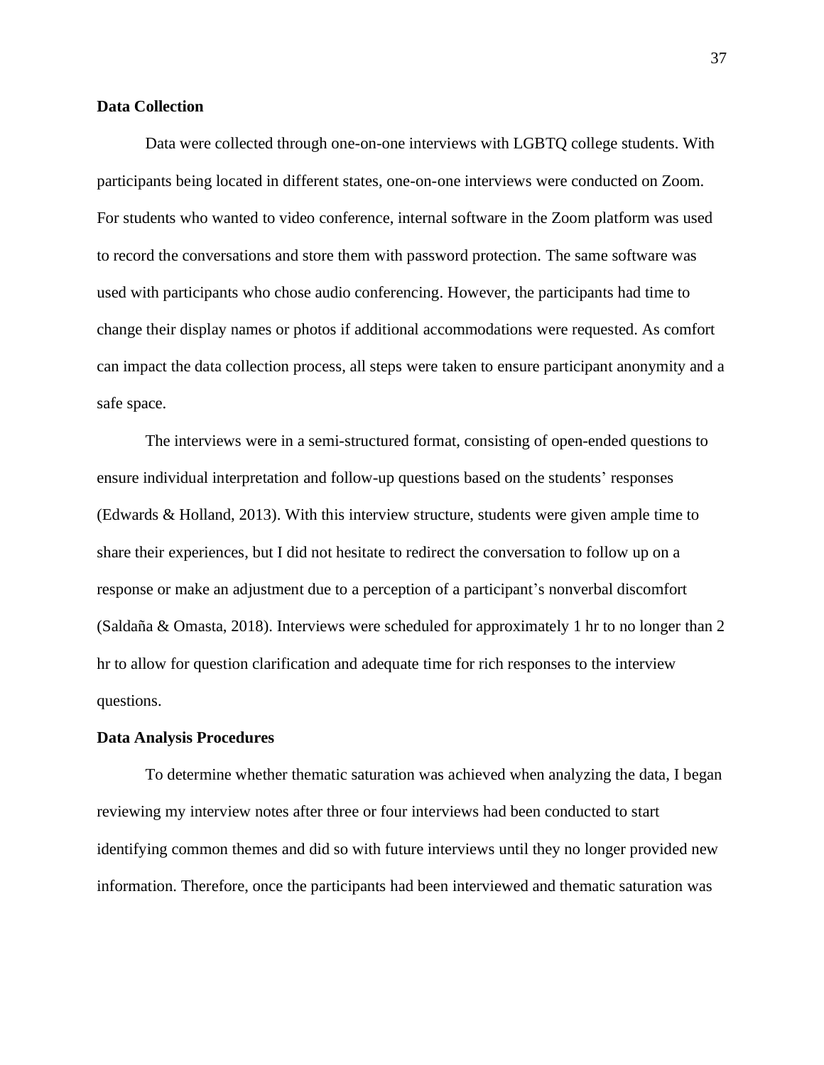### Data Collection

Data were collected through one-on-one interviews with LGBTQ college students. With participants being located in different states, one-on-one interviews were conducted on Zoom. For students who wanted to video conference, internal software in the Zoom platform was used to record the conversations and store them with password protection. The same software was used with participants who chose audio conferencing. However, the participants had time to change their display names or photos if additional accommodations were requested. As comfort can impact the data collection process, all steps were taken to ensure participant anonymity and a safe space.

The interviews were in a semi-structured format, consisting of open-ended questions to ensure individual interpretation and follow-up questions based on the students' responses (Edwards & Holland, 2013). With this interview structure, students were given ample time to share their experiences, but I did not hesitate to redirect the conversation to follow up on a response or make an adjustment due to a perception of a participant's nonverbal discomfort (Saldaña & Omasta, 2018). Interviews were scheduled for approximately 1 hr to no longer than 2 hr to allow for question clarification and adequate time for rich responses to the interview questions.

### Data Analysis Procedures

To determine whether thematic saturation was achieved when analyzing the data, I began reviewing my interview notes after three or four interviews had been conducted to start identifying common themes and did so with future interviews until they no longer provided new information. Therefore, once the participants had been interviewed and thematic saturation was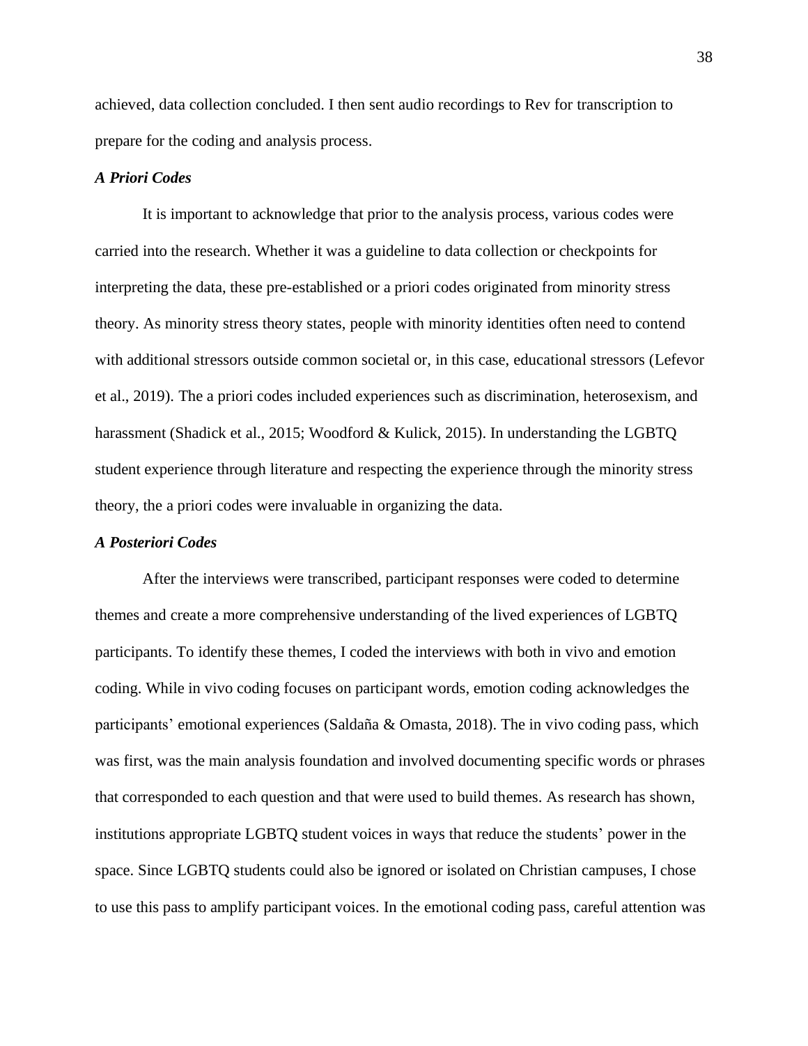achieved, data collection concluded. I then sent audio recordings to Rev for transcription to prepare for the coding and analysis process.

### *A Priori Codes*

It is important to acknowledge that prior to the analysis process, various codes were carried into the research. Whether it was a guideline to data collection or checkpoints for interpreting the data, these pre-established or a priori codes originated from minority stress theory. As minority stress theory states, people with minority identities often need to contend with additional stressors outside common societal or, in this case, educational stressors (Lefevor et al., 2019). The a priori codes included experiences such as discrimination, heterosexism, and harassment (Shadick et al., 2015; Woodford & Kulick, 2015). In understanding the LGBTQ student experience through literature and respecting the experience through the minority stress theory, the a priori codes were invaluable in organizing the data.

### *A Posteriori Codes*

After the interviews were transcribed, participant responses were coded to determine themes and create a more comprehensive understanding of the lived experiences of LGBTQ participants. To identify these themes, I coded the interviews with both in vivo and emotion coding. While in vivo coding focuses on participant words, emotion coding acknowledges the participants' emotional experiences (Saldaña & Omasta, 2018). The in vivo coding pass, which was first, was the main analysis foundation and involved documenting specific words or phrases that corresponded to each question and that were used to build themes. As research has shown, institutions appropriate LGBTQ student voices in ways that reduce the students' power in the space. Since LGBTQ students could also be ignored or isolated on Christian campuses, I chose to use this pass to amplify participant voices. In the emotional coding pass, careful attention was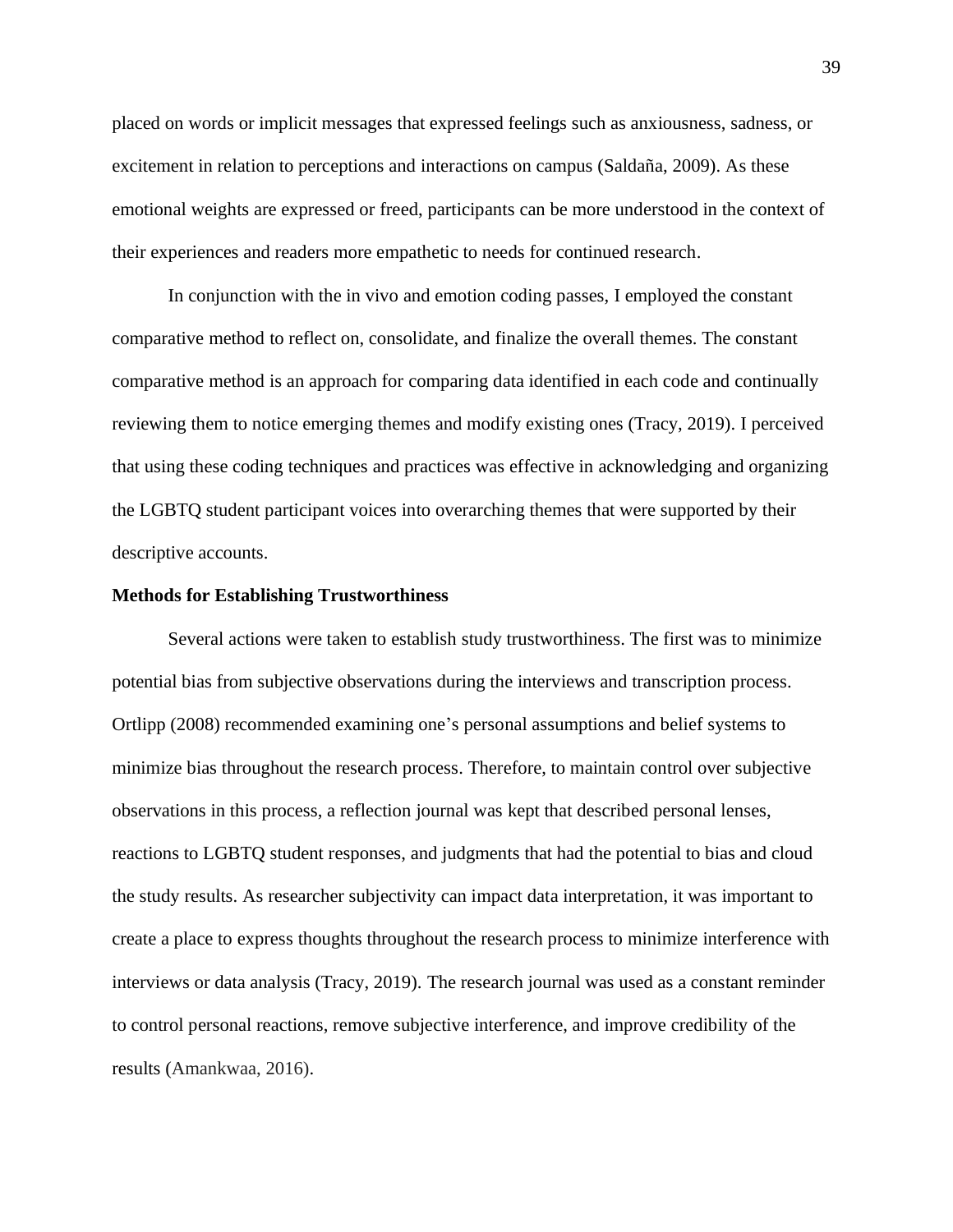placed on words or implicit messages that expressed feelings such as anxiousness, sadness, or excitement in relation to perceptions and interactions on campus (Saldaña, 2009). As these emotional weights are expressed or freed, participants can be more understood in the context of their experiences and readers more empathetic to needs for continued research.

In conjunction with the in vivo and emotion coding passes, I employed the constant comparative method to reflect on, consolidate, and finalize the overall themes. The constant comparative method is an approach for comparing data identified in each code and continually reviewing them to notice emerging themes and modify existing ones (Tracy, 2019). I perceived that using these coding techniques and practices was effective in acknowledging and organizing the LGBTQ student participant voices into overarching themes that were supported by their descriptive accounts.

**Methods for Establishing Trustworthiness**

Several actions were taken to establish study trustworthiness. The first was to minimize potential bias from subjective observations during the interviews and transcription process. Ortlipp (2008) recommended examining one's personal assumptions and belief systems to minimize bias throughout the research process. Therefore, to maintain control over subjective observations in this process, a reflection journal was kept that described personal lenses, reactions to LGBTQ student responses, and judgments that had the potential to bias and cloud the study results. As researcher subjectivity can impact data interpretation, it was important to create a place to express thoughts throughout the research process to minimize interference with interviews or data analysis (Tracy, 2019). The research journal was used as a constant reminder to control personal reactions, remove subjective interference, and improve credibility of the results (Amankwaa, 2016).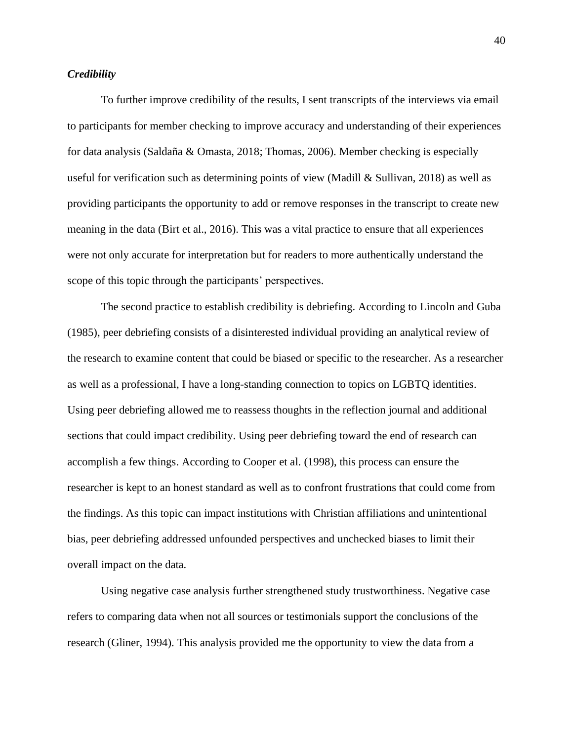### *Credibility*

To further improve credibility of the results, I sent transcripts of the interviews via email to participants for member checking to improve accuracy and understanding of their experiences for data analysis (Saldaña & Omasta, 2018; Thomas, 2006). Member checking is especially useful for verification such as determining points of view (Madill & Sullivan, 2018) as well as providing participants the opportunity to add or remove responses in the transcript to create new meaning in the data (Birt et al., 2016). This was a vital practice to ensure that all experiences were not only accurate for interpretation but for readers to more authentically understand the scope of this topic through the participants' perspectives.

The second practice to establish credibility is debriefing. According to Lincoln and Guba (1985), peer debriefing consists of a disinterested individual providing an analytical review of the research to examine content that could be biased or specific to the researcher. As a researcher as well as a professional, I have a long-standing connection to topics on LGBTQ identities. Using peer debriefing allowed me to reassess thoughts in the reflection journal and additional sections that could impact credibility. Using peer debriefing toward the end of research can accomplish a few things. According to Cooper et al. (1998), this process can ensure the researcher is kept to an honest standard as well as to confront frustrations that could come from the findings. As this topic can impact institutions with Christian affiliations and unintentional bias, peer debriefing addressed unfounded perspectives and unchecked biases to limit their overall impact on the data.

Using negative case analysis further strengthened study trustworthiness. Negative case refers to comparing data when not all sources or testimonials support the conclusions of the research (Gliner, 1994). This analysis provided me the opportunity to view the data from a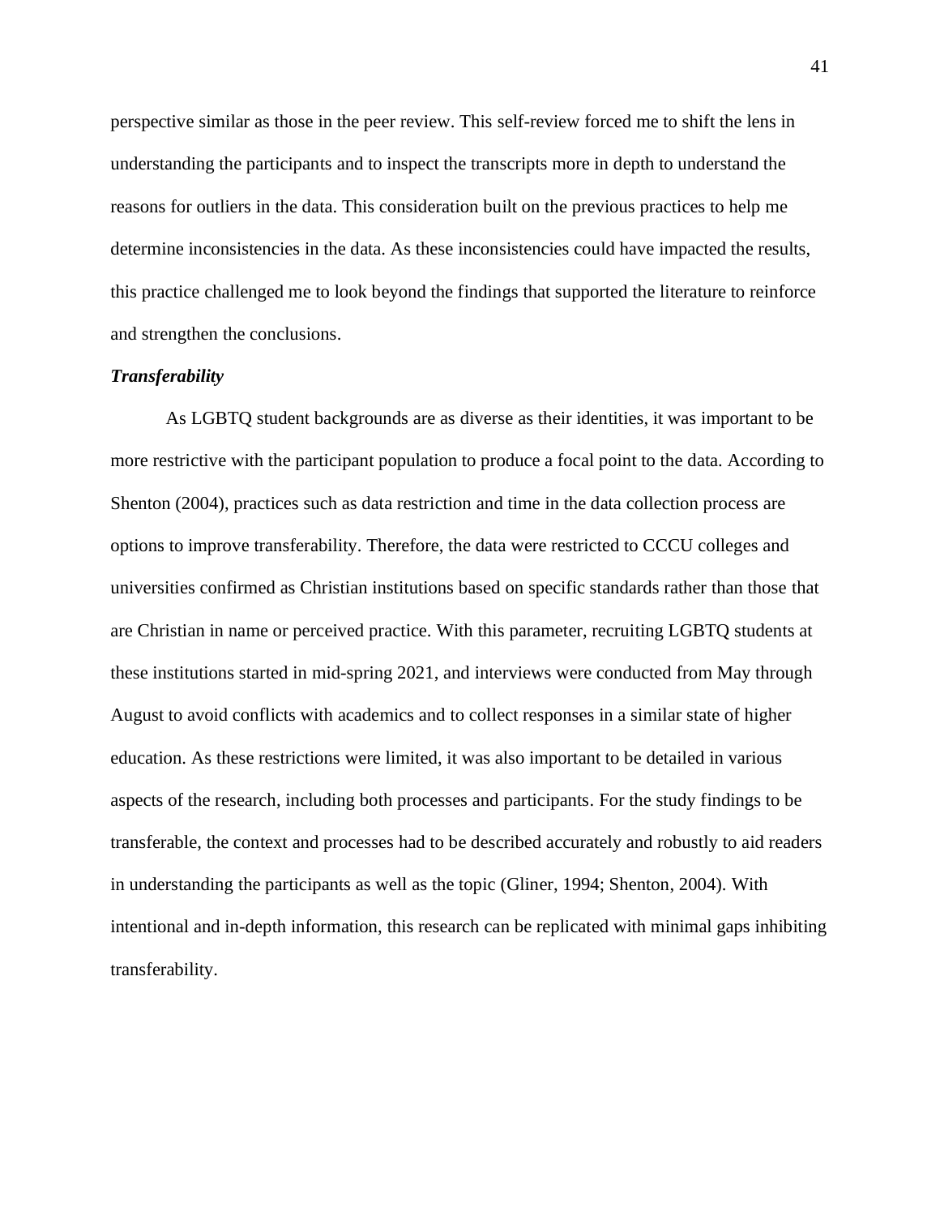perspective similar as those in the peer review. This self-review forced me to shift the lens in understanding the participants and to inspect the transcripts more in depth to understand the reasons for outliers in the data. This consideration built on the previous practices to help me determine inconsistencies in the data. As these inconsistencies could have impacted the results, this practice challenged me to look beyond the findings that supported the literature to reinforce and strengthen the conclusions.

### *Transferability*

As LGBTQ student backgrounds are as diverse as their identities, it was important to be more restrictive with the participant population to produce a focal point to the data. According to Shenton (2004), practices such as data restriction and time in the data collection process are options to improve transferability. Therefore, the data were restricted to CCCU colleges and universities confirmed as Christian institutions based on specific standards rather than those that are Christian in name or perceived practice. With this parameter, recruiting LGBTQ students at these institutions started in mid-spring 2021, and interviews were conducted from May through August to avoid conflicts with academics and to collect responses in a similar state of higher education. As these restrictions were limited, it was also important to be detailed in various aspects of the research, including both processes and participants. For the study findings to be transferable, the context and processes had to be described accurately and robustly to aid readers in understanding the participants as well as the topic (Gliner, 1994; Shenton, 2004). With intentional and in-depth information, this research can be replicated with minimal gaps inhibiting transferability.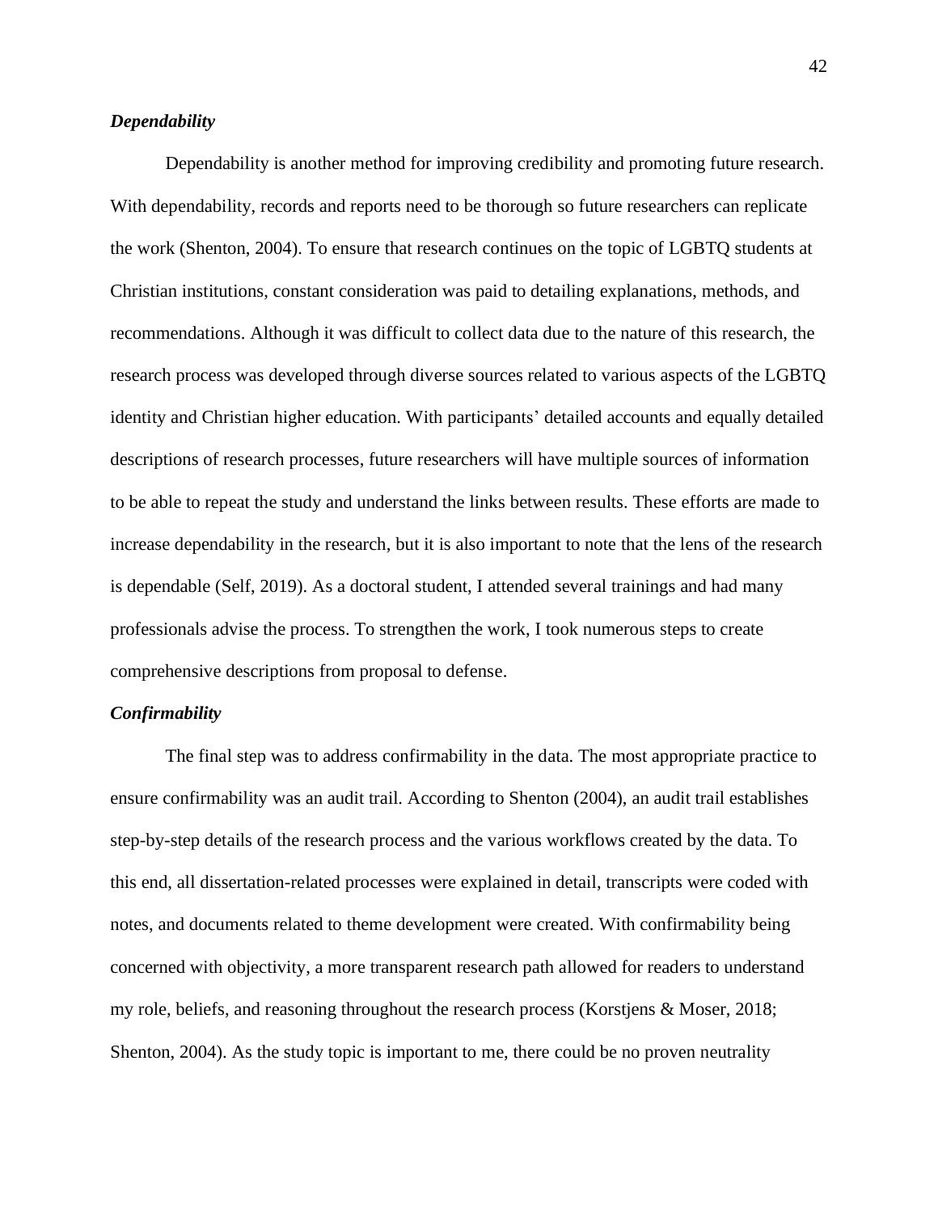### *Dependability*

Dependability is another method for improving credibility and promoting future research. With dependability, records and reports need to be thorough so future researchers can replicate the work (Shenton, 2004). To ensure that research continues on the topic of LGBTQ students at Christian institutions, constant consideration was paid to detailing explanations, methods, and recommendations. Although it was difficult to collect data due to the nature of this research, the research process was developed through diverse sources related to various aspects of the LGBTQ identity and Christian higher education. With participants' detailed accounts and equally detailed descriptions of research processes, future researchers will have multiple sources of information to be able to repeat the study and understand the links between results. These efforts are made to increase dependability in the research, but it is also important to note that the lens of the research is dependable (Self, 2019). As a doctoral student, I attended several trainings and had many professionals advise the process. To strengthen the work, I took numerous steps to create comprehensive descriptions from proposal to defense.

### *Confirmability*

The final step was to address confirmability in the data. The most appropriate practice to ensure confirmability was an audit trail. According to Shenton (2004), an audit trail establishes step-by-step details of the research process and the various workflows created by the data. To this end, all dissertation-related processes were explained in detail, transcripts were coded with notes, and documents related to theme development were created. With confirmability being concerned with objectivity, a more transparent research path allowed for readers to understand my role, beliefs, and reasoning throughout the research process (Korstjens & Moser, 2018; Shenton, 2004). As the study topic is important to me, there could be no proven neutrality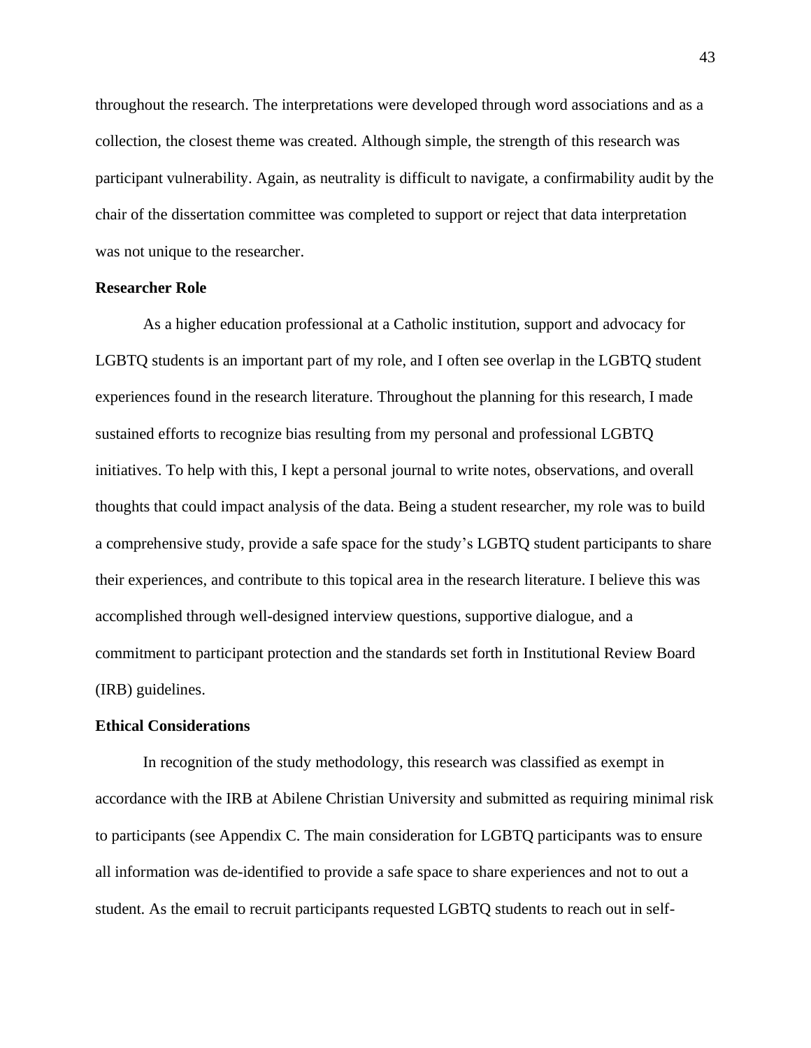throughout the research. The interpretations were developed through word associations and as a collection, the closest theme was created. Although simple, the strength of this research was participant vulnerability. Again, as neutrality is difficult to navigate, a confirmability audit by the chair of the dissertation committee was completed to support or reject that data interpretation was not unique to the researcher.

### Researcher Role

As a higher education professional at a Catholic institution, support and advocacy for LGBTQ students is an important part of my role, and I often see overlap in the LGBTQ student experiences found in the research literature. Throughout the planning for this research, I made sustained efforts to recognize bias resulting from my personal and professional LGBTQ initiatives. To help with this, I kept a personal journal to write notes, observations, and overall thoughts that could impact analysis of the data. Being a student researcher, my role was to build a comprehensive study, provide a safe space for the study's LGBTQ student participants to share their experiences, and contribute to this topical area in the research literature. I believe this was accomplished through well-designed interview questions, supportive dialogue, and a commitment to participant protection and the standards set forth in Institutional Review Board (IRB) guidelines.

### Ethical Considerations

In recognition of the study methodology, this research was classified as exempt in accordance with the IRB at Abilene Christian University and submitted as requiring minimal risk to participants (see Appendix C. The main consideration for LGBTQ participants was to ensure all information was de-identified to provide a safe space to share experiences and not to out a student. As the email to recruit participants requested LGBTQ students to reach out in self-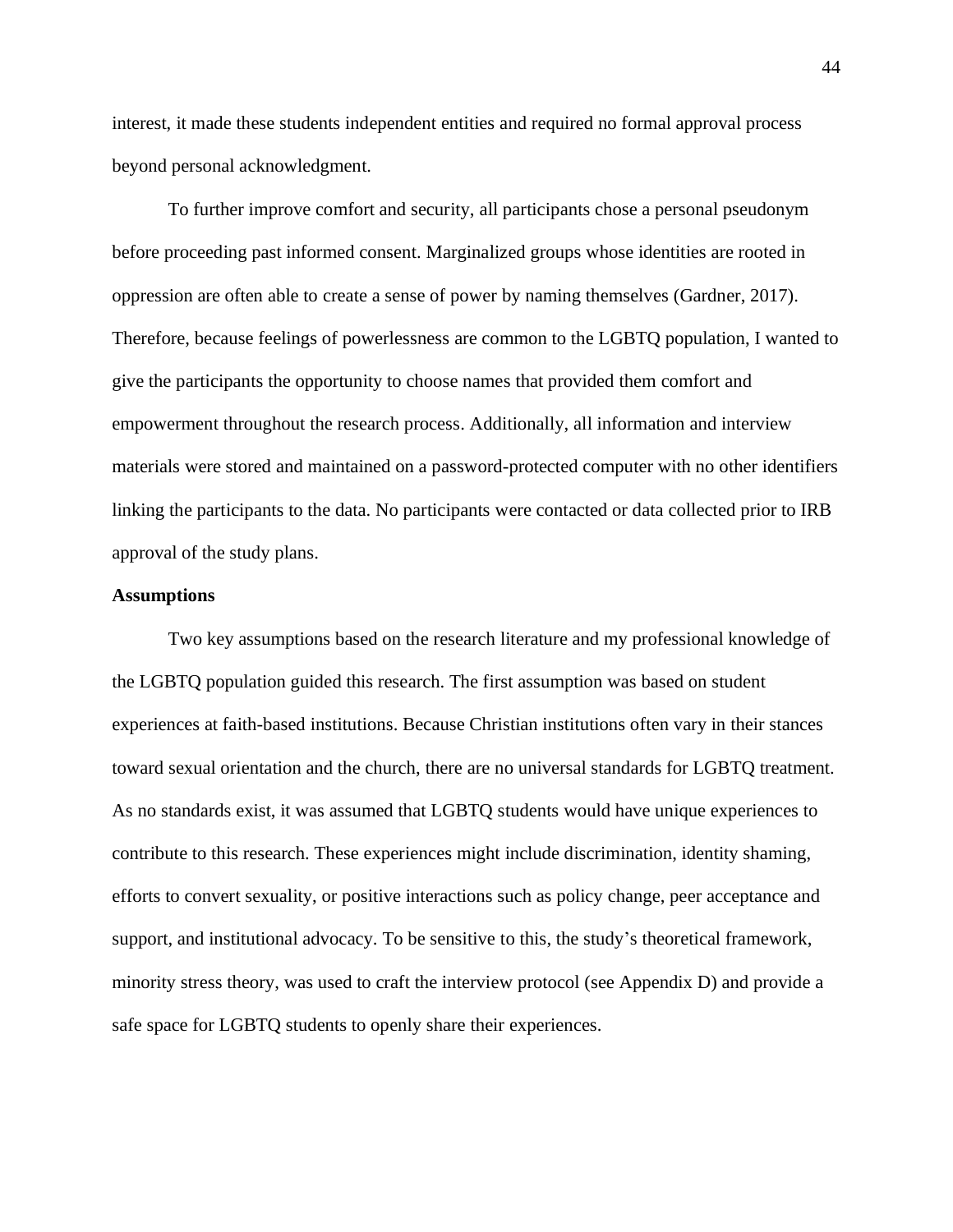interest, it made these students independent entities and required no formal approval process beyond personal acknowledgment.

To further improve comfort and security, all participants chose a personal pseudonym before proceeding past informed consent. Marginalized groups whose identities are rooted in oppression are often able to create a sense of power by naming themselves (Gardner, 2017). Therefore, because feelings of powerlessness are common to the LGBTQ population, I wanted to give the participants the opportunity to choose names that provided them comfort and empowerment throughout the research process. Additionally, all information and interview materials were stored and maintained on a password-protected computer with no other identifiers linking the participants to the data. No participants were contacted or data collected prior to IRB approval of the study plans.

**Assumptions**

Two key assumptions based on the research literature and my professional knowledge of the LGBTQ population guided this research. The first assumption was based on student experiences at faith-based institutions. Because Christian institutions often vary in their stances toward sexual orientation and the church, there are no universal standards for LGBTQ treatment. As no standards exist, it was assumed that LGBTQ students would have unique experiences to contribute to this research. These experiences might include discrimination, identity shaming, efforts to convert sexuality, or positive interactions such as policy change, peer acceptance and support, and institutional advocacy. To be sensitive to this, the study's theoretical framework, minority stress theory, was used to craft the interview protocol (see Appendix D) and provide a safe space for LGBTQ students to openly share their experiences.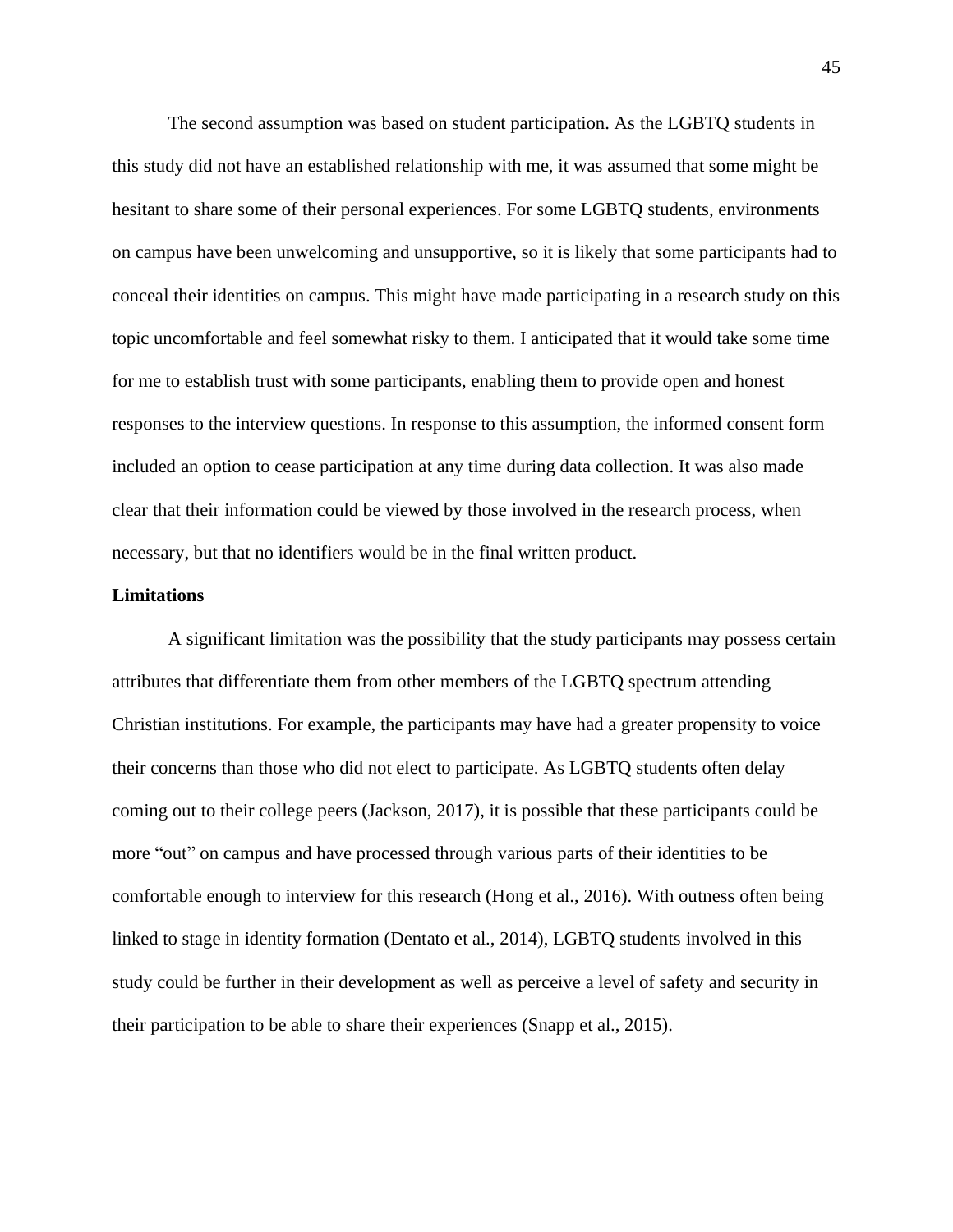The second assumption was based on student participation. As the LGBTQ students in this study did not have an established relationship with me, it was assumed that some might be hesitant to share some of their personal experiences. For some LGBTQ students, environments on campus have been unwelcoming and unsupportive, so it is likely that some participants had to conceal their identities on campus. This might have made participating in a research study on this topic uncomfortable and feel somewhat risky to them. I anticipated that it would take some time for me to establish trust with some participants, enabling them to provide open and honest responses to the interview questions. In response to this assumption, the informed consent form included an option to cease participation at any time during data collection. It was also made clear that their information could be viewed by those involved in the research process, when necessary, but that no identifiers would be in the final written product.

**Limitations**

A significant limitation was the possibility that the study participants may possess certain attributes that differentiate them from other members of the LGBTQ spectrum attending Christian institutions. For example, the participants may have had a greater propensity to voice their concerns than those who did not elect to participate. As LGBTQ students often delay coming out to their college peers (Jackson, 2017), it is possible that these participants could be more "out" on campus and have processed through various parts of their identities to be comfortable enough to interview for this research (Hong et al., 2016). With outness often being linked to stage in identity formation (Dentato et al., 2014), LGBTQ students involved in this study could be further in their development as well as perceive a level of safety and security in their participation to be able to share their experiences (Snapp et al., 2015).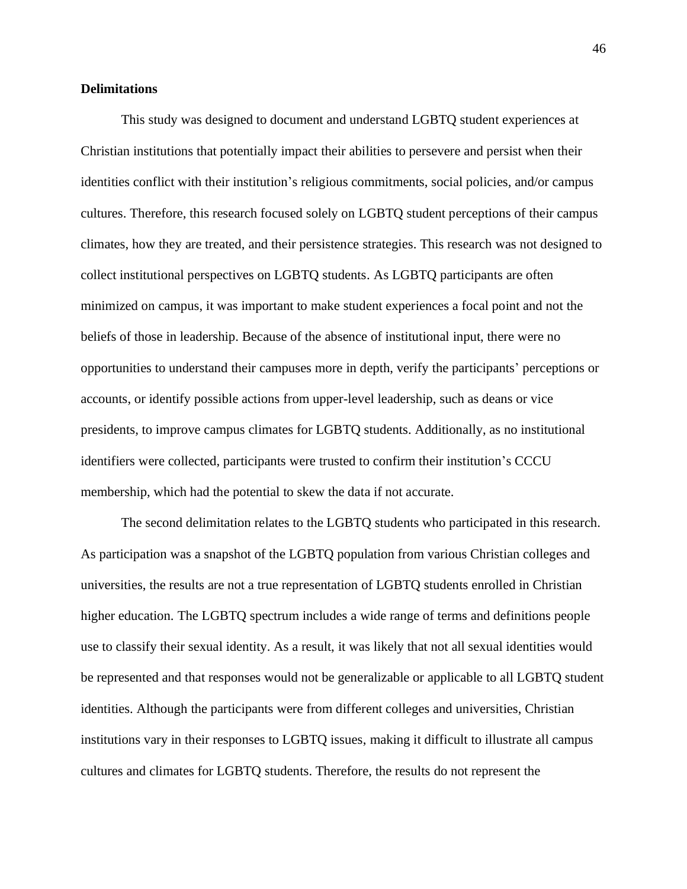**Delimitations**

This study was designed to document and understand LGBTQ student experiences at Christian institutions that potentially impact their abilities to persevere and persist when their identities conflict with their institution's religious commitments, social policies, and/or campus cultures. Therefore, this research focused solely on LGBTQ student perceptions of their campus climates, how they are treated, and their persistence strategies. This research was not designed to collect institutional perspectives on LGBTQ students. As LGBTQ participants are often minimized on campus, it was important to make student experiences a focal point and not the beliefs of those in leadership. Because of the absence of institutional input, there were no opportunities to understand their campuses more in depth, verify the participants' perceptions or accounts, or identify possible actions from upper-level leadership, such as deans or vice presidents, to improve campus climates for LGBTQ students. Additionally, as no institutional identifiers were collected, participants were trusted to confirm their institution's CCCU membership, which had the potential to skew the data if not accurate.

The second delimitation relates to the LGBTQ students who participated in this research. As participation was a snapshot of the LGBTQ population from various Christian colleges and universities, the results are not a true representation of LGBTQ students enrolled in Christian higher education. The LGBTQ spectrum includes a wide range of terms and definitions people use to classify their sexual identity. As a result, it was likely that not all sexual identities would be represented and that responses would not be generalizable or applicable to all LGBTQ student identities. Although the participants were from different colleges and universities, Christian institutions vary in their responses to LGBTQ issues, making it difficult to illustrate all campus cultures and climates for LGBTQ students. Therefore, the results do not represent the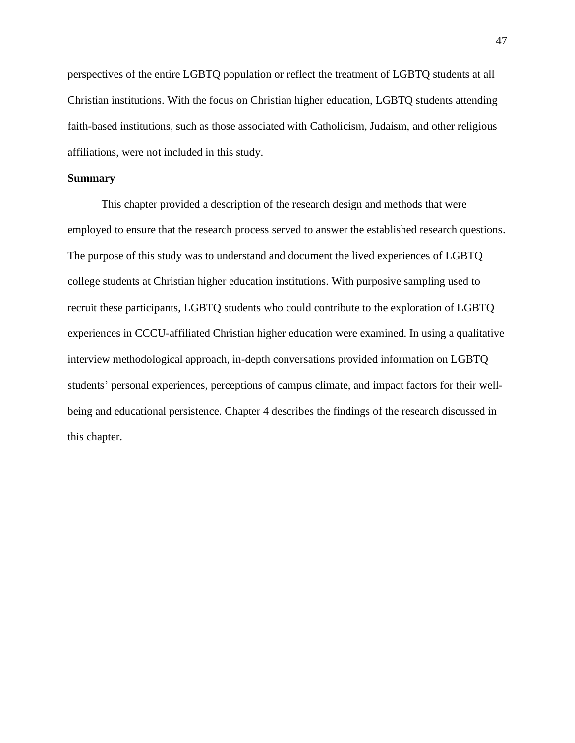perspectives of the entire LGBTQ population or reflect the treatment of LGBTQ students at all Christian institutions. With the focus on Christian higher education, LGBTQ students attending faith-based institutions, such as those associated with Catholicism, Judaism, and other religious affiliations, were not included in this study.

## Summary

This chapter provided a description of the research design and methods that were employed to ensure that the research process served to answer the established research questions. The purpose of this study was to understand and document the lived experiences of LGBTQ college students at Christian higher education institutions. With purposive sampling used to recruit these participants, LGBTQ students who could contribute to the exploration of LGBTQ experiences in CCCU-affiliated Christian higher education were examined. In using a qualitative interview methodological approach, in-depth conversations provided information on LGBTQ students' personal experiences, perceptions of campus climate, and impact factors for their well-being and educational persistence. Chapter 4 describes the findings of the research discussed in this chapter.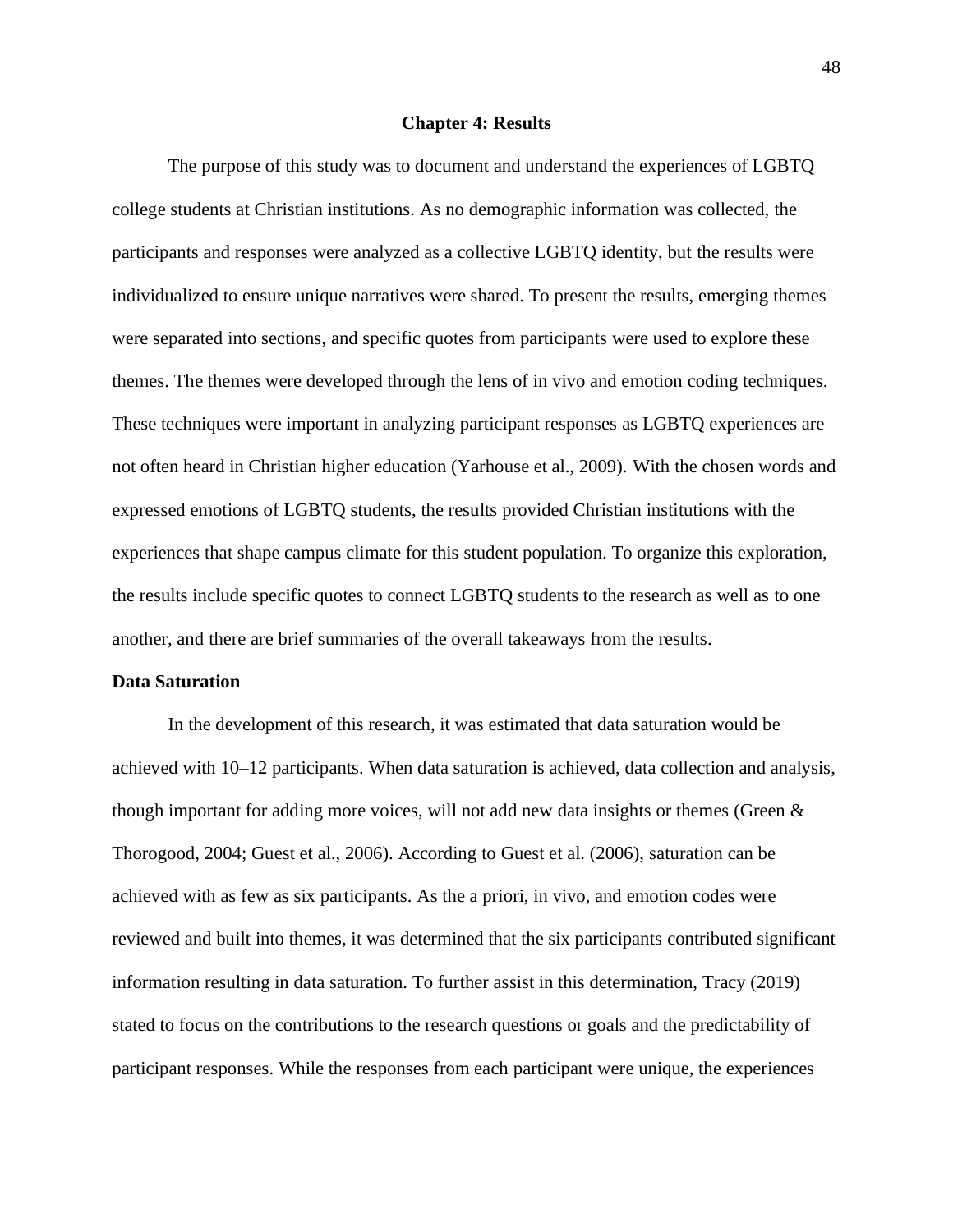# Chapter 4: Results

The purpose of this study was to document and understand the experiences of LGBTQ college students at Christian institutions. As no demographic information was collected, the participants and responses were analyzed as a collective LGBTQ identity, but the results were individualized to ensure unique narratives were shared. To present the results, emerging themes were separated into sections, and specific quotes from participants were used to explore these themes. The themes were developed through the lens of in vivo and emotion coding techniques. These techniques were important in analyzing participant responses as LGBTQ experiences are not often heard in Christian higher education (Yarhouse et al., 2009). With the chosen words and expressed emotions of LGBTQ students, the results provided Christian institutions with the experiences that shape campus climate for this student population. To organize this exploration, the results include specific quotes to connect LGBTQ students to the research as well as to one another, and there are brief summaries of the overall takeaways from the results.

## Data Saturation

In the development of this research, it was estimated that data saturation would be achieved with 10–12 participants. When data saturation is achieved, data collection and analysis, though important for adding more voices, will not add new data insights or themes (Green & Thorogood, 2004; Guest et al., 2006). According to Guest et al. (2006), saturation can be achieved with as few as six participants. As the a priori, in vivo, and emotion codes were reviewed and built into themes, it was determined that the six participants contributed significant information resulting in data saturation. To further assist in this determination, Tracy (2019) stated to focus on the contributions to the research questions or goals and the predictability of participant responses. While the responses from each participant were unique, the experiences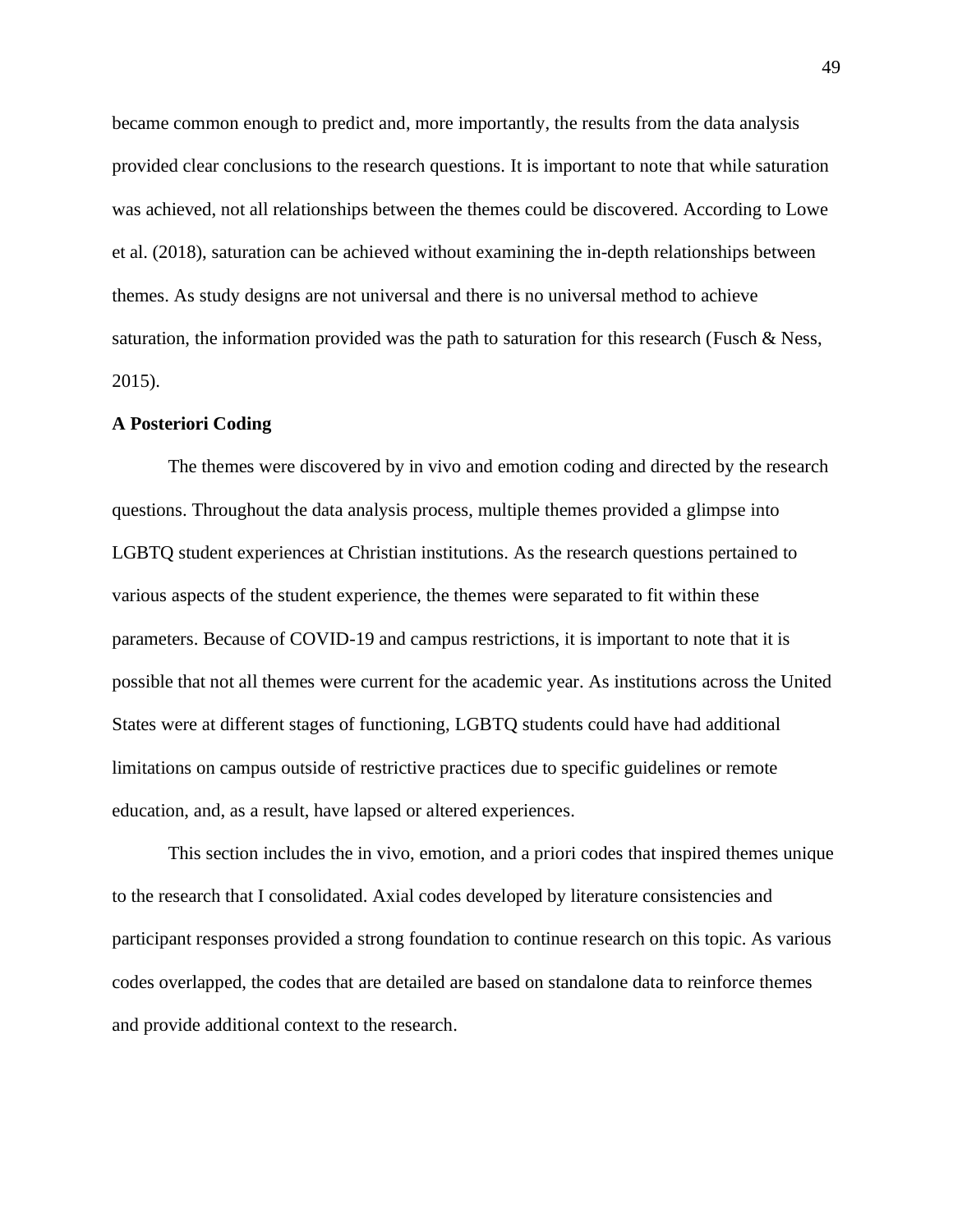became common enough to predict and, more importantly, the results from the data analysis provided clear conclusions to the research questions. It is important to note that while saturation was achieved, not all relationships between the themes could be discovered. According to Lowe et al. (2018), saturation can be achieved without examining the in-depth relationships between themes. As study designs are not universal and there is no universal method to achieve saturation, the information provided was the path to saturation for this research (Fusch & Ness, 2015).

**A Posteriori Coding**

The themes were discovered by in vivo and emotion coding and directed by the research questions. Throughout the data analysis process, multiple themes provided a glimpse into LGBTQ student experiences at Christian institutions. As the research questions pertained to various aspects of the student experience, the themes were separated to fit within these parameters. Because of COVID-19 and campus restrictions, it is important to note that it is possible that not all themes were current for the academic year. As institutions across the United States were at different stages of functioning, LGBTQ students could have had additional limitations on campus outside of restrictive practices due to specific guidelines or remote education, and, as a result, have lapsed or altered experiences.

This section includes the in vivo, emotion, and a priori codes that inspired themes unique to the research that I consolidated. Axial codes developed by literature consistencies and participant responses provided a strong foundation to continue research on this topic. As various codes overlapped, the codes that are detailed are based on standalone data to reinforce themes and provide additional context to the research.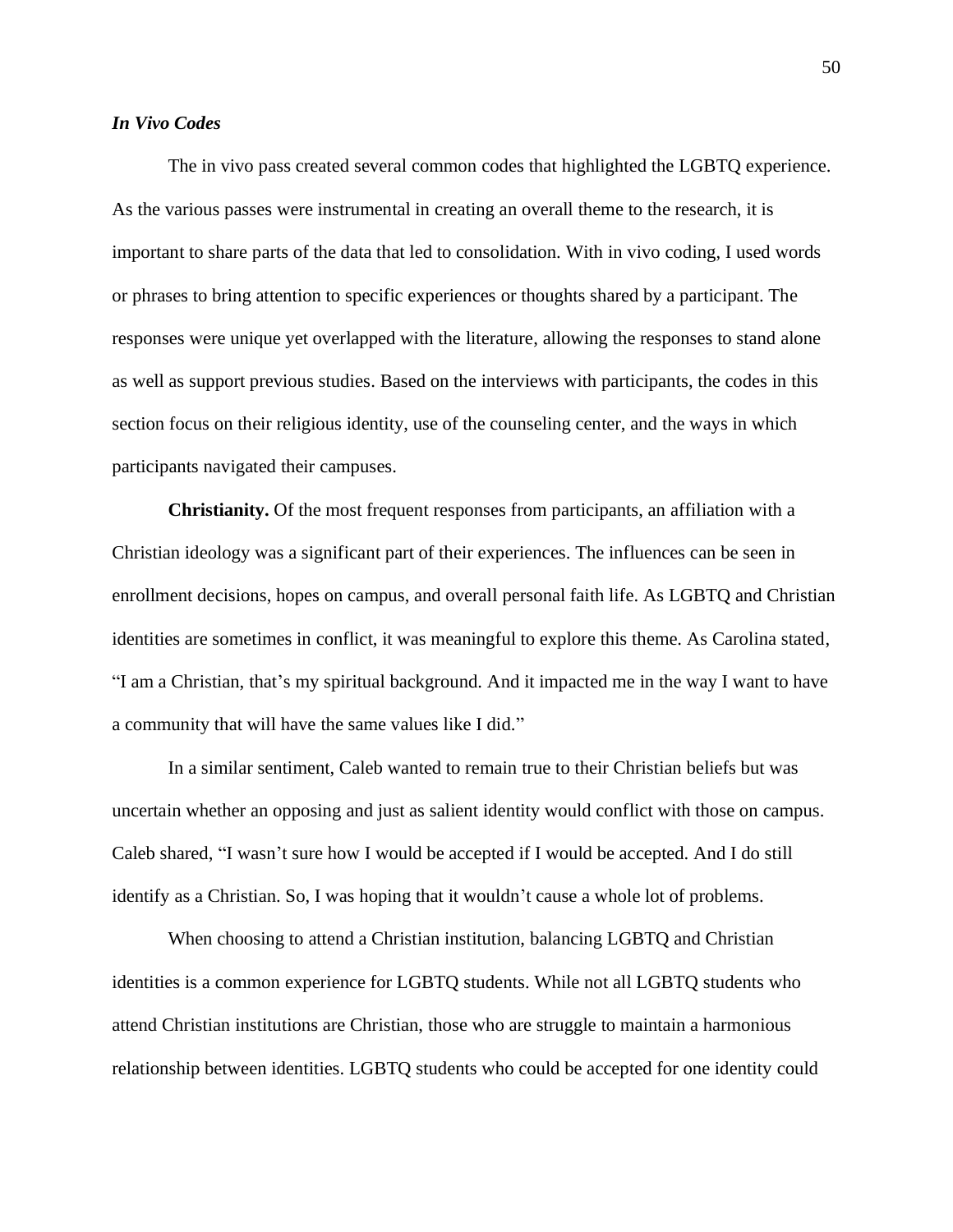### *In Vivo Codes*

The in vivo pass created several common codes that highlighted the LGBTQ experience. As the various passes were instrumental in creating an overall theme to the research, it is important to share parts of the data that led to consolidation. With in vivo coding, I used words or phrases to bring attention to specific experiences or thoughts shared by a participant. The responses were unique yet overlapped with the literature, allowing the responses to stand alone as well as support previous studies. Based on the interviews with participants, the codes in this section focus on their religious identity, use of the counseling center, and the ways in which participants navigated their campuses.

**Christianity.** Of the most frequent responses from participants, an affiliation with a Christian ideology was a significant part of their experiences. The influences can be seen in enrollment decisions, hopes on campus, and overall personal faith life. As LGBTQ and Christian identities are sometimes in conflict, it was meaningful to explore this theme. As Carolina stated, "I am a Christian, that's my spiritual background. And it impacted me in the way I want to have a community that will have the same values like I did."

In a similar sentiment, Caleb wanted to remain true to their Christian beliefs but was uncertain whether an opposing and just as salient identity would conflict with those on campus. Caleb shared, "I wasn't sure how I would be accepted if I would be accepted. And I do still identify as a Christian. So, I was hoping that it wouldn't cause a whole lot of problems.

When choosing to attend a Christian institution, balancing LGBTQ and Christian identities is a common experience for LGBTQ students. While not all LGBTQ students who attend Christian institutions are Christian, those who are struggle to maintain a harmonious relationship between identities. LGBTQ students who could be accepted for one identity could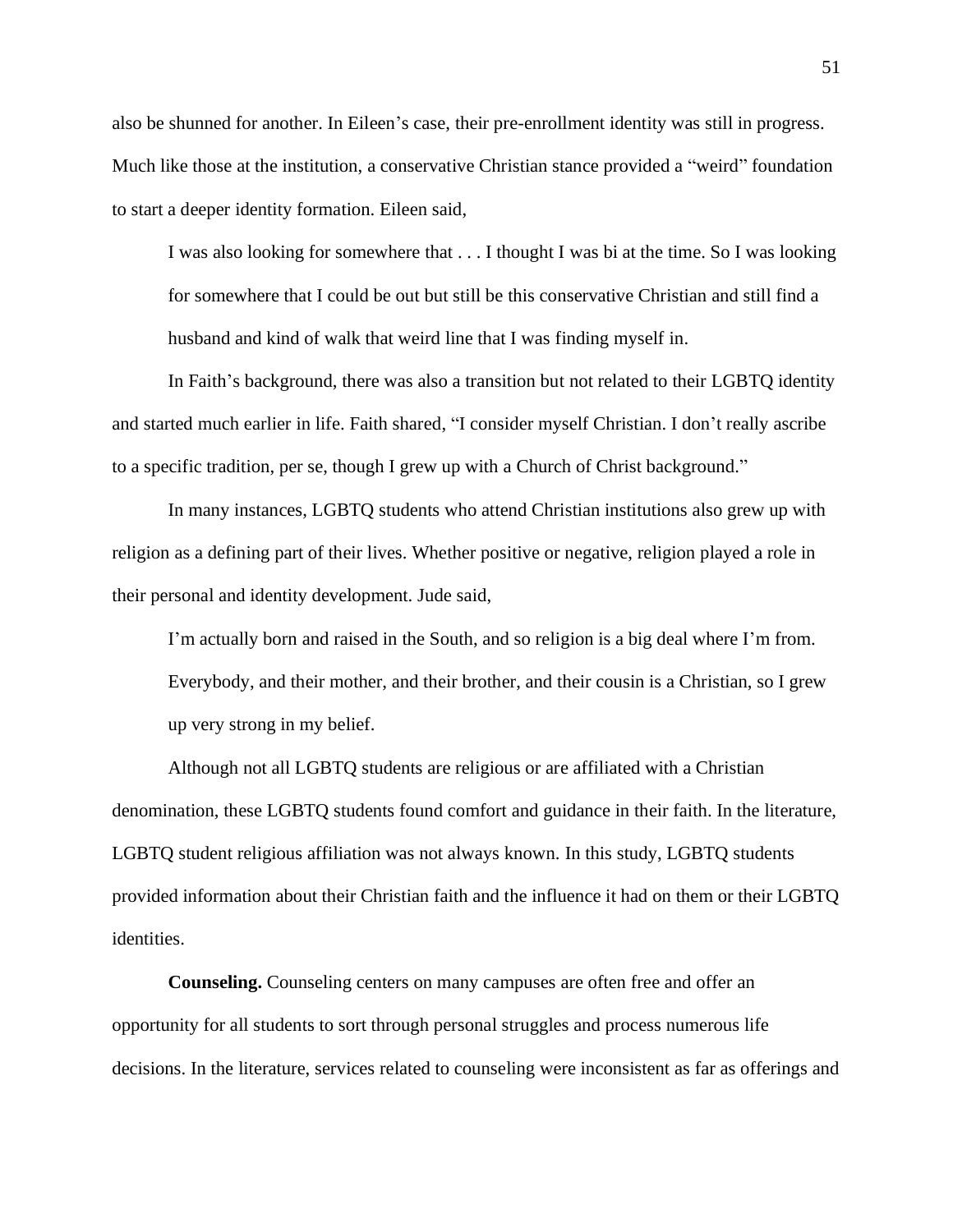also be shunned for another. In Eileen's case, their pre-enrollment identity was still in progress. Much like those at the institution, a conservative Christian stance provided a "weird" foundation to start a deeper identity formation. Eileen said,

> I was also looking for somewhere that . . . I thought I was bi at the time. So I was looking for somewhere that I could be out but still be this conservative Christian and still find a husband and kind of walk that weird line that I was finding myself in.

In Faith's background, there was also a transition but not related to their LGBTQ identity and started much earlier in life. Faith shared, "I consider myself Christian. I don't really ascribe to a specific tradition, per se, though I grew up with a Church of Christ background."

In many instances, LGBTQ students who attend Christian institutions also grew up with religion as a defining part of their lives. Whether positive or negative, religion played a role in their personal and identity development. Jude said,

> I'm actually born and raised in the South, and so religion is a big deal where I'm from. Everybody, and their mother, and their brother, and their cousin is a Christian, so I grew up very strong in my belief.

Although not all LGBTQ students are religious or are affiliated with a Christian denomination, these LGBTQ students found comfort and guidance in their faith. In the literature, LGBTQ student religious affiliation was not always known. In this study, LGBTQ students provided information about their Christian faith and the influence it had on them or their LGBTQ identities.

**Counseling.** Counseling centers on many campuses are often free and offer an opportunity for all students to sort through personal struggles and process numerous life decisions. In the literature, services related to counseling were inconsistent as far as offerings and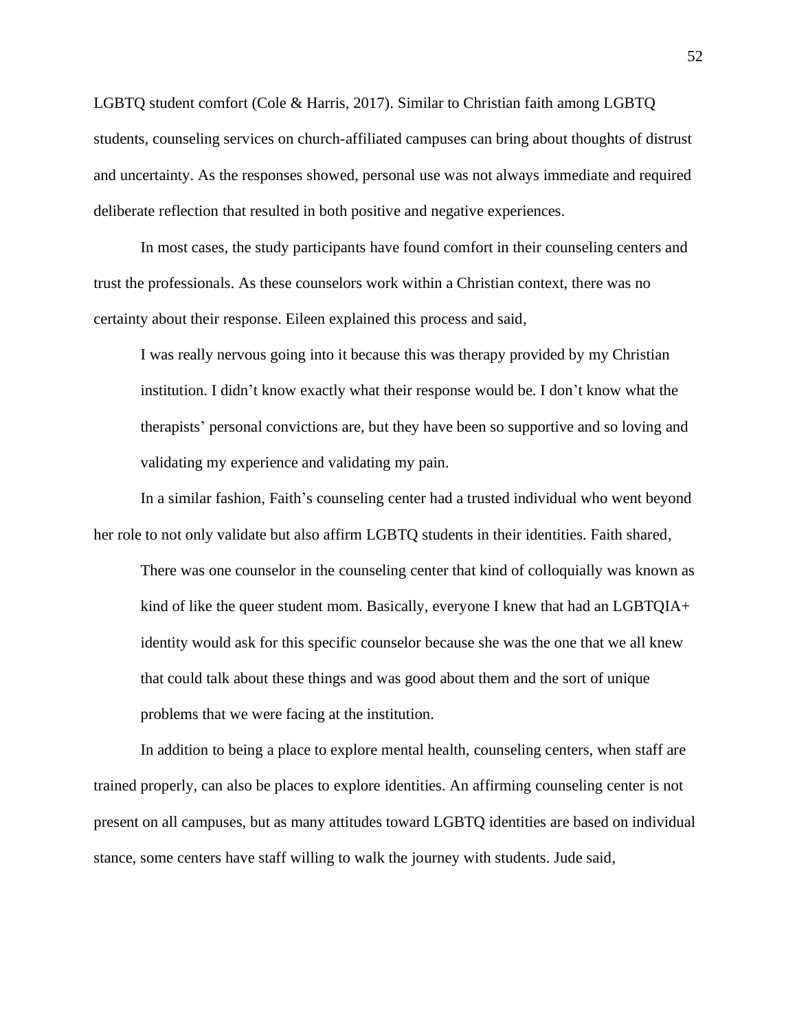LGBTQ student comfort (Cole & Harris, 2017). Similar to Christian faith among LGBTQ students, counseling services on church-affiliated campuses can bring about thoughts of distrust and uncertainty. As the responses showed, personal use was not always immediate and required deliberate reflection that resulted in both positive and negative experiences.

In most cases, the study participants have found comfort in their counseling centers and trust the professionals. As these counselors work within a Christian context, there was no certainty about their response. Eileen explained this process and said,

> I was really nervous going into it because this was therapy provided by my Christian institution. I didn't know exactly what their response would be. I don't know what the therapists' personal convictions are, but they have been so supportive and so loving and validating my experience and validating my pain.

In a similar fashion, Faith's counseling center had a trusted individual who went beyond her role to not only validate but also affirm LGBTQ students in their identities. Faith shared,

> There was one counselor in the counseling center that kind of colloquially was known as kind of like the queer student mom. Basically, everyone I knew that had an LGBTQIA+ identity would ask for this specific counselor because she was the one that we all knew that could talk about these things and was good about them and the sort of unique problems that we were facing at the institution.

In addition to being a place to explore mental health, counseling centers, when staff are trained properly, can also be places to explore identities. An affirming counseling center is not present on all campuses, but as many attitudes toward LGBTQ identities are based on individual stance, some centers have staff willing to walk the journey with students. Jude said,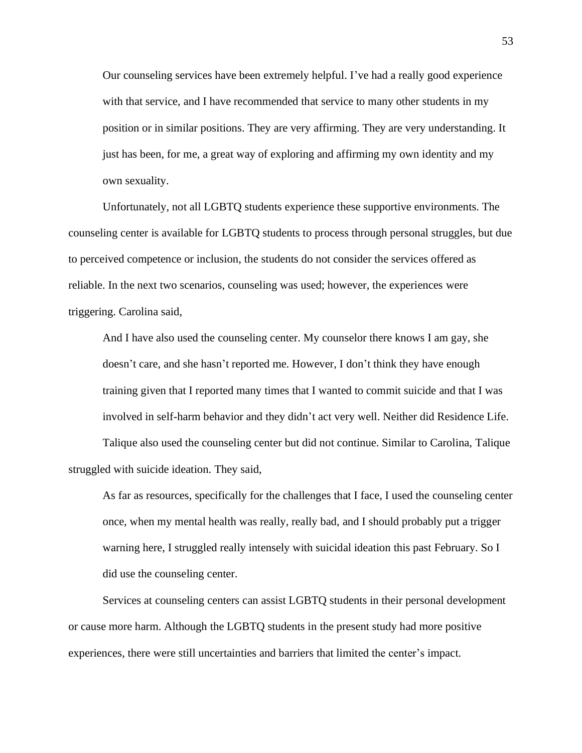> Our counseling services have been extremely helpful. I've had a really good experience with that service, and I have recommended that service to many other students in my position or in similar positions. They are very affirming. They are very understanding. It just has been, for me, a great way of exploring and affirming my own identity and my own sexuality.

Unfortunately, not all LGBTQ students experience these supportive environments. The counseling center is available for LGBTQ students to process through personal struggles, but due to perceived competence or inclusion, the students do not consider the services offered as reliable. In the next two scenarios, counseling was used; however, the experiences were triggering. Carolina said,

> And I have also used the counseling center. My counselor there knows I am gay, she doesn't care, and she hasn't reported me. However, I don't think they have enough training given that I reported many times that I wanted to commit suicide and that I was involved in self-harm behavior and they didn't act very well. Neither did Residence Life.

Talique also used the counseling center but did not continue. Similar to Carolina, Talique struggled with suicide ideation. They said,

> As far as resources, specifically for the challenges that I face, I used the counseling center once, when my mental health was really, really bad, and I should probably put a trigger warning here, I struggled really intensely with suicidal ideation this past February. So I did use the counseling center.

Services at counseling centers can assist LGBTQ students in their personal development or cause more harm. Although the LGBTQ students in the present study had more positive experiences, there were still uncertainties and barriers that limited the center's impact.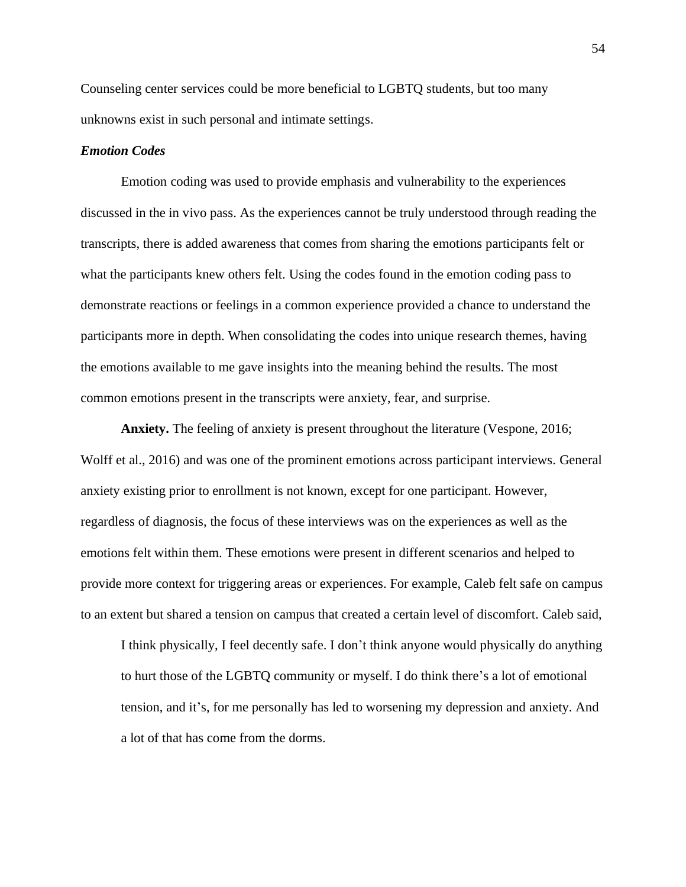Counseling center services could be more beneficial to LGBTQ students, but too many unknowns exist in such personal and intimate settings.

### *Emotion Codes*

Emotion coding was used to provide emphasis and vulnerability to the experiences discussed in the in vivo pass. As the experiences cannot be truly understood through reading the transcripts, there is added awareness that comes from sharing the emotions participants felt or what the participants knew others felt. Using the codes found in the emotion coding pass to demonstrate reactions or feelings in a common experience provided a chance to understand the participants more in depth. When consolidating the codes into unique research themes, having the emotions available to me gave insights into the meaning behind the results. The most common emotions present in the transcripts were anxiety, fear, and surprise.

**Anxiety.** The feeling of anxiety is present throughout the literature (Vespone, 2016; Wolff et al., 2016) and was one of the prominent emotions across participant interviews. General anxiety existing prior to enrollment is not known, except for one participant. However, regardless of diagnosis, the focus of these interviews was on the experiences as well as the emotions felt within them. These emotions were present in different scenarios and helped to provide more context for triggering areas or experiences. For example, Caleb felt safe on campus to an extent but shared a tension on campus that created a certain level of discomfort. Caleb said,

> I think physically, I feel decently safe. I don't think anyone would physically do anything to hurt those of the LGBTQ community or myself. I do think there's a lot of emotional tension, and it's, for me personally has led to worsening my depression and anxiety. And a lot of that has come from the dorms.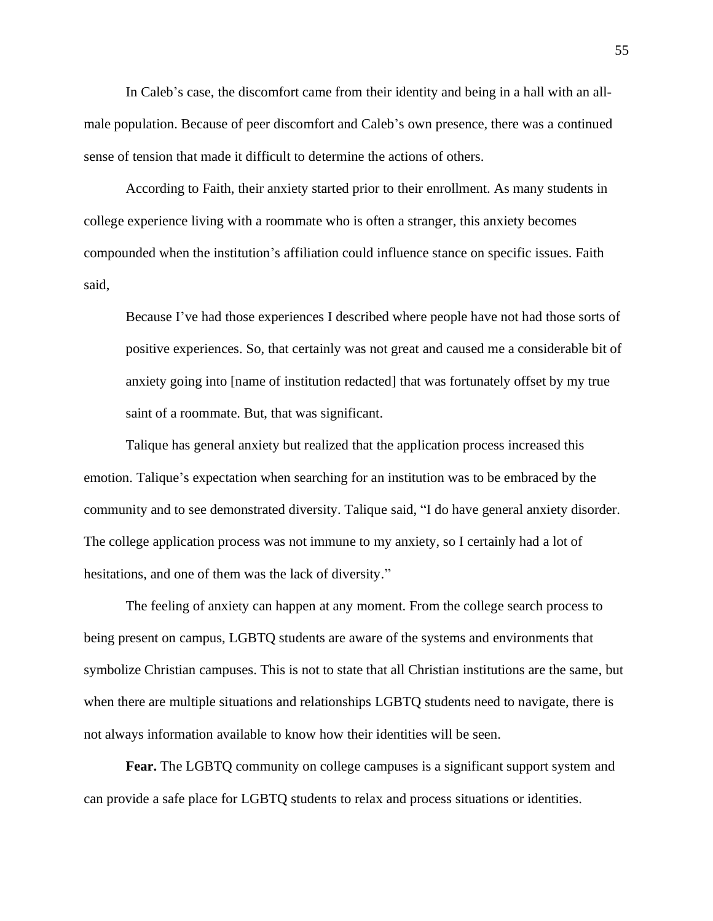In Caleb's case, the discomfort came from their identity and being in a hall with an all-male population. Because of peer discomfort and Caleb's own presence, there was a continued sense of tension that made it difficult to determine the actions of others.

According to Faith, their anxiety started prior to their enrollment. As many students in college experience living with a roommate who is often a stranger, this anxiety becomes compounded when the institution's affiliation could influence stance on specific issues. Faith said,

> Because I've had those experiences I described where people have not had those sorts of positive experiences. So, that certainly was not great and caused me a considerable bit of anxiety going into [name of institution redacted] that was fortunately offset by my true saint of a roommate. But, that was significant.

Talique has general anxiety but realized that the application process increased this emotion. Talique's expectation when searching for an institution was to be embraced by the community and to see demonstrated diversity. Talique said, "I do have general anxiety disorder. The college application process was not immune to my anxiety, so I certainly had a lot of hesitations, and one of them was the lack of diversity."

The feeling of anxiety can happen at any moment. From the college search process to being present on campus, LGBTQ students are aware of the systems and environments that symbolize Christian campuses. This is not to state that all Christian institutions are the same, but when there are multiple situations and relationships LGBTQ students need to navigate, there is not always information available to know how their identities will be seen.

**Fear.** The LGBTQ community on college campuses is a significant support system and can provide a safe place for LGBTQ students to relax and process situations or identities.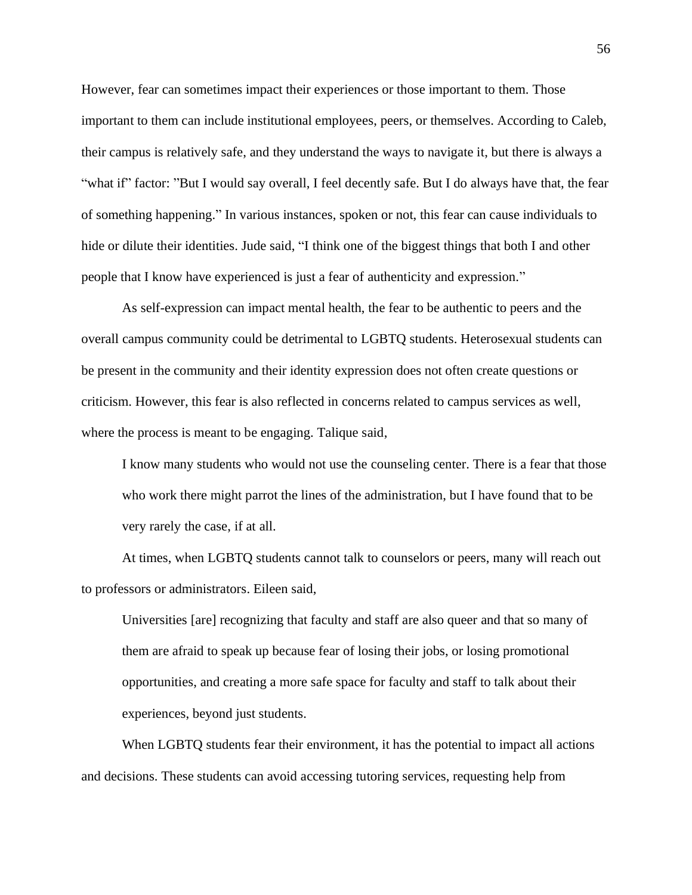However, fear can sometimes impact their experiences or those important to them. Those important to them can include institutional employees, peers, or themselves. According to Caleb, their campus is relatively safe, and they understand the ways to navigate it, but there is always a "what if" factor: "But I would say overall, I feel decently safe. But I do always have that, the fear of something happening." In various instances, spoken or not, this fear can cause individuals to hide or dilute their identities. Jude said, "I think one of the biggest things that both I and other people that I know have experienced is just a fear of authenticity and expression."

As self-expression can impact mental health, the fear to be authentic to peers and the overall campus community could be detrimental to LGBTQ students. Heterosexual students can be present in the community and their identity expression does not often create questions or criticism. However, this fear is also reflected in concerns related to campus services as well, where the process is meant to be engaging. Talique said,

> I know many students who would not use the counseling center. There is a fear that those who work there might parrot the lines of the administration, but I have found that to be very rarely the case, if at all.

At times, when LGBTQ students cannot talk to counselors or peers, many will reach out to professors or administrators. Eileen said,

> Universities [are] recognizing that faculty and staff are also queer and that so many of them are afraid to speak up because fear of losing their jobs, or losing promotional opportunities, and creating a more safe space for faculty and staff to talk about their experiences, beyond just students.

When LGBTQ students fear their environment, it has the potential to impact all actions and decisions. These students can avoid accessing tutoring services, requesting help from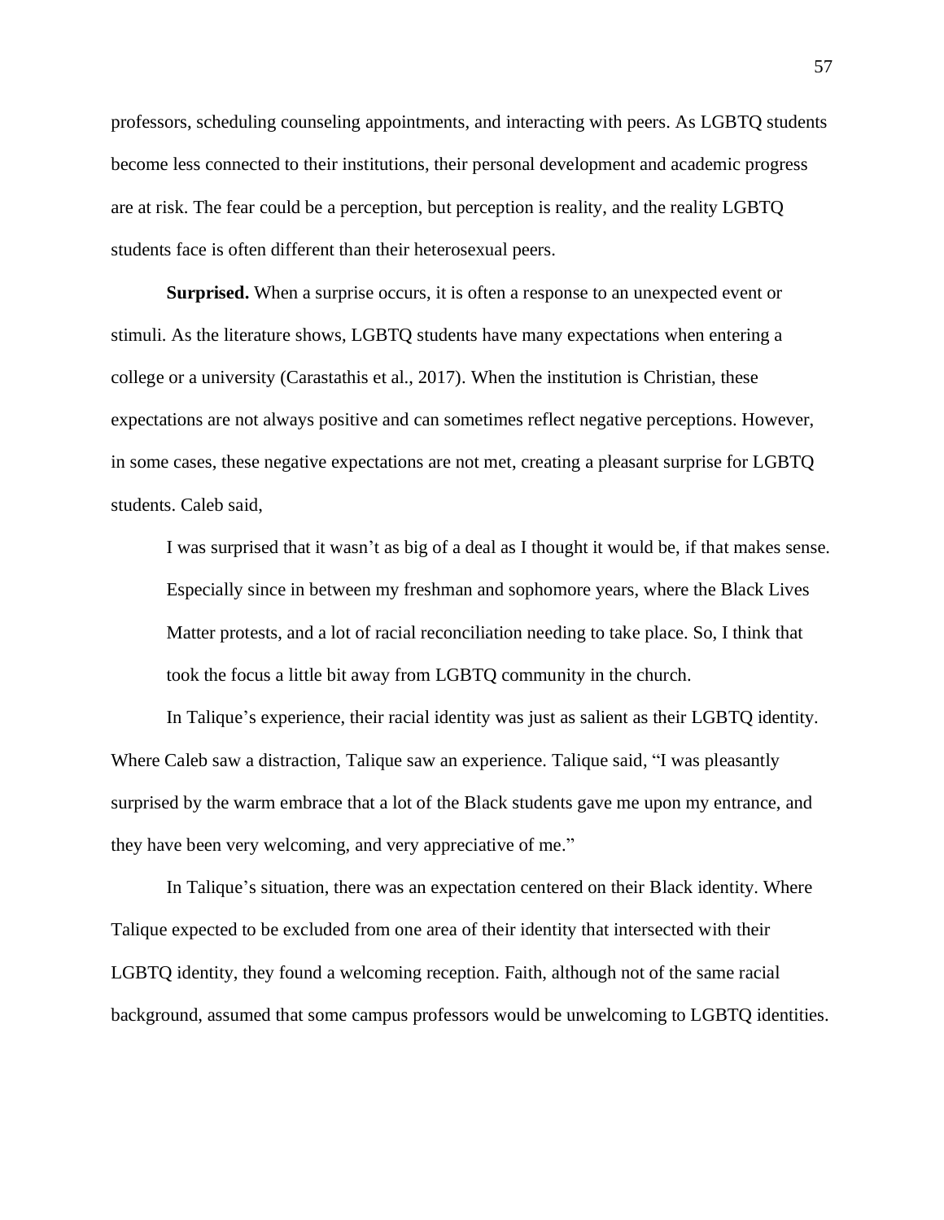professors, scheduling counseling appointments, and interacting with peers. As LGBTQ students become less connected to their institutions, their personal development and academic progress are at risk. The fear could be a perception, but perception is reality, and the reality LGBTQ students face is often different than their heterosexual peers.

**Surprised.** When a surprise occurs, it is often a response to an unexpected event or stimuli. As the literature shows, LGBTQ students have many expectations when entering a college or a university (Carastathis et al., 2017). When the institution is Christian, these expectations are not always positive and can sometimes reflect negative perceptions. However, in some cases, these negative expectations are not met, creating a pleasant surprise for LGBTQ students. Caleb said,

> I was surprised that it wasn't as big of a deal as I thought it would be, if that makes sense. Especially since in between my freshman and sophomore years, where the Black Lives Matter protests, and a lot of racial reconciliation needing to take place. So, I think that took the focus a little bit away from LGBTQ community in the church.

In Talique's experience, their racial identity was just as salient as their LGBTQ identity. Where Caleb saw a distraction, Talique saw an experience. Talique said, "I was pleasantly surprised by the warm embrace that a lot of the Black students gave me upon my entrance, and they have been very welcoming, and very appreciative of me."

In Talique's situation, there was an expectation centered on their Black identity. Where Talique expected to be excluded from one area of their identity that intersected with their LGBTQ identity, they found a welcoming reception. Faith, although not of the same racial background, assumed that some campus professors would be unwelcoming to LGBTQ identities.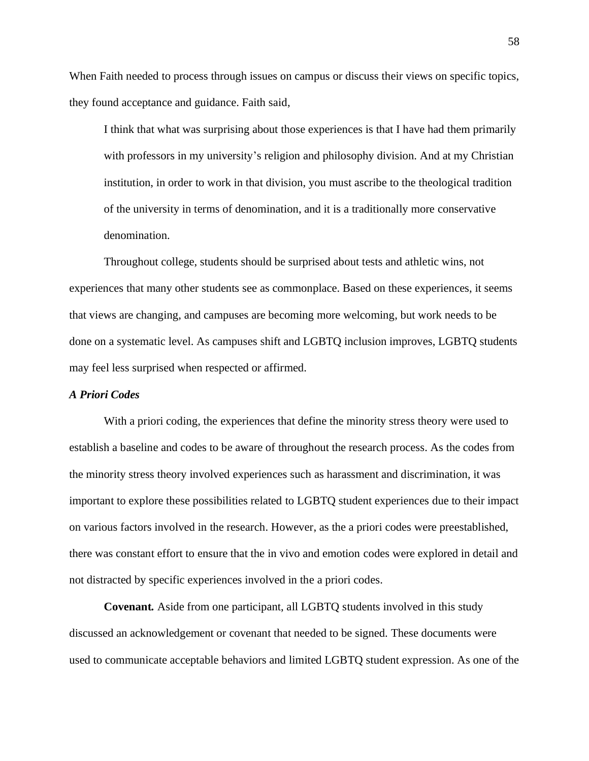When Faith needed to process through issues on campus or discuss their views on specific topics, they found acceptance and guidance. Faith said,

> I think that what was surprising about those experiences is that I have had them primarily with professors in my university's religion and philosophy division. And at my Christian institution, in order to work in that division, you must ascribe to the theological tradition of the university in terms of denomination, and it is a traditionally more conservative denomination.

Throughout college, students should be surprised about tests and athletic wins, not experiences that many other students see as commonplace. Based on these experiences, it seems that views are changing, and campuses are becoming more welcoming, but work needs to be done on a systematic level. As campuses shift and LGBTQ inclusion improves, LGBTQ students may feel less surprised when respected or affirmed.

### *A Priori Codes*

With a priori coding, the experiences that define the minority stress theory were used to establish a baseline and codes to be aware of throughout the research process. As the codes from the minority stress theory involved experiences such as harassment and discrimination, it was important to explore these possibilities related to LGBTQ student experiences due to their impact on various factors involved in the research. However, as the a priori codes were preestablished, there was constant effort to ensure that the in vivo and emotion codes were explored in detail and not distracted by specific experiences involved in the a priori codes.

**Covenant.** Aside from one participant, all LGBTQ students involved in this study discussed an acknowledgement or covenant that needed to be signed. These documents were used to communicate acceptable behaviors and limited LGBTQ student expression. As one of the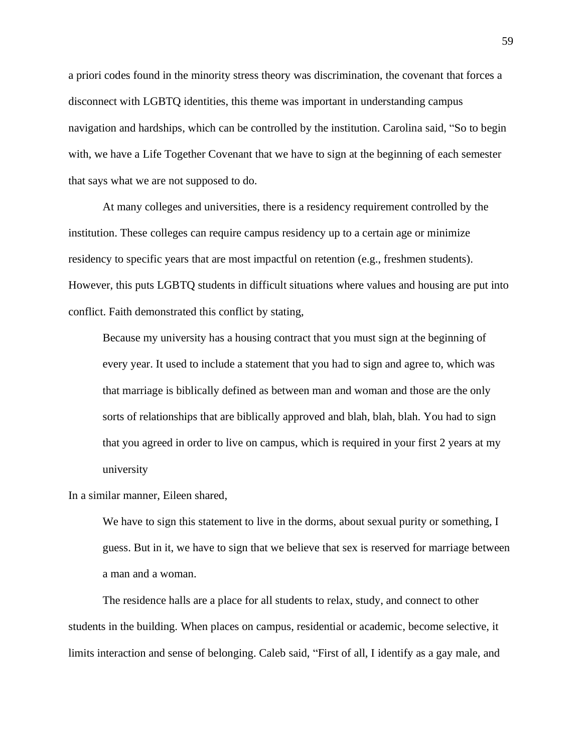a priori codes found in the minority stress theory was discrimination, the covenant that forces a disconnect with LGBTQ identities, this theme was important in understanding campus navigation and hardships, which can be controlled by the institution. Carolina said, "So to begin with, we have a Life Together Covenant that we have to sign at the beginning of each semester that says what we are not supposed to do.

At many colleges and universities, there is a residency requirement controlled by the institution. These colleges can require campus residency up to a certain age or minimize residency to specific years that are most impactful on retention (e.g., freshmen students). However, this puts LGBTQ students in difficult situations where values and housing are put into conflict. Faith demonstrated this conflict by stating,

> Because my university has a housing contract that you must sign at the beginning of every year. It used to include a statement that you had to sign and agree to, which was that marriage is biblically defined as between man and woman and those are the only sorts of relationships that are biblically approved and blah, blah, blah. You had to sign that you agreed in order to live on campus, which is required in your first 2 years at my university

In a similar manner, Eileen shared,

> We have to sign this statement to live in the dorms, about sexual purity or something, I guess. But in it, we have to sign that we believe that sex is reserved for marriage between a man and a woman.

The residence halls are a place for all students to relax, study, and connect to other students in the building. When places on campus, residential or academic, become selective, it limits interaction and sense of belonging. Caleb said, "First of all, I identify as a gay male, and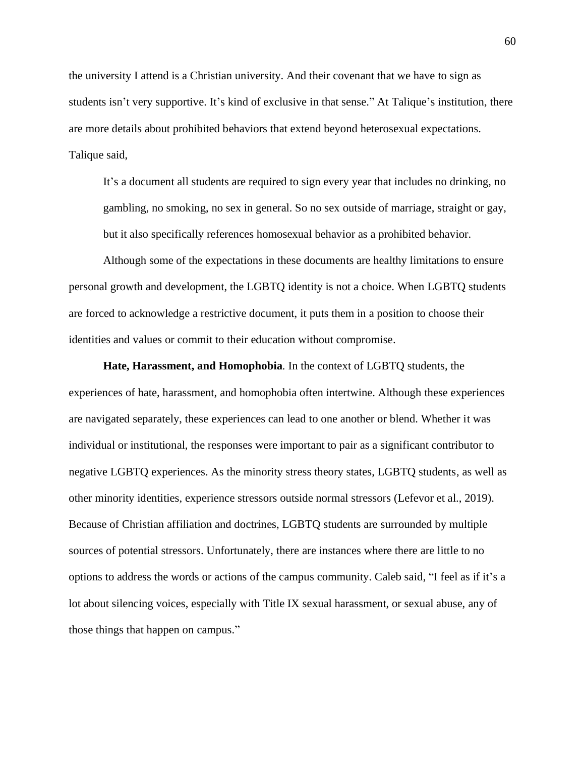the university I attend is a Christian university. And their covenant that we have to sign as students isn't very supportive. It's kind of exclusive in that sense." At Talique's institution, there are more details about prohibited behaviors that extend beyond heterosexual expectations. Talique said,

> It's a document all students are required to sign every year that includes no drinking, no gambling, no smoking, no sex in general. So no sex outside of marriage, straight or gay, but it also specifically references homosexual behavior as a prohibited behavior.

Although some of the expectations in these documents are healthy limitations to ensure personal growth and development, the LGBTQ identity is not a choice. When LGBTQ students are forced to acknowledge a restrictive document, it puts them in a position to choose their identities and values or commit to their education without compromise.

**Hate, Harassment, and Homophobia***.* In the context of LGBTQ students, the experiences of hate, harassment, and homophobia often intertwine. Although these experiences are navigated separately, these experiences can lead to one another or blend. Whether it was individual or institutional, the responses were important to pair as a significant contributor to negative LGBTQ experiences. As the minority stress theory states, LGBTQ students, as well as other minority identities, experience stressors outside normal stressors (Lefevor et al., 2019). Because of Christian affiliation and doctrines, LGBTQ students are surrounded by multiple sources of potential stressors. Unfortunately, there are instances where there are little to no options to address the words or actions of the campus community. Caleb said, "I feel as if it's a lot about silencing voices, especially with Title IX sexual harassment, or sexual abuse, any of those things that happen on campus."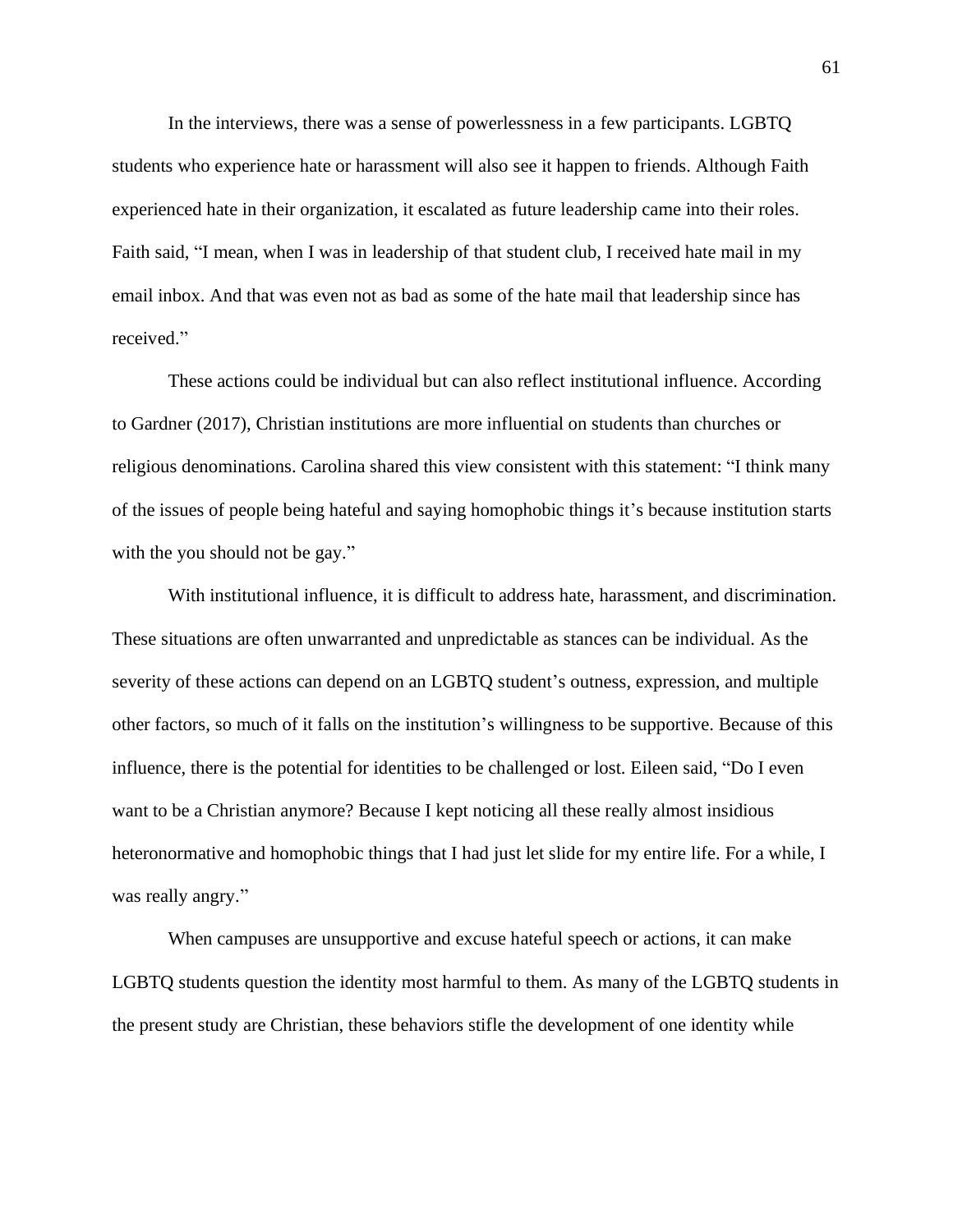In the interviews, there was a sense of powerlessness in a few participants. LGBTQ students who experience hate or harassment will also see it happen to friends. Although Faith experienced hate in their organization, it escalated as future leadership came into their roles. Faith said, "I mean, when I was in leadership of that student club, I received hate mail in my email inbox. And that was even not as bad as some of the hate mail that leadership since has received."

These actions could be individual but can also reflect institutional influence. According to Gardner (2017), Christian institutions are more influential on students than churches or religious denominations. Carolina shared this view consistent with this statement: "I think many of the issues of people being hateful and saying homophobic things it's because institution starts with the you should not be gay."

With institutional influence, it is difficult to address hate, harassment, and discrimination. These situations are often unwarranted and unpredictable as stances can be individual. As the severity of these actions can depend on an LGBTQ student's outness, expression, and multiple other factors, so much of it falls on the institution's willingness to be supportive. Because of this influence, there is the potential for identities to be challenged or lost. Eileen said, "Do I even want to be a Christian anymore? Because I kept noticing all these really almost insidious heteronormative and homophobic things that I had just let slide for my entire life. For a while, I was really angry."

When campuses are unsupportive and excuse hateful speech or actions, it can make LGBTQ students question the identity most harmful to them. As many of the LGBTQ students in the present study are Christian, these behaviors stifle the development of one identity while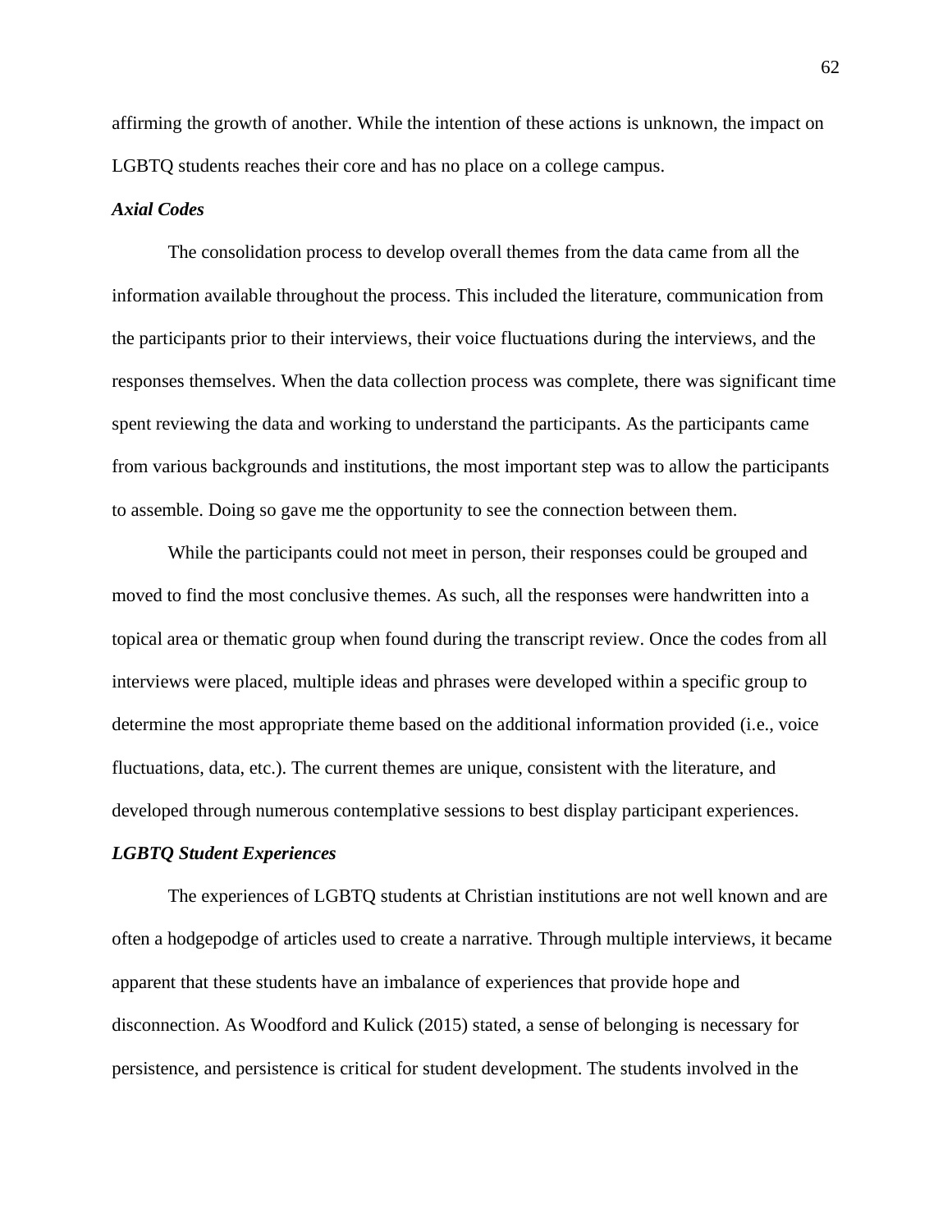affirming the growth of another. While the intention of these actions is unknown, the impact on LGBTQ students reaches their core and has no place on a college campus.

### *Axial Codes*

The consolidation process to develop overall themes from the data came from all the information available throughout the process. This included the literature, communication from the participants prior to their interviews, their voice fluctuations during the interviews, and the responses themselves. When the data collection process was complete, there was significant time spent reviewing the data and working to understand the participants. As the participants came from various backgrounds and institutions, the most important step was to allow the participants to assemble. Doing so gave me the opportunity to see the connection between them.

While the participants could not meet in person, their responses could be grouped and moved to find the most conclusive themes. As such, all the responses were handwritten into a topical area or thematic group when found during the transcript review. Once the codes from all interviews were placed, multiple ideas and phrases were developed within a specific group to determine the most appropriate theme based on the additional information provided (i.e., voice fluctuations, data, etc.). The current themes are unique, consistent with the literature, and developed through numerous contemplative sessions to best display participant experiences.

### *LGBTQ Student Experiences*

The experiences of LGBTQ students at Christian institutions are not well known and are often a hodgepodge of articles used to create a narrative. Through multiple interviews, it became apparent that these students have an imbalance of experiences that provide hope and disconnection. As Woodford and Kulick (2015) stated, a sense of belonging is necessary for persistence, and persistence is critical for student development. The students involved in the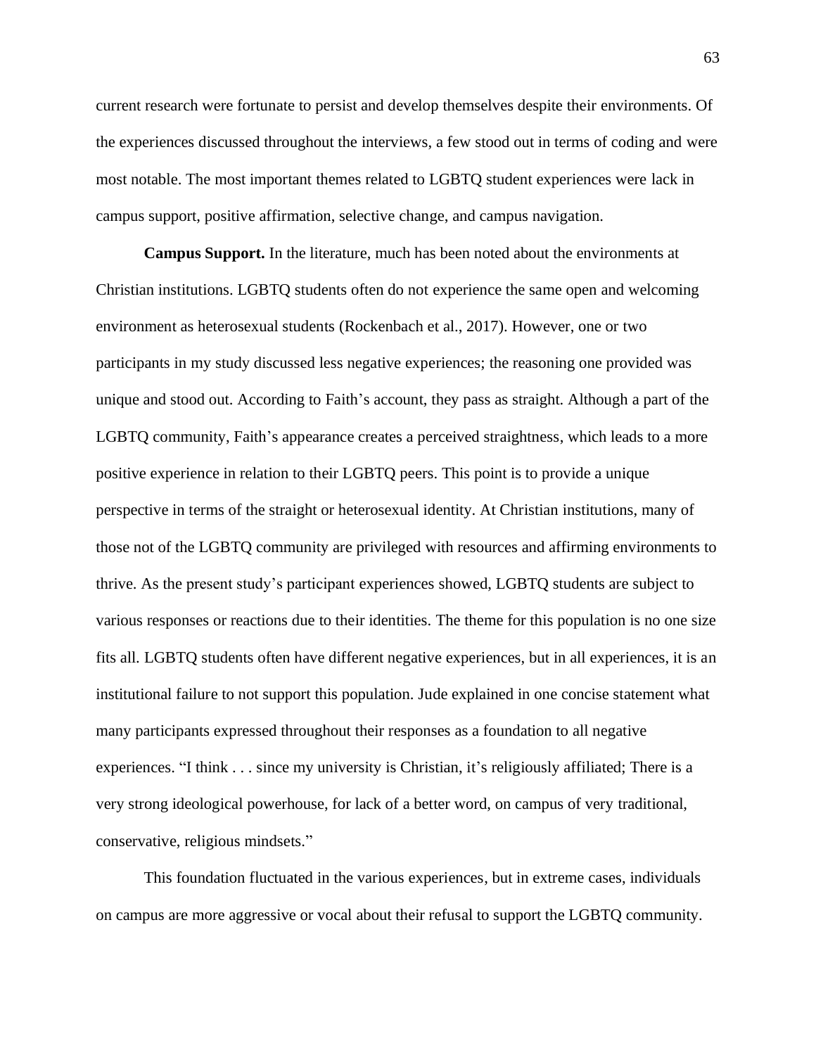current research were fortunate to persist and develop themselves despite their environments. Of the experiences discussed throughout the interviews, a few stood out in terms of coding and were most notable. The most important themes related to LGBTQ student experiences were lack in campus support, positive affirmation, selective change, and campus navigation.

**Campus Support.** In the literature, much has been noted about the environments at Christian institutions. LGBTQ students often do not experience the same open and welcoming environment as heterosexual students (Rockenbach et al., 2017). However, one or two participants in my study discussed less negative experiences; the reasoning one provided was unique and stood out. According to Faith's account, they pass as straight. Although a part of the LGBTQ community, Faith's appearance creates a perceived straightness, which leads to a more positive experience in relation to their LGBTQ peers. This point is to provide a unique perspective in terms of the straight or heterosexual identity. At Christian institutions, many of those not of the LGBTQ community are privileged with resources and affirming environments to thrive. As the present study's participant experiences showed, LGBTQ students are subject to various responses or reactions due to their identities. The theme for this population is no one size fits all. LGBTQ students often have different negative experiences, but in all experiences, it is an institutional failure to not support this population. Jude explained in one concise statement what many participants expressed throughout their responses as a foundation to all negative experiences. "I think . . . since my university is Christian, it's religiously affiliated; There is a very strong ideological powerhouse, for lack of a better word, on campus of very traditional, conservative, religious mindsets."

This foundation fluctuated in the various experiences, but in extreme cases, individuals on campus are more aggressive or vocal about their refusal to support the LGBTQ community.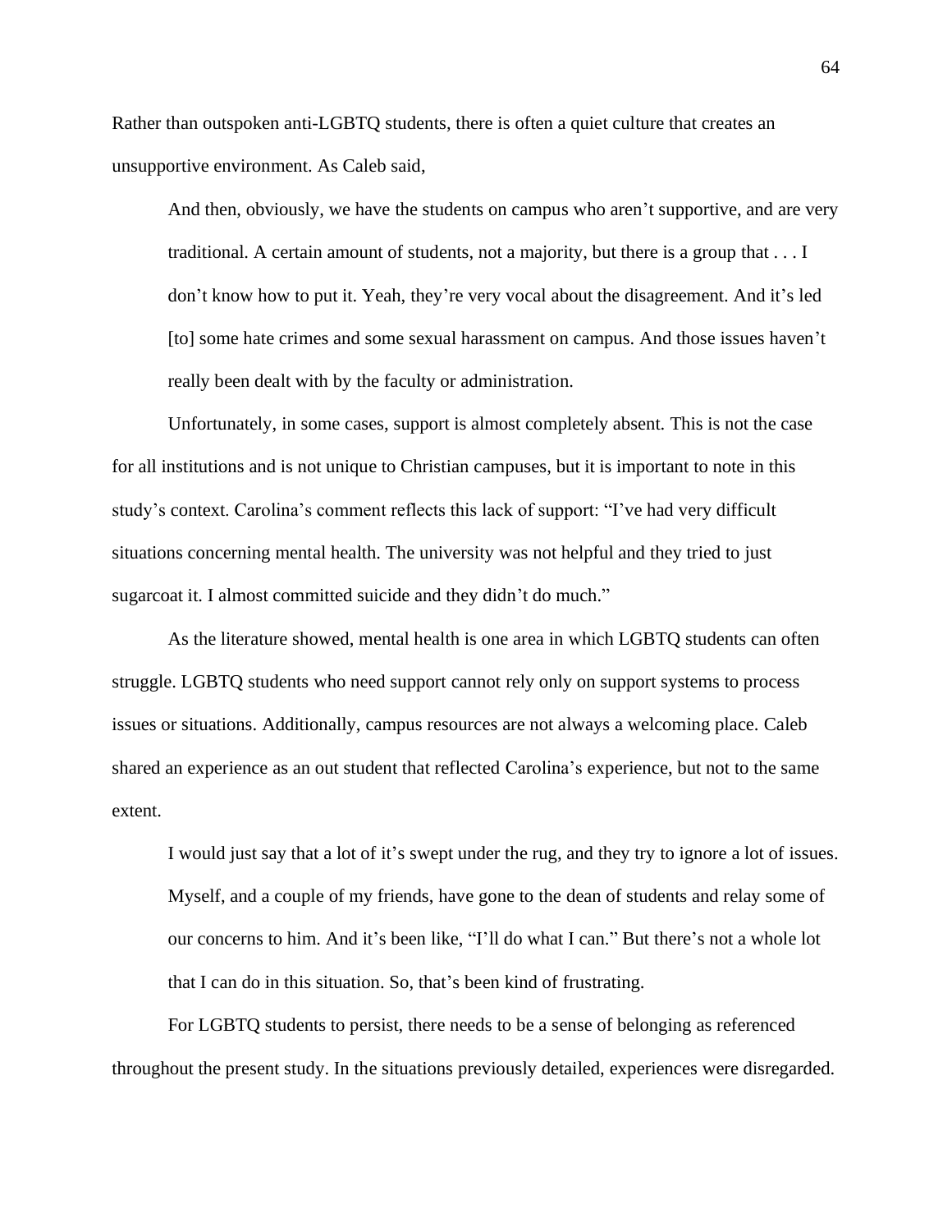Rather than outspoken anti-LGBTQ students, there is often a quiet culture that creates an unsupportive environment. As Caleb said,

> And then, obviously, we have the students on campus who aren't supportive, and are very traditional. A certain amount of students, not a majority, but there is a group that . . . I don't know how to put it. Yeah, they're very vocal about the disagreement. And it's led [to] some hate crimes and some sexual harassment on campus. And those issues haven't really been dealt with by the faculty or administration.

Unfortunately, in some cases, support is almost completely absent. This is not the case for all institutions and is not unique to Christian campuses, but it is important to note in this study's context. Carolina's comment reflects this lack of support: "I've had very difficult situations concerning mental health. The university was not helpful and they tried to just sugarcoat it. I almost committed suicide and they didn't do much."

As the literature showed, mental health is one area in which LGBTQ students can often struggle. LGBTQ students who need support cannot rely only on support systems to process issues or situations. Additionally, campus resources are not always a welcoming place. Caleb shared an experience as an out student that reflected Carolina's experience, but not to the same extent.

> I would just say that a lot of it's swept under the rug, and they try to ignore a lot of issues. Myself, and a couple of my friends, have gone to the dean of students and relay some of our concerns to him. And it's been like, "I'll do what I can." But there's not a whole lot that I can do in this situation. So, that's been kind of frustrating.

For LGBTQ students to persist, there needs to be a sense of belonging as referenced throughout the present study. In the situations previously detailed, experiences were disregarded.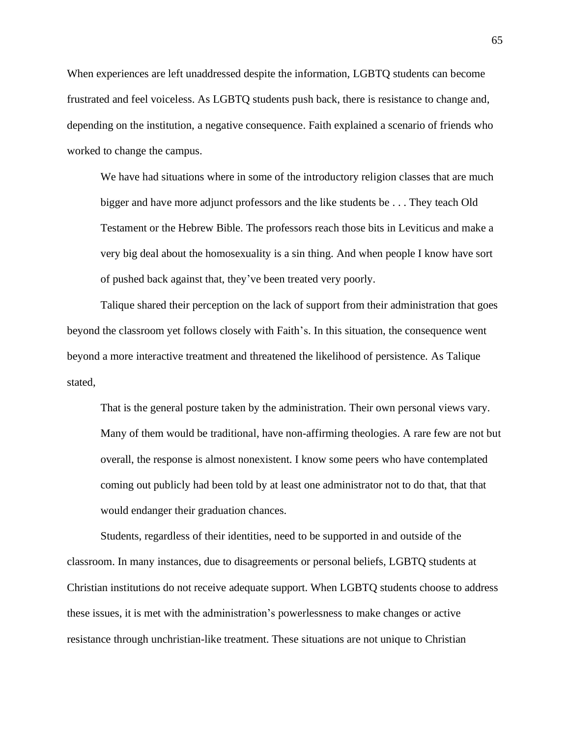When experiences are left unaddressed despite the information, LGBTQ students can become frustrated and feel voiceless. As LGBTQ students push back, there is resistance to change and, depending on the institution, a negative consequence. Faith explained a scenario of friends who worked to change the campus.

> We have had situations where in some of the introductory religion classes that are much bigger and have more adjunct professors and the like students be . . . They teach Old Testament or the Hebrew Bible. The professors reach those bits in Leviticus and make a very big deal about the homosexuality is a sin thing. And when people I know have sort of pushed back against that, they've been treated very poorly.

Talique shared their perception on the lack of support from their administration that goes beyond the classroom yet follows closely with Faith's. In this situation, the consequence went beyond a more interactive treatment and threatened the likelihood of persistence. As Talique stated,

> That is the general posture taken by the administration. Their own personal views vary. Many of them would be traditional, have non-affirming theologies. A rare few are not but overall, the response is almost nonexistent. I know some peers who have contemplated coming out publicly had been told by at least one administrator not to do that, that that would endanger their graduation chances.

Students, regardless of their identities, need to be supported in and outside of the classroom. In many instances, due to disagreements or personal beliefs, LGBTQ students at Christian institutions do not receive adequate support. When LGBTQ students choose to address these issues, it is met with the administration's powerlessness to make changes or active resistance through unchristian-like treatment. These situations are not unique to Christian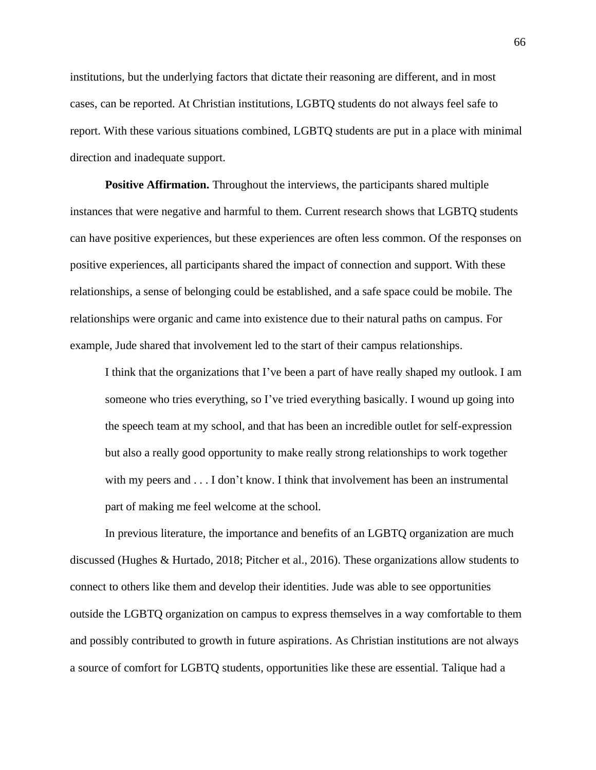institutions, but the underlying factors that dictate their reasoning are different, and in most cases, can be reported. At Christian institutions, LGBTQ students do not always feel safe to report. With these various situations combined, LGBTQ students are put in a place with minimal direction and inadequate support.

**Positive Affirmation.** Throughout the interviews, the participants shared multiple instances that were negative and harmful to them. Current research shows that LGBTQ students can have positive experiences, but these experiences are often less common. Of the responses on positive experiences, all participants shared the impact of connection and support. With these relationships, a sense of belonging could be established, and a safe space could be mobile. The relationships were organic and came into existence due to their natural paths on campus. For example, Jude shared that involvement led to the start of their campus relationships.

> I think that the organizations that I've been a part of have really shaped my outlook. I am someone who tries everything, so I've tried everything basically. I wound up going into the speech team at my school, and that has been an incredible outlet for self-expression but also a really good opportunity to make really strong relationships to work together with my peers and . . . I don't know. I think that involvement has been an instrumental part of making me feel welcome at the school.

In previous literature, the importance and benefits of an LGBTQ organization are much discussed (Hughes & Hurtado, 2018; Pitcher et al., 2016). These organizations allow students to connect to others like them and develop their identities. Jude was able to see opportunities outside the LGBTQ organization on campus to express themselves in a way comfortable to them and possibly contributed to growth in future aspirations. As Christian institutions are not always a source of comfort for LGBTQ students, opportunities like these are essential. Talique had a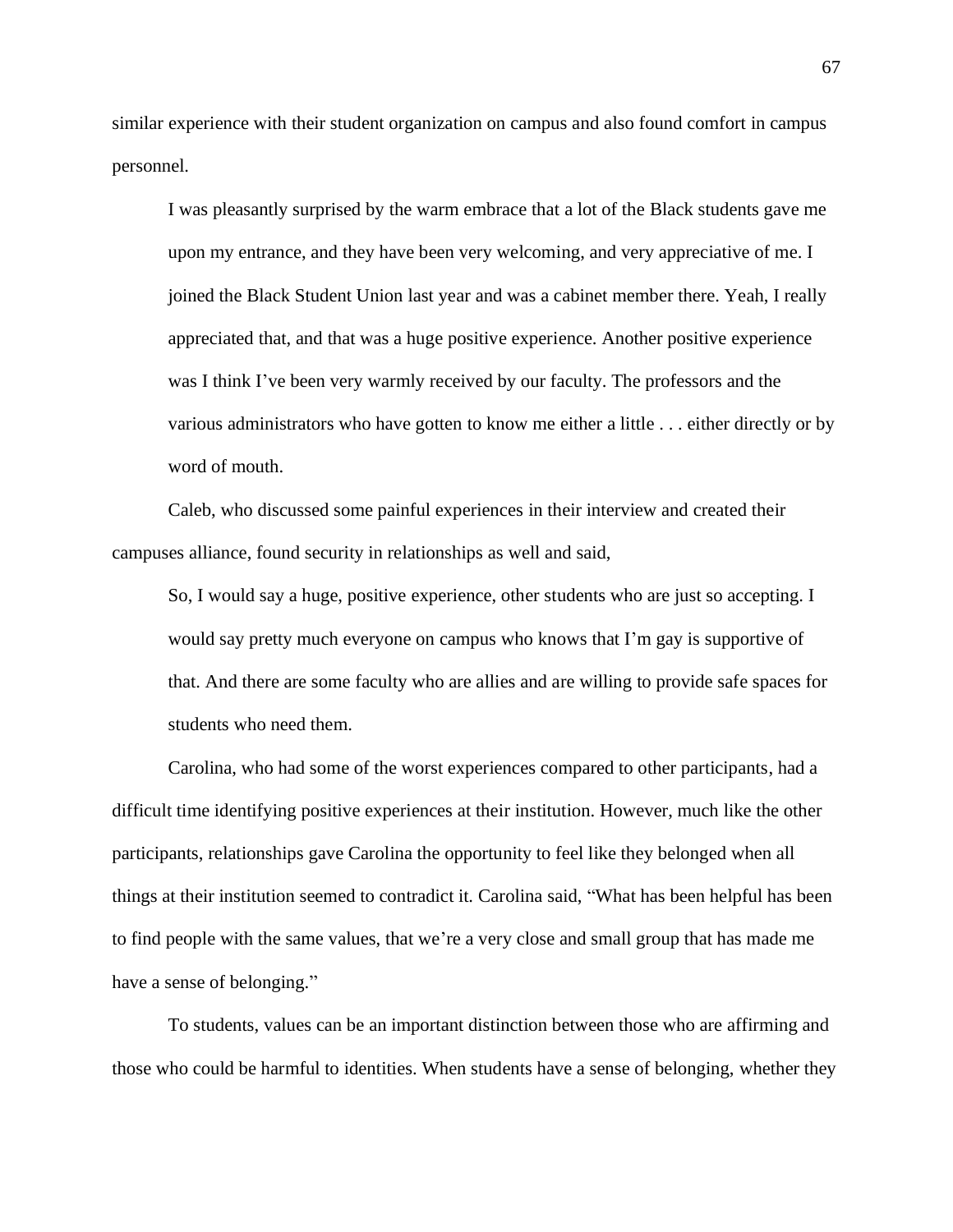similar experience with their student organization on campus and also found comfort in campus personnel.

> I was pleasantly surprised by the warm embrace that a lot of the Black students gave me upon my entrance, and they have been very welcoming, and very appreciative of me. I joined the Black Student Union last year and was a cabinet member there. Yeah, I really appreciated that, and that was a huge positive experience. Another positive experience was I think I've been very warmly received by our faculty. The professors and the various administrators who have gotten to know me either a little . . . either directly or by word of mouth.

Caleb, who discussed some painful experiences in their interview and created their campuses alliance, found security in relationships as well and said,

> So, I would say a huge, positive experience, other students who are just so accepting. I would say pretty much everyone on campus who knows that I'm gay is supportive of that. And there are some faculty who are allies and are willing to provide safe spaces for students who need them.

Carolina, who had some of the worst experiences compared to other participants, had a difficult time identifying positive experiences at their institution. However, much like the other participants, relationships gave Carolina the opportunity to feel like they belonged when all things at their institution seemed to contradict it. Carolina said, "What has been helpful has been to find people with the same values, that we're a very close and small group that has made me have a sense of belonging."

To students, values can be an important distinction between those who are affirming and those who could be harmful to identities. When students have a sense of belonging, whether they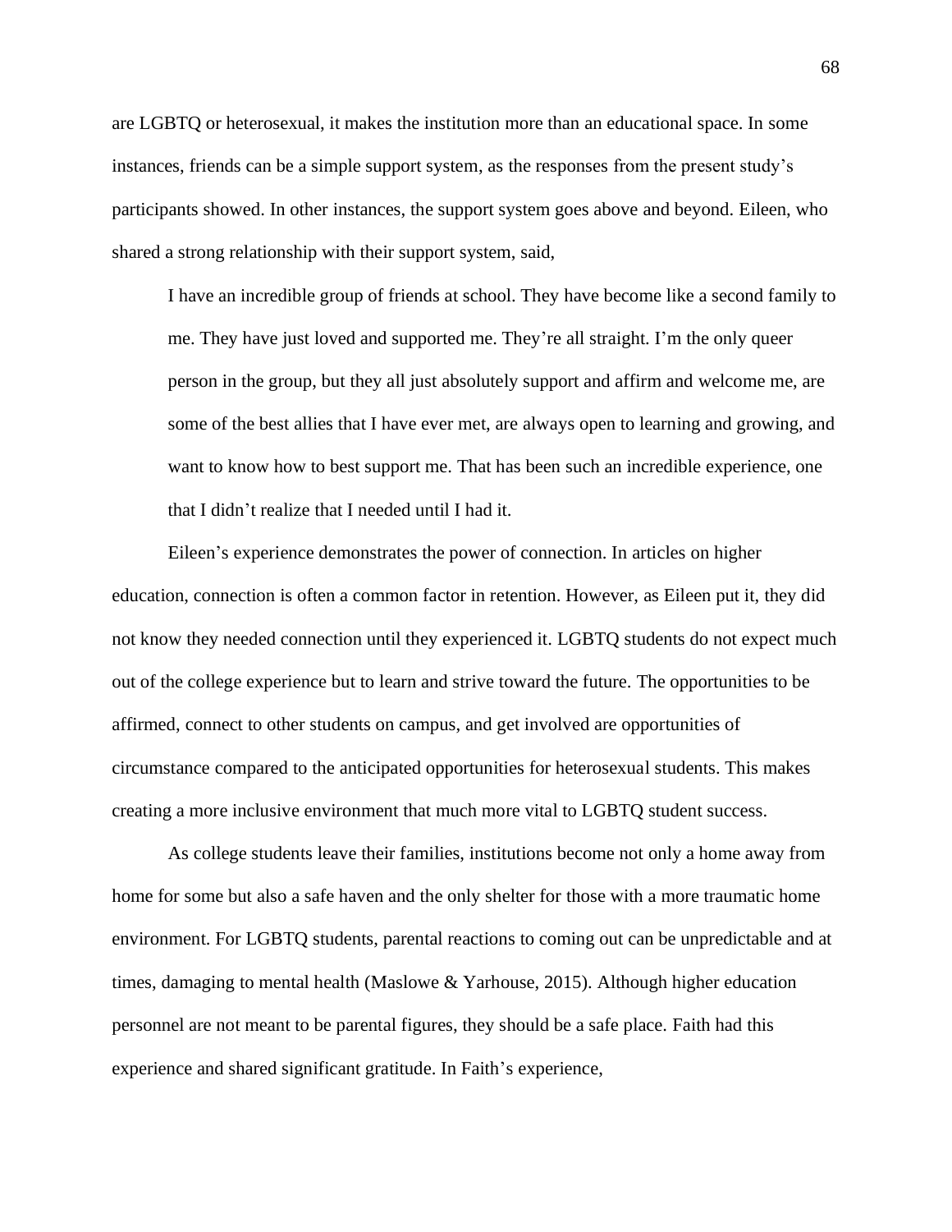are LGBTQ or heterosexual, it makes the institution more than an educational space. In some instances, friends can be a simple support system, as the responses from the present study's participants showed. In other instances, the support system goes above and beyond. Eileen, who shared a strong relationship with their support system, said,

> I have an incredible group of friends at school. They have become like a second family to me. They have just loved and supported me. They're all straight. I'm the only queer person in the group, but they all just absolutely support and affirm and welcome me, are some of the best allies that I have ever met, are always open to learning and growing, and want to know how to best support me. That has been such an incredible experience, one that I didn't realize that I needed until I had it.

Eileen's experience demonstrates the power of connection. In articles on higher education, connection is often a common factor in retention. However, as Eileen put it, they did not know they needed connection until they experienced it. LGBTQ students do not expect much out of the college experience but to learn and strive toward the future. The opportunities to be affirmed, connect to other students on campus, and get involved are opportunities of circumstance compared to the anticipated opportunities for heterosexual students. This makes creating a more inclusive environment that much more vital to LGBTQ student success.

As college students leave their families, institutions become not only a home away from home for some but also a safe haven and the only shelter for those with a more traumatic home environment. For LGBTQ students, parental reactions to coming out can be unpredictable and at times, damaging to mental health (Maslowe & Yarhouse, 2015). Although higher education personnel are not meant to be parental figures, they should be a safe place. Faith had this experience and shared significant gratitude. In Faith's experience,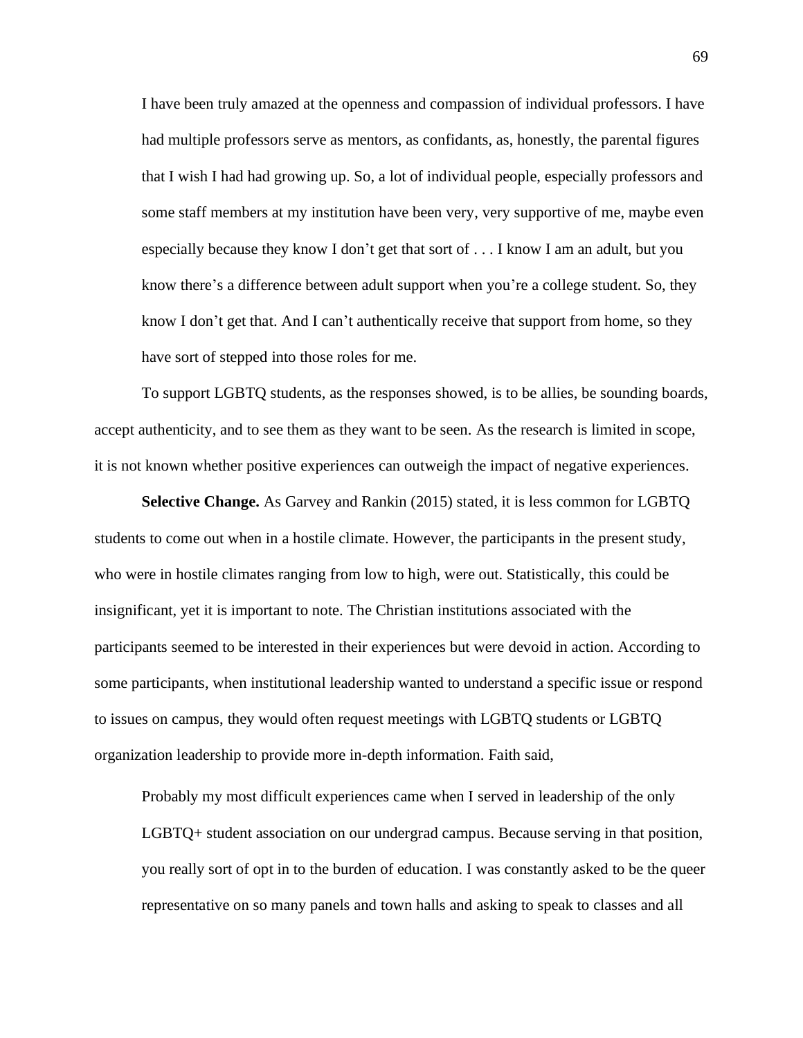> I have been truly amazed at the openness and compassion of individual professors. I have had multiple professors serve as mentors, as confidants, as, honestly, the parental figures that I wish I had had growing up. So, a lot of individual people, especially professors and some staff members at my institution have been very, very supportive of me, maybe even especially because they know I don't get that sort of . . . I know I am an adult, but you know there's a difference between adult support when you're a college student. So, they know I don't get that. And I can't authentically receive that support from home, so they have sort of stepped into those roles for me.

To support LGBTQ students, as the responses showed, is to be allies, be sounding boards, accept authenticity, and to see them as they want to be seen. As the research is limited in scope, it is not known whether positive experiences can outweigh the impact of negative experiences.

**Selective Change.** As Garvey and Rankin (2015) stated, it is less common for LGBTQ students to come out when in a hostile climate. However, the participants in the present study, who were in hostile climates ranging from low to high, were out. Statistically, this could be insignificant, yet it is important to note. The Christian institutions associated with the participants seemed to be interested in their experiences but were devoid in action. According to some participants, when institutional leadership wanted to understand a specific issue or respond to issues on campus, they would often request meetings with LGBTQ students or LGBTQ organization leadership to provide more in-depth information. Faith said,

> Probably my most difficult experiences came when I served in leadership of the only LGBTQ+ student association on our undergrad campus. Because serving in that position, you really sort of opt in to the burden of education. I was constantly asked to be the queer representative on so many panels and town halls and asking to speak to classes and all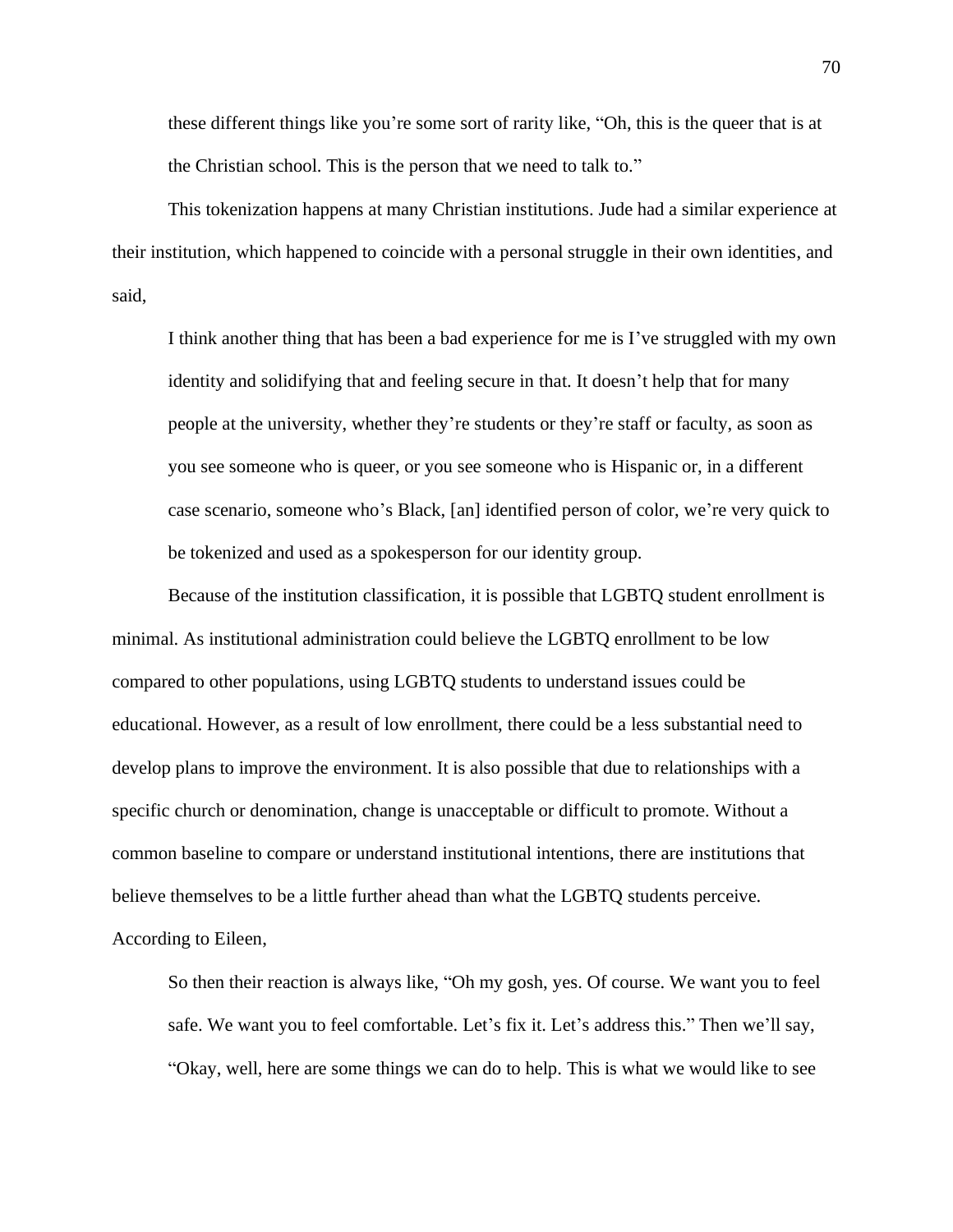these different things like you're some sort of rarity like, "Oh, this is the queer that is at the Christian school. This is the person that we need to talk to."

This tokenization happens at many Christian institutions. Jude had a similar experience at their institution, which happened to coincide with a personal struggle in their own identities, and said,

> I think another thing that has been a bad experience for me is I've struggled with my own identity and solidifying that and feeling secure in that. It doesn't help that for many people at the university, whether they're students or they're staff or faculty, as soon as you see someone who is queer, or you see someone who is Hispanic or, in a different case scenario, someone who's Black, [an] identified person of color, we're very quick to be tokenized and used as a spokesperson for our identity group.

Because of the institution classification, it is possible that LGBTQ student enrollment is minimal. As institutional administration could believe the LGBTQ enrollment to be low compared to other populations, using LGBTQ students to understand issues could be educational. However, as a result of low enrollment, there could be a less substantial need to develop plans to improve the environment. It is also possible that due to relationships with a specific church or denomination, change is unacceptable or difficult to promote. Without a common baseline to compare or understand institutional intentions, there are institutions that believe themselves to be a little further ahead than what the LGBTQ students perceive. According to Eileen,

> So then their reaction is always like, "Oh my gosh, yes. Of course. We want you to feel safe. We want you to feel comfortable. Let's fix it. Let's address this." Then we'll say, "Okay, well, here are some things we can do to help. This is what we would like to see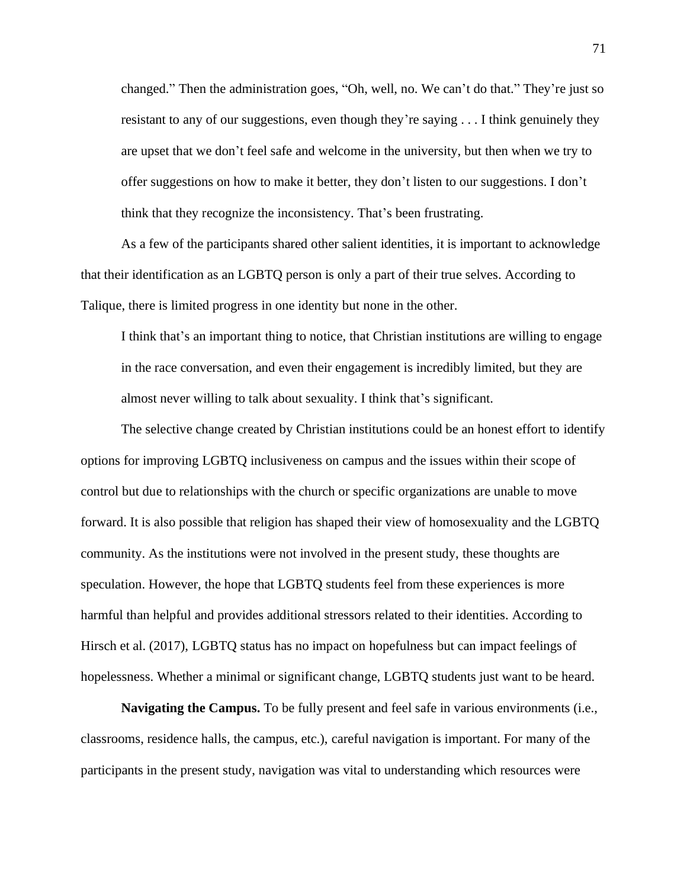changed." Then the administration goes, "Oh, well, no. We can't do that." They're just so resistant to any of our suggestions, even though they're saying . . . I think genuinely they are upset that we don't feel safe and welcome in the university, but then when we try to offer suggestions on how to make it better, they don't listen to our suggestions. I don't think that they recognize the inconsistency. That's been frustrating.

As a few of the participants shared other salient identities, it is important to acknowledge that their identification as an LGBTQ person is only a part of their true selves. According to Talique, there is limited progress in one identity but none in the other.

> I think that's an important thing to notice, that Christian institutions are willing to engage in the race conversation, and even their engagement is incredibly limited, but they are almost never willing to talk about sexuality. I think that's significant.

The selective change created by Christian institutions could be an honest effort to identify options for improving LGBTQ inclusiveness on campus and the issues within their scope of control but due to relationships with the church or specific organizations are unable to move forward. It is also possible that religion has shaped their view of homosexuality and the LGBTQ community. As the institutions were not involved in the present study, these thoughts are speculation. However, the hope that LGBTQ students feel from these experiences is more harmful than helpful and provides additional stressors related to their identities. According to Hirsch et al. (2017), LGBTQ status has no impact on hopefulness but can impact feelings of hopelessness. Whether a minimal or significant change, LGBTQ students just want to be heard.

**Navigating the Campus.** To be fully present and feel safe in various environments (i.e., classrooms, residence halls, the campus, etc.), careful navigation is important. For many of the participants in the present study, navigation was vital to understanding which resources were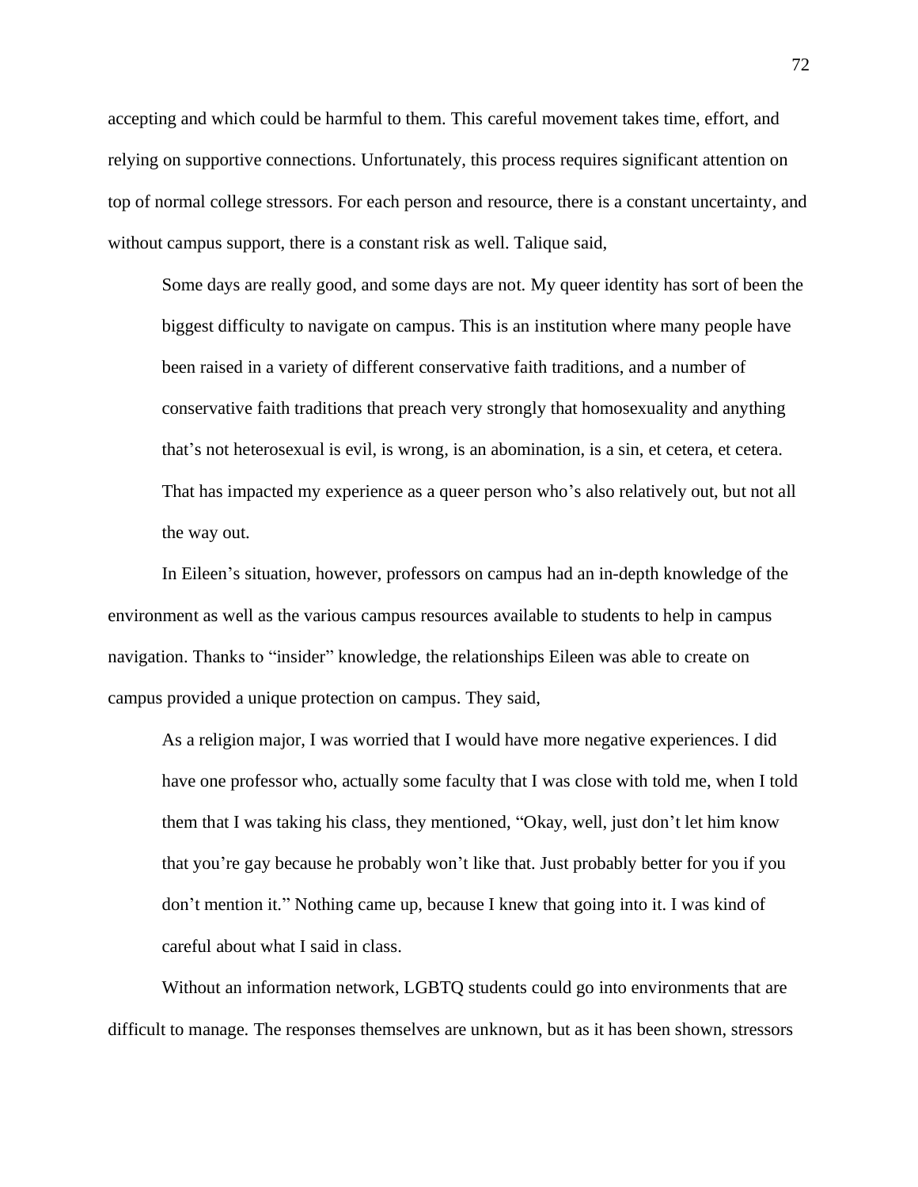accepting and which could be harmful to them. This careful movement takes time, effort, and relying on supportive connections. Unfortunately, this process requires significant attention on top of normal college stressors. For each person and resource, there is a constant uncertainty, and without campus support, there is a constant risk as well. Talique said,

> Some days are really good, and some days are not. My queer identity has sort of been the biggest difficulty to navigate on campus. This is an institution where many people have been raised in a variety of different conservative faith traditions, and a number of conservative faith traditions that preach very strongly that homosexuality and anything that's not heterosexual is evil, is wrong, is an abomination, is a sin, et cetera, et cetera. That has impacted my experience as a queer person who's also relatively out, but not all the way out.

In Eileen's situation, however, professors on campus had an in-depth knowledge of the environment as well as the various campus resources available to students to help in campus navigation. Thanks to "insider" knowledge, the relationships Eileen was able to create on campus provided a unique protection on campus. They said,

> As a religion major, I was worried that I would have more negative experiences. I did have one professor who, actually some faculty that I was close with told me, when I told them that I was taking his class, they mentioned, "Okay, well, just don't let him know that you're gay because he probably won't like that. Just probably better for you if you don't mention it." Nothing came up, because I knew that going into it. I was kind of careful about what I said in class.

Without an information network, LGBTQ students could go into environments that are difficult to manage. The responses themselves are unknown, but as it has been shown, stressors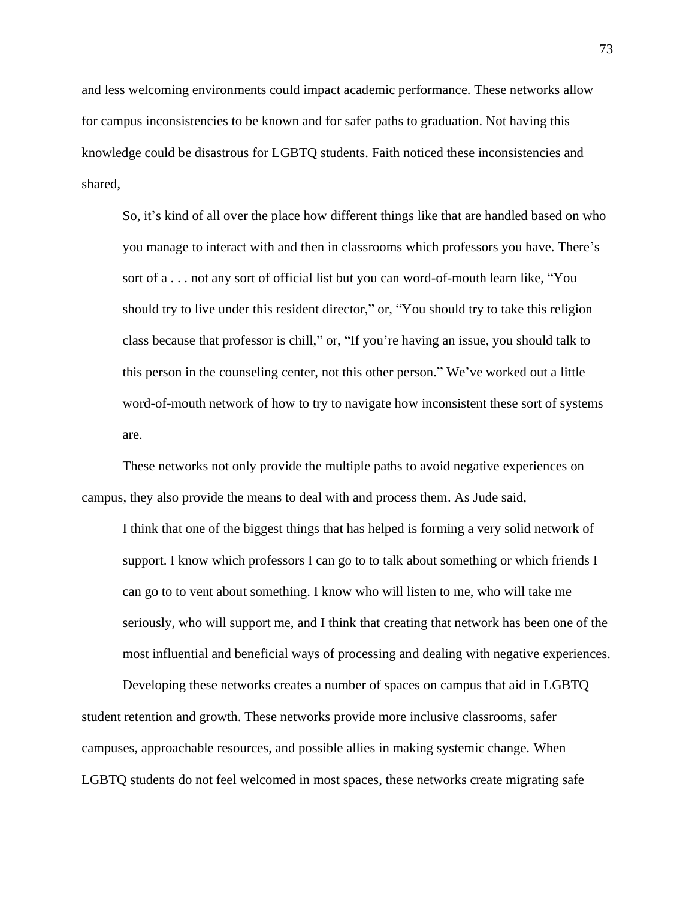and less welcoming environments could impact academic performance. These networks allow for campus inconsistencies to be known and for safer paths to graduation. Not having this knowledge could be disastrous for LGBTQ students. Faith noticed these inconsistencies and shared,

> So, it's kind of all over the place how different things like that are handled based on who you manage to interact with and then in classrooms which professors you have. There's sort of a . . . not any sort of official list but you can word-of-mouth learn like, "You should try to live under this resident director," or, "You should try to take this religion class because that professor is chill," or, "If you're having an issue, you should talk to this person in the counseling center, not this other person." We've worked out a little word-of-mouth network of how to try to navigate how inconsistent these sort of systems are.

These networks not only provide the multiple paths to avoid negative experiences on campus, they also provide the means to deal with and process them. As Jude said,

> I think that one of the biggest things that has helped is forming a very solid network of support. I know which professors I can go to to talk about something or which friends I can go to to vent about something. I know who will listen to me, who will take me seriously, who will support me, and I think that creating that network has been one of the most influential and beneficial ways of processing and dealing with negative experiences.

Developing these networks creates a number of spaces on campus that aid in LGBTQ student retention and growth. These networks provide more inclusive classrooms, safer campuses, approachable resources, and possible allies in making systemic change. When LGBTQ students do not feel welcomed in most spaces, these networks create migrating safe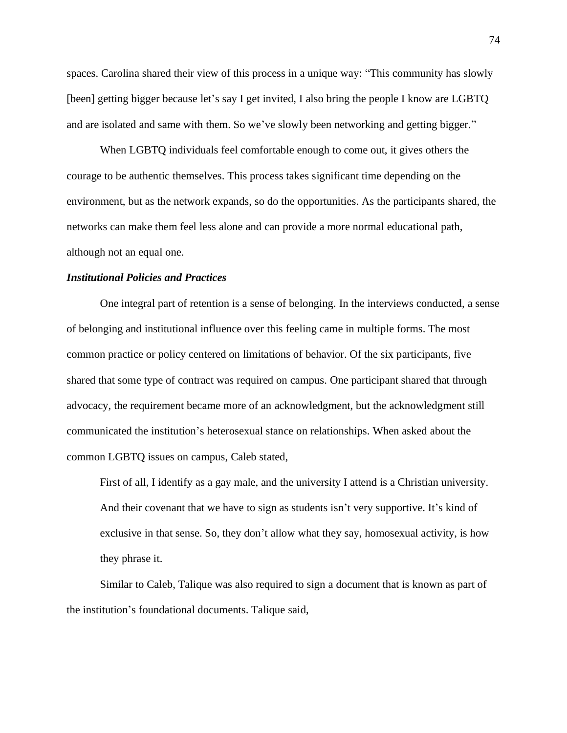spaces. Carolina shared their view of this process in a unique way: "This community has slowly [been] getting bigger because let's say I get invited, I also bring the people I know are LGBTQ and are isolated and same with them. So we've slowly been networking and getting bigger."

When LGBTQ individuals feel comfortable enough to come out, it gives others the courage to be authentic themselves. This process takes significant time depending on the environment, but as the network expands, so do the opportunities. As the participants shared, the networks can make them feel less alone and can provide a more normal educational path, although not an equal one.

### *Institutional Policies and Practices*

One integral part of retention is a sense of belonging. In the interviews conducted, a sense of belonging and institutional influence over this feeling came in multiple forms. The most common practice or policy centered on limitations of behavior. Of the six participants, five shared that some type of contract was required on campus. One participant shared that through advocacy, the requirement became more of an acknowledgment, but the acknowledgment still communicated the institution's heterosexual stance on relationships. When asked about the common LGBTQ issues on campus, Caleb stated,

> First of all, I identify as a gay male, and the university I attend is a Christian university. And their covenant that we have to sign as students isn't very supportive. It's kind of exclusive in that sense. So, they don't allow what they say, homosexual activity, is how they phrase it.

Similar to Caleb, Talique was also required to sign a document that is known as part of the institution's foundational documents. Talique said,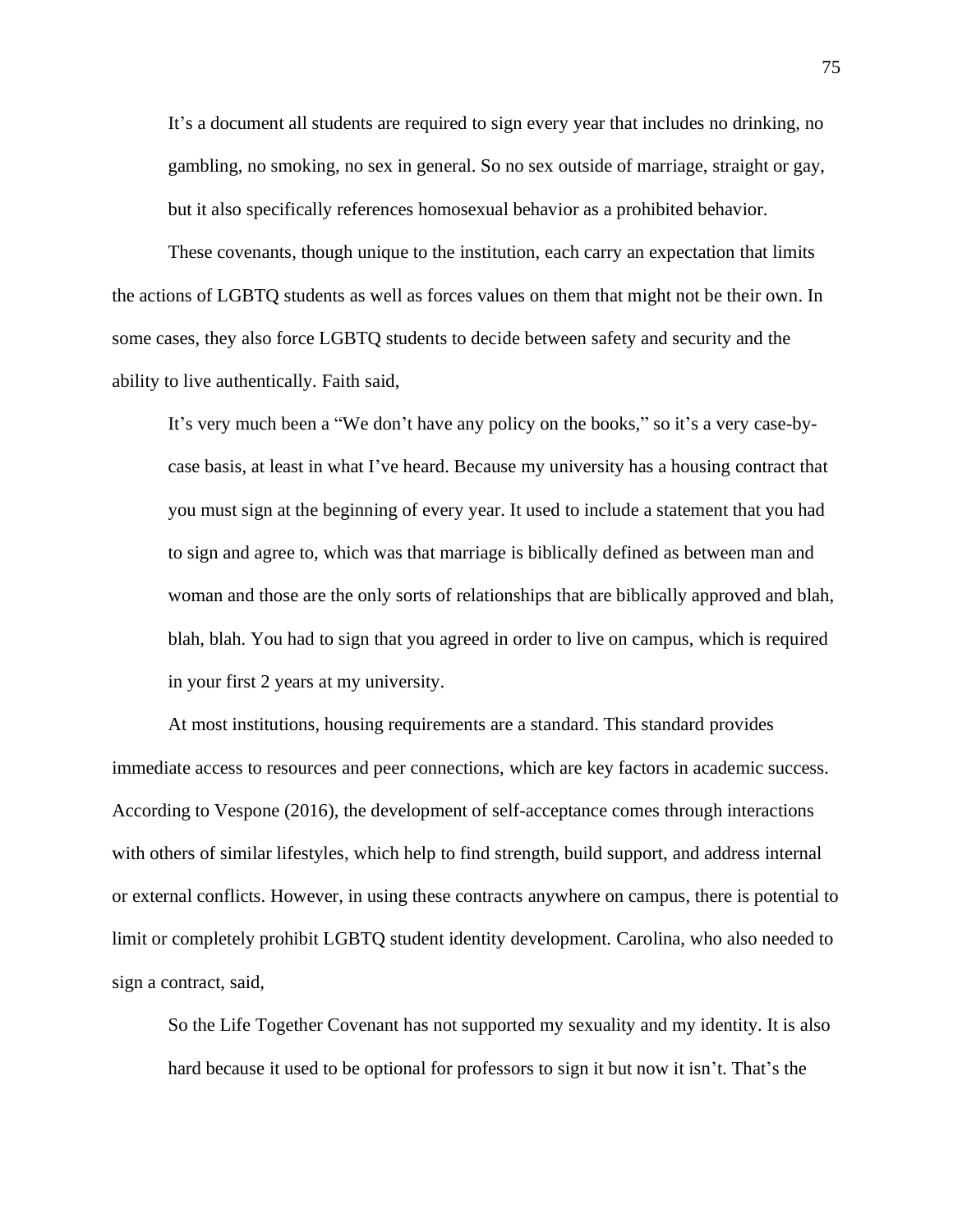> It's a document all students are required to sign every year that includes no drinking, no gambling, no smoking, no sex in general. So no sex outside of marriage, straight or gay, but it also specifically references homosexual behavior as a prohibited behavior.

These covenants, though unique to the institution, each carry an expectation that limits the actions of LGBTQ students as well as forces values on them that might not be their own. In some cases, they also force LGBTQ students to decide between safety and security and the ability to live authentically. Faith said,

> It's very much been a "We don't have any policy on the books," so it's a very case-by-case basis, at least in what I've heard. Because my university has a housing contract that you must sign at the beginning of every year. It used to include a statement that you had to sign and agree to, which was that marriage is biblically defined as between man and woman and those are the only sorts of relationships that are biblically approved and blah, blah, blah. You had to sign that you agreed in order to live on campus, which is required in your first 2 years at my university.

At most institutions, housing requirements are a standard. This standard provides immediate access to resources and peer connections, which are key factors in academic success. According to Vespone (2016), the development of self-acceptance comes through interactions with others of similar lifestyles, which help to find strength, build support, and address internal or external conflicts. However, in using these contracts anywhere on campus, there is potential to limit or completely prohibit LGBTQ student identity development. Carolina, who also needed to sign a contract, said,

> So the Life Together Covenant has not supported my sexuality and my identity. It is also hard because it used to be optional for professors to sign it but now it isn't. That's the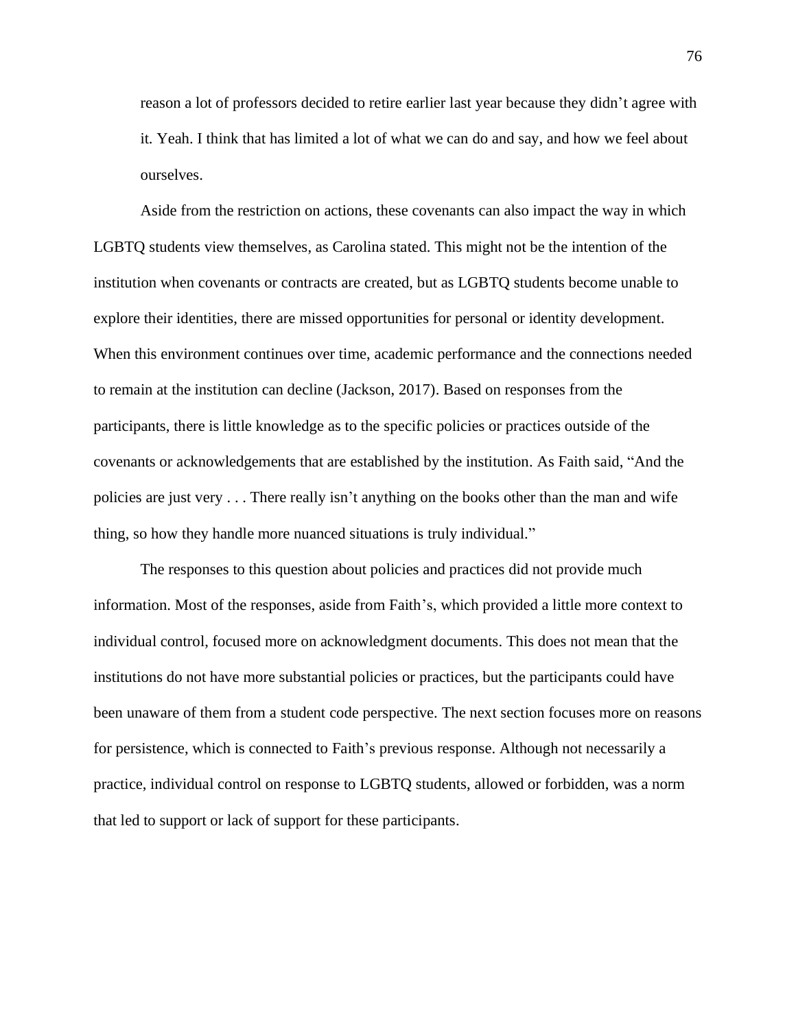> reason a lot of professors decided to retire earlier last year because they didn't agree with it. Yeah. I think that has limited a lot of what we can do and say, and how we feel about ourselves.

Aside from the restriction on actions, these covenants can also impact the way in which LGBTQ students view themselves, as Carolina stated. This might not be the intention of the institution when covenants or contracts are created, but as LGBTQ students become unable to explore their identities, there are missed opportunities for personal or identity development. When this environment continues over time, academic performance and the connections needed to remain at the institution can decline (Jackson, 2017). Based on responses from the participants, there is little knowledge as to the specific policies or practices outside of the covenants or acknowledgements that are established by the institution. As Faith said, "And the policies are just very . . . There really isn't anything on the books other than the man and wife thing, so how they handle more nuanced situations is truly individual."

The responses to this question about policies and practices did not provide much information. Most of the responses, aside from Faith's, which provided a little more context to individual control, focused more on acknowledgment documents. This does not mean that the institutions do not have more substantial policies or practices, but the participants could have been unaware of them from a student code perspective. The next section focuses more on reasons for persistence, which is connected to Faith's previous response. Although not necessarily a practice, individual control on response to LGBTQ students, allowed or forbidden, was a norm that led to support or lack of support for these participants.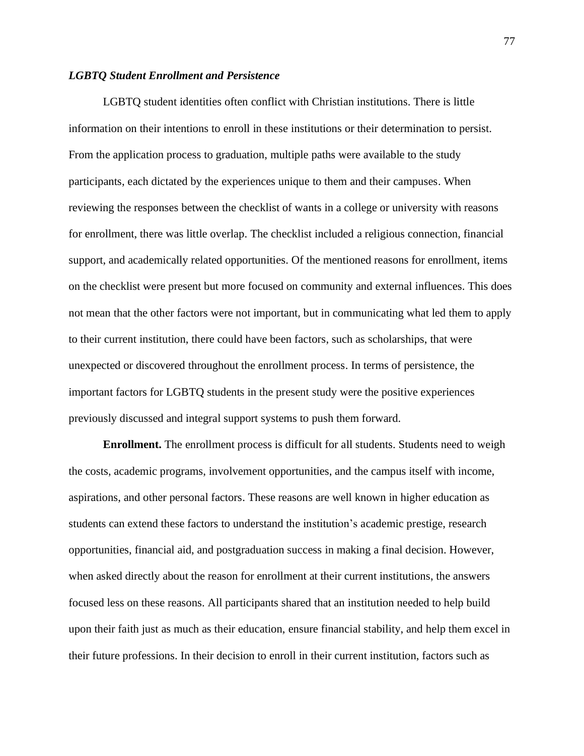### *LGBTQ Student Enrollment and Persistence*

LGBTQ student identities often conflict with Christian institutions. There is little information on their intentions to enroll in these institutions or their determination to persist. From the application process to graduation, multiple paths were available to the study participants, each dictated by the experiences unique to them and their campuses. When reviewing the responses between the checklist of wants in a college or university with reasons for enrollment, there was little overlap. The checklist included a religious connection, financial support, and academically related opportunities. Of the mentioned reasons for enrollment, items on the checklist were present but more focused on community and external influences. This does not mean that the other factors were not important, but in communicating what led them to apply to their current institution, there could have been factors, such as scholarships, that were unexpected or discovered throughout the enrollment process. In terms of persistence, the important factors for LGBTQ students in the present study were the positive experiences previously discussed and integral support systems to push them forward.

**Enrollment.** The enrollment process is difficult for all students. Students need to weigh the costs, academic programs, involvement opportunities, and the campus itself with income, aspirations, and other personal factors. These reasons are well known in higher education as students can extend these factors to understand the institution's academic prestige, research opportunities, financial aid, and postgraduation success in making a final decision. However, when asked directly about the reason for enrollment at their current institutions, the answers focused less on these reasons. All participants shared that an institution needed to help build upon their faith just as much as their education, ensure financial stability, and help them excel in their future professions. In their decision to enroll in their current institution, factors such as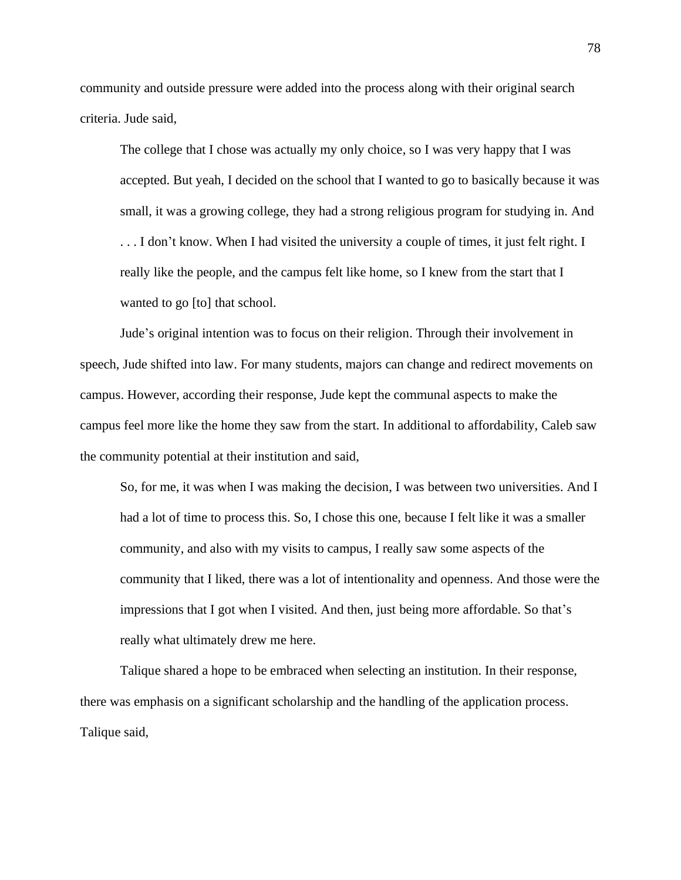community and outside pressure were added into the process along with their original search criteria. Jude said,

> The college that I chose was actually my only choice, so I was very happy that I was accepted. But yeah, I decided on the school that I wanted to go to basically because it was small, it was a growing college, they had a strong religious program for studying in. And . . . I don't know. When I had visited the university a couple of times, it just felt right. I really like the people, and the campus felt like home, so I knew from the start that I wanted to go [to] that school.

Jude's original intention was to focus on their religion. Through their involvement in speech, Jude shifted into law. For many students, majors can change and redirect movements on campus. However, according their response, Jude kept the communal aspects to make the campus feel more like the home they saw from the start. In additional to affordability, Caleb saw the community potential at their institution and said,

> So, for me, it was when I was making the decision, I was between two universities. And I had a lot of time to process this. So, I chose this one, because I felt like it was a smaller community, and also with my visits to campus, I really saw some aspects of the community that I liked, there was a lot of intentionality and openness. And those were the impressions that I got when I visited. And then, just being more affordable. So that's really what ultimately drew me here.

Talique shared a hope to be embraced when selecting an institution. In their response, there was emphasis on a significant scholarship and the handling of the application process. Talique said,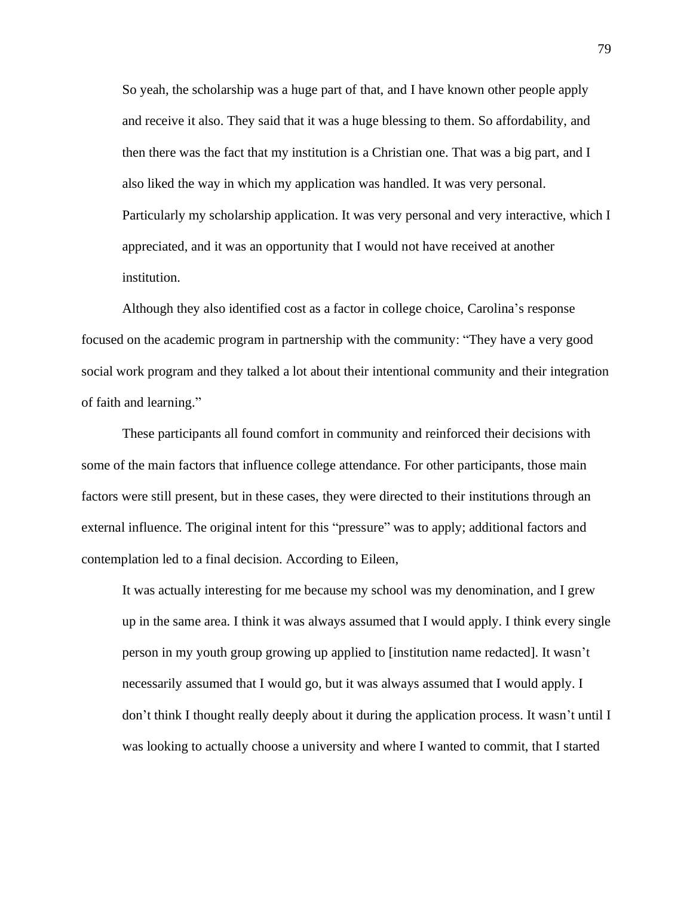> So yeah, the scholarship was a huge part of that, and I have known other people apply and receive it also. They said that it was a huge blessing to them. So affordability, and then there was the fact that my institution is a Christian one. That was a big part, and I also liked the way in which my application was handled. It was very personal. Particularly my scholarship application. It was very personal and very interactive, which I appreciated, and it was an opportunity that I would not have received at another institution.

Although they also identified cost as a factor in college choice, Carolina's response focused on the academic program in partnership with the community: "They have a very good social work program and they talked a lot about their intentional community and their integration of faith and learning."

These participants all found comfort in community and reinforced their decisions with some of the main factors that influence college attendance. For other participants, those main factors were still present, but in these cases, they were directed to their institutions through an external influence. The original intent for this "pressure" was to apply; additional factors and contemplation led to a final decision. According to Eileen,

> It was actually interesting for me because my school was my denomination, and I grew up in the same area. I think it was always assumed that I would apply. I think every single person in my youth group growing up applied to [institution name redacted]. It wasn't necessarily assumed that I would go, but it was always assumed that I would apply. I don't think I thought really deeply about it during the application process. It wasn't until I was looking to actually choose a university and where I wanted to commit, that I started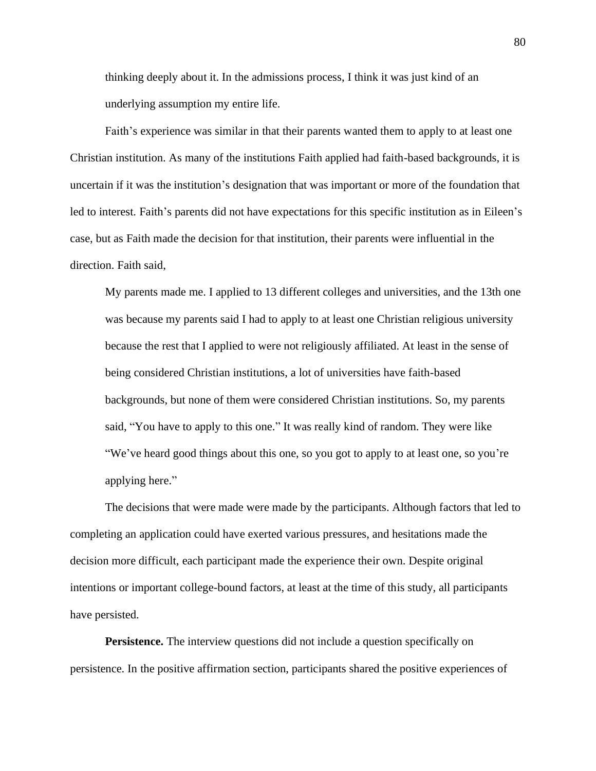> thinking deeply about it. In the admissions process, I think it was just kind of an underlying assumption my entire life.

Faith's experience was similar in that their parents wanted them to apply to at least one Christian institution. As many of the institutions Faith applied had faith-based backgrounds, it is uncertain if it was the institution's designation that was important or more of the foundation that led to interest. Faith's parents did not have expectations for this specific institution as in Eileen's case, but as Faith made the decision for that institution, their parents were influential in the direction. Faith said,

> My parents made me. I applied to 13 different colleges and universities, and the 13th one was because my parents said I had to apply to at least one Christian religious university because the rest that I applied to were not religiously affiliated. At least in the sense of being considered Christian institutions, a lot of universities have faith-based backgrounds, but none of them were considered Christian institutions. So, my parents said, "You have to apply to this one." It was really kind of random. They were like "We've heard good things about this one, so you got to apply to at least one, so you're applying here."

The decisions that were made were made by the participants. Although factors that led to completing an application could have exerted various pressures, and hesitations made the decision more difficult, each participant made the experience their own. Despite original intentions or important college-bound factors, at least at the time of this study, all participants have persisted.

**Persistence.** The interview questions did not include a question specifically on persistence. In the positive affirmation section, participants shared the positive experiences of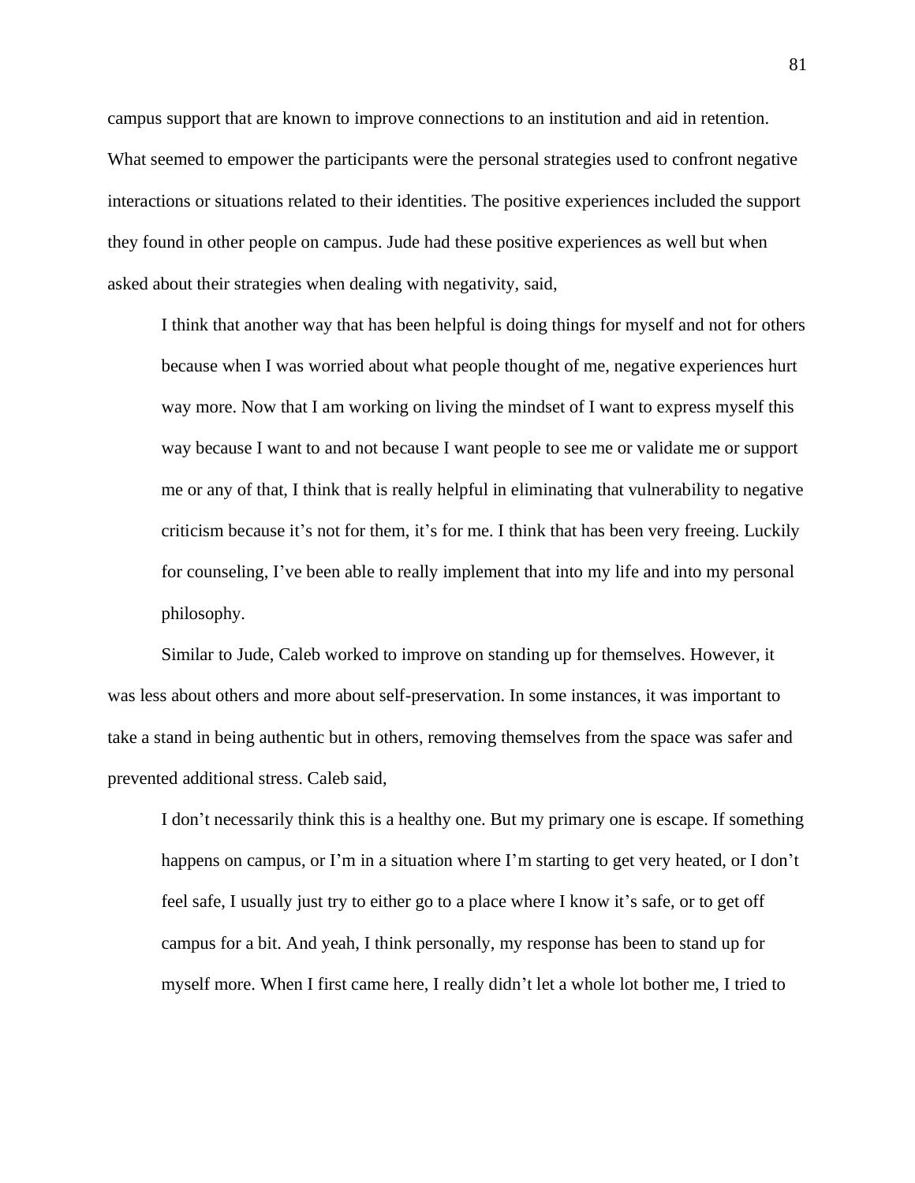campus support that are known to improve connections to an institution and aid in retention. What seemed to empower the participants were the personal strategies used to confront negative interactions or situations related to their identities. The positive experiences included the support they found in other people on campus. Jude had these positive experiences as well but when asked about their strategies when dealing with negativity, said,

> I think that another way that has been helpful is doing things for myself and not for others because when I was worried about what people thought of me, negative experiences hurt way more. Now that I am working on living the mindset of I want to express myself this way because I want to and not because I want people to see me or validate me or support me or any of that, I think that is really helpful in eliminating that vulnerability to negative criticism because it's not for them, it's for me. I think that has been very freeing. Luckily for counseling, I've been able to really implement that into my life and into my personal philosophy.

Similar to Jude, Caleb worked to improve on standing up for themselves. However, it was less about others and more about self-preservation. In some instances, it was important to take a stand in being authentic but in others, removing themselves from the space was safer and prevented additional stress. Caleb said,

> I don't necessarily think this is a healthy one. But my primary one is escape. If something happens on campus, or I'm in a situation where I'm starting to get very heated, or I don't feel safe, I usually just try to either go to a place where I know it's safe, or to get off campus for a bit. And yeah, I think personally, my response has been to stand up for myself more. When I first came here, I really didn't let a whole lot bother me, I tried to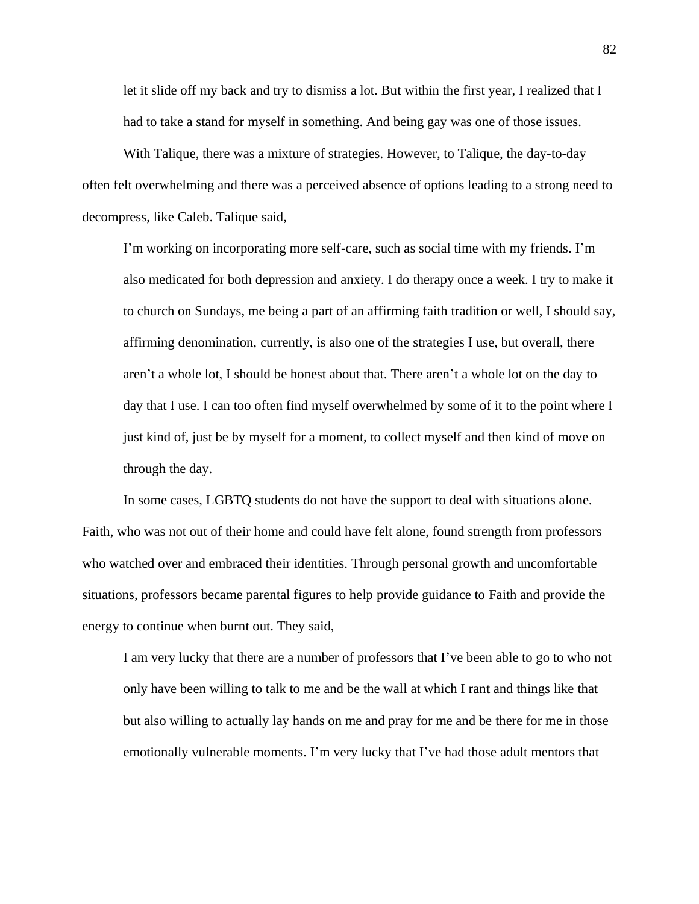let it slide off my back and try to dismiss a lot. But within the first year, I realized that I had to take a stand for myself in something. And being gay was one of those issues.

With Talique, there was a mixture of strategies. However, to Talique, the day-to-day often felt overwhelming and there was a perceived absence of options leading to a strong need to decompress, like Caleb. Talique said,

> I'm working on incorporating more self-care, such as social time with my friends. I'm also medicated for both depression and anxiety. I do therapy once a week. I try to make it to church on Sundays, me being a part of an affirming faith tradition or well, I should say, affirming denomination, currently, is also one of the strategies I use, but overall, there aren't a whole lot, I should be honest about that. There aren't a whole lot on the day to day that I use. I can too often find myself overwhelmed by some of it to the point where I just kind of, just be by myself for a moment, to collect myself and then kind of move on through the day.

In some cases, LGBTQ students do not have the support to deal with situations alone. Faith, who was not out of their home and could have felt alone, found strength from professors who watched over and embraced their identities. Through personal growth and uncomfortable situations, professors became parental figures to help provide guidance to Faith and provide the energy to continue when burnt out. They said,

> I am very lucky that there are a number of professors that I've been able to go to who not only have been willing to talk to me and be the wall at which I rant and things like that but also willing to actually lay hands on me and pray for me and be there for me in those emotionally vulnerable moments. I'm very lucky that I've had those adult mentors that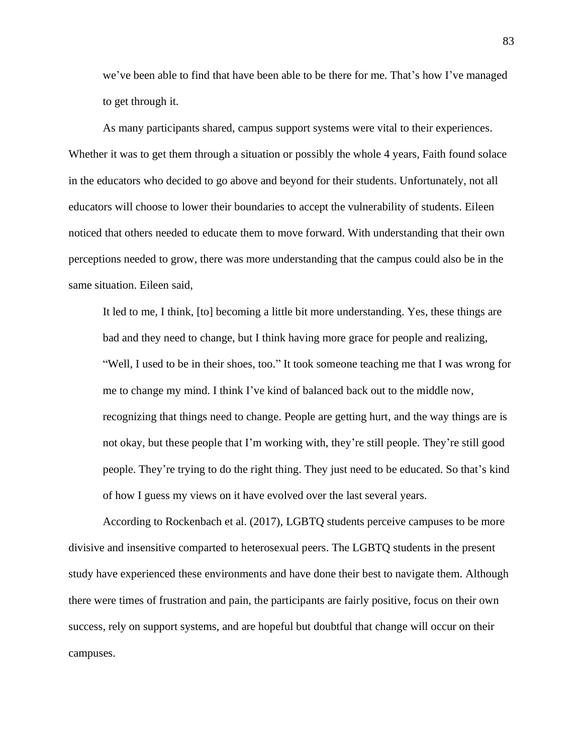> we've been able to find that have been able to be there for me. That's how I've managed to get through it.

As many participants shared, campus support systems were vital to their experiences. Whether it was to get them through a situation or possibly the whole 4 years, Faith found solace in the educators who decided to go above and beyond for their students. Unfortunately, not all educators will choose to lower their boundaries to accept the vulnerability of students. Eileen noticed that others needed to educate them to move forward. With understanding that their own perceptions needed to grow, there was more understanding that the campus could also be in the same situation. Eileen said,

> It led to me, I think, [to] becoming a little bit more understanding. Yes, these things are bad and they need to change, but I think having more grace for people and realizing, "Well, I used to be in their shoes, too." It took someone teaching me that I was wrong for me to change my mind. I think I've kind of balanced back out to the middle now, recognizing that things need to change. People are getting hurt, and the way things are is not okay, but these people that I'm working with, they're still people. They're still good people. They're trying to do the right thing. They just need to be educated. So that's kind of how I guess my views on it have evolved over the last several years.

According to Rockenbach et al. (2017), LGBTQ students perceive campuses to be more divisive and insensitive comparted to heterosexual peers. The LGBTQ students in the present study have experienced these environments and have done their best to navigate them. Although there were times of frustration and pain, the participants are fairly positive, focus on their own success, rely on support systems, and are hopeful but doubtful that change will occur on their campuses.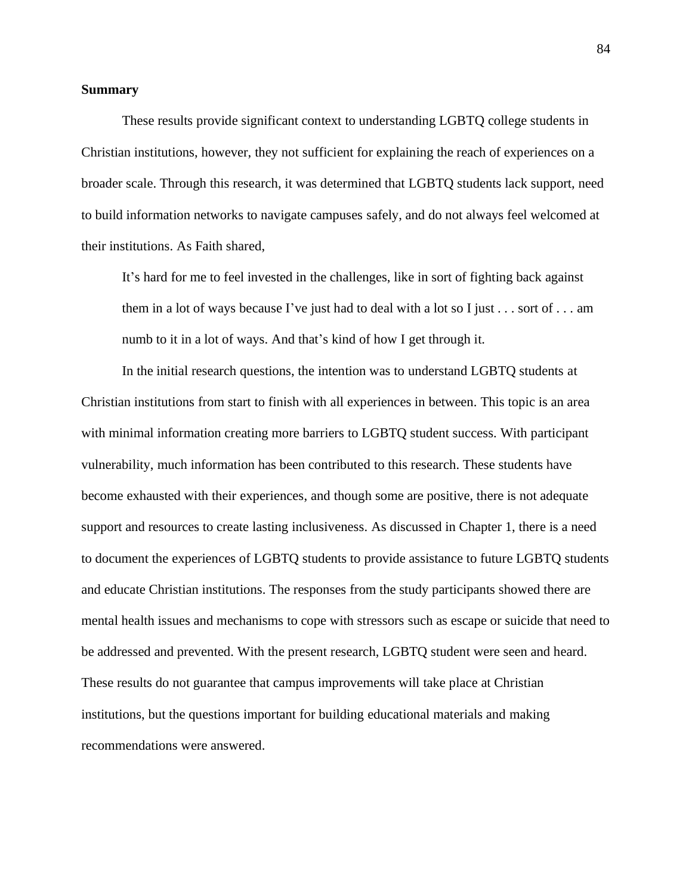**Summary**

These results provide significant context to understanding LGBTQ college students in Christian institutions, however, they not sufficient for explaining the reach of experiences on a broader scale. Through this research, it was determined that LGBTQ students lack support, need to build information networks to navigate campuses safely, and do not always feel welcomed at their institutions. As Faith shared,

> It's hard for me to feel invested in the challenges, like in sort of fighting back against them in a lot of ways because I've just had to deal with a lot so I just . . . sort of . . . am numb to it in a lot of ways. And that's kind of how I get through it.

In the initial research questions, the intention was to understand LGBTQ students at Christian institutions from start to finish with all experiences in between. This topic is an area with minimal information creating more barriers to LGBTQ student success. With participant vulnerability, much information has been contributed to this research. These students have become exhausted with their experiences, and though some are positive, there is not adequate support and resources to create lasting inclusiveness. As discussed in Chapter 1, there is a need to document the experiences of LGBTQ students to provide assistance to future LGBTQ students and educate Christian institutions. The responses from the study participants showed there are mental health issues and mechanisms to cope with stressors such as escape or suicide that need to be addressed and prevented. With the present research, LGBTQ student were seen and heard. These results do not guarantee that campus improvements will take place at Christian institutions, but the questions important for building educational materials and making recommendations were answered.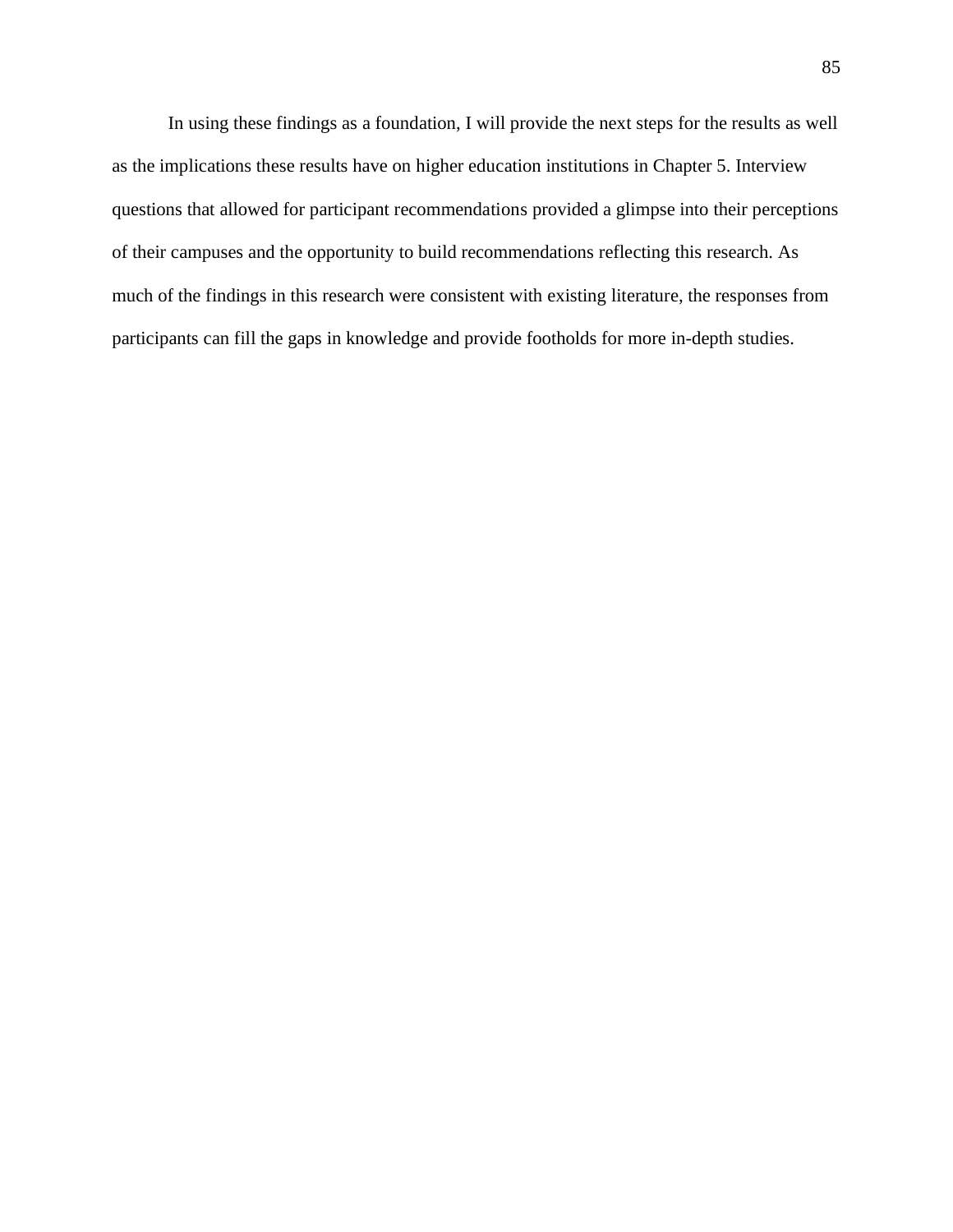In using these findings as a foundation, I will provide the next steps for the results as well as the implications these results have on higher education institutions in Chapter 5. Interview questions that allowed for participant recommendations provided a glimpse into their perceptions of their campuses and the opportunity to build recommendations reflecting this research. As much of the findings in this research were consistent with existing literature, the responses from participants can fill the gaps in knowledge and provide footholds for more in-depth studies.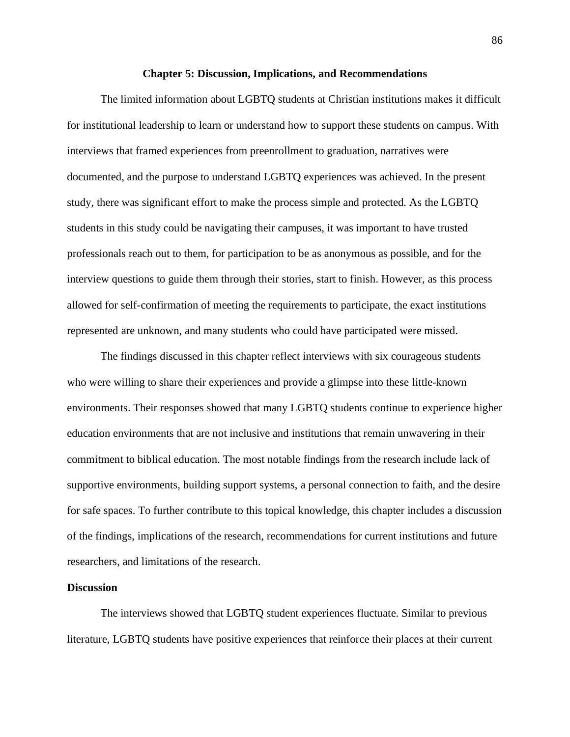# Chapter 5: Discussion, Implications, and Recommendations

The limited information about LGBTQ students at Christian institutions makes it difficult for institutional leadership to learn or understand how to support these students on campus. With interviews that framed experiences from preenrollment to graduation, narratives were documented, and the purpose to understand LGBTQ experiences was achieved. In the present study, there was significant effort to make the process simple and protected. As the LGBTQ students in this study could be navigating their campuses, it was important to have trusted professionals reach out to them, for participation to be as anonymous as possible, and for the interview questions to guide them through their stories, start to finish. However, as this process allowed for self-confirmation of meeting the requirements to participate, the exact institutions represented are unknown, and many students who could have participated were missed.

The findings discussed in this chapter reflect interviews with six courageous students who were willing to share their experiences and provide a glimpse into these little-known environments. Their responses showed that many LGBTQ students continue to experience higher education environments that are not inclusive and institutions that remain unwavering in their commitment to biblical education. The most notable findings from the research include lack of supportive environments, building support systems, a personal connection to faith, and the desire for safe spaces. To further contribute to this topical knowledge, this chapter includes a discussion of the findings, implications of the research, recommendations for current institutions and future researchers, and limitations of the research.

## Discussion

The interviews showed that LGBTQ student experiences fluctuate. Similar to previous literature, LGBTQ students have positive experiences that reinforce their places at their current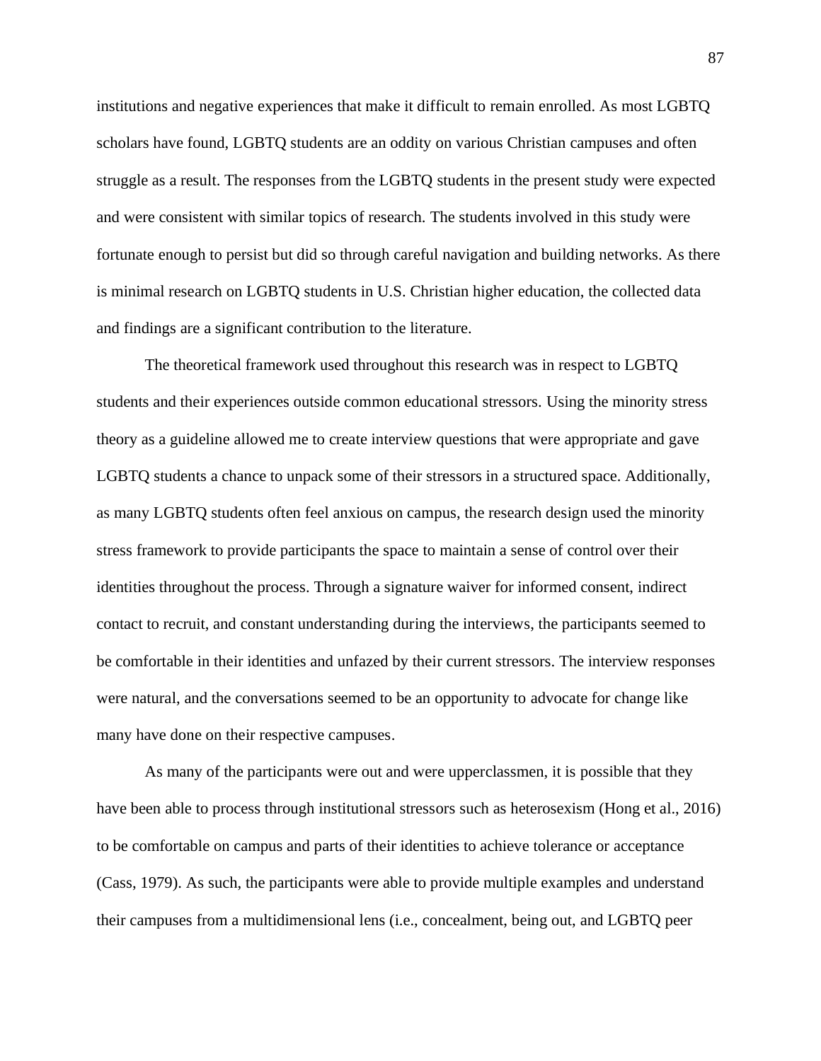institutions and negative experiences that make it difficult to remain enrolled. As most LGBTQ scholars have found, LGBTQ students are an oddity on various Christian campuses and often struggle as a result. The responses from the LGBTQ students in the present study were expected and were consistent with similar topics of research. The students involved in this study were fortunate enough to persist but did so through careful navigation and building networks. As there is minimal research on LGBTQ students in U.S. Christian higher education, the collected data and findings are a significant contribution to the literature.

The theoretical framework used throughout this research was in respect to LGBTQ students and their experiences outside common educational stressors. Using the minority stress theory as a guideline allowed me to create interview questions that were appropriate and gave LGBTQ students a chance to unpack some of their stressors in a structured space. Additionally, as many LGBTQ students often feel anxious on campus, the research design used the minority stress framework to provide participants the space to maintain a sense of control over their identities throughout the process. Through a signature waiver for informed consent, indirect contact to recruit, and constant understanding during the interviews, the participants seemed to be comfortable in their identities and unfazed by their current stressors. The interview responses were natural, and the conversations seemed to be an opportunity to advocate for change like many have done on their respective campuses.

As many of the participants were out and were upperclassmen, it is possible that they have been able to process through institutional stressors such as heterosexism (Hong et al., 2016) to be comfortable on campus and parts of their identities to achieve tolerance or acceptance (Cass, 1979). As such, the participants were able to provide multiple examples and understand their campuses from a multidimensional lens (i.e., concealment, being out, and LGBTQ peer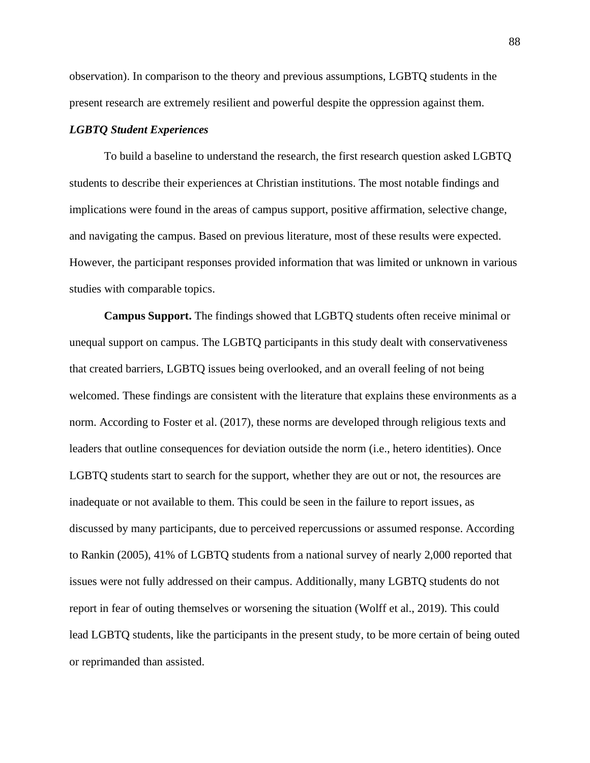observation). In comparison to the theory and previous assumptions, LGBTQ students in the present research are extremely resilient and powerful despite the oppression against them.

### *LGBTQ Student Experiences*

To build a baseline to understand the research, the first research question asked LGBTQ students to describe their experiences at Christian institutions. The most notable findings and implications were found in the areas of campus support, positive affirmation, selective change, and navigating the campus. Based on previous literature, most of these results were expected. However, the participant responses provided information that was limited or unknown in various studies with comparable topics.

**Campus Support.** The findings showed that LGBTQ students often receive minimal or unequal support on campus. The LGBTQ participants in this study dealt with conservativeness that created barriers, LGBTQ issues being overlooked, and an overall feeling of not being welcomed. These findings are consistent with the literature that explains these environments as a norm. According to Foster et al. (2017), these norms are developed through religious texts and leaders that outline consequences for deviation outside the norm (i.e., hetero identities). Once LGBTQ students start to search for the support, whether they are out or not, the resources are inadequate or not available to them. This could be seen in the failure to report issues, as discussed by many participants, due to perceived repercussions or assumed response. According to Rankin (2005), 41% of LGBTQ students from a national survey of nearly 2,000 reported that issues were not fully addressed on their campus. Additionally, many LGBTQ students do not report in fear of outing themselves or worsening the situation (Wolff et al., 2019). This could lead LGBTQ students, like the participants in the present study, to be more certain of being outed or reprimanded than assisted.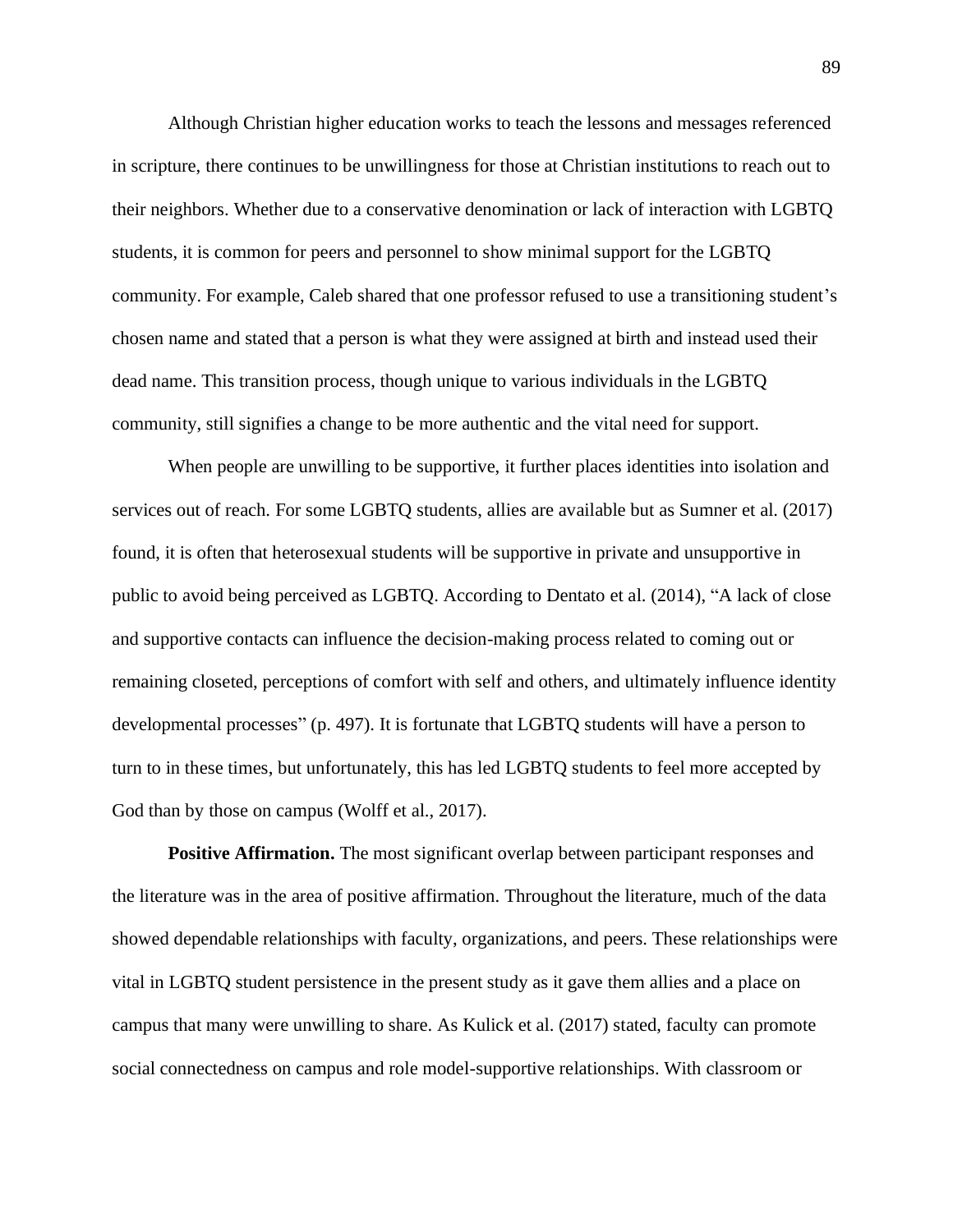Although Christian higher education works to teach the lessons and messages referenced in scripture, there continues to be unwillingness for those at Christian institutions to reach out to their neighbors. Whether due to a conservative denomination or lack of interaction with LGBTQ students, it is common for peers and personnel to show minimal support for the LGBTQ community. For example, Caleb shared that one professor refused to use a transitioning student's chosen name and stated that a person is what they were assigned at birth and instead used their dead name. This transition process, though unique to various individuals in the LGBTQ community, still signifies a change to be more authentic and the vital need for support.

When people are unwilling to be supportive, it further places identities into isolation and services out of reach. For some LGBTQ students, allies are available but as Sumner et al. (2017) found, it is often that heterosexual students will be supportive in private and unsupportive in public to avoid being perceived as LGBTQ. According to Dentato et al. (2014), "A lack of close and supportive contacts can influence the decision-making process related to coming out or remaining closeted, perceptions of comfort with self and others, and ultimately influence identity developmental processes" (p. 497). It is fortunate that LGBTQ students will have a person to turn to in these times, but unfortunately, this has led LGBTQ students to feel more accepted by God than by those on campus (Wolff et al., 2017).

**Positive Affirmation.** The most significant overlap between participant responses and the literature was in the area of positive affirmation. Throughout the literature, much of the data showed dependable relationships with faculty, organizations, and peers. These relationships were vital in LGBTQ student persistence in the present study as it gave them allies and a place on campus that many were unwilling to share. As Kulick et al. (2017) stated, faculty can promote social connectedness on campus and role model-supportive relationships. With classroom or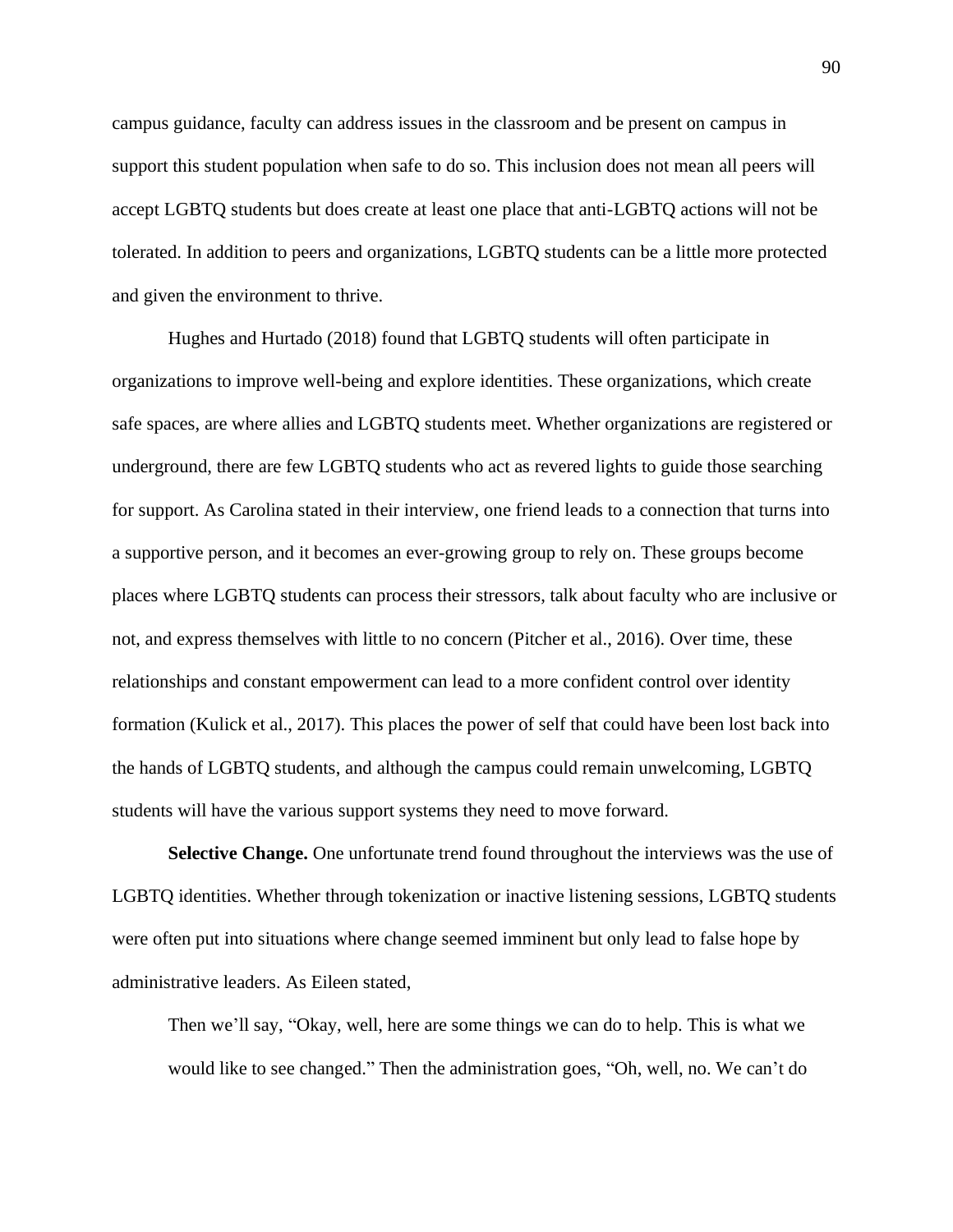campus guidance, faculty can address issues in the classroom and be present on campus in support this student population when safe to do so. This inclusion does not mean all peers will accept LGBTQ students but does create at least one place that anti-LGBTQ actions will not be tolerated. In addition to peers and organizations, LGBTQ students can be a little more protected and given the environment to thrive.

Hughes and Hurtado (2018) found that LGBTQ students will often participate in organizations to improve well-being and explore identities. These organizations, which create safe spaces, are where allies and LGBTQ students meet. Whether organizations are registered or underground, there are few LGBTQ students who act as revered lights to guide those searching for support. As Carolina stated in their interview, one friend leads to a connection that turns into a supportive person, and it becomes an ever-growing group to rely on. These groups become places where LGBTQ students can process their stressors, talk about faculty who are inclusive or not, and express themselves with little to no concern (Pitcher et al., 2016). Over time, these relationships and constant empowerment can lead to a more confident control over identity formation (Kulick et al., 2017). This places the power of self that could have been lost back into the hands of LGBTQ students, and although the campus could remain unwelcoming, LGBTQ students will have the various support systems they need to move forward.

**Selective Change.** One unfortunate trend found throughout the interviews was the use of LGBTQ identities. Whether through tokenization or inactive listening sessions, LGBTQ students were often put into situations where change seemed imminent but only lead to false hope by administrative leaders. As Eileen stated,

> Then we'll say, "Okay, well, here are some things we can do to help. This is what we would like to see changed." Then the administration goes, "Oh, well, no. We can't do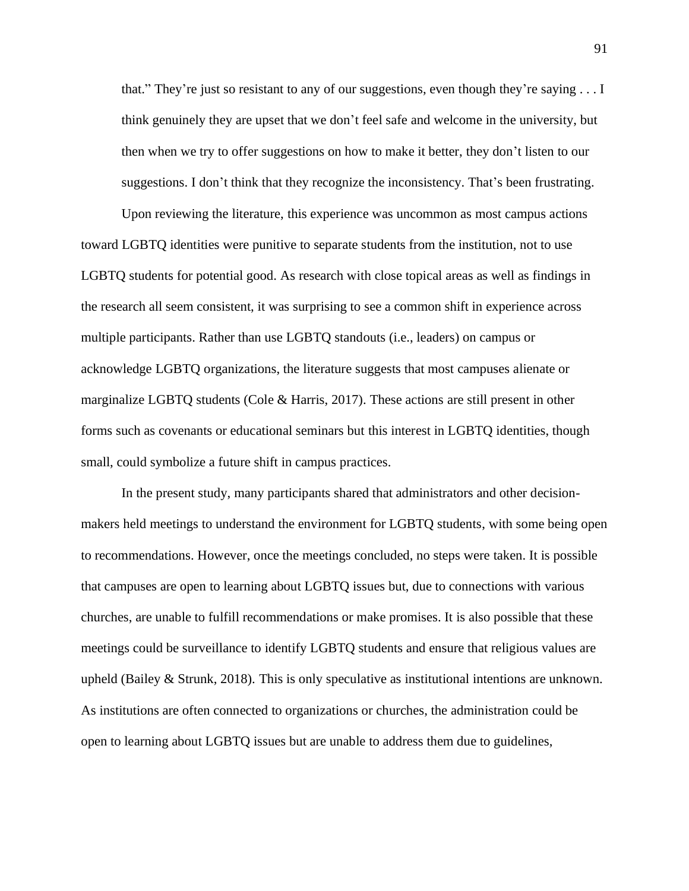> that." They're just so resistant to any of our suggestions, even though they're saying . . . I think genuinely they are upset that we don't feel safe and welcome in the university, but then when we try to offer suggestions on how to make it better, they don't listen to our suggestions. I don't think that they recognize the inconsistency. That's been frustrating.

Upon reviewing the literature, this experience was uncommon as most campus actions toward LGBTQ identities were punitive to separate students from the institution, not to use LGBTQ students for potential good. As research with close topical areas as well as findings in the research all seem consistent, it was surprising to see a common shift in experience across multiple participants. Rather than use LGBTQ standouts (i.e., leaders) on campus or acknowledge LGBTQ organizations, the literature suggests that most campuses alienate or marginalize LGBTQ students (Cole & Harris, 2017). These actions are still present in other forms such as covenants or educational seminars but this interest in LGBTQ identities, though small, could symbolize a future shift in campus practices.

In the present study, many participants shared that administrators and other decision-makers held meetings to understand the environment for LGBTQ students, with some being open to recommendations. However, once the meetings concluded, no steps were taken. It is possible that campuses are open to learning about LGBTQ issues but, due to connections with various churches, are unable to fulfill recommendations or make promises. It is also possible that these meetings could be surveillance to identify LGBTQ students and ensure that religious values are upheld (Bailey & Strunk, 2018). This is only speculative as institutional intentions are unknown. As institutions are often connected to organizations or churches, the administration could be open to learning about LGBTQ issues but are unable to address them due to guidelines,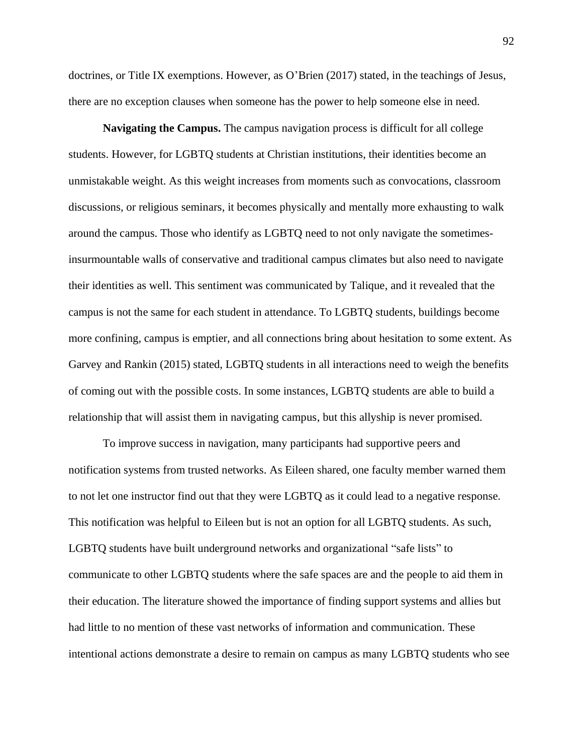doctrines, or Title IX exemptions. However, as O'Brien (2017) stated, in the teachings of Jesus, there are no exception clauses when someone has the power to help someone else in need.

**Navigating the Campus.** The campus navigation process is difficult for all college students. However, for LGBTQ students at Christian institutions, their identities become an unmistakable weight. As this weight increases from moments such as convocations, classroom discussions, or religious seminars, it becomes physically and mentally more exhausting to walk around the campus. Those who identify as LGBTQ need to not only navigate the sometimes-insurmountable walls of conservative and traditional campus climates but also need to navigate their identities as well. This sentiment was communicated by Talique, and it revealed that the campus is not the same for each student in attendance. To LGBTQ students, buildings become more confining, campus is emptier, and all connections bring about hesitation to some extent. As Garvey and Rankin (2015) stated, LGBTQ students in all interactions need to weigh the benefits of coming out with the possible costs. In some instances, LGBTQ students are able to build a relationship that will assist them in navigating campus, but this allyship is never promised.

To improve success in navigation, many participants had supportive peers and notification systems from trusted networks. As Eileen shared, one faculty member warned them to not let one instructor find out that they were LGBTQ as it could lead to a negative response. This notification was helpful to Eileen but is not an option for all LGBTQ students. As such, LGBTQ students have built underground networks and organizational "safe lists" to communicate to other LGBTQ students where the safe spaces are and the people to aid them in their education. The literature showed the importance of finding support systems and allies but had little to no mention of these vast networks of information and communication. These intentional actions demonstrate a desire to remain on campus as many LGBTQ students who see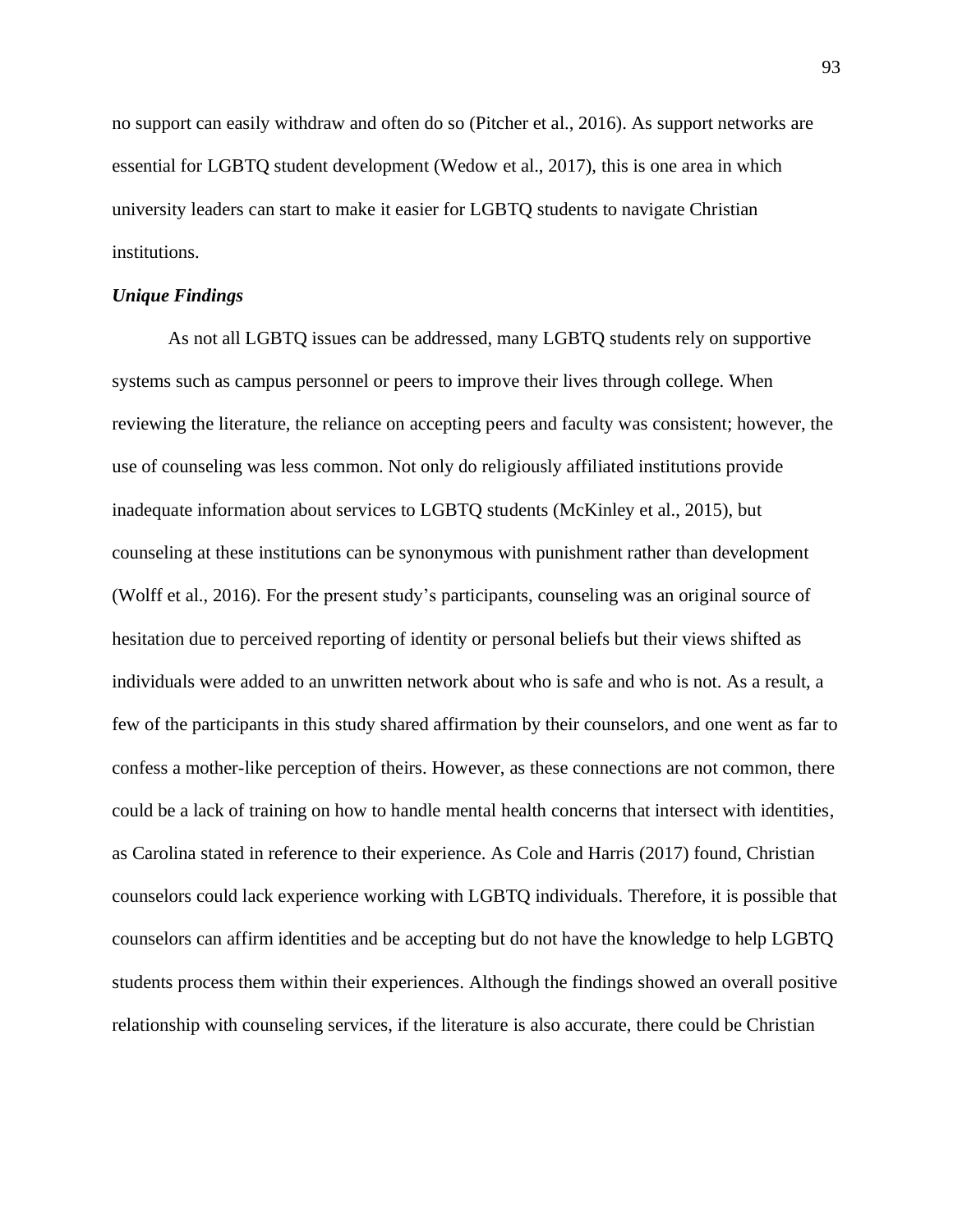no support can easily withdraw and often do so (Pitcher et al., 2016). As support networks are essential for LGBTQ student development (Wedow et al., 2017), this is one area in which university leaders can start to make it easier for LGBTQ students to navigate Christian institutions.

### *Unique Findings*

As not all LGBTQ issues can be addressed, many LGBTQ students rely on supportive systems such as campus personnel or peers to improve their lives through college. When reviewing the literature, the reliance on accepting peers and faculty was consistent; however, the use of counseling was less common. Not only do religiously affiliated institutions provide inadequate information about services to LGBTQ students (McKinley et al., 2015), but counseling at these institutions can be synonymous with punishment rather than development (Wolff et al., 2016). For the present study's participants, counseling was an original source of hesitation due to perceived reporting of identity or personal beliefs but their views shifted as individuals were added to an unwritten network about who is safe and who is not. As a result, a few of the participants in this study shared affirmation by their counselors, and one went as far to confess a mother-like perception of theirs. However, as these connections are not common, there could be a lack of training on how to handle mental health concerns that intersect with identities, as Carolina stated in reference to their experience. As Cole and Harris (2017) found, Christian counselors could lack experience working with LGBTQ individuals. Therefore, it is possible that counselors can affirm identities and be accepting but do not have the knowledge to help LGBTQ students process them within their experiences. Although the findings showed an overall positive relationship with counseling services, if the literature is also accurate, there could be Christian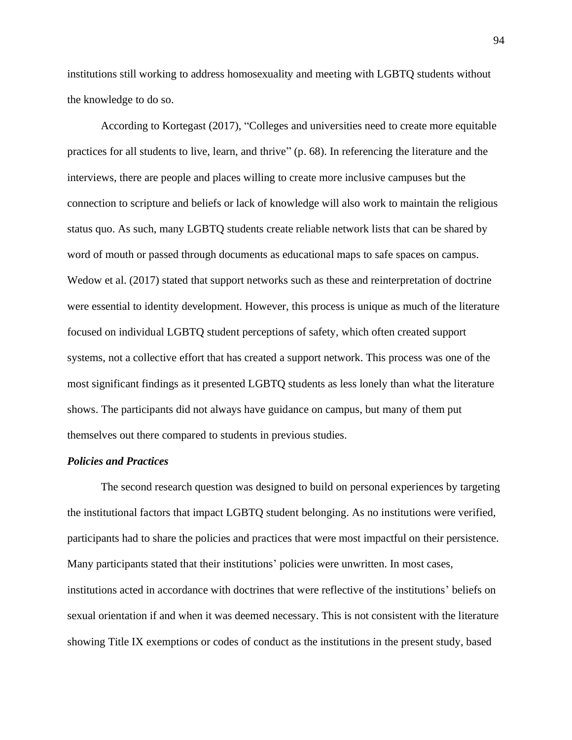institutions still working to address homosexuality and meeting with LGBTQ students without the knowledge to do so.

According to Kortegast (2017), "Colleges and universities need to create more equitable practices for all students to live, learn, and thrive" (p. 68). In referencing the literature and the interviews, there are people and places willing to create more inclusive campuses but the connection to scripture and beliefs or lack of knowledge will also work to maintain the religious status quo. As such, many LGBTQ students create reliable network lists that can be shared by word of mouth or passed through documents as educational maps to safe spaces on campus. Wedow et al. (2017) stated that support networks such as these and reinterpretation of doctrine were essential to identity development. However, this process is unique as much of the literature focused on individual LGBTQ student perceptions of safety, which often created support systems, not a collective effort that has created a support network. This process was one of the most significant findings as it presented LGBTQ students as less lonely than what the literature shows. The participants did not always have guidance on campus, but many of them put themselves out there compared to students in previous studies.

### *Policies and Practices*

The second research question was designed to build on personal experiences by targeting the institutional factors that impact LGBTQ student belonging. As no institutions were verified, participants had to share the policies and practices that were most impactful on their persistence. Many participants stated that their institutions' policies were unwritten. In most cases, institutions acted in accordance with doctrines that were reflective of the institutions' beliefs on sexual orientation if and when it was deemed necessary. This is not consistent with the literature showing Title IX exemptions or codes of conduct as the institutions in the present study, based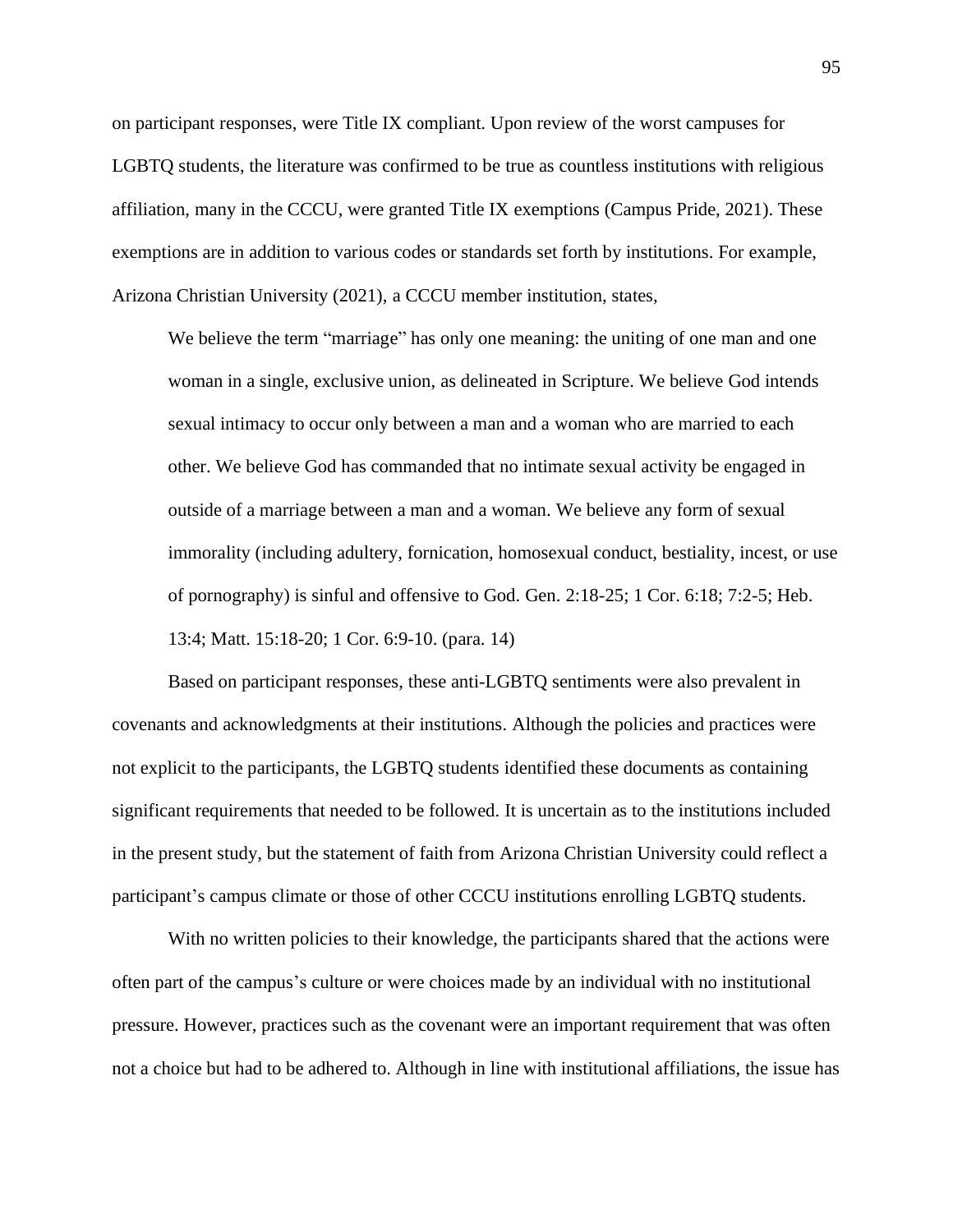on participant responses, were Title IX compliant. Upon review of the worst campuses for LGBTQ students, the literature was confirmed to be true as countless institutions with religious affiliation, many in the CCCU, were granted Title IX exemptions (Campus Pride, 2021). These exemptions are in addition to various codes or standards set forth by institutions. For example, Arizona Christian University (2021), a CCCU member institution, states,

> We believe the term "marriage" has only one meaning: the uniting of one man and one woman in a single, exclusive union, as delineated in Scripture. We believe God intends sexual intimacy to occur only between a man and a woman who are married to each other. We believe God has commanded that no intimate sexual activity be engaged in outside of a marriage between a man and a woman. We believe any form of sexual immorality (including adultery, fornication, homosexual conduct, bestiality, incest, or use of pornography) is sinful and offensive to God. Gen. 2:18-25; 1 Cor. 6:18; 7:2-5; Heb. 13:4; Matt. 15:18-20; 1 Cor. 6:9-10. (para. 14)

Based on participant responses, these anti-LGBTQ sentiments were also prevalent in covenants and acknowledgments at their institutions. Although the policies and practices were not explicit to the participants, the LGBTQ students identified these documents as containing significant requirements that needed to be followed. It is uncertain as to the institutions included in the present study, but the statement of faith from Arizona Christian University could reflect a participant's campus climate or those of other CCCU institutions enrolling LGBTQ students.

With no written policies to their knowledge, the participants shared that the actions were often part of the campus's culture or were choices made by an individual with no institutional pressure. However, practices such as the covenant were an important requirement that was often not a choice but had to be adhered to. Although in line with institutional affiliations, the issue has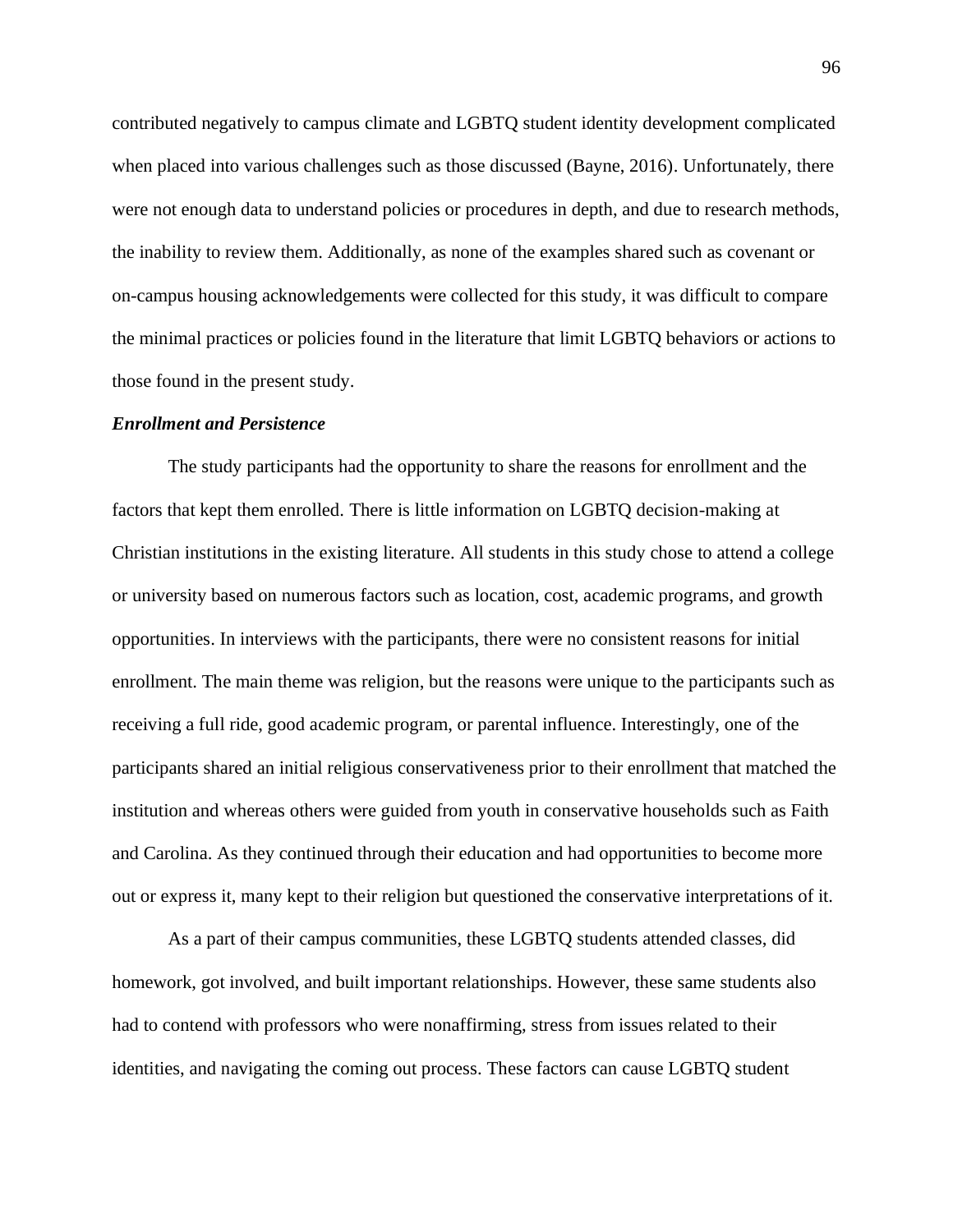contributed negatively to campus climate and LGBTQ student identity development complicated when placed into various challenges such as those discussed (Bayne, 2016). Unfortunately, there were not enough data to understand policies or procedures in depth, and due to research methods, the inability to review them. Additionally, as none of the examples shared such as covenant or on-campus housing acknowledgements were collected for this study, it was difficult to compare the minimal practices or policies found in the literature that limit LGBTQ behaviors or actions to those found in the present study.

### *Enrollment and Persistence*

The study participants had the opportunity to share the reasons for enrollment and the factors that kept them enrolled. There is little information on LGBTQ decision-making at Christian institutions in the existing literature. All students in this study chose to attend a college or university based on numerous factors such as location, cost, academic programs, and growth opportunities. In interviews with the participants, there were no consistent reasons for initial enrollment. The main theme was religion, but the reasons were unique to the participants such as receiving a full ride, good academic program, or parental influence. Interestingly, one of the participants shared an initial religious conservativeness prior to their enrollment that matched the institution and whereas others were guided from youth in conservative households such as Faith and Carolina. As they continued through their education and had opportunities to become more out or express it, many kept to their religion but questioned the conservative interpretations of it.

As a part of their campus communities, these LGBTQ students attended classes, did homework, got involved, and built important relationships. However, these same students also had to contend with professors who were nonaffirming, stress from issues related to their identities, and navigating the coming out process. These factors can cause LGBTQ student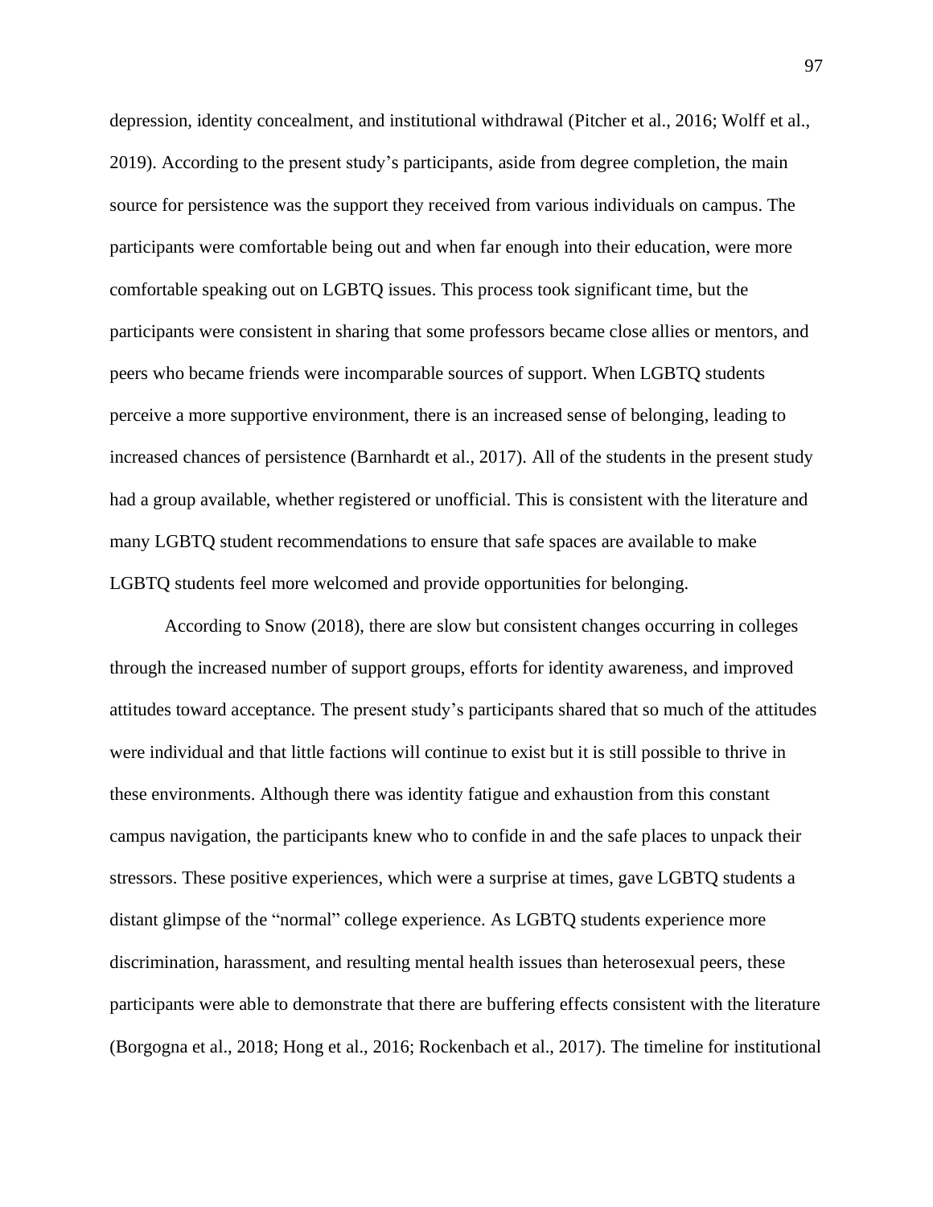depression, identity concealment, and institutional withdrawal (Pitcher et al., 2016; Wolff et al., 2019). According to the present study's participants, aside from degree completion, the main source for persistence was the support they received from various individuals on campus. The participants were comfortable being out and when far enough into their education, were more comfortable speaking out on LGBTQ issues. This process took significant time, but the participants were consistent in sharing that some professors became close allies or mentors, and peers who became friends were incomparable sources of support. When LGBTQ students perceive a more supportive environment, there is an increased sense of belonging, leading to increased chances of persistence (Barnhardt et al., 2017). All of the students in the present study had a group available, whether registered or unofficial. This is consistent with the literature and many LGBTQ student recommendations to ensure that safe spaces are available to make LGBTQ students feel more welcomed and provide opportunities for belonging.

According to Snow (2018), there are slow but consistent changes occurring in colleges through the increased number of support groups, efforts for identity awareness, and improved attitudes toward acceptance. The present study's participants shared that so much of the attitudes were individual and that little factions will continue to exist but it is still possible to thrive in these environments. Although there was identity fatigue and exhaustion from this constant campus navigation, the participants knew who to confide in and the safe places to unpack their stressors. These positive experiences, which were a surprise at times, gave LGBTQ students a distant glimpse of the "normal" college experience. As LGBTQ students experience more discrimination, harassment, and resulting mental health issues than heterosexual peers, these participants were able to demonstrate that there are buffering effects consistent with the literature (Borgogna et al., 2018; Hong et al., 2016; Rockenbach et al., 2017). The timeline for institutional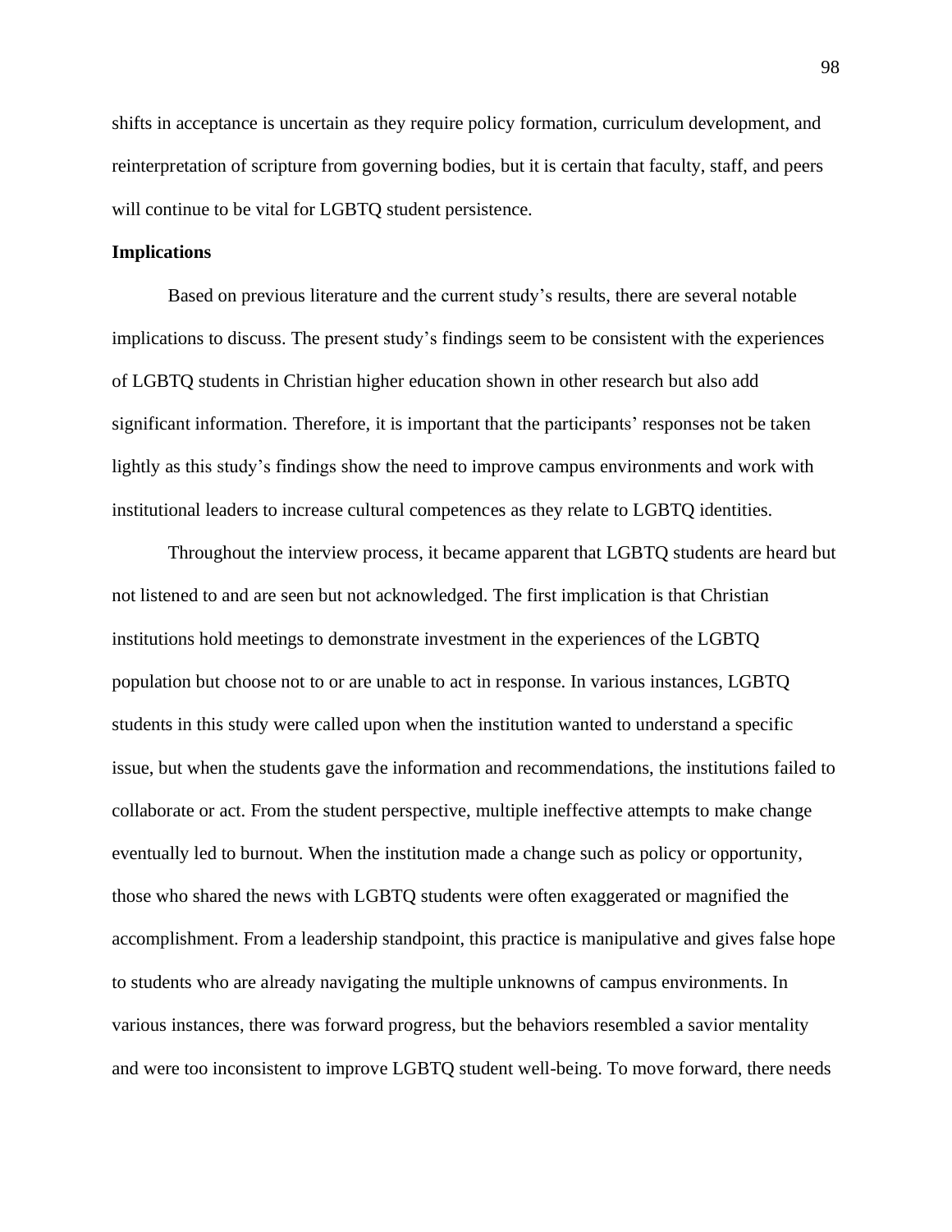shifts in acceptance is uncertain as they require policy formation, curriculum development, and reinterpretation of scripture from governing bodies, but it is certain that faculty, staff, and peers will continue to be vital for LGBTQ student persistence.

**Implications**

Based on previous literature and the current study's results, there are several notable implications to discuss. The present study's findings seem to be consistent with the experiences of LGBTQ students in Christian higher education shown in other research but also add significant information. Therefore, it is important that the participants' responses not be taken lightly as this study's findings show the need to improve campus environments and work with institutional leaders to increase cultural competences as they relate to LGBTQ identities.

Throughout the interview process, it became apparent that LGBTQ students are heard but not listened to and are seen but not acknowledged. The first implication is that Christian institutions hold meetings to demonstrate investment in the experiences of the LGBTQ population but choose not to or are unable to act in response. In various instances, LGBTQ students in this study were called upon when the institution wanted to understand a specific issue, but when the students gave the information and recommendations, the institutions failed to collaborate or act. From the student perspective, multiple ineffective attempts to make change eventually led to burnout. When the institution made a change such as policy or opportunity, those who shared the news with LGBTQ students were often exaggerated or magnified the accomplishment. From a leadership standpoint, this practice is manipulative and gives false hope to students who are already navigating the multiple unknowns of campus environments. In various instances, there was forward progress, but the behaviors resembled a savior mentality and were too inconsistent to improve LGBTQ student well-being. To move forward, there needs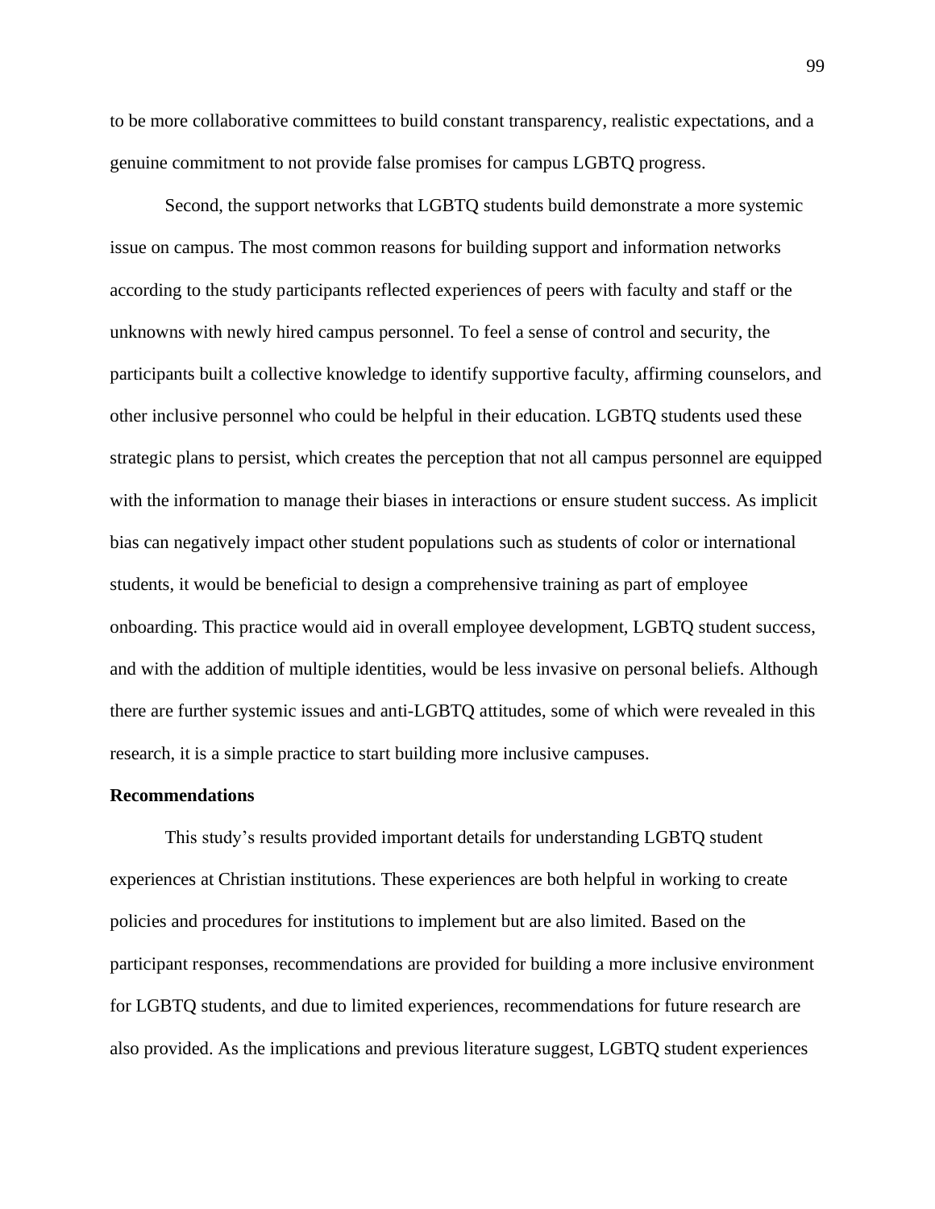to be more collaborative committees to build constant transparency, realistic expectations, and a genuine commitment to not provide false promises for campus LGBTQ progress.

Second, the support networks that LGBTQ students build demonstrate a more systemic issue on campus. The most common reasons for building support and information networks according to the study participants reflected experiences of peers with faculty and staff or the unknowns with newly hired campus personnel. To feel a sense of control and security, the participants built a collective knowledge to identify supportive faculty, affirming counselors, and other inclusive personnel who could be helpful in their education. LGBTQ students used these strategic plans to persist, which creates the perception that not all campus personnel are equipped with the information to manage their biases in interactions or ensure student success. As implicit bias can negatively impact other student populations such as students of color or international students, it would be beneficial to design a comprehensive training as part of employee onboarding. This practice would aid in overall employee development, LGBTQ student success, and with the addition of multiple identities, would be less invasive on personal beliefs. Although there are further systemic issues and anti-LGBTQ attitudes, some of which were revealed in this research, it is a simple practice to start building more inclusive campuses.

**Recommendations**

This study's results provided important details for understanding LGBTQ student experiences at Christian institutions. These experiences are both helpful in working to create policies and procedures for institutions to implement but are also limited. Based on the participant responses, recommendations are provided for building a more inclusive environment for LGBTQ students, and due to limited experiences, recommendations for future research are also provided. As the implications and previous literature suggest, LGBTQ student experiences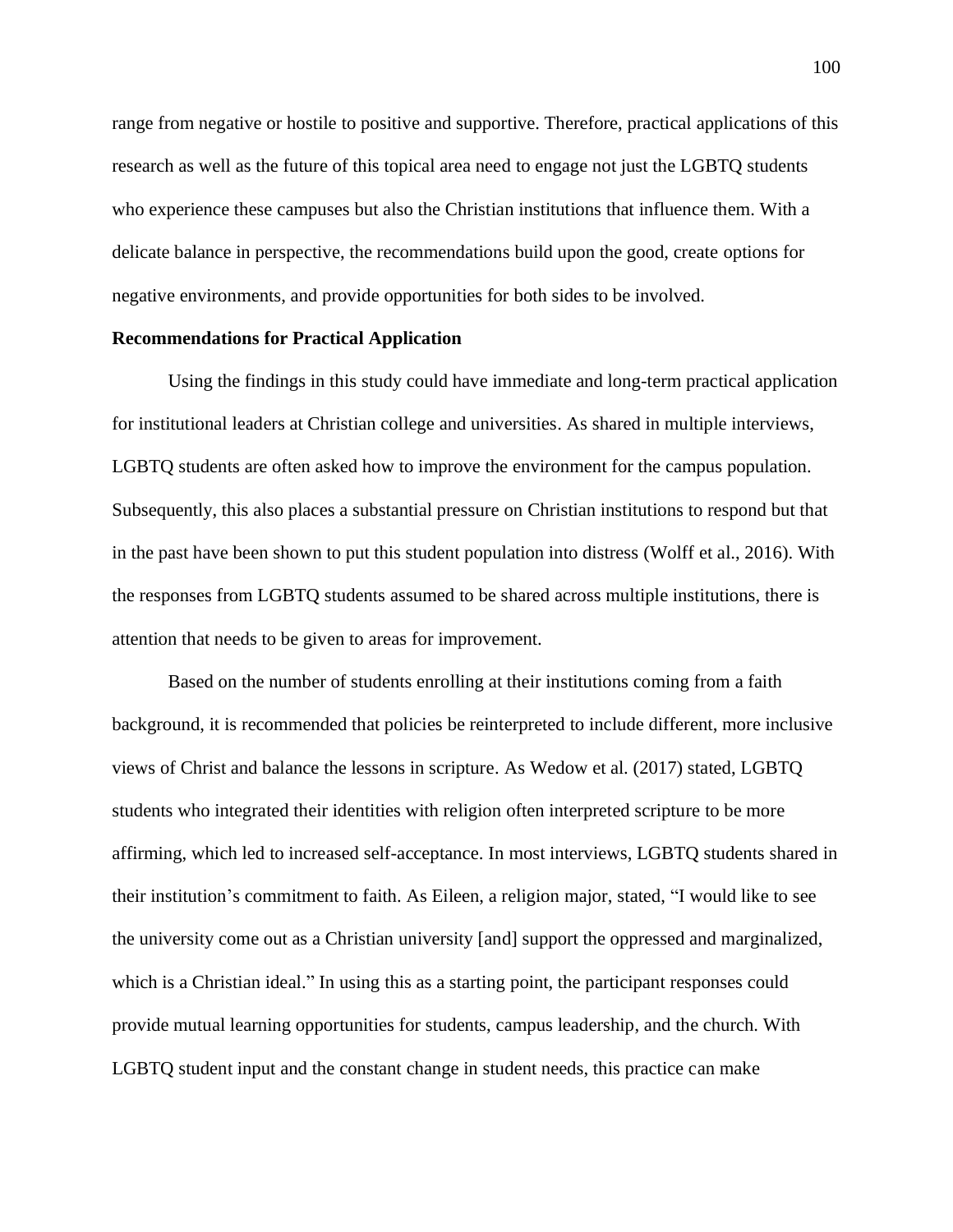range from negative or hostile to positive and supportive. Therefore, practical applications of this research as well as the future of this topical area need to engage not just the LGBTQ students who experience these campuses but also the Christian institutions that influence them. With a delicate balance in perspective, the recommendations build upon the good, create options for negative environments, and provide opportunities for both sides to be involved.

**Recommendations for Practical Application**

Using the findings in this study could have immediate and long-term practical application for institutional leaders at Christian college and universities. As shared in multiple interviews, LGBTQ students are often asked how to improve the environment for the campus population. Subsequently, this also places a substantial pressure on Christian institutions to respond but that in the past have been shown to put this student population into distress (Wolff et al., 2016). With the responses from LGBTQ students assumed to be shared across multiple institutions, there is attention that needs to be given to areas for improvement.

Based on the number of students enrolling at their institutions coming from a faith background, it is recommended that policies be reinterpreted to include different, more inclusive views of Christ and balance the lessons in scripture. As Wedow et al. (2017) stated, LGBTQ students who integrated their identities with religion often interpreted scripture to be more affirming, which led to increased self-acceptance. In most interviews, LGBTQ students shared in their institution's commitment to faith. As Eileen, a religion major, stated, "I would like to see the university come out as a Christian university [and] support the oppressed and marginalized, which is a Christian ideal." In using this as a starting point, the participant responses could provide mutual learning opportunities for students, campus leadership, and the church. With LGBTQ student input and the constant change in student needs, this practice can make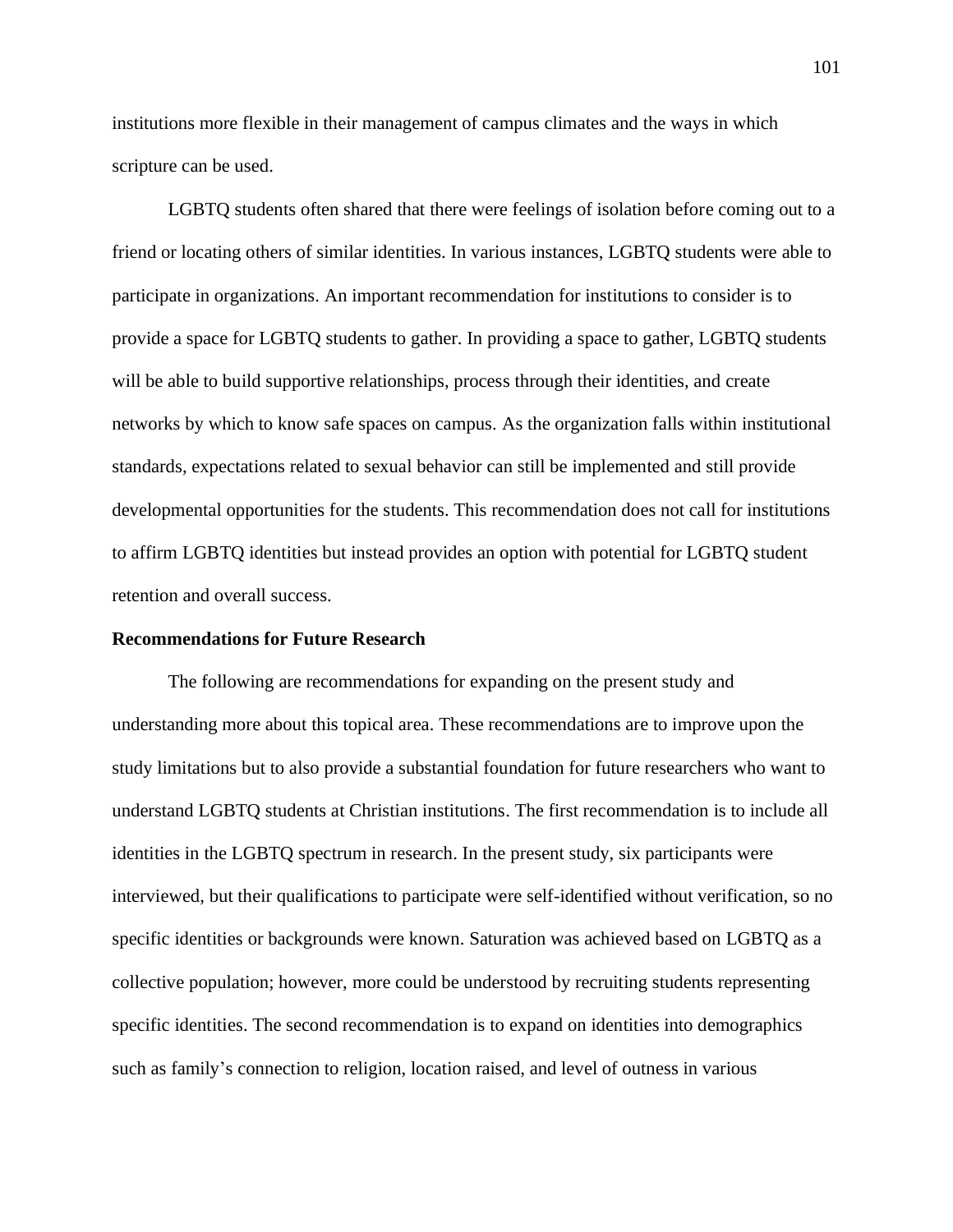institutions more flexible in their management of campus climates and the ways in which scripture can be used.

LGBTQ students often shared that there were feelings of isolation before coming out to a friend or locating others of similar identities. In various instances, LGBTQ students were able to participate in organizations. An important recommendation for institutions to consider is to provide a space for LGBTQ students to gather. In providing a space to gather, LGBTQ students will be able to build supportive relationships, process through their identities, and create networks by which to know safe spaces on campus. As the organization falls within institutional standards, expectations related to sexual behavior can still be implemented and still provide developmental opportunities for the students. This recommendation does not call for institutions to affirm LGBTQ identities but instead provides an option with potential for LGBTQ student retention and overall success.

**Recommendations for Future Research**

The following are recommendations for expanding on the present study and understanding more about this topical area. These recommendations are to improve upon the study limitations but to also provide a substantial foundation for future researchers who want to understand LGBTQ students at Christian institutions. The first recommendation is to include all identities in the LGBTQ spectrum in research. In the present study, six participants were interviewed, but their qualifications to participate were self-identified without verification, so no specific identities or backgrounds were known. Saturation was achieved based on LGBTQ as a collective population; however, more could be understood by recruiting students representing specific identities. The second recommendation is to expand on identities into demographics such as family's connection to religion, location raised, and level of outness in various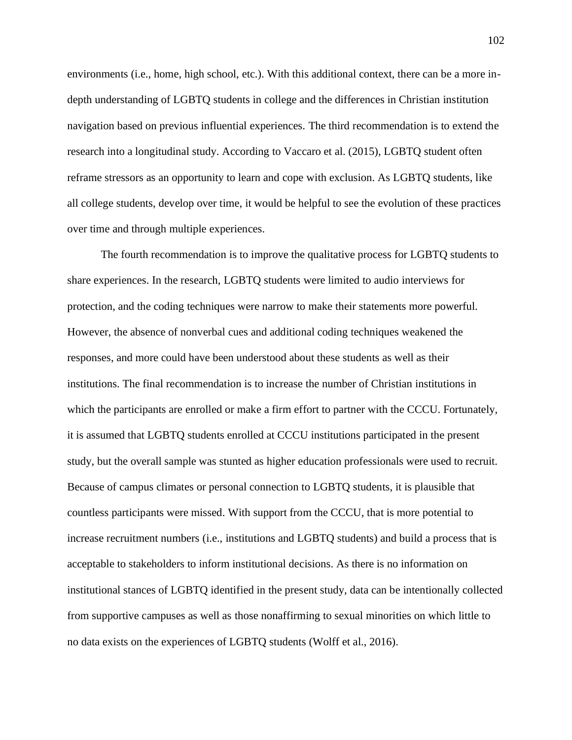environments (i.e., home, high school, etc.). With this additional context, there can be a more in-depth understanding of LGBTQ students in college and the differences in Christian institution navigation based on previous influential experiences. The third recommendation is to extend the research into a longitudinal study. According to Vaccaro et al. (2015), LGBTQ student often reframe stressors as an opportunity to learn and cope with exclusion. As LGBTQ students, like all college students, develop over time, it would be helpful to see the evolution of these practices over time and through multiple experiences.

The fourth recommendation is to improve the qualitative process for LGBTQ students to share experiences. In the research, LGBTQ students were limited to audio interviews for protection, and the coding techniques were narrow to make their statements more powerful. However, the absence of nonverbal cues and additional coding techniques weakened the responses, and more could have been understood about these students as well as their institutions. The final recommendation is to increase the number of Christian institutions in which the participants are enrolled or make a firm effort to partner with the CCCU. Fortunately, it is assumed that LGBTQ students enrolled at CCCU institutions participated in the present study, but the overall sample was stunted as higher education professionals were used to recruit. Because of campus climates or personal connection to LGBTQ students, it is plausible that countless participants were missed. With support from the CCCU, that is more potential to increase recruitment numbers (i.e., institutions and LGBTQ students) and build a process that is acceptable to stakeholders to inform institutional decisions. As there is no information on institutional stances of LGBTQ identified in the present study, data can be intentionally collected from supportive campuses as well as those nonaffirming to sexual minorities on which little to no data exists on the experiences of LGBTQ students (Wolff et al., 2016).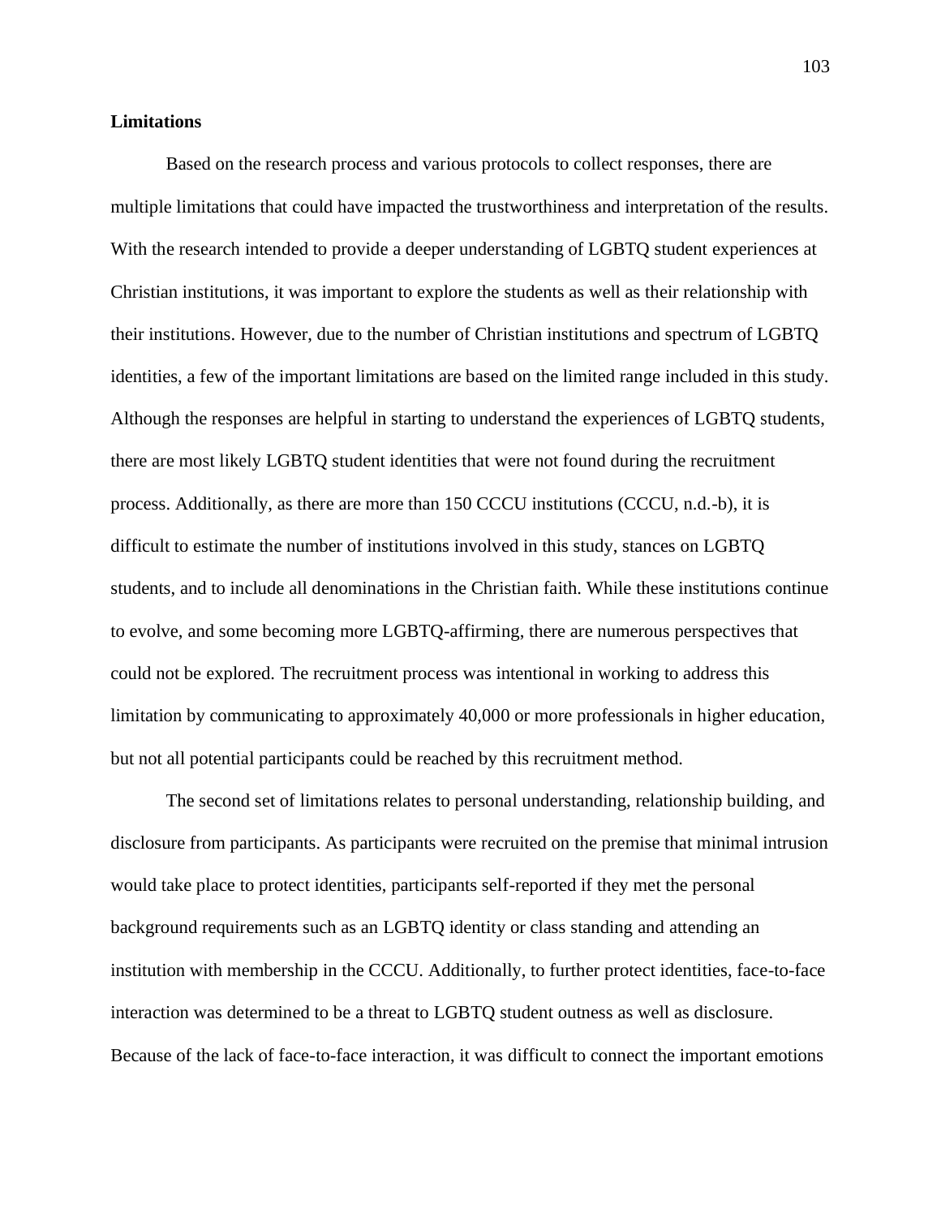**Limitations**

Based on the research process and various protocols to collect responses, there are multiple limitations that could have impacted the trustworthiness and interpretation of the results. With the research intended to provide a deeper understanding of LGBTQ student experiences at Christian institutions, it was important to explore the students as well as their relationship with their institutions. However, due to the number of Christian institutions and spectrum of LGBTQ identities, a few of the important limitations are based on the limited range included in this study. Although the responses are helpful in starting to understand the experiences of LGBTQ students, there are most likely LGBTQ student identities that were not found during the recruitment process. Additionally, as there are more than 150 CCCU institutions (CCCU, n.d.-b), it is difficult to estimate the number of institutions involved in this study, stances on LGBTQ students, and to include all denominations in the Christian faith. While these institutions continue to evolve, and some becoming more LGBTQ-affirming, there are numerous perspectives that could not be explored. The recruitment process was intentional in working to address this limitation by communicating to approximately 40,000 or more professionals in higher education, but not all potential participants could be reached by this recruitment method.

The second set of limitations relates to personal understanding, relationship building, and disclosure from participants. As participants were recruited on the premise that minimal intrusion would take place to protect identities, participants self-reported if they met the personal background requirements such as an LGBTQ identity or class standing and attending an institution with membership in the CCCU. Additionally, to further protect identities, face-to-face interaction was determined to be a threat to LGBTQ student outness as well as disclosure. Because of the lack of face-to-face interaction, it was difficult to connect the important emotions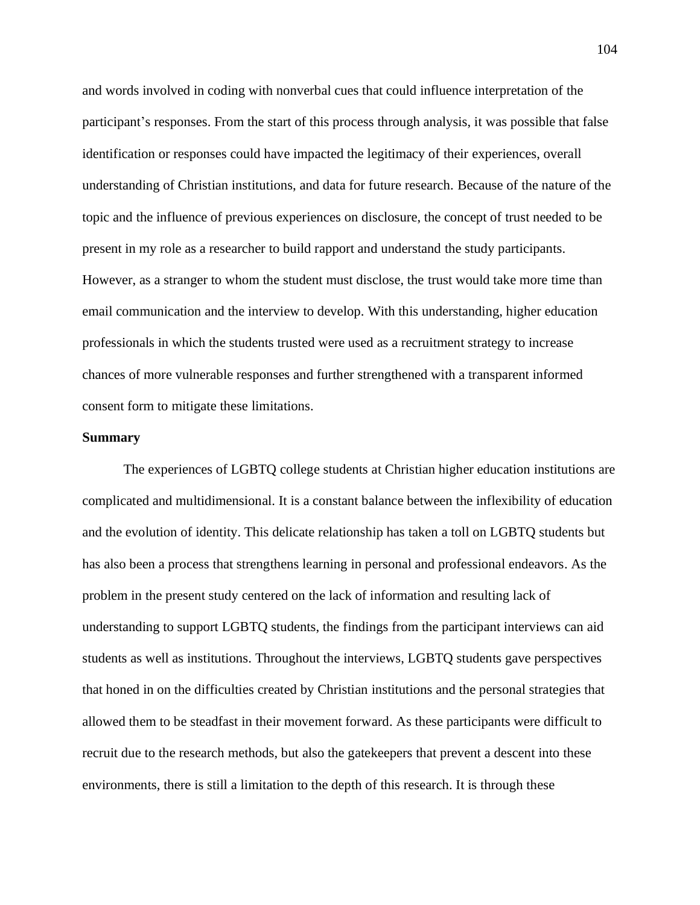and words involved in coding with nonverbal cues that could influence interpretation of the participant's responses. From the start of this process through analysis, it was possible that false identification or responses could have impacted the legitimacy of their experiences, overall understanding of Christian institutions, and data for future research. Because of the nature of the topic and the influence of previous experiences on disclosure, the concept of trust needed to be present in my role as a researcher to build rapport and understand the study participants. However, as a stranger to whom the student must disclose, the trust would take more time than email communication and the interview to develop. With this understanding, higher education professionals in which the students trusted were used as a recruitment strategy to increase chances of more vulnerable responses and further strengthened with a transparent informed consent form to mitigate these limitations.

**Summary**

The experiences of LGBTQ college students at Christian higher education institutions are complicated and multidimensional. It is a constant balance between the inflexibility of education and the evolution of identity. This delicate relationship has taken a toll on LGBTQ students but has also been a process that strengthens learning in personal and professional endeavors. As the problem in the present study centered on the lack of information and resulting lack of understanding to support LGBTQ students, the findings from the participant interviews can aid students as well as institutions. Throughout the interviews, LGBTQ students gave perspectives that honed in on the difficulties created by Christian institutions and the personal strategies that allowed them to be steadfast in their movement forward. As these participants were difficult to recruit due to the research methods, but also the gatekeepers that prevent a descent into these environments, there is still a limitation to the depth of this research. It is through these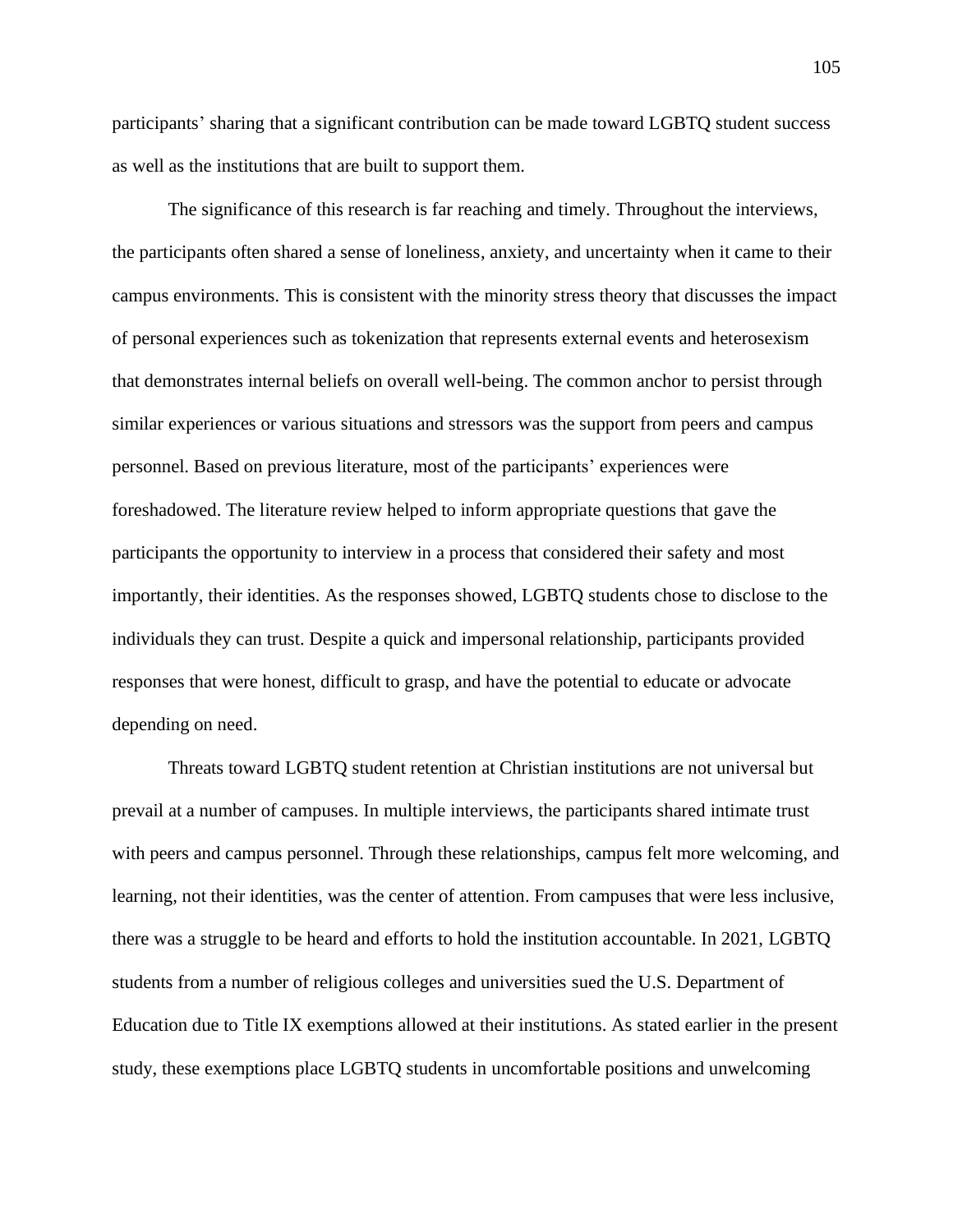participants' sharing that a significant contribution can be made toward LGBTQ student success as well as the institutions that are built to support them.

The significance of this research is far reaching and timely. Throughout the interviews, the participants often shared a sense of loneliness, anxiety, and uncertainty when it came to their campus environments. This is consistent with the minority stress theory that discusses the impact of personal experiences such as tokenization that represents external events and heterosexism that demonstrates internal beliefs on overall well-being. The common anchor to persist through similar experiences or various situations and stressors was the support from peers and campus personnel. Based on previous literature, most of the participants' experiences were foreshadowed. The literature review helped to inform appropriate questions that gave the participants the opportunity to interview in a process that considered their safety and most importantly, their identities. As the responses showed, LGBTQ students chose to disclose to the individuals they can trust. Despite a quick and impersonal relationship, participants provided responses that were honest, difficult to grasp, and have the potential to educate or advocate depending on need.

Threats toward LGBTQ student retention at Christian institutions are not universal but prevail at a number of campuses. In multiple interviews, the participants shared intimate trust with peers and campus personnel. Through these relationships, campus felt more welcoming, and learning, not their identities, was the center of attention. From campuses that were less inclusive, there was a struggle to be heard and efforts to hold the institution accountable. In 2021, LGBTQ students from a number of religious colleges and universities sued the U.S. Department of Education due to Title IX exemptions allowed at their institutions. As stated earlier in the present study, these exemptions place LGBTQ students in uncomfortable positions and unwelcoming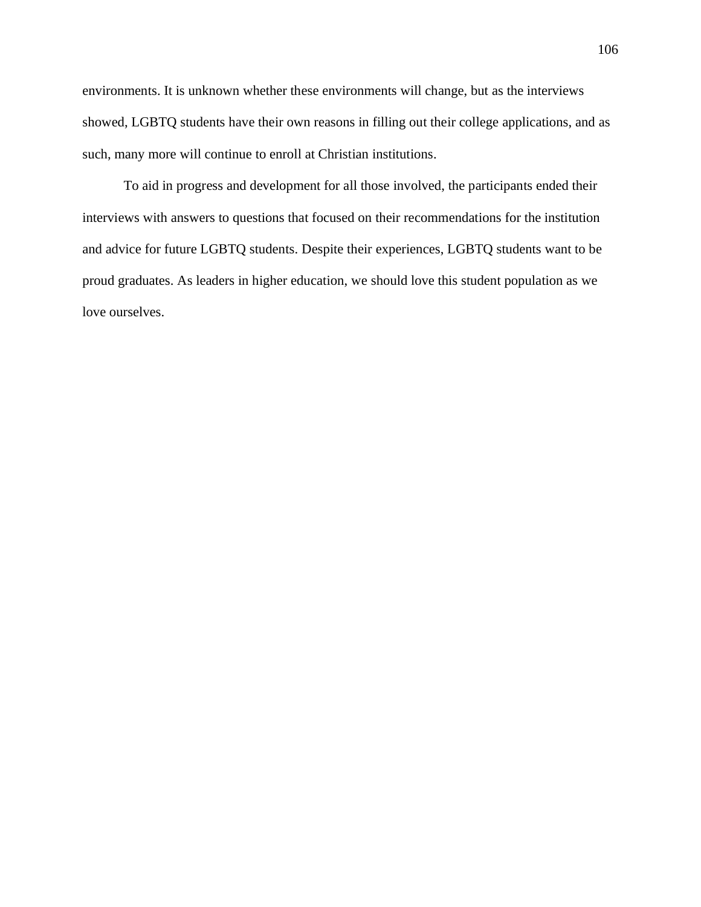environments. It is unknown whether these environments will change, but as the interviews showed, LGBTQ students have their own reasons in filling out their college applications, and as such, many more will continue to enroll at Christian institutions.

To aid in progress and development for all those involved, the participants ended their interviews with answers to questions that focused on their recommendations for the institution and advice for future LGBTQ students. Despite their experiences, LGBTQ students want to be proud graduates. As leaders in higher education, we should love this student population as we love ourselves.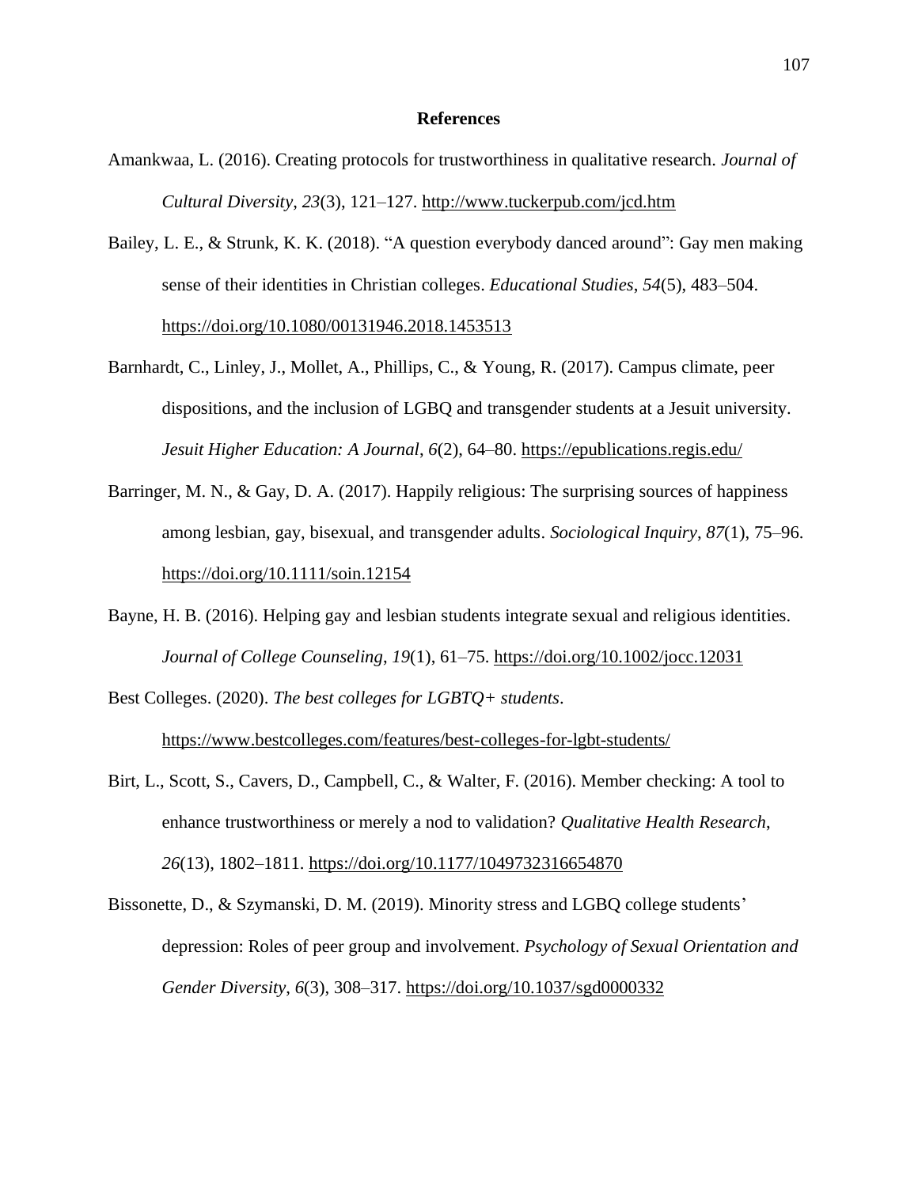# References

Amankwaa, L. (2016). Creating protocols for trustworthiness in qualitative research. *Journal of Cultural Diversity*, *23*(3), 121–127. http://www.tuckerpub.com/jcd.htm

Bailey, L. E., & Strunk, K. K. (2018). "A question everybody danced around": Gay men making sense of their identities in Christian colleges. *Educational Studies*, *54*(5), 483–504. https://doi.org/10.1080/00131946.2018.1453513

Barnhardt, C., Linley, J., Mollet, A., Phillips, C., & Young, R. (2017). Campus climate, peer dispositions, and the inclusion of LGBQ and transgender students at a Jesuit university. *Jesuit Higher Education: A Journal*, *6*(2), 64–80. https://epublications.regis.edu/

Barringer, M. N., & Gay, D. A. (2017). Happily religious: The surprising sources of happiness among lesbian, gay, bisexual, and transgender adults. *Sociological Inquiry*, *87*(1), 75–96. https://doi.org/10.1111/soin.12154

Bayne, H. B. (2016). Helping gay and lesbian students integrate sexual and religious identities. *Journal of College Counseling*, *19*(1), 61–75. https://doi.org/10.1002/jocc.12031

Best Colleges. (2020). *The best colleges for LGBTQ+ students*. https://www.bestcolleges.com/features/best-colleges-for-lgbt-students/

Birt, L., Scott, S., Cavers, D., Campbell, C., & Walter, F. (2016). Member checking: A tool to enhance trustworthiness or merely a nod to validation? *Qualitative Health Research*, *26*(13), 1802–1811. https://doi.org/10.1177/1049732316654870

Bissonette, D., & Szymanski, D. M. (2019). Minority stress and LGBQ college students' depression: Roles of peer group and involvement. *Psychology of Sexual Orientation and Gender Diversity*, *6*(3), 308–317. https://doi.org/10.1037/sgd0000332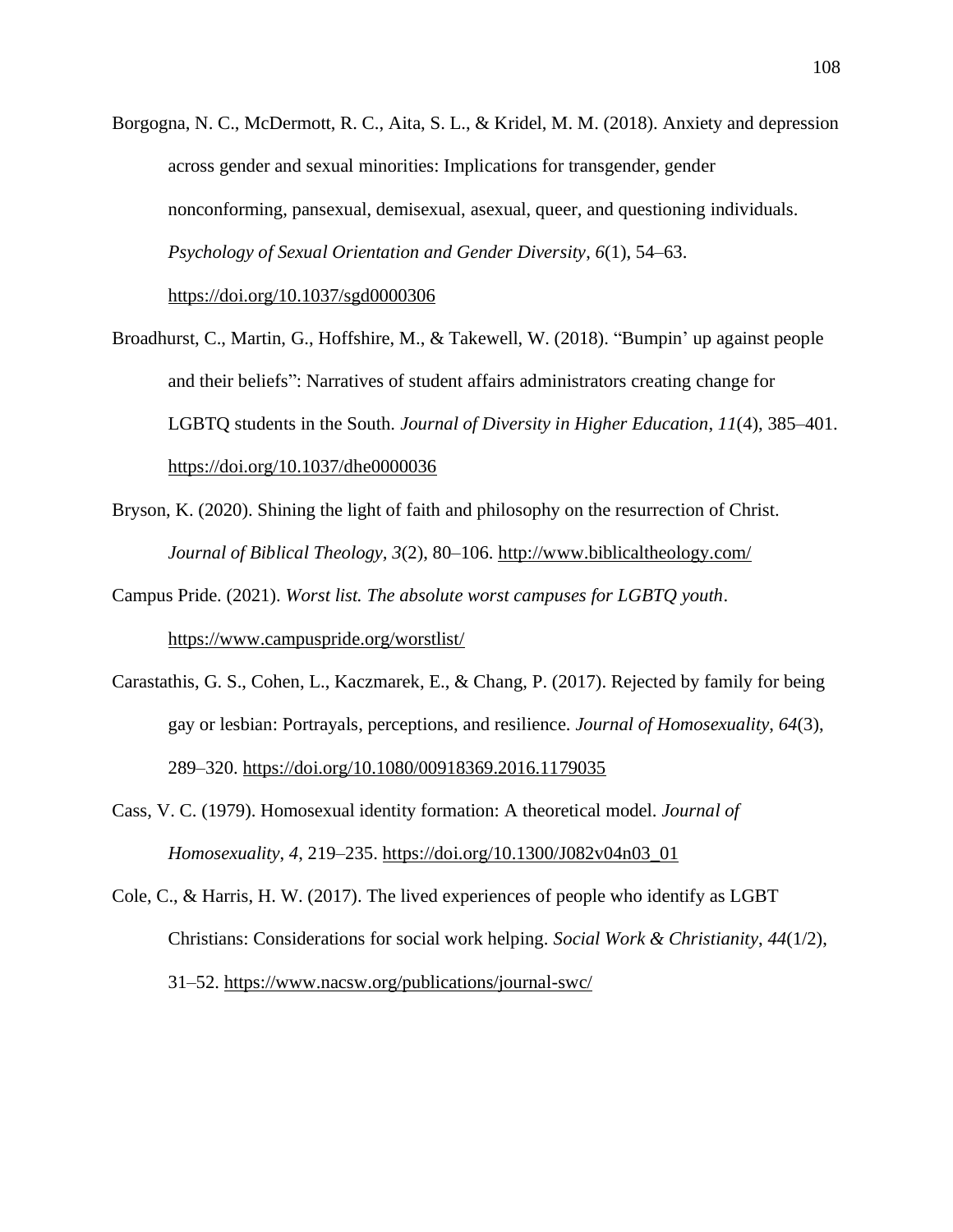Borgogna, N. C., McDermott, R. C., Aita, S. L., & Kridel, M. M. (2018). Anxiety and depression across gender and sexual minorities: Implications for transgender, gender nonconforming, pansexual, demisexual, asexual, queer, and questioning individuals. *Psychology of Sexual Orientation and Gender Diversity*, *6*(1), 54–63. https://doi.org/10.1037/sgd0000306

Broadhurst, C., Martin, G., Hoffshire, M., & Takewell, W. (2018). "Bumpin' up against people and their beliefs": Narratives of student affairs administrators creating change for LGBTQ students in the South. *Journal of Diversity in Higher Education*, *11*(4), 385–401. https://doi.org/10.1037/dhe0000036

Bryson, K. (2020). Shining the light of faith and philosophy on the resurrection of Christ. *Journal of Biblical Theology*, *3*(2), 80–106. http://www.biblicaltheology.com/

Campus Pride. (2021). *Worst list. The absolute worst campuses for LGBTQ youth*. https://www.campuspride.org/worstlist/

Carastathis, G. S., Cohen, L., Kaczmarek, E., & Chang, P. (2017). Rejected by family for being gay or lesbian: Portrayals, perceptions, and resilience. *Journal of Homosexuality*, *64*(3), 289–320. https://doi.org/10.1080/00918369.2016.1179035

Cass, V. C. (1979). Homosexual identity formation: A theoretical model. *Journal of Homosexuality*, *4*, 219–235. https://doi.org/10.1300/J082v04n03_01

Cole, C., & Harris, H. W. (2017). The lived experiences of people who identify as LGBT Christians: Considerations for social work helping. *Social Work & Christianity*, *44*(1/2), 31–52. https://www.nacsw.org/publications/journal-swc/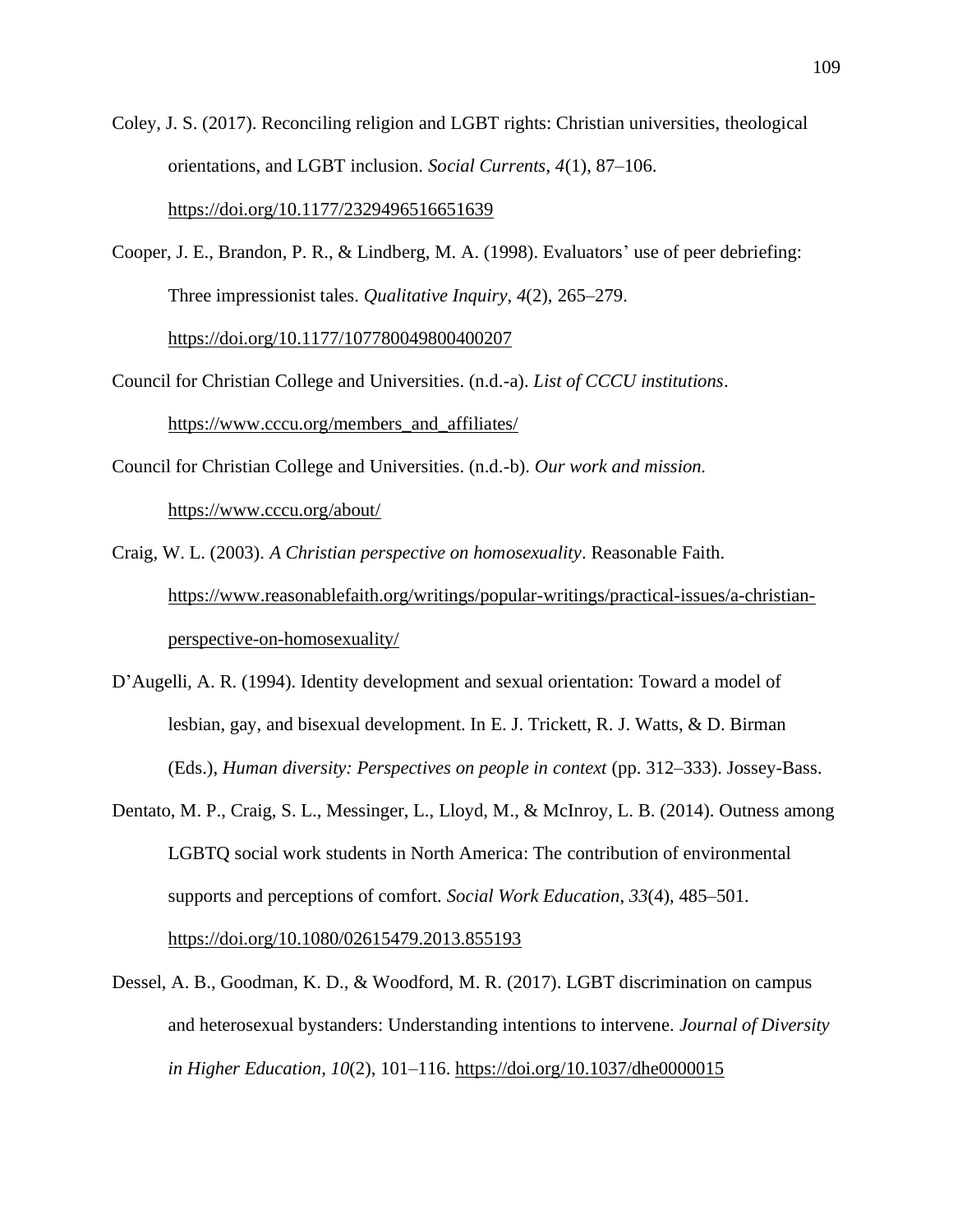Coley, J. S. (2017). Reconciling religion and LGBT rights: Christian universities, theological orientations, and LGBT inclusion. *Social Currents*, *4*(1), 87–106. https://doi.org/10.1177/2329496516651639

Cooper, J. E., Brandon, P. R., & Lindberg, M. A. (1998). Evaluators' use of peer debriefing: Three impressionist tales. *Qualitative Inquiry*, *4*(2), 265–279. https://doi.org/10.1177/107780049800400207

Council for Christian College and Universities. (n.d.-a). *List of CCCU institutions*. https://www.cccu.org/members_and_affiliates/

Council for Christian College and Universities. (n.d.-b). *Our work and mission.* https://www.cccu.org/about/

Craig, W. L. (2003). *A Christian perspective on homosexuality*. Reasonable Faith. https://www.reasonablefaith.org/writings/popular-writings/practical-issues/a-christian-perspective-on-homosexuality/

D'Augelli, A. R. (1994). Identity development and sexual orientation: Toward a model of lesbian, gay, and bisexual development. In E. J. Trickett, R. J. Watts, & D. Birman (Eds.), *Human diversity: Perspectives on people in context* (pp. 312–333). Jossey-Bass.

Dentato, M. P., Craig, S. L., Messinger, L., Lloyd, M., & McInroy, L. B. (2014). Outness among LGBTQ social work students in North America: The contribution of environmental supports and perceptions of comfort. *Social Work Education*, *33*(4), 485–501. https://doi.org/10.1080/02615479.2013.855193

Dessel, A. B., Goodman, K. D., & Woodford, M. R. (2017). LGBT discrimination on campus and heterosexual bystanders: Understanding intentions to intervene. *Journal of Diversity in Higher Education*, *10*(2), 101–116. https://doi.org/10.1037/dhe0000015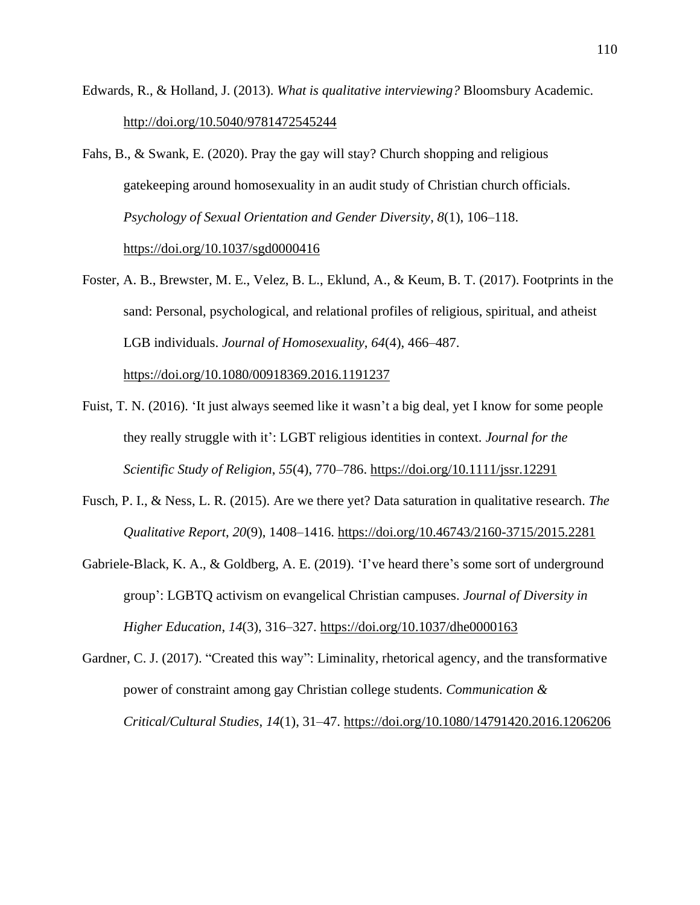Edwards, R., & Holland, J. (2013). *What is qualitative interviewing?* Bloomsbury Academic. http://doi.org/10.5040/9781472545244

Fahs, B., & Swank, E. (2020). Pray the gay will stay? Church shopping and religious gatekeeping around homosexuality in an audit study of Christian church officials. *Psychology of Sexual Orientation and Gender Diversity*, *8*(1), 106–118. https://doi.org/10.1037/sgd0000416

Foster, A. B., Brewster, M. E., Velez, B. L., Eklund, A., & Keum, B. T. (2017). Footprints in the sand: Personal, psychological, and relational profiles of religious, spiritual, and atheist LGB individuals. *Journal of Homosexuality*, *64*(4), 466–487. https://doi.org/10.1080/00918369.2016.1191237

Fuist, T. N. (2016). 'It just always seemed like it wasn't a big deal, yet I know for some people they really struggle with it': LGBT religious identities in context. *Journal for the Scientific Study of Religion*, *55*(4), 770–786. https://doi.org/10.1111/jssr.12291

Fusch, P. I., & Ness, L. R. (2015). Are we there yet? Data saturation in qualitative research. *The Qualitative Report*, *20*(9), 1408–1416. https://doi.org/10.46743/2160-3715/2015.2281

Gabriele-Black, K. A., & Goldberg, A. E. (2019). 'I've heard there's some sort of underground group': LGBTQ activism on evangelical Christian campuses. *Journal of Diversity in Higher Education*, *14*(3), 316–327. https://doi.org/10.1037/dhe0000163

Gardner, C. J. (2017). "Created this way": Liminality, rhetorical agency, and the transformative power of constraint among gay Christian college students. *Communication & Critical/Cultural Studies*, *14*(1), 31–47. https://doi.org/10.1080/14791420.2016.1206206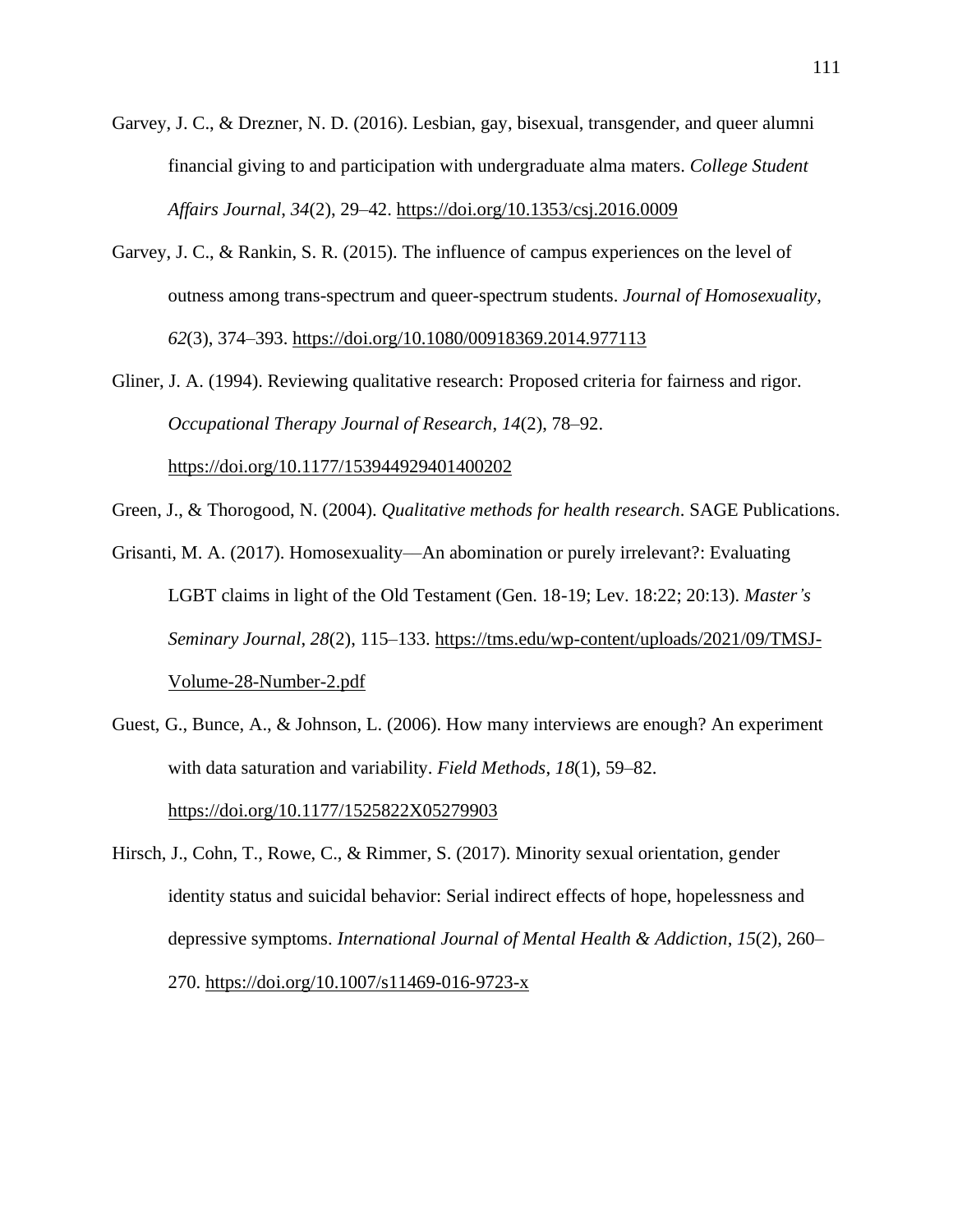Garvey, J. C., & Drezner, N. D. (2016). Lesbian, gay, bisexual, transgender, and queer alumni financial giving to and participation with undergraduate alma maters. *College Student Affairs Journal*, *34*(2), 29–42. https://doi.org/10.1353/csj.2016.0009

Garvey, J. C., & Rankin, S. R. (2015). The influence of campus experiences on the level of outness among trans-spectrum and queer-spectrum students. *Journal of Homosexuality*, *62*(3), 374–393. https://doi.org/10.1080/00918369.2014.977113

Gliner, J. A. (1994). Reviewing qualitative research: Proposed criteria for fairness and rigor. *Occupational Therapy Journal of Research*, *14*(2), 78–92. https://doi.org/10.1177/153944929401400202

Green, J., & Thorogood, N. (2004). *Qualitative methods for health research*. SAGE Publications.

Grisanti, M. A. (2017). Homosexuality—An abomination or purely irrelevant?: Evaluating LGBT claims in light of the Old Testament (Gen. 18-19; Lev. 18:22; 20:13). *Master's Seminary Journal*, *28*(2), 115–133. https://tms.edu/wp-content/uploads/2021/09/TMSJ-Volume-28-Number-2.pdf

Guest, G., Bunce, A., & Johnson, L. (2006). How many interviews are enough? An experiment with data saturation and variability. *Field Methods*, *18*(1), 59–82. https://doi.org/10.1177/1525822X05279903

Hirsch, J., Cohn, T., Rowe, C., & Rimmer, S. (2017). Minority sexual orientation, gender identity status and suicidal behavior: Serial indirect effects of hope, hopelessness and depressive symptoms. *International Journal of Mental Health & Addiction*, *15*(2), 260–270. https://doi.org/10.1007/s11469-016-9723-x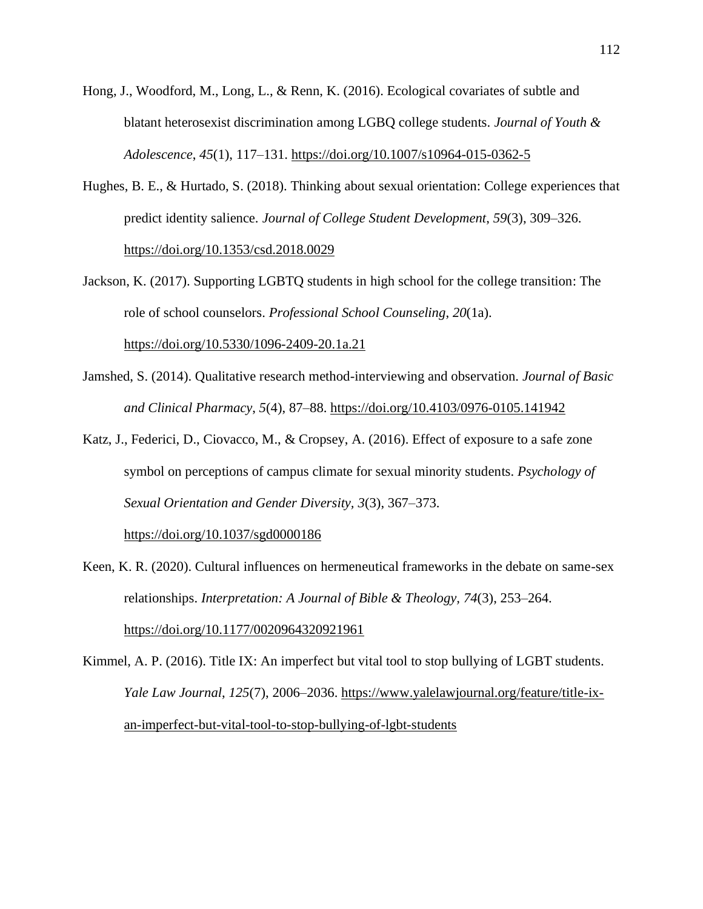Hong, J., Woodford, M., Long, L., & Renn, K. (2016). Ecological covariates of subtle and blatant heterosexist discrimination among LGBQ college students. *Journal of Youth & Adolescence*, *45*(1), 117–131. https://doi.org/10.1007/s10964-015-0362-5

Hughes, B. E., & Hurtado, S. (2018). Thinking about sexual orientation: College experiences that predict identity salience. *Journal of College Student Development*, *59*(3), 309–326. https://doi.org/10.1353/csd.2018.0029

Jackson, K. (2017). Supporting LGBTQ students in high school for the college transition: The role of school counselors. *Professional School Counseling*, *20*(1a). https://doi.org/10.5330/1096-2409-20.1a.21

Jamshed, S. (2014). Qualitative research method-interviewing and observation. *Journal of Basic and Clinical Pharmacy*, *5*(4), 87–88. https://doi.org/10.4103/0976-0105.141942

Katz, J., Federici, D., Ciovacco, M., & Cropsey, A. (2016). Effect of exposure to a safe zone symbol on perceptions of campus climate for sexual minority students. *Psychology of Sexual Orientation and Gender Diversity, 3*(3), 367–373. https://doi.org/10.1037/sgd0000186

Keen, K. R. (2020). Cultural influences on hermeneutical frameworks in the debate on same-sex relationships. *Interpretation: A Journal of Bible & Theology, 74*(3), 253–264. https://doi.org/10.1177/0020964320921961

Kimmel, A. P. (2016). Title IX: An imperfect but vital tool to stop bullying of LGBT students. *Yale Law Journal*, *125*(7), 2006–2036. https://www.yalelawjournal.org/feature/title-ix-an-imperfect-but-vital-tool-to-stop-bullying-of-lgbt-students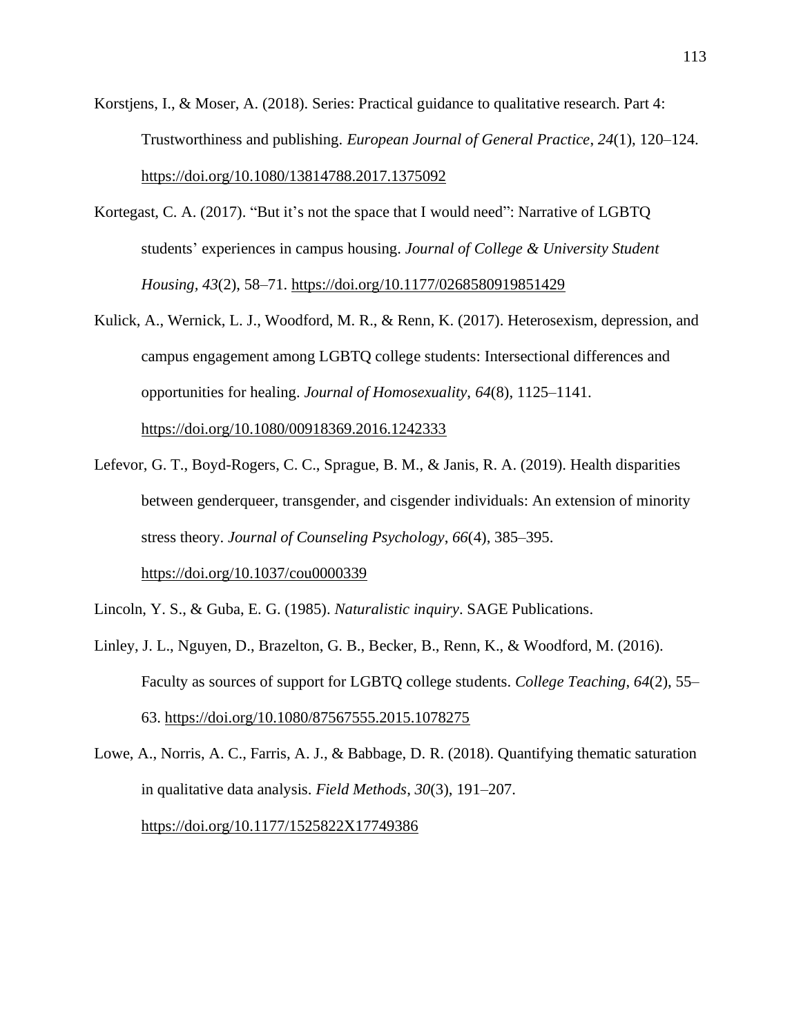Korstjens, I., & Moser, A. (2018). Series: Practical guidance to qualitative research. Part 4: Trustworthiness and publishing. *European Journal of General Practice*, *24*(1), 120–124. https://doi.org/10.1080/13814788.2017.1375092

Kortegast, C. A. (2017). "But it's not the space that I would need": Narrative of LGBTQ students' experiences in campus housing. *Journal of College & University Student Housing*, *43*(2), 58–71. https://doi.org/10.1177/0268580919851429

Kulick, A., Wernick, L. J., Woodford, M. R., & Renn, K. (2017). Heterosexism, depression, and campus engagement among LGBTQ college students: Intersectional differences and opportunities for healing. *Journal of Homosexuality*, *64*(8), 1125–1141. https://doi.org/10.1080/00918369.2016.1242333

Lefevor, G. T., Boyd-Rogers, C. C., Sprague, B. M., & Janis, R. A. (2019). Health disparities between genderqueer, transgender, and cisgender individuals: An extension of minority stress theory. *Journal of Counseling Psychology*, *66*(4), 385–395. https://doi.org/10.1037/cou0000339

Lincoln, Y. S., & Guba, E. G. (1985). *Naturalistic inquiry*. SAGE Publications.

Linley, J. L., Nguyen, D., Brazelton, G. B., Becker, B., Renn, K., & Woodford, M. (2016). Faculty as sources of support for LGBTQ college students. *College Teaching*, *64*(2), 55–63. https://doi.org/10.1080/87567555.2015.1078275

Lowe, A., Norris, A. C., Farris, A. J., & Babbage, D. R. (2018). Quantifying thematic saturation in qualitative data analysis. *Field Methods*, *30*(3), 191–207. https://doi.org/10.1177/1525822X17749386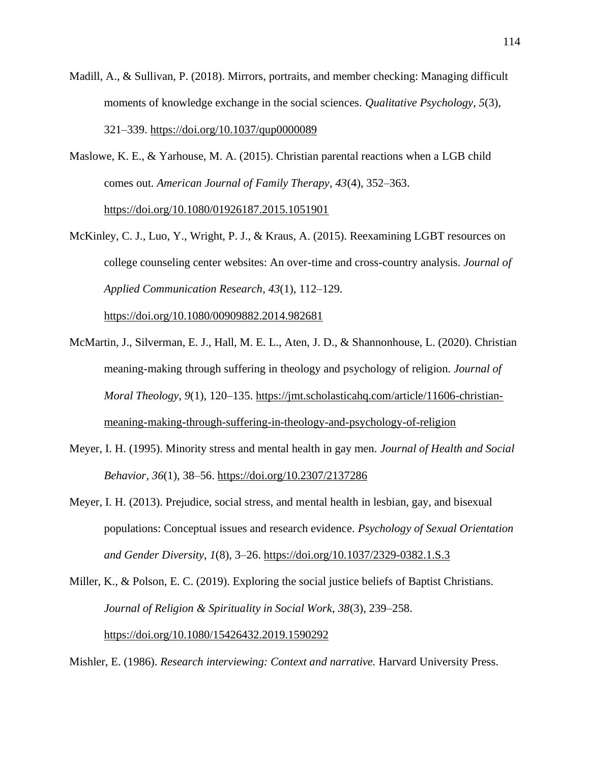Madill, A., & Sullivan, P. (2018). Mirrors, portraits, and member checking: Managing difficult moments of knowledge exchange in the social sciences. *Qualitative Psychology*, *5*(3), 321–339. https://doi.org/10.1037/qup0000089

Maslowe, K. E., & Yarhouse, M. A. (2015). Christian parental reactions when a LGB child comes out. *American Journal of Family Therapy*, *43*(4), 352–363. https://doi.org/10.1080/01926187.2015.1051901

McKinley, C. J., Luo, Y., Wright, P. J., & Kraus, A. (2015). Reexamining LGBT resources on college counseling center websites: An over-time and cross-country analysis. *Journal of Applied Communication Research*, *43*(1), 112–129. https://doi.org/10.1080/00909882.2014.982681

McMartin, J., Silverman, E. J., Hall, M. E. L., Aten, J. D., & Shannonhouse, L. (2020). Christian meaning-making through suffering in theology and psychology of religion. *Journal of Moral Theology, 9*(1), 120–135. https://jmt.scholasticahq.com/article/11606-christian-meaning-making-through-suffering-in-theology-and-psychology-of-religion

Meyer, I. H. (1995). Minority stress and mental health in gay men. *Journal of Health and Social Behavior*, *36*(1), 38–56. https://doi.org/10.2307/2137286

Meyer, I. H. (2013). Prejudice, social stress, and mental health in lesbian, gay, and bisexual populations: Conceptual issues and research evidence. *Psychology of Sexual Orientation and Gender Diversity*, *1*(8), 3–26. https://doi.org/10.1037/2329-0382.1.S.3

Miller, K., & Polson, E. C. (2019). Exploring the social justice beliefs of Baptist Christians. *Journal of Religion & Spirituality in Social Work*, *38*(3), 239–258. https://doi.org/10.1080/15426432.2019.1590292

Mishler, E. (1986). *Research interviewing: Context and narrative.* Harvard University Press.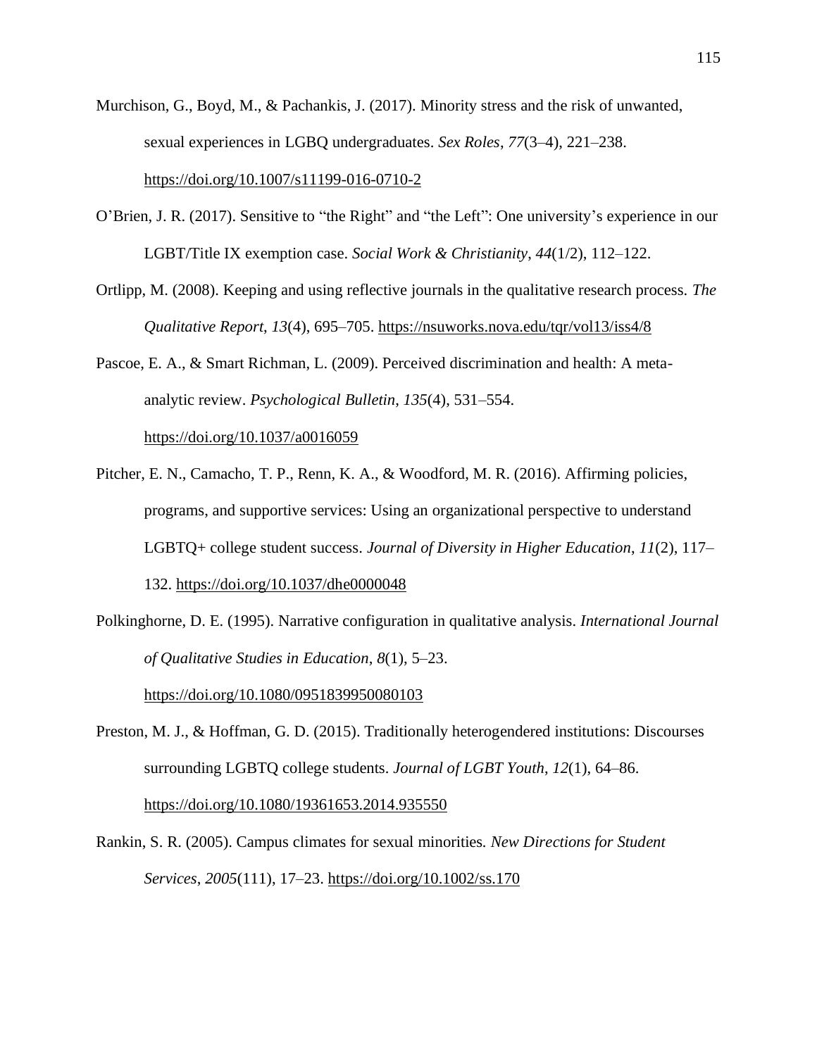Murchison, G., Boyd, M., & Pachankis, J. (2017). Minority stress and the risk of unwanted, sexual experiences in LGBQ undergraduates. *Sex Roles*, *77*(3–4), 221–238. https://doi.org/10.1007/s11199-016-0710-2

O'Brien, J. R. (2017). Sensitive to "the Right" and "the Left": One university's experience in our LGBT/Title IX exemption case. *Social Work & Christianity*, *44*(1/2), 112–122.

Ortlipp, M. (2008). Keeping and using reflective journals in the qualitative research process. *The Qualitative Report*, *13*(4), 695–705. https://nsuworks.nova.edu/tqr/vol13/iss4/8

Pascoe, E. A., & Smart Richman, L. (2009). Perceived discrimination and health: A meta-analytic review. *Psychological Bulletin*, *135*(4), 531–554. https://doi.org/10.1037/a0016059

Pitcher, E. N., Camacho, T. P., Renn, K. A., & Woodford, M. R. (2016). Affirming policies, programs, and supportive services: Using an organizational perspective to understand LGBTQ+ college student success. *Journal of Diversity in Higher Education*, *11*(2), 117–132. https://doi.org/10.1037/dhe0000048

Polkinghorne, D. E. (1995). Narrative configuration in qualitative analysis. *International Journal of Qualitative Studies in Education*, *8*(1), 5–23. https://doi.org/10.1080/0951839950080103

Preston, M. J., & Hoffman, G. D. (2015). Traditionally heterogendered institutions: Discourses surrounding LGBTQ college students. *Journal of LGBT Youth*, *12*(1), 64–86. https://doi.org/10.1080/19361653.2014.935550

Rankin, S. R. (2005). Campus climates for sexual minorities. *New Directions for Student Services*, *2005*(111), 17–23. https://doi.org/10.1002/ss.170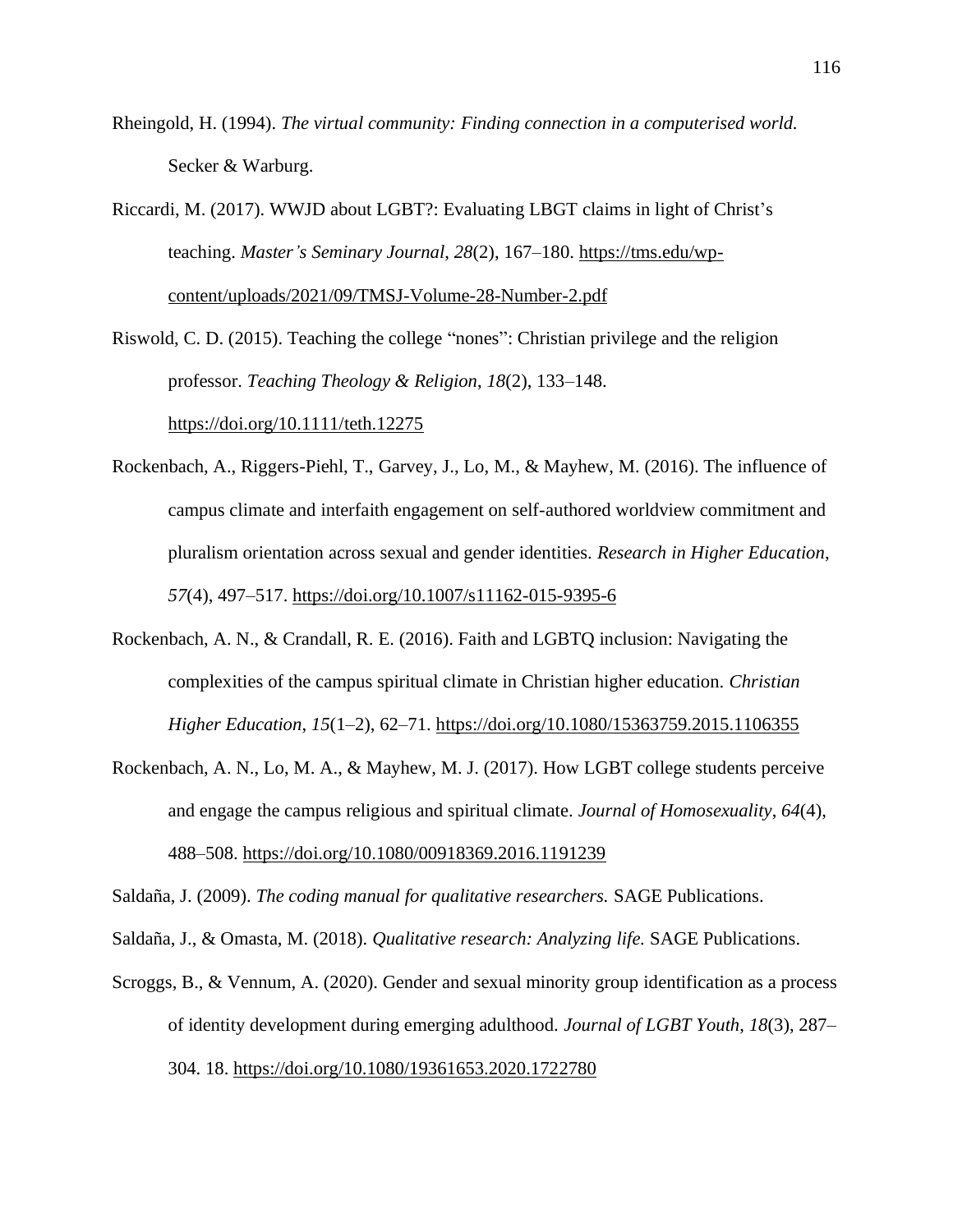Rheingold, H. (1994). *The virtual community: Finding connection in a computerised world.* Secker & Warburg.

Riccardi, M. (2017). WWJD about LGBT?: Evaluating LBGT claims in light of Christ's teaching. *Master's Seminary Journal*, *28*(2), 167–180. https://tms.edu/wp-content/uploads/2021/09/TMSJ-Volume-28-Number-2.pdf

Riswold, C. D. (2015). Teaching the college "nones": Christian privilege and the religion professor. *Teaching Theology & Religion*, *18*(2), 133–148. https://doi.org/10.1111/teth.12275

Rockenbach, A., Riggers-Piehl, T., Garvey, J., Lo, M., & Mayhew, M. (2016). The influence of campus climate and interfaith engagement on self-authored worldview commitment and pluralism orientation across sexual and gender identities. *Research in Higher Education*, *57*(4), 497–517. https://doi.org/10.1007/s11162-015-9395-6

Rockenbach, A. N., & Crandall, R. E. (2016). Faith and LGBTQ inclusion: Navigating the complexities of the campus spiritual climate in Christian higher education. *Christian Higher Education*, *15*(1–2), 62–71. https://doi.org/10.1080/15363759.2015.1106355

Rockenbach, A. N., Lo, M. A., & Mayhew, M. J. (2017). How LGBT college students perceive and engage the campus religious and spiritual climate. *Journal of Homosexuality*, *64*(4), 488–508. https://doi.org/10.1080/00918369.2016.1191239

Saldaña, J. (2009). *The coding manual for qualitative researchers.* SAGE Publications.

Saldaña, J., & Omasta, M. (2018). *Qualitative research: Analyzing life.* SAGE Publications.

Scroggs, B., & Vennum, A. (2020). Gender and sexual minority group identification as a process of identity development during emerging adulthood. *Journal of LGBT Youth*, *18*(3), 287–304. 18. https://doi.org/10.1080/19361653.2020.1722780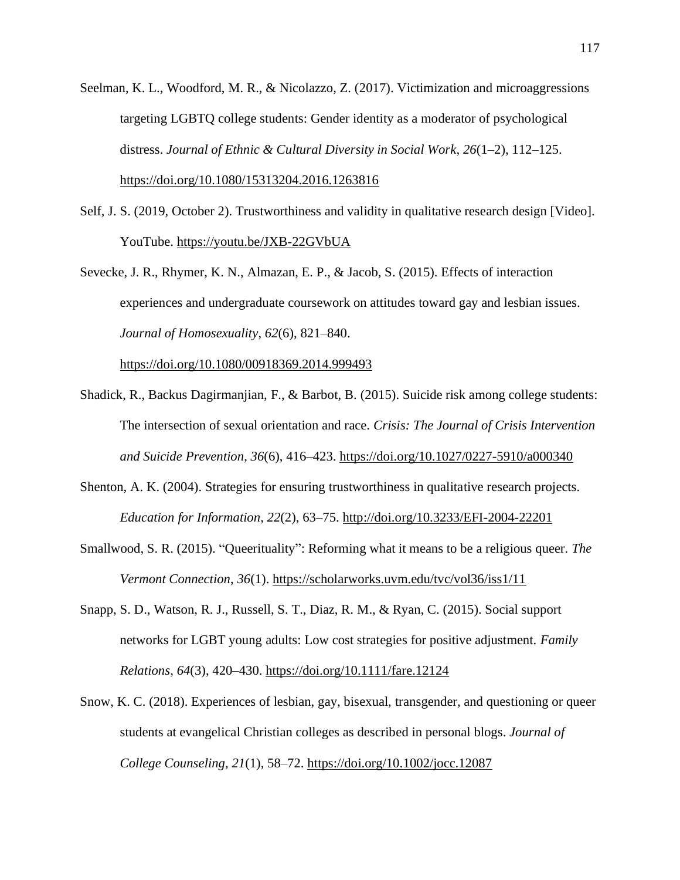Seelman, K. L., Woodford, M. R., & Nicolazzo, Z. (2017). Victimization and microaggressions targeting LGBTQ college students: Gender identity as a moderator of psychological distress. *Journal of Ethnic & Cultural Diversity in Social Work*, *26*(1–2), 112–125. https://doi.org/10.1080/15313204.2016.1263816

Self, J. S. (2019, October 2). Trustworthiness and validity in qualitative research design [Video]. YouTube. https://youtu.be/JXB-22GVbUA

Sevecke, J. R., Rhymer, K. N., Almazan, E. P., & Jacob, S. (2015). Effects of interaction experiences and undergraduate coursework on attitudes toward gay and lesbian issues. *Journal of Homosexuality*, *62*(6), 821–840. https://doi.org/10.1080/00918369.2014.999493

Shadick, R., Backus Dagirmanjian, F., & Barbot, B. (2015). Suicide risk among college students: The intersection of sexual orientation and race. *Crisis: The Journal of Crisis Intervention and Suicide Prevention*, *36*(6), 416–423. https://doi.org/10.1027/0227-5910/a000340

Shenton, A. K. (2004). Strategies for ensuring trustworthiness in qualitative research projects. *Education for Information*, *22*(2), 63–75. http://doi.org/10.3233/EFI-2004-22201

Smallwood, S. R. (2015). "Queerituality": Reforming what it means to be a religious queer. *The Vermont Connection*, *36*(1). https://scholarworks.uvm.edu/tvc/vol36/iss1/11

Snapp, S. D., Watson, R. J., Russell, S. T., Diaz, R. M., & Ryan, C. (2015). Social support networks for LGBT young adults: Low cost strategies for positive adjustment. *Family Relations*, *64*(3), 420–430. https://doi.org/10.1111/fare.12124

Snow, K. C. (2018). Experiences of lesbian, gay, bisexual, transgender, and questioning or queer students at evangelical Christian colleges as described in personal blogs. *Journal of College Counseling*, *21*(1), 58–72. https://doi.org/10.1002/jocc.12087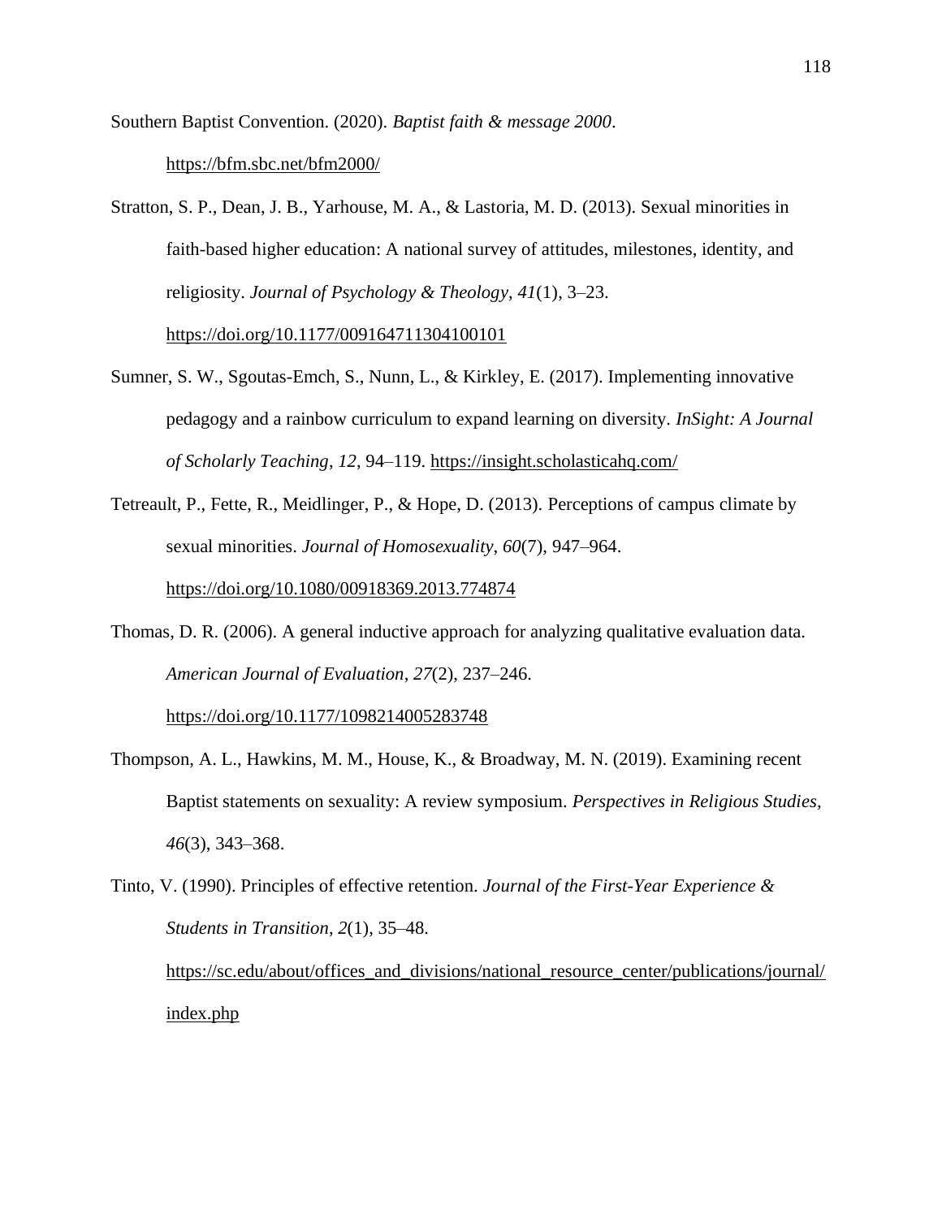Southern Baptist Convention. (2020). *Baptist faith & message 2000*. https://bfm.sbc.net/bfm2000/

Stratton, S. P., Dean, J. B., Yarhouse, M. A., & Lastoria, M. D. (2013). Sexual minorities in faith-based higher education: A national survey of attitudes, milestones, identity, and religiosity. *Journal of Psychology & Theology*, *41*(1), 3–23. https://doi.org/10.1177/009164711304100101

Sumner, S. W., Sgoutas-Emch, S., Nunn, L., & Kirkley, E. (2017). Implementing innovative pedagogy and a rainbow curriculum to expand learning on diversity. *InSight: A Journal of Scholarly Teaching*, *12*, 94–119. https://insight.scholasticahq.com/

Tetreault, P., Fette, R., Meidlinger, P., & Hope, D. (2013). Perceptions of campus climate by sexual minorities. *Journal of Homosexuality*, *60*(7), 947–964. https://doi.org/10.1080/00918369.2013.774874

Thomas, D. R. (2006). A general inductive approach for analyzing qualitative evaluation data. *American Journal of Evaluation*, *27*(2), 237–246. https://doi.org/10.1177/1098214005283748

Thompson, A. L., Hawkins, M. M., House, K., & Broadway, M. N. (2019). Examining recent Baptist statements on sexuality: A review symposium. *Perspectives in Religious Studies*, *46*(3), 343–368.

Tinto, V. (1990). Principles of effective retention. *Journal of the First-Year Experience & Students in Transition*, *2*(1), 35–48. https://sc.edu/about/offices_and_divisions/national_resource_center/publications/journal/index.php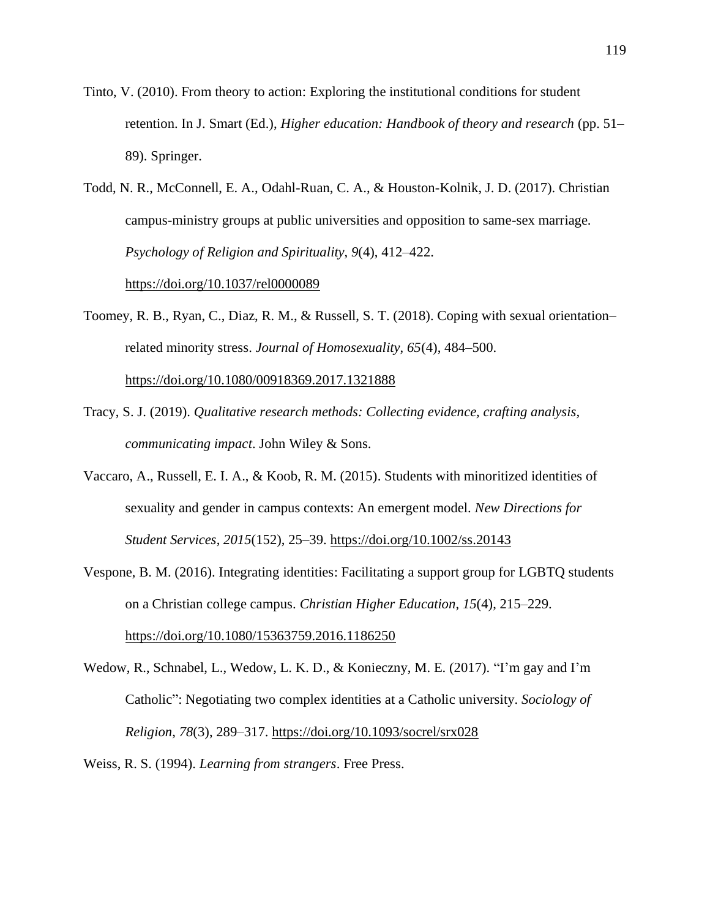Tinto, V. (2010). From theory to action: Exploring the institutional conditions for student retention. In J. Smart (Ed.), *Higher education: Handbook of theory and research* (pp. 51–89). Springer.

Todd, N. R., McConnell, E. A., Odahl-Ruan, C. A., & Houston-Kolnik, J. D. (2017). Christian campus-ministry groups at public universities and opposition to same-sex marriage. *Psychology of Religion and Spirituality*, *9*(4), 412–422. https://doi.org/10.1037/rel0000089

Toomey, R. B., Ryan, C., Diaz, R. M., & Russell, S. T. (2018). Coping with sexual orientation–related minority stress. *Journal of Homosexuality*, *65*(4), 484–500. https://doi.org/10.1080/00918369.2017.1321888

Tracy, S. J. (2019). *Qualitative research methods: Collecting evidence, crafting analysis, communicating impact*. John Wiley & Sons.

Vaccaro, A., Russell, E. I. A., & Koob, R. M. (2015). Students with minoritized identities of sexuality and gender in campus contexts: An emergent model. *New Directions for Student Services*, *2015*(152), 25–39. https://doi.org/10.1002/ss.20143

Vespone, B. M. (2016). Integrating identities: Facilitating a support group for LGBTQ students on a Christian college campus. *Christian Higher Education*, *15*(4), 215–229. https://doi.org/10.1080/15363759.2016.1186250

Wedow, R., Schnabel, L., Wedow, L. K. D., & Konieczny, M. E. (2017). "I'm gay and I'm Catholic": Negotiating two complex identities at a Catholic university. *Sociology of Religion*, *78*(3), 289–317. https://doi.org/10.1093/socrel/srx028

Weiss, R. S. (1994). *Learning from strangers*. Free Press.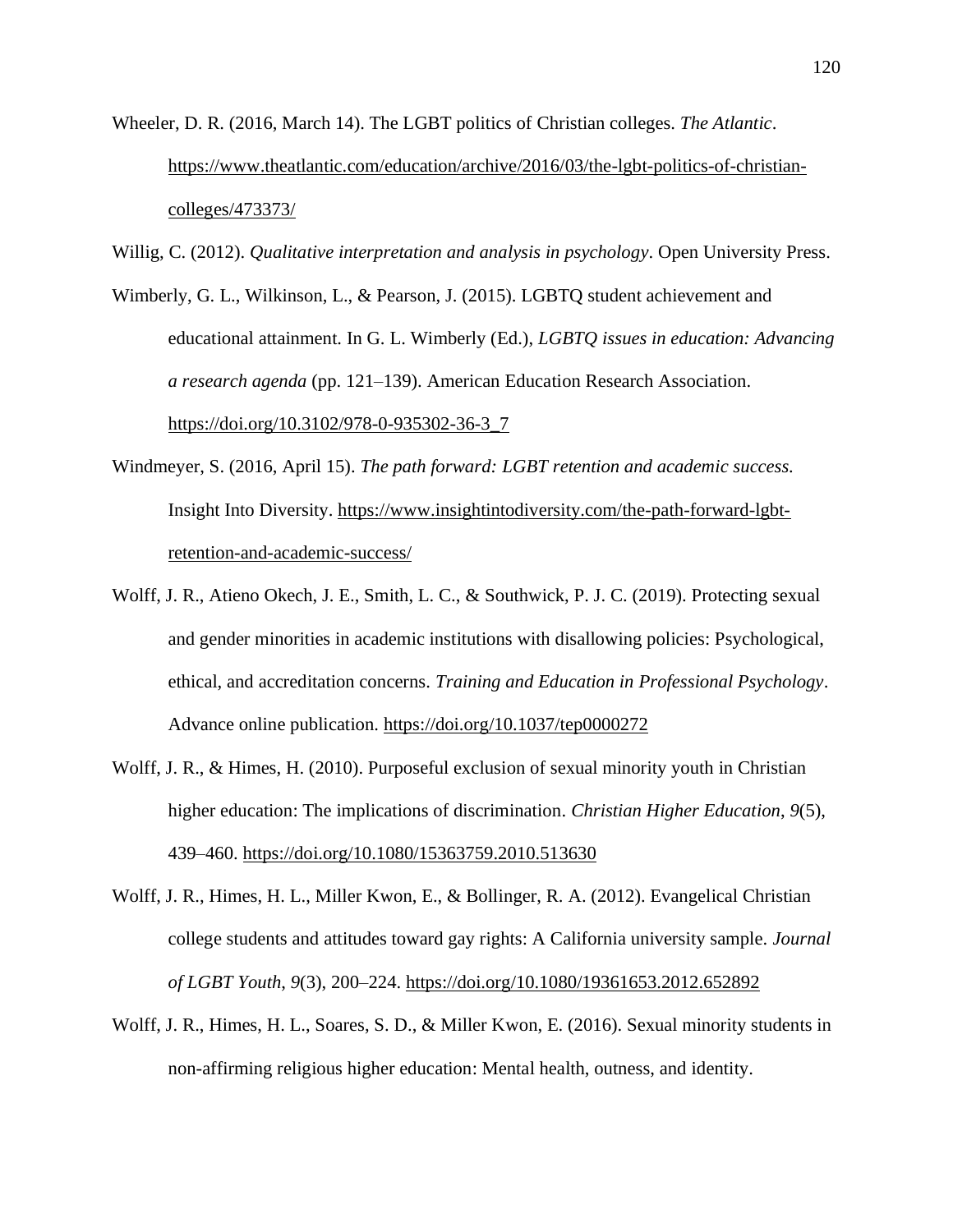Wheeler, D. R. (2016, March 14). The LGBT politics of Christian colleges. *The Atlantic*. https://www.theatlantic.com/education/archive/2016/03/the-lgbt-politics-of-christian-colleges/473373/

Willig, C. (2012). *Qualitative interpretation and analysis in psychology*. Open University Press.

Wimberly, G. L., Wilkinson, L., & Pearson, J. (2015). LGBTQ student achievement and educational attainment. In G. L. Wimberly (Ed.), *LGBTQ issues in education: Advancing a research agenda* (pp. 121–139). American Education Research Association. https://doi.org/10.3102/978-0-935302-36-3_7

Windmeyer, S. (2016, April 15). *The path forward: LGBT retention and academic success.* Insight Into Diversity. https://www.insightintodiversity.com/the-path-forward-lgbt-retention-and-academic-success/

Wolff, J. R., Atieno Okech, J. E., Smith, L. C., & Southwick, P. J. C. (2019). Protecting sexual and gender minorities in academic institutions with disallowing policies: Psychological, ethical, and accreditation concerns. *Training and Education in Professional Psychology*. Advance online publication. https://doi.org/10.1037/tep0000272

Wolff, J. R., & Himes, H. (2010). Purposeful exclusion of sexual minority youth in Christian higher education: The implications of discrimination. *Christian Higher Education*, *9*(5), 439–460. https://doi.org/10.1080/15363759.2010.513630

Wolff, J. R., Himes, H. L., Miller Kwon, E., & Bollinger, R. A. (2012). Evangelical Christian college students and attitudes toward gay rights: A California university sample. *Journal of LGBT Youth*, *9*(3), 200–224. https://doi.org/10.1080/19361653.2012.652892

Wolff, J. R., Himes, H. L., Soares, S. D., & Miller Kwon, E. (2016). Sexual minority students in non-affirming religious higher education: Mental health, outness, and identity.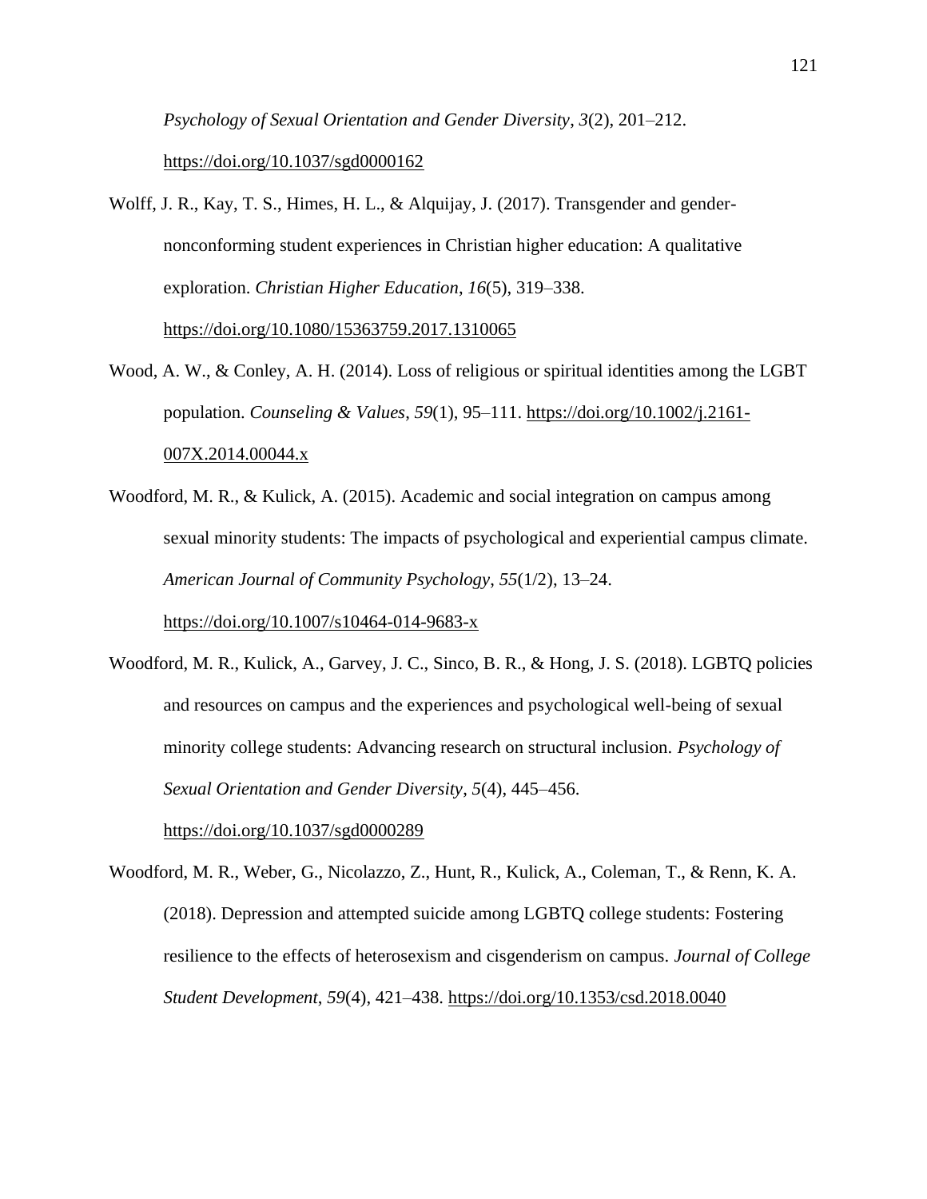*Psychology of Sexual Orientation and Gender Diversity*, *3*(2), 201–212. https://doi.org/10.1037/sgd0000162

Wolff, J. R., Kay, T. S., Himes, H. L., & Alquijay, J. (2017). Transgender and gender-nonconforming student experiences in Christian higher education: A qualitative exploration. *Christian Higher Education*, *16*(5), 319–338. https://doi.org/10.1080/15363759.2017.1310065

Wood, A. W., & Conley, A. H. (2014). Loss of religious or spiritual identities among the LGBT population. *Counseling & Values*, *59*(1), 95–111. https://doi.org/10.1002/j.2161-007X.2014.00044.x

Woodford, M. R., & Kulick, A. (2015). Academic and social integration on campus among sexual minority students: The impacts of psychological and experiential campus climate. *American Journal of Community Psychology*, *55*(1/2), 13–24. https://doi.org/10.1007/s10464-014-9683-x

Woodford, M. R., Kulick, A., Garvey, J. C., Sinco, B. R., & Hong, J. S. (2018). LGBTQ policies and resources on campus and the experiences and psychological well-being of sexual minority college students: Advancing research on structural inclusion. *Psychology of Sexual Orientation and Gender Diversity*, *5*(4), 445–456. https://doi.org/10.1037/sgd0000289

Woodford, M. R., Weber, G., Nicolazzo, Z., Hunt, R., Kulick, A., Coleman, T., & Renn, K. A. (2018). Depression and attempted suicide among LGBTQ college students: Fostering resilience to the effects of heterosexism and cisgenderism on campus. *Journal of College Student Development*, *59*(4), 421–438. https://doi.org/10.1353/csd.2018.0040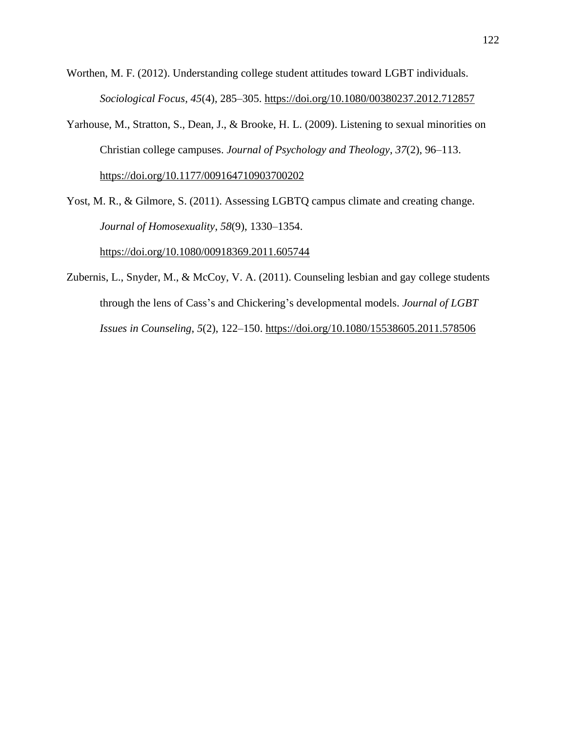Worthen, M. F. (2012). Understanding college student attitudes toward LGBT individuals. *Sociological Focus*, *45*(4), 285–305. https://doi.org/10.1080/00380237.2012.712857

Yarhouse, M., Stratton, S., Dean, J., & Brooke, H. L. (2009). Listening to sexual minorities on Christian college campuses. *Journal of Psychology and Theology*, *37*(2), 96–113. https://doi.org/10.1177/009164710903700202

Yost, M. R., & Gilmore, S. (2011). Assessing LGBTQ campus climate and creating change. *Journal of Homosexuality*, *58*(9), 1330–1354. https://doi.org/10.1080/00918369.2011.605744

Zubernis, L., Snyder, M., & McCoy, V. A. (2011). Counseling lesbian and gay college students through the lens of Cass's and Chickering's developmental models. *Journal of LGBT Issues in Counseling*, *5*(2), 122–150. https://doi.org/10.1080/15538605.2011.578506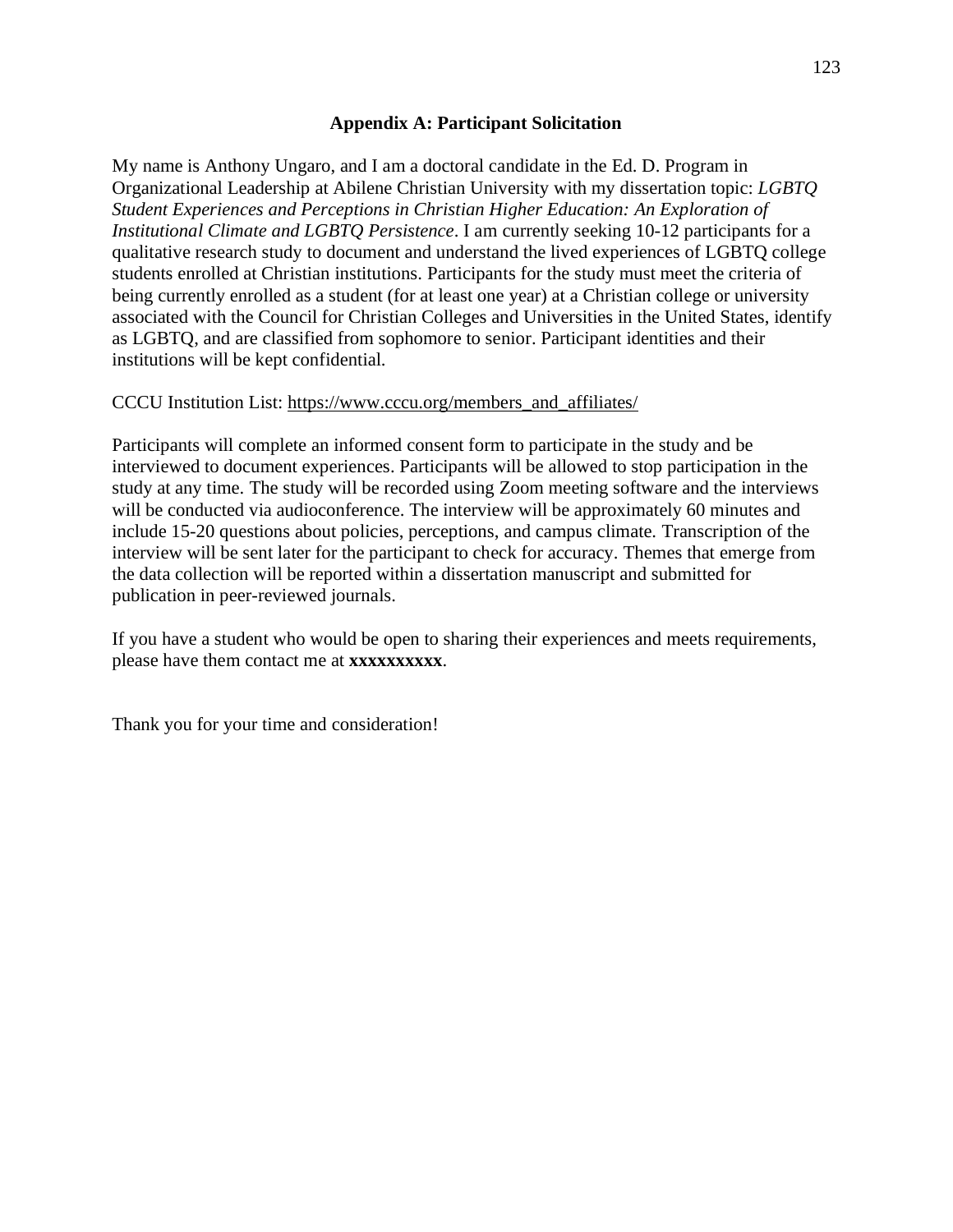## Appendix A: Participant Solicitation

My name is Anthony Ungaro, and I am a doctoral candidate in the Ed. D. Program in Organizational Leadership at Abilene Christian University with my dissertation topic: *LGBTQ Student Experiences and Perceptions in Christian Higher Education: An Exploration of Institutional Climate and LGBTQ Persistence*. I am currently seeking 10-12 participants for a qualitative research study to document and understand the lived experiences of LGBTQ college students enrolled at Christian institutions. Participants for the study must meet the criteria of being currently enrolled as a student (for at least one year) at a Christian college or university associated with the Council for Christian Colleges and Universities in the United States, identify as LGBTQ, and are classified from sophomore to senior. Participant identities and their institutions will be kept confidential.

CCCU Institution List: https://www.cccu.org/members_and_affiliates/

Participants will complete an informed consent form to participate in the study and be interviewed to document experiences. Participants will be allowed to stop participation in the study at any time. The study will be recorded using Zoom meeting software and the interviews will be conducted via audioconference. The interview will be approximately 60 minutes and include 15-20 questions about policies, perceptions, and campus climate. Transcription of the interview will be sent later for the participant to check for accuracy. Themes that emerge from the data collection will be reported within a dissertation manuscript and submitted for publication in peer-reviewed journals.

If you have a student who would be open to sharing their experiences and meets requirements, please have them contact me at **xxxxxxxxxx**.

Thank you for your time and consideration!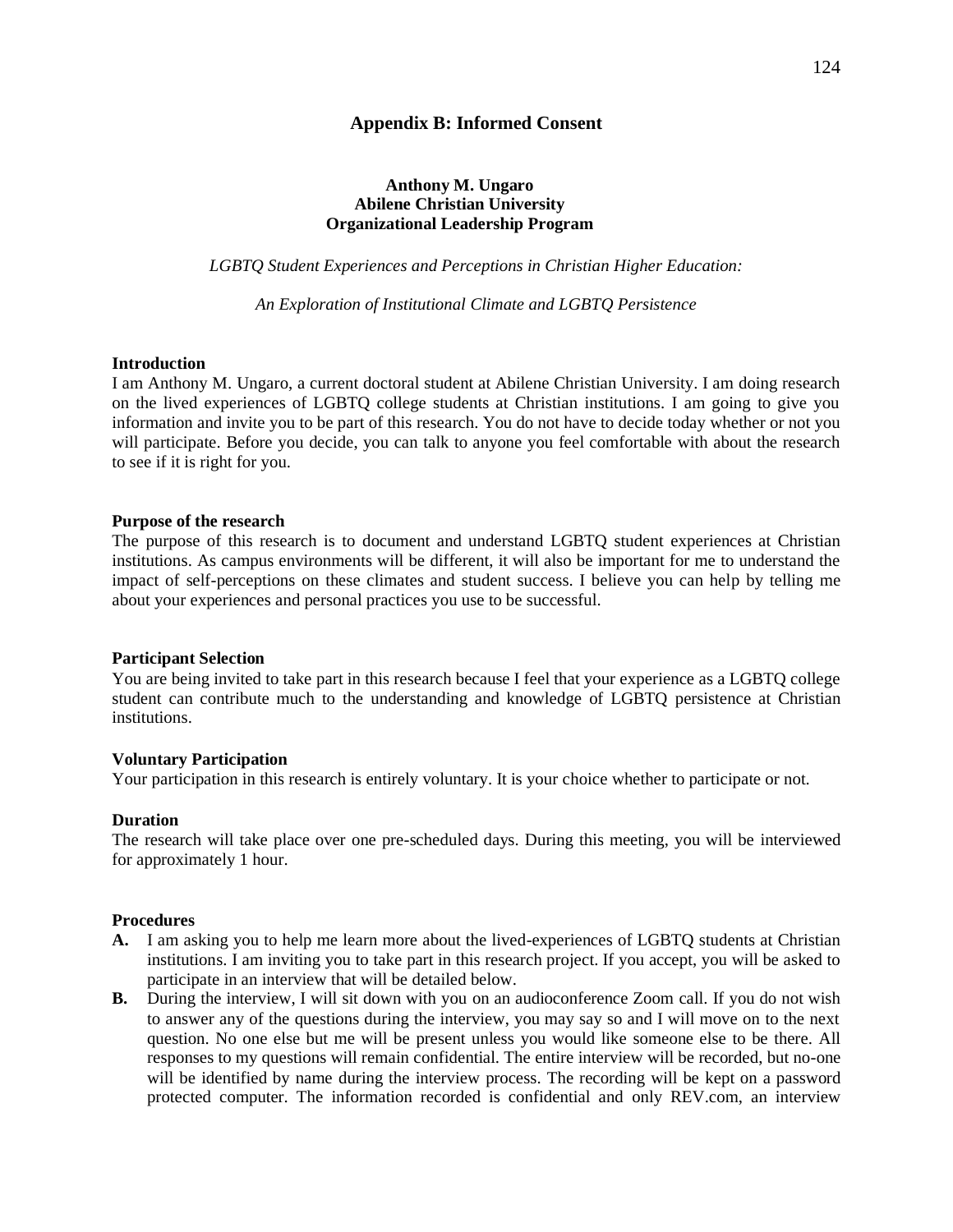## Appendix B: Informed Consent

**Anthony M. Ungaro**
**Abilene Christian University**
**Organizational Leadership Program**

*LGBTQ Student Experiences and Perceptions in Christian Higher Education:*

*An Exploration of Institutional Climate and LGBTQ Persistence*

**Introduction**
I am Anthony M. Ungaro, a current doctoral student at Abilene Christian University. I am doing research on the lived experiences of LGBTQ college students at Christian institutions. I am going to give you information and invite you to be part of this research. You do not have to decide today whether or not you will participate. Before you decide, you can talk to anyone you feel comfortable with about the research to see if it is right for you.

**Purpose of the research**
The purpose of this research is to document and understand LGBTQ student experiences at Christian institutions. As campus environments will be different, it will also be important for me to understand the impact of self-perceptions on these climates and student success. I believe you can help by telling me about your experiences and personal practices you use to be successful.

**Participant Selection**
You are being invited to take part in this research because I feel that your experience as a LGBTQ college student can contribute much to the understanding and knowledge of LGBTQ persistence at Christian institutions.

**Voluntary Participation**
Your participation in this research is entirely voluntary. It is your choice whether to participate or not.

**Duration**
The research will take place over one pre-scheduled days. During this meeting, you will be interviewed for approximately 1 hour.

**Procedures**

**A.** I am asking you to help me learn more about the lived-experiences of LGBTQ students at Christian institutions. I am inviting you to take part in this research project. If you accept, you will be asked to participate in an interview that will be detailed below.

**B.** During the interview, I will sit down with you on an audioconference Zoom call. If you do not wish to answer any of the questions during the interview, you may say so and I will move on to the next question. No one else but me will be present unless you would like someone else to be there. All responses to my questions will remain confidential. The entire interview will be recorded, but no-one will be identified by name during the interview process. The recording will be kept on a password protected computer. The information recorded is confidential and only REV.com, an interview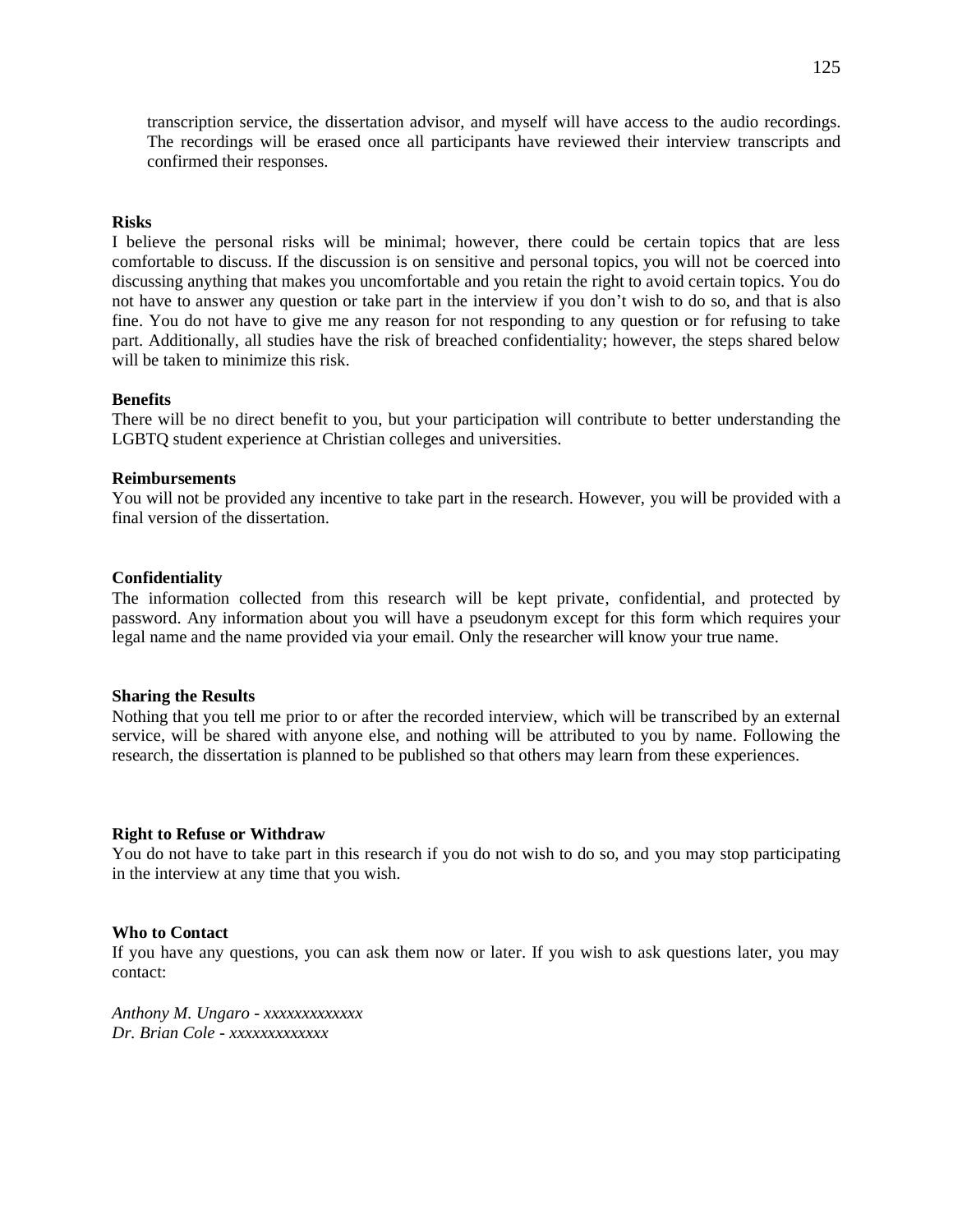transcription service, the dissertation advisor, and myself will have access to the audio recordings. The recordings will be erased once all participants have reviewed their interview transcripts and confirmed their responses.

**Risks**

I believe the personal risks will be minimal; however, there could be certain topics that are less comfortable to discuss. If the discussion is on sensitive and personal topics, you will not be coerced into discussing anything that makes you uncomfortable and you retain the right to avoid certain topics. You do not have to answer any question or take part in the interview if you don't wish to do so, and that is also fine. You do not have to give me any reason for not responding to any question or for refusing to take part. Additionally, all studies have the risk of breached confidentiality; however, the steps shared below will be taken to minimize this risk.

**Benefits**

There will be no direct benefit to you, but your participation will contribute to better understanding the LGBTQ student experience at Christian colleges and universities.

**Reimbursements**

You will not be provided any incentive to take part in the research. However, you will be provided with a final version of the dissertation.

**Confidentiality**

The information collected from this research will be kept private, confidential, and protected by password. Any information about you will have a pseudonym except for this form which requires your legal name and the name provided via your email. Only the researcher will know your true name.

**Sharing the Results**

Nothing that you tell me prior to or after the recorded interview, which will be transcribed by an external service, will be shared with anyone else, and nothing will be attributed to you by name. Following the research, the dissertation is planned to be published so that others may learn from these experiences.

**Right to Refuse or Withdraw**

You do not have to take part in this research if you do not wish to do so, and you may stop participating in the interview at any time that you wish.

**Who to Contact**

If you have any questions, you can ask them now or later. If you wish to ask questions later, you may contact:

*Anthony M. Ungaro - xxxxxxxxxxxxx*
*Dr. Brian Cole - xxxxxxxxxxxxx*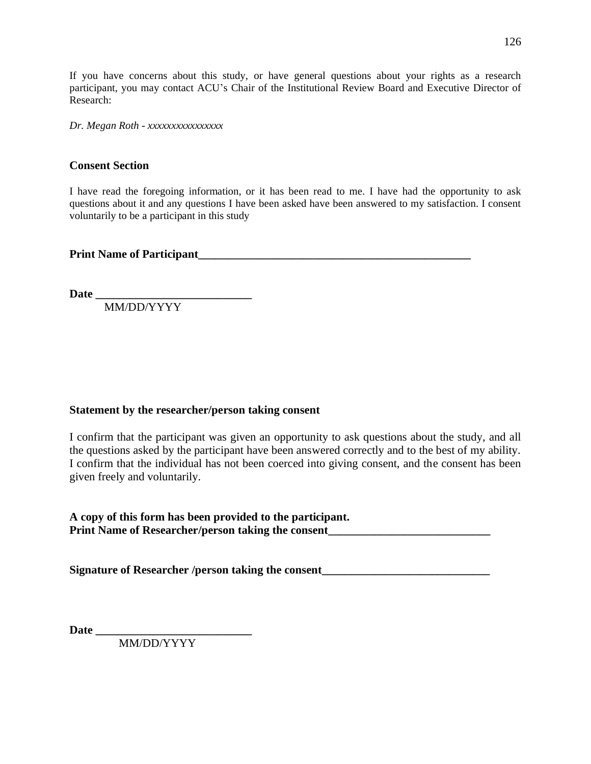If you have concerns about this study, or have general questions about your rights as a research participant, you may contact ACU's Chair of the Institutional Review Board and Executive Director of Research:

*Dr. Megan Roth - xxxxxxxxxxxxxxxx*

**Consent Section**

I have read the foregoing information, or it has been read to me. I have had the opportunity to ask questions about it and any questions I have been asked have been answered to my satisfaction. I consent voluntarily to be a participant in this study

**Print Name of Participant_________________________________________________**

**Date ___________________________**
MM/DD/YYYY

**Statement by the researcher/person taking consent**

I confirm that the participant was given an opportunity to ask questions about the study, and all the questions asked by the participant have been answered correctly and to the best of my ability. I confirm that the individual has not been coerced into giving consent, and the consent has been given freely and voluntarily.

**A copy of this form has been provided to the participant.**
**Print Name of Researcher/person taking the consent___________________________**

**Signature of Researcher /person taking the consent_____________________________**

**Date ___________________________**
MM/DD/YYYY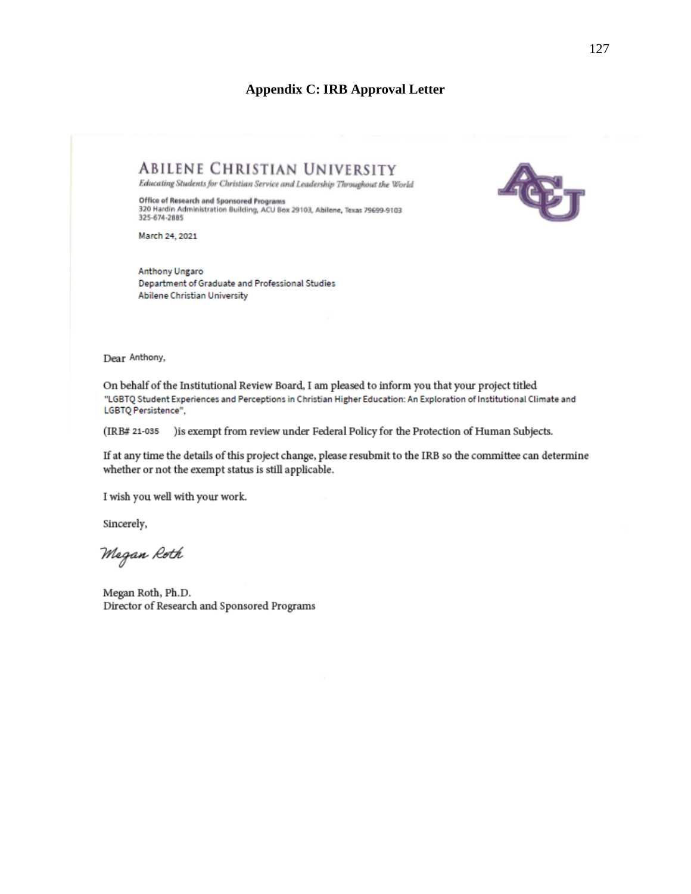## Appendix C: IRB Approval Letter

ABILENE CHRISTIAN UNIVERSITY

*Educating Students for Christian Service and Leadership Throughout the World*

Office of Research and Sponsored Programs
320 Hardin Administration Building, ACU Box 29103, Abilene, Texas 79699-9103
325-674-2885

March 24, 2021

Anthony Ungaro
Department of Graduate and Professional Studies
Abilene Christian University

Dear Anthony,

On behalf of the Institutional Review Board, I am pleased to inform you that your project titled "LGBTQ Student Experiences and Perceptions in Christian Higher Education: An Exploration of Institutional Climate and LGBTQ Persistence",

(IRB# 21-035 )is exempt from review under Federal Policy for the Protection of Human Subjects.

If at any time the details of this project change, please resubmit to the IRB so the committee can determine whether or not the exempt status is still applicable.

I wish you well with your work.

Sincerely,

*Megan Roth*

Megan Roth, Ph.D.
Director of Research and Sponsored Programs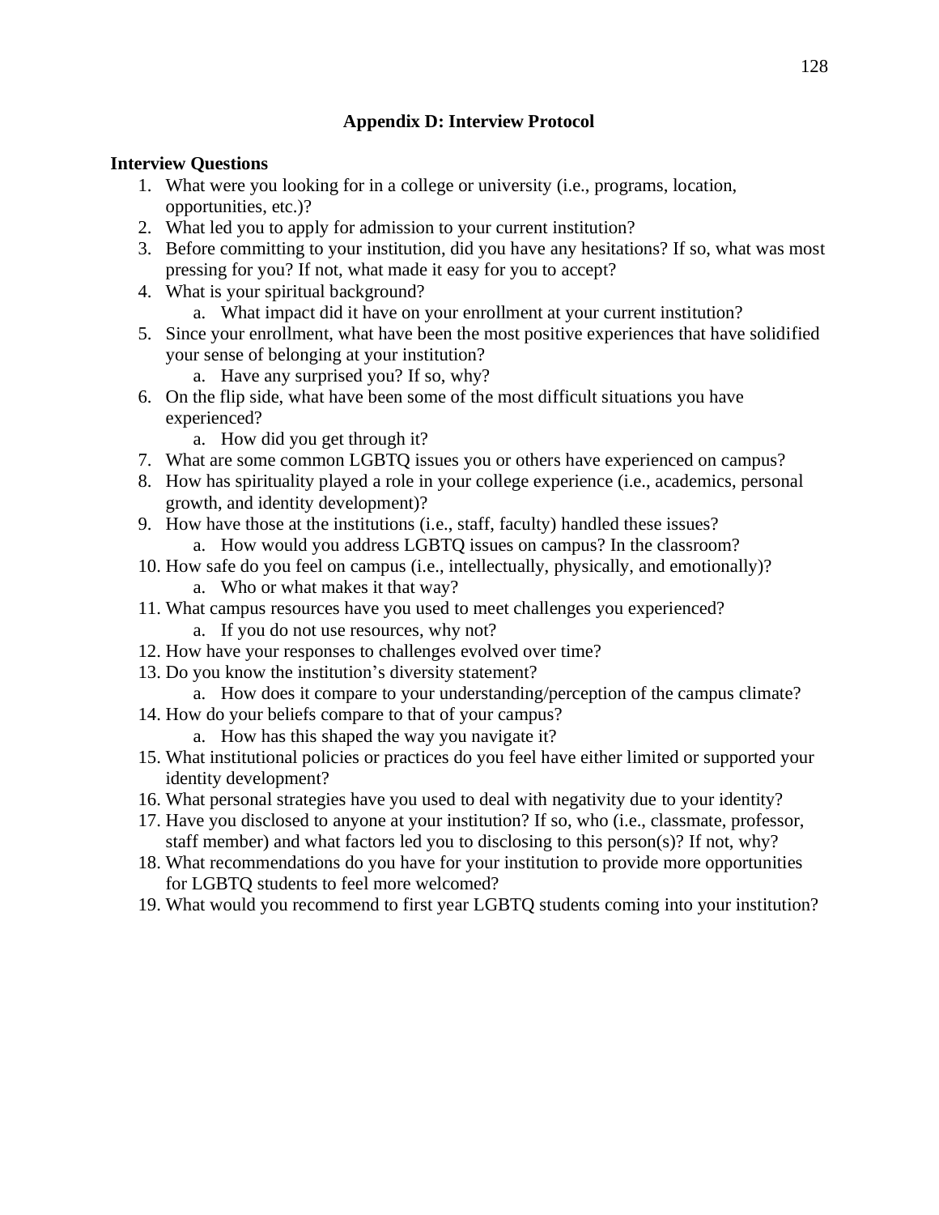# Appendix D: Interview Protocol

**Interview Questions**

1. What were you looking for in a college or university (i.e., programs, location, opportunities, etc.)?
2. What led you to apply for admission to your current institution?
3. Before committing to your institution, did you have any hesitations? If so, what was most pressing for you? If not, what made it easy for you to accept?
4. What is your spiritual background?
   a. What impact did it have on your enrollment at your current institution?
5. Since your enrollment, what have been the most positive experiences that have solidified your sense of belonging at your institution?
   a. Have any surprised you? If so, why?
6. On the flip side, what have been some of the most difficult situations you have experienced?
   a. How did you get through it?
7. What are some common LGBTQ issues you or others have experienced on campus?
8. How has spirituality played a role in your college experience (i.e., academics, personal growth, and identity development)?
9. How have those at the institutions (i.e., staff, faculty) handled these issues?
   a. How would you address LGBTQ issues on campus? In the classroom?
10. How safe do you feel on campus (i.e., intellectually, physically, and emotionally)?
    a. Who or what makes it that way?
11. What campus resources have you used to meet challenges you experienced?
    a. If you do not use resources, why not?
12. How have your responses to challenges evolved over time?
13. Do you know the institution's diversity statement?
    a. How does it compare to your understanding/perception of the campus climate?
14. How do your beliefs compare to that of your campus?
    a. How has this shaped the way you navigate it?
15. What institutional policies or practices do you feel have either limited or supported your identity development?
16. What personal strategies have you used to deal with negativity due to your identity?
17. Have you disclosed to anyone at your institution? If so, who (i.e., classmate, professor, staff member) and what factors led you to disclosing to this person(s)? If not, why?
18. What recommendations do you have for your institution to provide more opportunities for LGBTQ students to feel more welcomed?
19. What would you recommend to first year LGBTQ students coming into your institution?